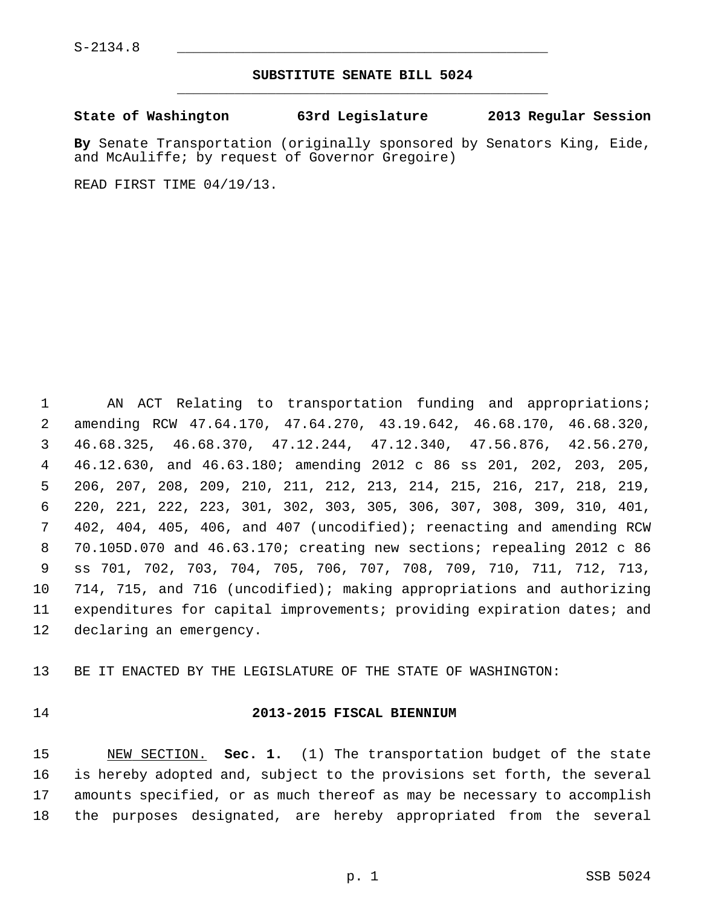S-2134.8

**SUBSTITUTE SENATE BILL 5024**

**State of Washington 63rd Legislature 2013 Regular Session**

**By** Senate Transportation (originally sponsored by Senators King, Eide, and McAuliffe; by request of Governor Gregoire)

READ FIRST TIME 04/19/13.

AN ACT Relating to transportation funding and appropriations; amending RCW 47.64.170, 47.64.270, 43.19.642, 46.68.170, 46.68.320, 46.68.325, 46.68.370, 47.12.244, 47.12.340, 47.56.876, 42.56.270, 46.12.630, and 46.63.180; amending 2012 c 86 ss 201, 202, 203, 205, 206, 207, 208, 209, 210, 211, 212, 213, 214, 215, 216, 217, 218, 219, 220, 221, 222, 223, 301, 302, 303, 305, 306, 307, 308, 309, 310, 401, 402, 404, 405, 406, and 407 (uncodified); reenacting and amending RCW 70.105D.070 and 46.63.170; creating new sections; repealing 2012 c 86 ss 701, 702, 703, 704, 705, 706, 707, 708, 709, 710, 711, 712, 713, 714, 715, and 716 (uncodified); making appropriations and authorizing expenditures for capital improvements; providing expiration dates; and declaring an emergency.

BE IT ENACTED BY THE LEGISLATURE OF THE STATE OF WASHINGTON:

## 2013-2015 FISCAL BIENNIUM

NEW SECTION. **Sec. 1.** (1) The transportation budget of the state is hereby adopted and, subject to the provisions set forth, the several amounts specified, or as much thereof as may be necessary to accomplish the purposes designated, are hereby appropriated from the several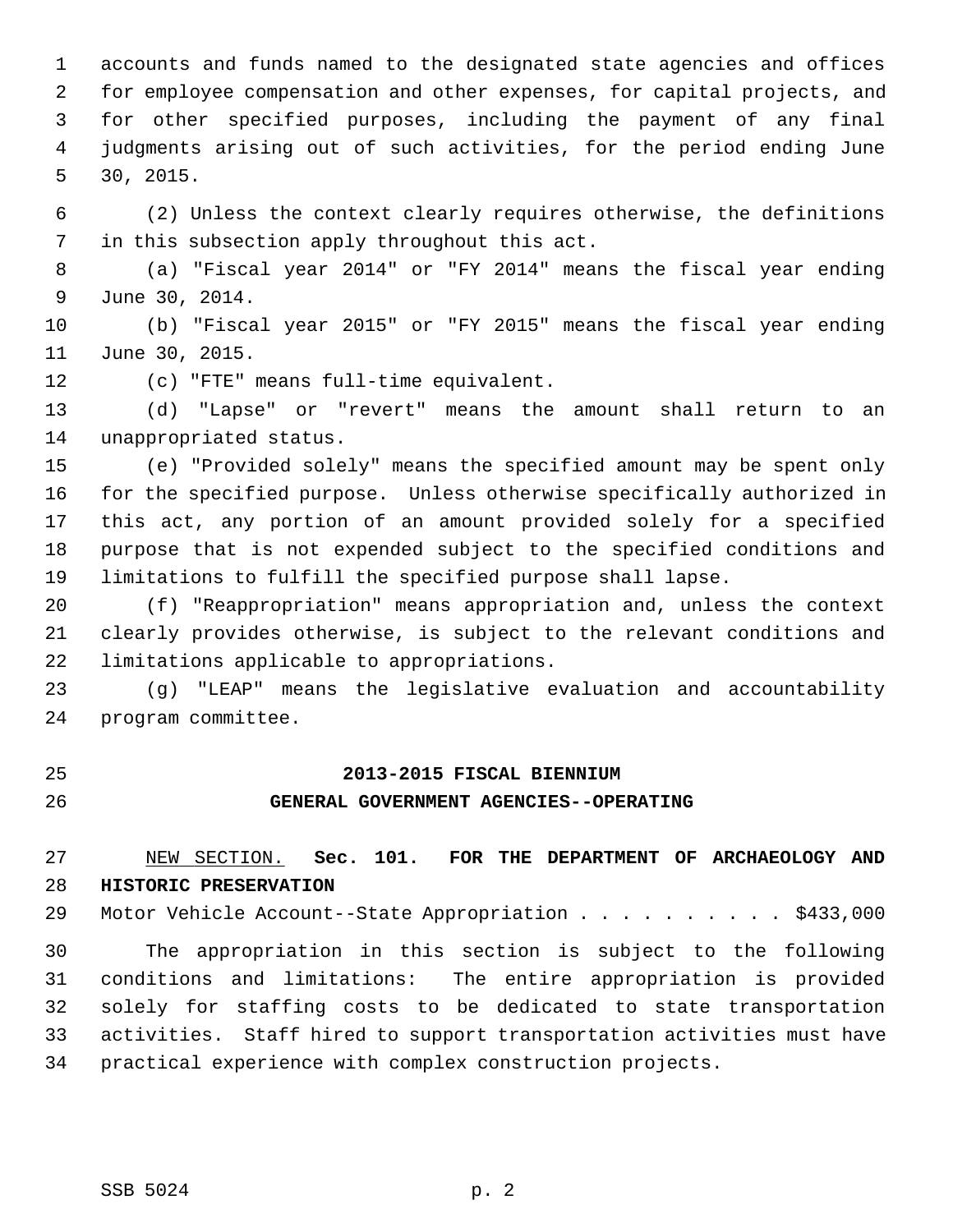accounts and funds named to the designated state agencies and offices for employee compensation and other expenses, for capital projects, and for other specified purposes, including the payment of any final judgments arising out of such activities, for the period ending June 30, 2015.

(2) Unless the context clearly requires otherwise, the definitions in this subsection apply throughout this act.

(a) "Fiscal year 2014" or "FY 2014" means the fiscal year ending June 30, 2014.

(b) "Fiscal year 2015" or "FY 2015" means the fiscal year ending June 30, 2015.

(c) "FTE" means full-time equivalent.

(d) "Lapse" or "revert" means the amount shall return to an unappropriated status.

(e) "Provided solely" means the specified amount may be spent only for the specified purpose. Unless otherwise specifically authorized in this act, any portion of an amount provided solely for a specified purpose that is not expended subject to the specified conditions and limitations to fulfill the specified purpose shall lapse.

(f) "Reappropriation" means appropriation and, unless the context clearly provides otherwise, is subject to the relevant conditions and limitations applicable to appropriations.

(g) "LEAP" means the legislative evaluation and accountability program committee.

## 2013-2015 FISCAL BIENNIUM
## GENERAL GOVERNMENT AGENCIES--OPERATING

NEW SECTION. **Sec. 101. FOR THE DEPARTMENT OF ARCHAEOLOGY AND HISTORIC PRESERVATION**

Motor Vehicle Account--State Appropriation . . . . . . . . . . $433,000

The appropriation in this section is subject to the following conditions and limitations: The entire appropriation is provided solely for staffing costs to be dedicated to state transportation activities. Staff hired to support transportation activities must have practical experience with complex construction projects.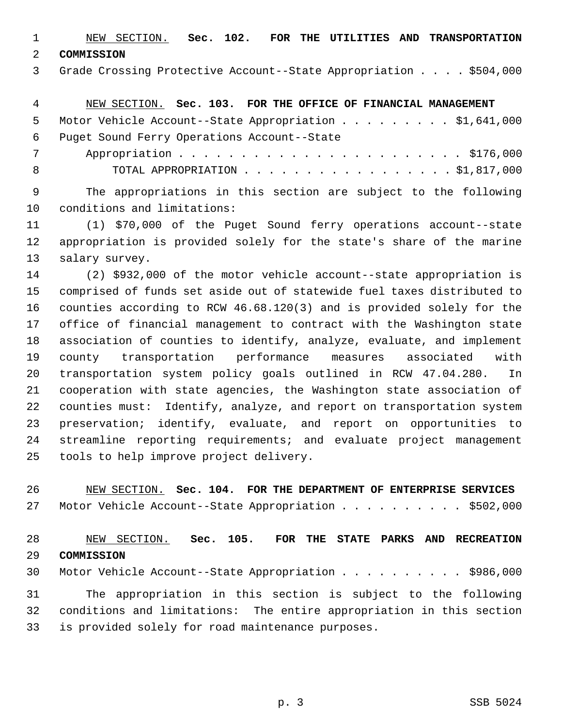NEW SECTION. **Sec. 102. FOR THE UTILITIES AND TRANSPORTATION COMMISSION**

Grade Crossing Protective Account--State Appropriation . . . . $504,000

NEW SECTION. **Sec. 103. FOR THE OFFICE OF FINANCIAL MANAGEMENT**

Motor Vehicle Account--State Appropriation . . . . . . . . . $1,641,000

Puget Sound Ferry Operations Account--State Appropriation . . . . . . . . . . . . . . . . . . . . . . . $176,000

TOTAL APPROPRIATION . . . . . . . . . . . . . . . . . $1,817,000

The appropriations in this section are subject to the following conditions and limitations:

(1) $70,000 of the Puget Sound ferry operations account--state appropriation is provided solely for the state's share of the marine salary survey.

(2) $932,000 of the motor vehicle account--state appropriation is comprised of funds set aside out of statewide fuel taxes distributed to counties according to RCW 46.68.120(3) and is provided solely for the office of financial management to contract with the Washington state association of counties to identify, analyze, evaluate, and implement county transportation performance measures associated with transportation system policy goals outlined in RCW 47.04.280. In cooperation with state agencies, the Washington state association of counties must: Identify, analyze, and report on transportation system preservation; identify, evaluate, and report on opportunities to streamline reporting requirements; and evaluate project management tools to help improve project delivery.

NEW SECTION. **Sec. 104. FOR THE DEPARTMENT OF ENTERPRISE SERVICES**

Motor Vehicle Account--State Appropriation . . . . . . . . . . $502,000

NEW SECTION. **Sec. 105. FOR THE STATE PARKS AND RECREATION COMMISSION**

Motor Vehicle Account--State Appropriation . . . . . . . . . . $986,000

The appropriation in this section is subject to the following conditions and limitations: The entire appropriation in this section is provided solely for road maintenance purposes.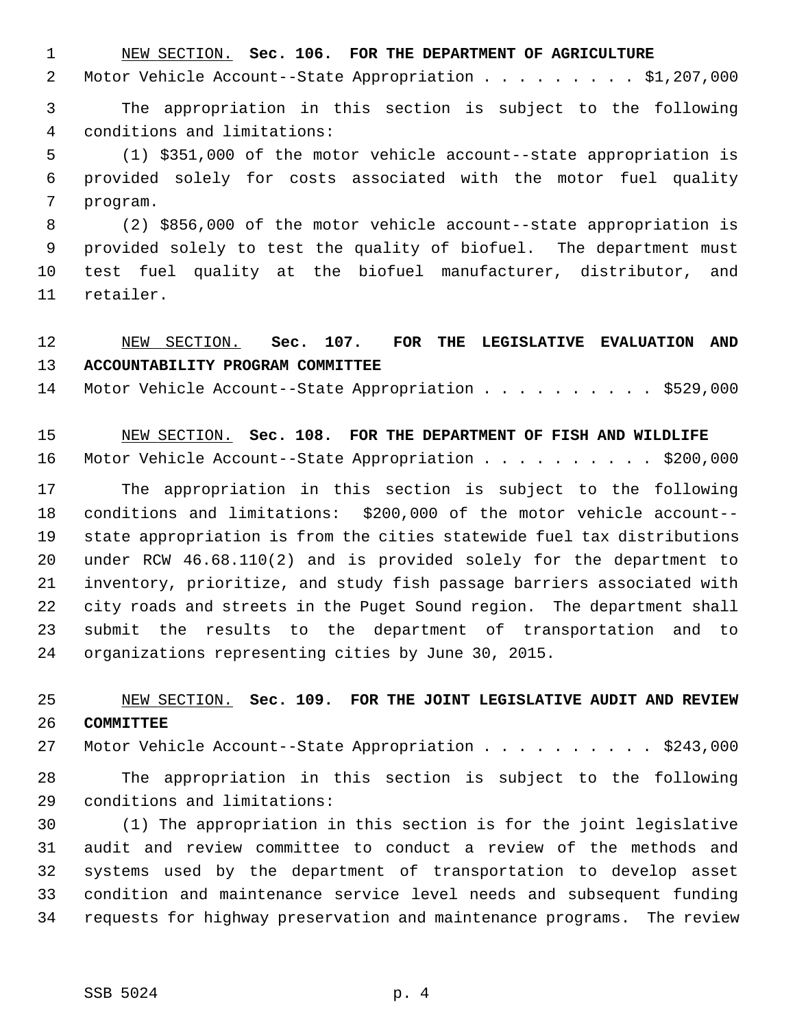NEW SECTION. **Sec. 106. FOR THE DEPARTMENT OF AGRICULTURE**

Motor Vehicle Account--State Appropriation . . . . . . . . . $1,207,000

The appropriation in this section is subject to the following conditions and limitations:

(1) $351,000 of the motor vehicle account--state appropriation is provided solely for costs associated with the motor fuel quality program.

(2) $856,000 of the motor vehicle account--state appropriation is provided solely to test the quality of biofuel. The department must test fuel quality at the biofuel manufacturer, distributor, and retailer.

NEW SECTION. **Sec. 107. FOR THE LEGISLATIVE EVALUATION AND ACCOUNTABILITY PROGRAM COMMITTEE**

Motor Vehicle Account--State Appropriation . . . . . . . . . . $529,000

NEW SECTION. **Sec. 108. FOR THE DEPARTMENT OF FISH AND WILDLIFE**

Motor Vehicle Account--State Appropriation . . . . . . . . . . $200,000

The appropriation in this section is subject to the following conditions and limitations: $200,000 of the motor vehicle account--state appropriation is from the cities statewide fuel tax distributions under RCW 46.68.110(2) and is provided solely for the department to inventory, prioritize, and study fish passage barriers associated with city roads and streets in the Puget Sound region. The department shall submit the results to the department of transportation and to organizations representing cities by June 30, 2015.

NEW SECTION. **Sec. 109. FOR THE JOINT LEGISLATIVE AUDIT AND REVIEW COMMITTEE**

Motor Vehicle Account--State Appropriation . . . . . . . . . . $243,000

The appropriation in this section is subject to the following conditions and limitations:

(1) The appropriation in this section is for the joint legislative audit and review committee to conduct a review of the methods and systems used by the department of transportation to develop asset condition and maintenance service level needs and subsequent funding requests for highway preservation and maintenance programs. The review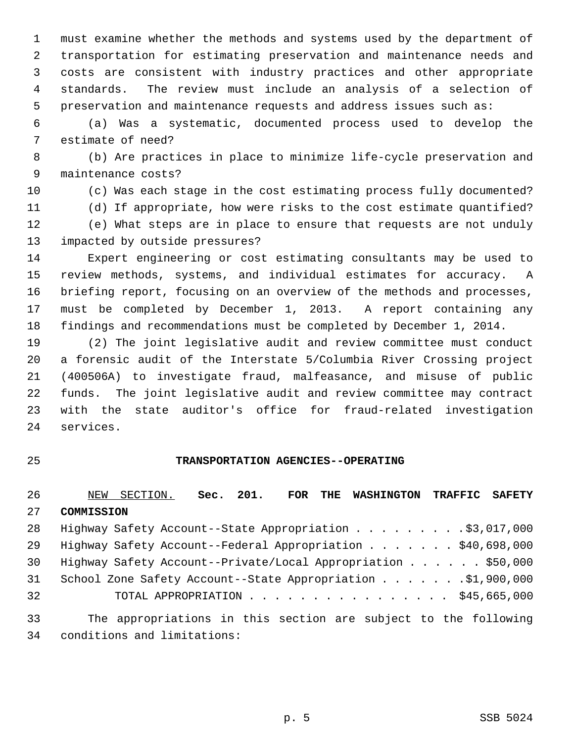must examine whether the methods and systems used by the department of transportation for estimating preservation and maintenance needs and costs are consistent with industry practices and other appropriate standards. The review must include an analysis of a selection of preservation and maintenance requests and address issues such as:

(a) Was a systematic, documented process used to develop the estimate of need?

(b) Are practices in place to minimize life-cycle preservation and maintenance costs?

(c) Was each stage in the cost estimating process fully documented?

(d) If appropriate, how were risks to the cost estimate quantified?

(e) What steps are in place to ensure that requests are not unduly impacted by outside pressures?

Expert engineering or cost estimating consultants may be used to review methods, systems, and individual estimates for accuracy. A briefing report, focusing on an overview of the methods and processes, must be completed by December 1, 2013. A report containing any findings and recommendations must be completed by December 1, 2014.

(2) The joint legislative audit and review committee must conduct a forensic audit of the Interstate 5/Columbia River Crossing project (400506A) to investigate fraud, malfeasance, and misuse of public funds. The joint legislative audit and review committee may contract with the state auditor's office for fraud-related investigation services.

## TRANSPORTATION AGENCIES--OPERATING

NEW SECTION. **Sec. 201. FOR THE WASHINGTON TRAFFIC SAFETY COMMISSION**

Highway Safety Account--State Appropriation . . . . . . . . . .$3,017,000
Highway Safety Account--Federal Appropriation . . . . . . . $40,698,000
Highway Safety Account--Private/Local Appropriation . . . . . . $50,000
School Zone Safety Account--State Appropriation . . . . . . . .$1,900,000
TOTAL APPROPRIATION . . . . . . . . . . . . . . . . $45,665,000

The appropriations in this section are subject to the following conditions and limitations: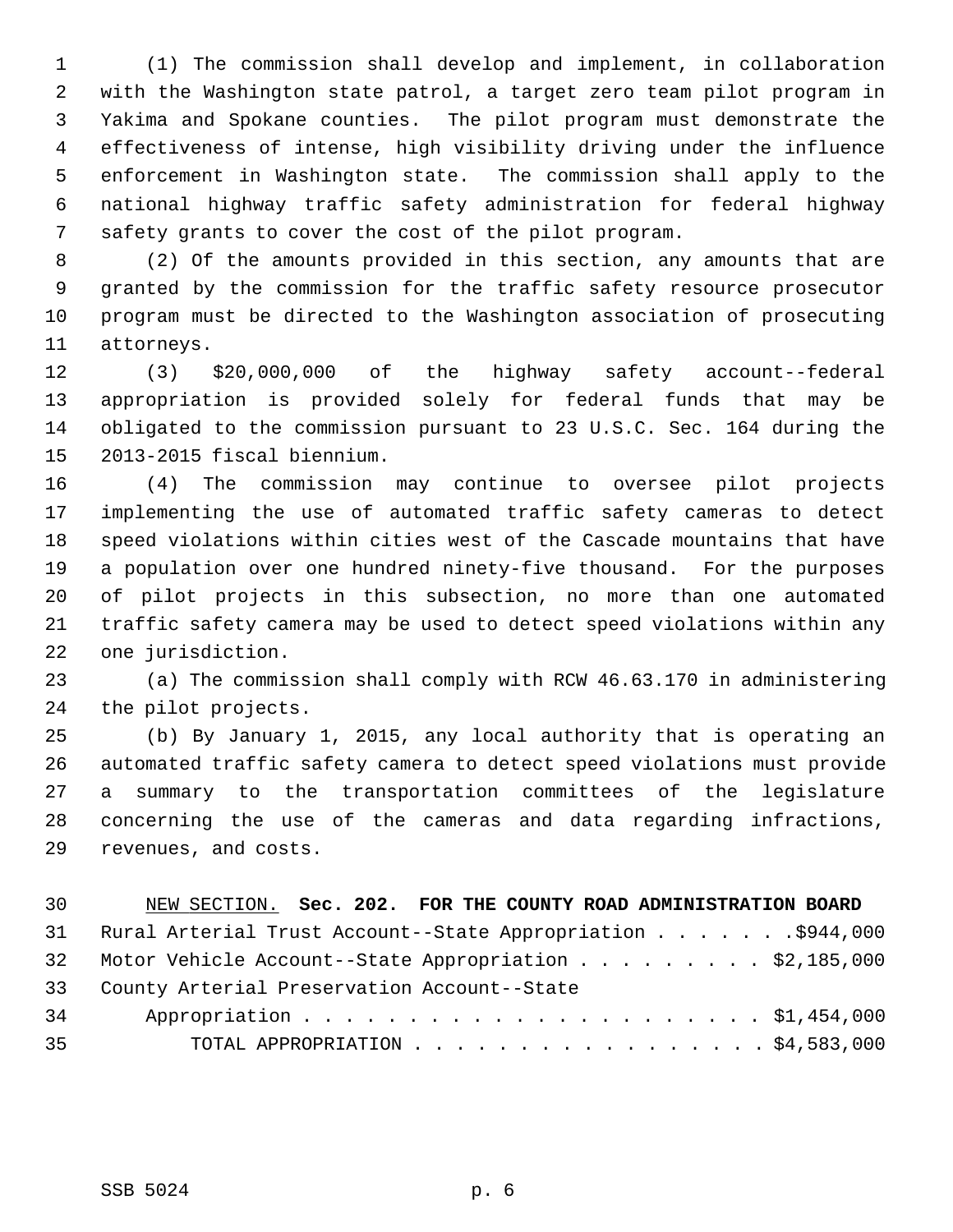(1) The commission shall develop and implement, in collaboration with the Washington state patrol, a target zero team pilot program in Yakima and Spokane counties. The pilot program must demonstrate the effectiveness of intense, high visibility driving under the influence enforcement in Washington state. The commission shall apply to the national highway traffic safety administration for federal highway safety grants to cover the cost of the pilot program.

(2) Of the amounts provided in this section, any amounts that are granted by the commission for the traffic safety resource prosecutor program must be directed to the Washington association of prosecuting attorneys.

(3) $20,000,000 of the highway safety account--federal appropriation is provided solely for federal funds that may be obligated to the commission pursuant to 23 U.S.C. Sec. 164 during the 2013-2015 fiscal biennium.

(4) The commission may continue to oversee pilot projects implementing the use of automated traffic safety cameras to detect speed violations within cities west of the Cascade mountains that have a population over one hundred ninety-five thousand. For the purposes of pilot projects in this subsection, no more than one automated traffic safety camera may be used to detect speed violations within any one jurisdiction.

(a) The commission shall comply with RCW 46.63.170 in administering the pilot projects.

(b) By January 1, 2015, any local authority that is operating an automated traffic safety camera to detect speed violations must provide a summary to the transportation committees of the legislature concerning the use of the cameras and data regarding infractions, revenues, and costs.

NEW SECTION. **Sec. 202. FOR THE COUNTY ROAD ADMINISTRATION BOARD**

Rural Arterial Trust Account--State Appropriation . . . . . . . $944,000
Motor Vehicle Account--State Appropriation . . . . . . . . . $2,185,000
County Arterial Preservation Account--State
    Appropriation . . . . . . . . . . . . . . . . . . . . . . $1,454,000
        TOTAL APPROPRIATION . . . . . . . . . . . . . . . . . $4,583,000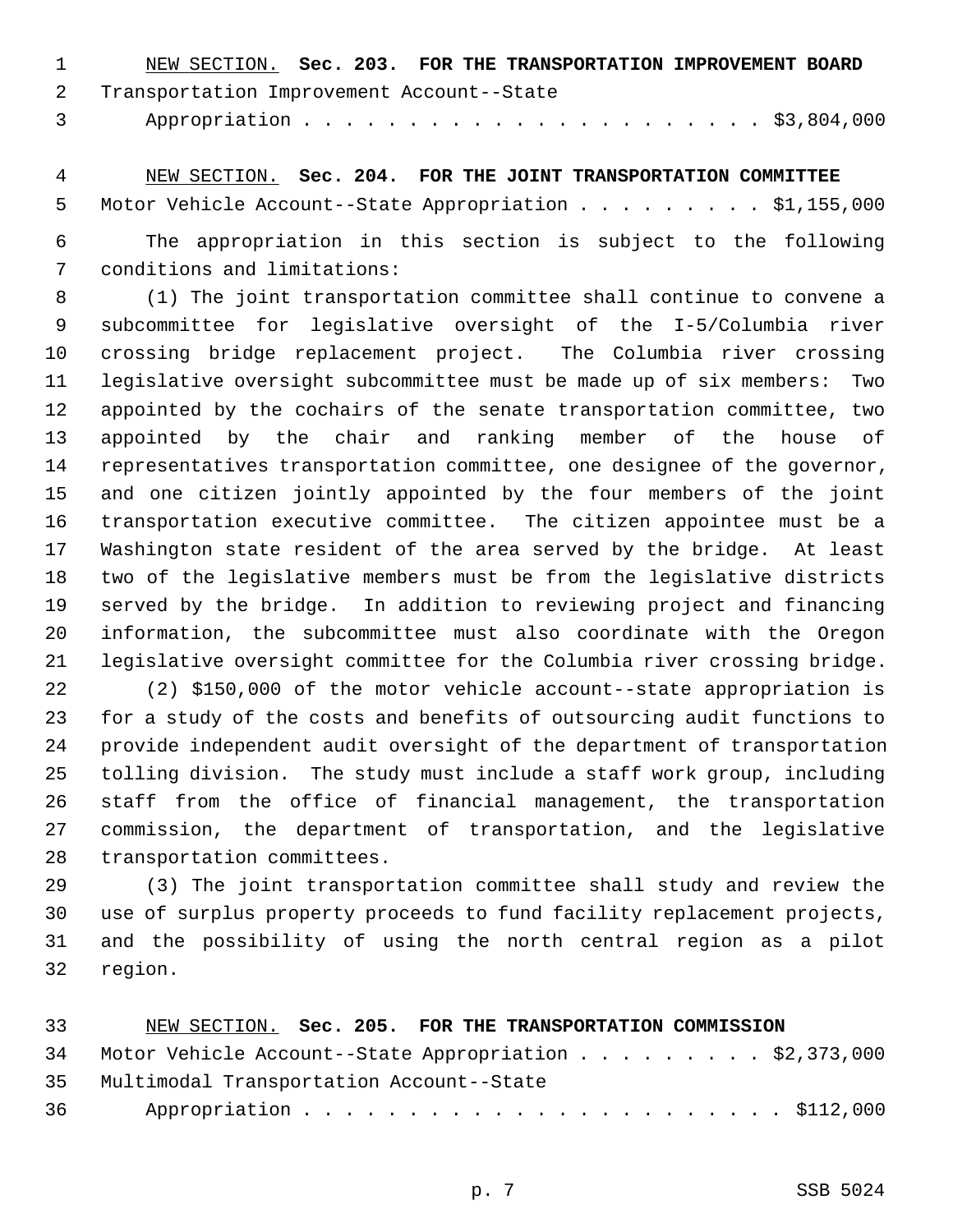NEW SECTION. **Sec. 203. FOR THE TRANSPORTATION IMPROVEMENT BOARD**

Transportation Improvement Account--State Appropriation . . . . . . . . . . . . . . . . . . . . . . $3,804,000

NEW SECTION. **Sec. 204. FOR THE JOINT TRANSPORTATION COMMITTEE**

Motor Vehicle Account--State Appropriation . . . . . . . . . $1,155,000

The appropriation in this section is subject to the following conditions and limitations:

(1) The joint transportation committee shall continue to convene a subcommittee for legislative oversight of the I-5/Columbia river crossing bridge replacement project. The Columbia river crossing legislative oversight subcommittee must be made up of six members: Two appointed by the cochairs of the senate transportation committee, two appointed by the chair and ranking member of the house of representatives transportation committee, one designee of the governor, and one citizen jointly appointed by the four members of the joint transportation executive committee. The citizen appointee must be a Washington state resident of the area served by the bridge. At least two of the legislative members must be from the legislative districts served by the bridge. In addition to reviewing project and financing information, the subcommittee must also coordinate with the Oregon legislative oversight committee for the Columbia river crossing bridge.

(2) $150,000 of the motor vehicle account--state appropriation is for a study of the costs and benefits of outsourcing audit functions to provide independent audit oversight of the department of transportation tolling division. The study must include a staff work group, including staff from the office of financial management, the transportation commission, the department of transportation, and the legislative transportation committees.

(3) The joint transportation committee shall study and review the use of surplus property proceeds to fund facility replacement projects, and the possibility of using the north central region as a pilot region.

NEW SECTION. **Sec. 205. FOR THE TRANSPORTATION COMMISSION**

Motor Vehicle Account--State Appropriation . . . . . . . . . $2,373,000

Multimodal Transportation Account--State Appropriation . . . . . . . . . . . . . . . . . . . . . . . $112,000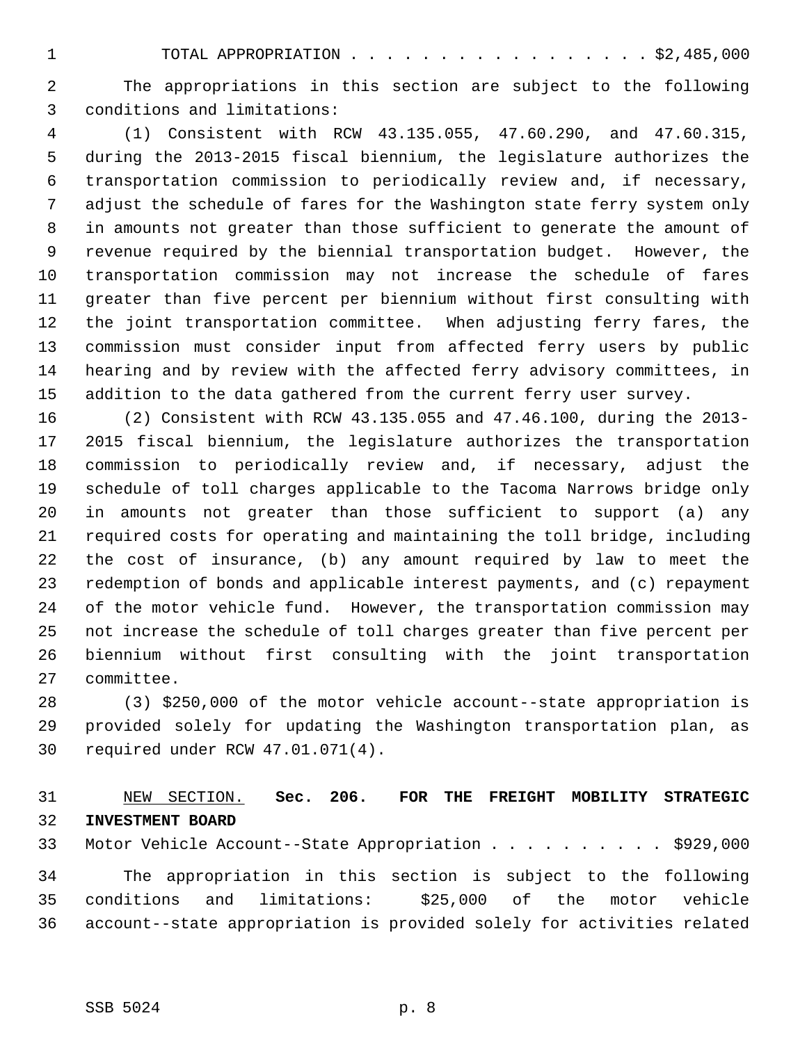TOTAL APPROPRIATION . . . . . . . . . . . . . . . . . $2,485,000

The appropriations in this section are subject to the following conditions and limitations:

(1) Consistent with RCW 43.135.055, 47.60.290, and 47.60.315, during the 2013-2015 fiscal biennium, the legislature authorizes the transportation commission to periodically review and, if necessary, adjust the schedule of fares for the Washington state ferry system only in amounts not greater than those sufficient to generate the amount of revenue required by the biennial transportation budget. However, the transportation commission may not increase the schedule of fares greater than five percent per biennium without first consulting with the joint transportation committee. When adjusting ferry fares, the commission must consider input from affected ferry users by public hearing and by review with the affected ferry advisory committees, in addition to the data gathered from the current ferry user survey.

(2) Consistent with RCW 43.135.055 and 47.46.100, during the 2013-2015 fiscal biennium, the legislature authorizes the transportation commission to periodically review and, if necessary, adjust the schedule of toll charges applicable to the Tacoma Narrows bridge only in amounts not greater than those sufficient to support (a) any required costs for operating and maintaining the toll bridge, including the cost of insurance, (b) any amount required by law to meet the redemption of bonds and applicable interest payments, and (c) repayment of the motor vehicle fund. However, the transportation commission may not increase the schedule of toll charges greater than five percent per biennium without first consulting with the joint transportation committee.

(3) $250,000 of the motor vehicle account--state appropriation is provided solely for updating the Washington transportation plan, as required under RCW 47.01.071(4).

NEW SECTION. **Sec. 206. FOR THE FREIGHT MOBILITY STRATEGIC INVESTMENT BOARD**

Motor Vehicle Account--State Appropriation . . . . . . . . . . $929,000

The appropriation in this section is subject to the following conditions and limitations: $25,000 of the motor vehicle account--state appropriation is provided solely for activities related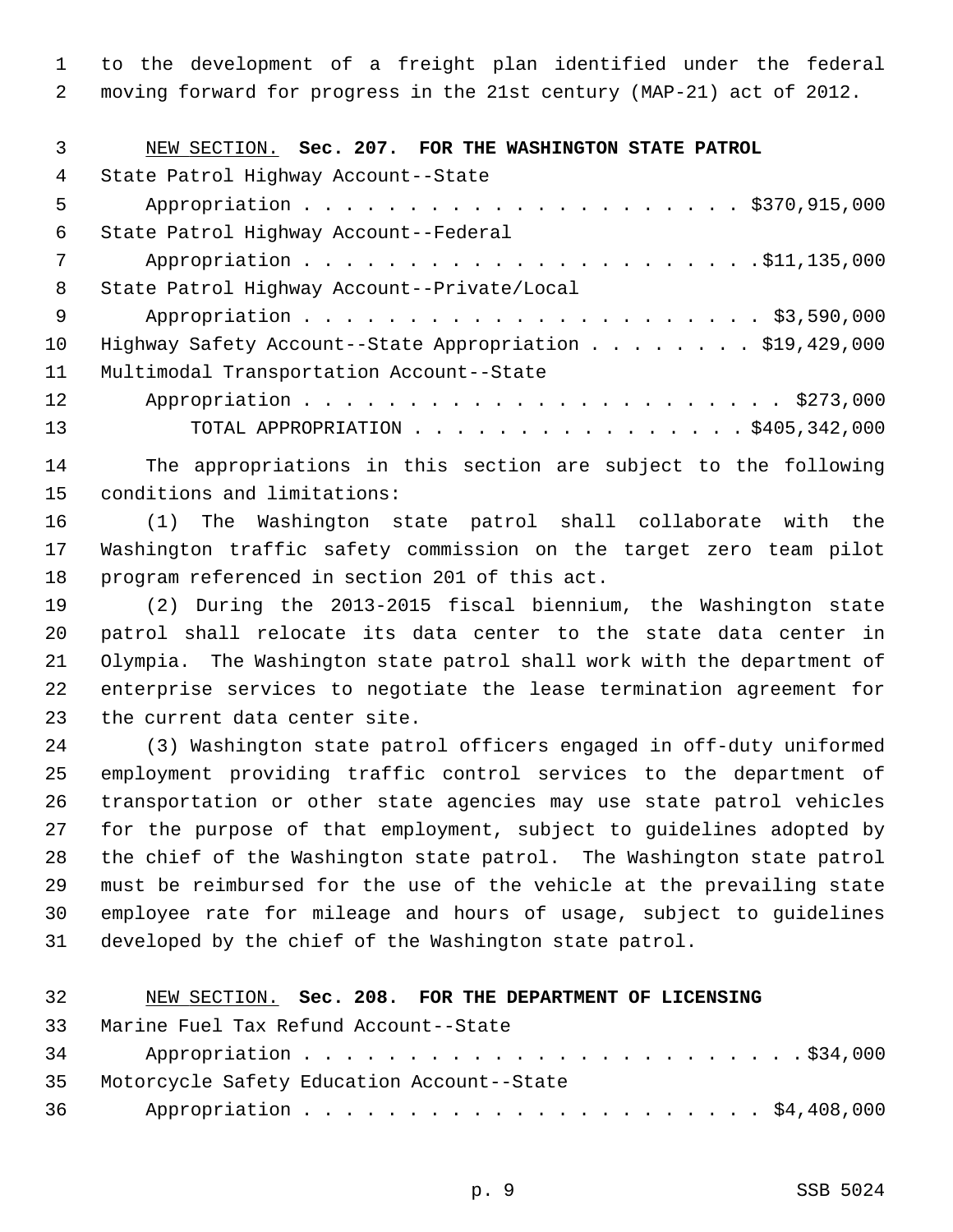to the development of a freight plan identified under the federal moving forward for progress in the 21st century (MAP-21) act of 2012.

NEW SECTION. **Sec. 207. FOR THE WASHINGTON STATE PATROL**

State Patrol Highway Account--State
Appropriation . . . . . . . . . . . . . . . . . . . . . . $370,915,000

State Patrol Highway Account--Federal
Appropriation . . . . . . . . . . . . . . . . . . . . . . $11,135,000

State Patrol Highway Account--Private/Local
Appropriation . . . . . . . . . . . . . . . . . . . . . . $3,590,000

Highway Safety Account--State Appropriation . . . . . . . . $19,429,000

Multimodal Transportation Account--State
Appropriation . . . . . . . . . . . . . . . . . . . . . . $273,000

TOTAL APPROPRIATION . . . . . . . . . . . . . . . . $405,342,000

The appropriations in this section are subject to the following conditions and limitations:

(1) The Washington state patrol shall collaborate with the Washington traffic safety commission on the target zero team pilot program referenced in section 201 of this act.

(2) During the 2013-2015 fiscal biennium, the Washington state patrol shall relocate its data center to the state data center in Olympia. The Washington state patrol shall work with the department of enterprise services to negotiate the lease termination agreement for the current data center site.

(3) Washington state patrol officers engaged in off-duty uniformed employment providing traffic control services to the department of transportation or other state agencies may use state patrol vehicles for the purpose of that employment, subject to guidelines adopted by the chief of the Washington state patrol. The Washington state patrol must be reimbursed for the use of the vehicle at the prevailing state employee rate for mileage and hours of usage, subject to guidelines developed by the chief of the Washington state patrol.

NEW SECTION. **Sec. 208. FOR THE DEPARTMENT OF LICENSING**

Marine Fuel Tax Refund Account--State
Appropriation . . . . . . . . . . . . . . . . . . . . . . $34,000

Motorcycle Safety Education Account--State
Appropriation . . . . . . . . . . . . . . . . . . . . . . $4,408,000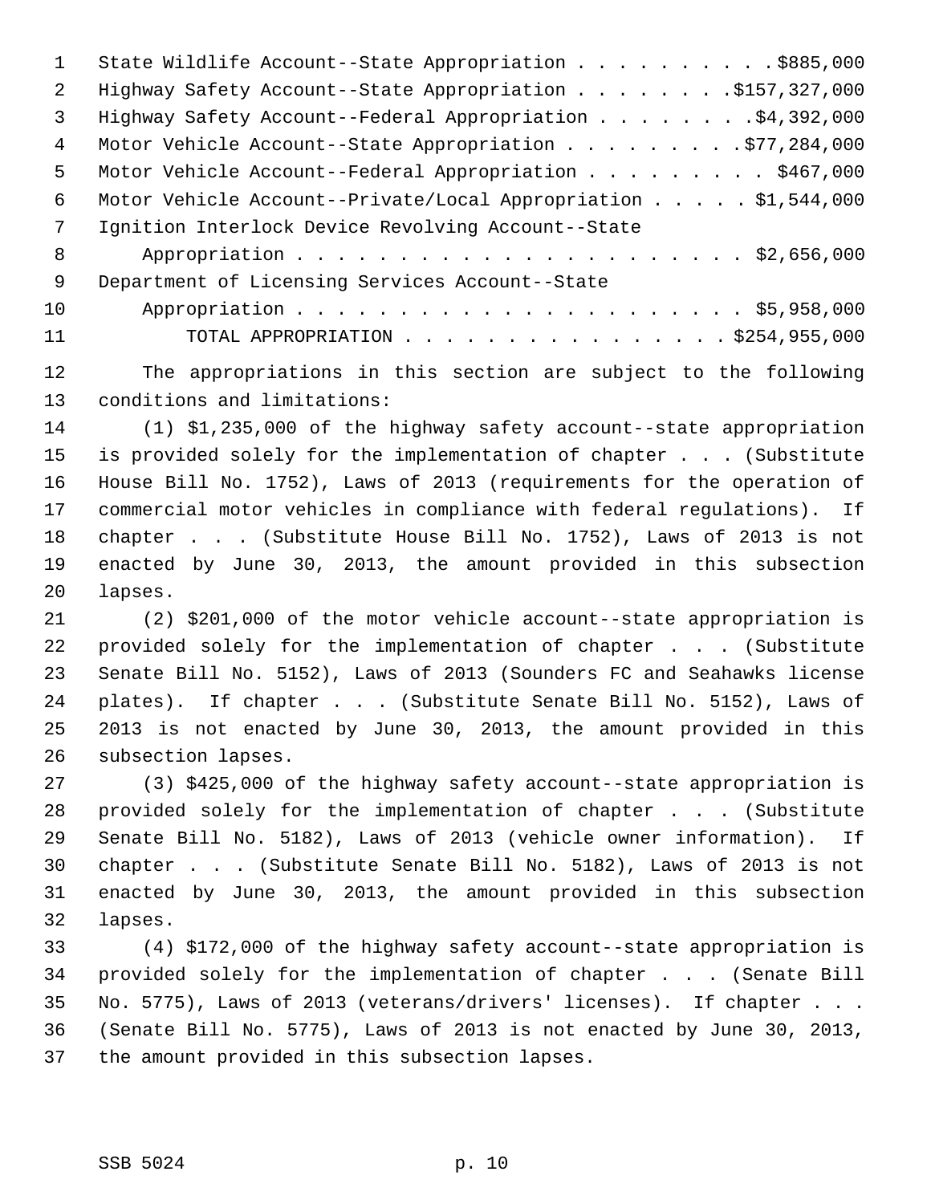State Wildlife Account--State Appropriation . . . . . . . . . . $885,000
Highway Safety Account--State Appropriation . . . . . . . . $157,327,000
Highway Safety Account--Federal Appropriation . . . . . . . . $4,392,000
Motor Vehicle Account--State Appropriation . . . . . . . . . $77,284,000
Motor Vehicle Account--Federal Appropriation . . . . . . . . . $467,000
Motor Vehicle Account--Private/Local Appropriation . . . . . $1,544,000
Ignition Interlock Device Revolving Account--State
Appropriation . . . . . . . . . . . . . . . . . . . . . . $2,656,000
Department of Licensing Services Account--State
Appropriation . . . . . . . . . . . . . . . . . . . . . . $5,958,000
TOTAL APPROPRIATION . . . . . . . . . . . . . . . . . $254,955,000

The appropriations in this section are subject to the following conditions and limitations:

(1) $1,235,000 of the highway safety account--state appropriation is provided solely for the implementation of chapter . . . (Substitute House Bill No. 1752), Laws of 2013 (requirements for the operation of commercial motor vehicles in compliance with federal regulations). If chapter . . . (Substitute House Bill No. 1752), Laws of 2013 is not enacted by June 30, 2013, the amount provided in this subsection lapses.

(2) $201,000 of the motor vehicle account--state appropriation is provided solely for the implementation of chapter . . . (Substitute Senate Bill No. 5152), Laws of 2013 (Sounders FC and Seahawks license plates). If chapter . . . (Substitute Senate Bill No. 5152), Laws of 2013 is not enacted by June 30, 2013, the amount provided in this subsection lapses.

(3) $425,000 of the highway safety account--state appropriation is provided solely for the implementation of chapter . . . (Substitute Senate Bill No. 5182), Laws of 2013 (vehicle owner information). If chapter . . . (Substitute Senate Bill No. 5182), Laws of 2013 is not enacted by June 30, 2013, the amount provided in this subsection lapses.

(4) $172,000 of the highway safety account--state appropriation is provided solely for the implementation of chapter . . . (Senate Bill No. 5775), Laws of 2013 (veterans/drivers' licenses). If chapter . . . (Senate Bill No. 5775), Laws of 2013 is not enacted by June 30, 2013, the amount provided in this subsection lapses.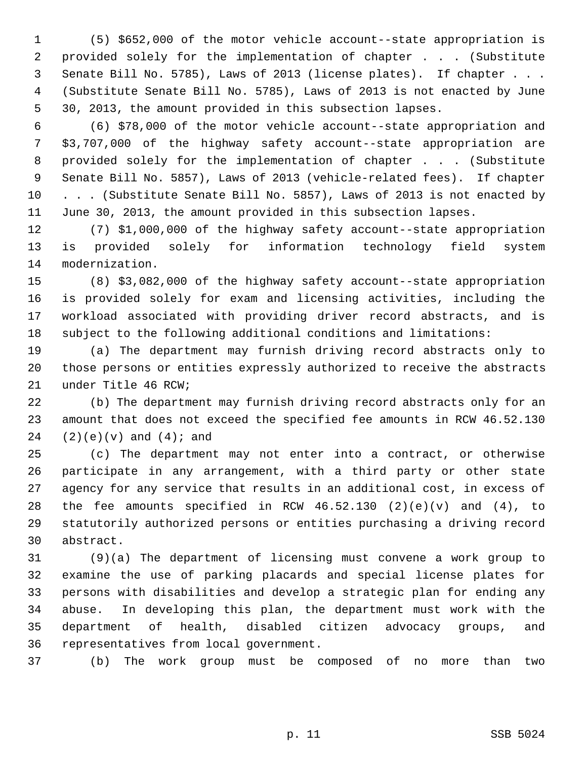(5) $652,000 of the motor vehicle account--state appropriation is provided solely for the implementation of chapter . . . (Substitute Senate Bill No. 5785), Laws of 2013 (license plates). If chapter . . . (Substitute Senate Bill No. 5785), Laws of 2013 is not enacted by June 30, 2013, the amount provided in this subsection lapses.

(6) $78,000 of the motor vehicle account--state appropriation and $3,707,000 of the highway safety account--state appropriation are provided solely for the implementation of chapter . . . (Substitute Senate Bill No. 5857), Laws of 2013 (vehicle-related fees). If chapter . . . (Substitute Senate Bill No. 5857), Laws of 2013 is not enacted by June 30, 2013, the amount provided in this subsection lapses.

(7) $1,000,000 of the highway safety account--state appropriation is provided solely for information technology field system modernization.

(8) $3,082,000 of the highway safety account--state appropriation is provided solely for exam and licensing activities, including the workload associated with providing driver record abstracts, and is subject to the following additional conditions and limitations:

(a) The department may furnish driving record abstracts only to those persons or entities expressly authorized to receive the abstracts under Title 46 RCW;

(b) The department may furnish driving record abstracts only for an amount that does not exceed the specified fee amounts in RCW 46.52.130 (2)(e)(v) and (4); and

(c) The department may not enter into a contract, or otherwise participate in any arrangement, with a third party or other state agency for any service that results in an additional cost, in excess of the fee amounts specified in RCW 46.52.130 (2)(e)(v) and (4), to statutorily authorized persons or entities purchasing a driving record abstract.

(9)(a) The department of licensing must convene a work group to examine the use of parking placards and special license plates for persons with disabilities and develop a strategic plan for ending any abuse. In developing this plan, the department must work with the department of health, disabled citizen advocacy groups, and representatives from local government.

(b) The work group must be composed of no more than two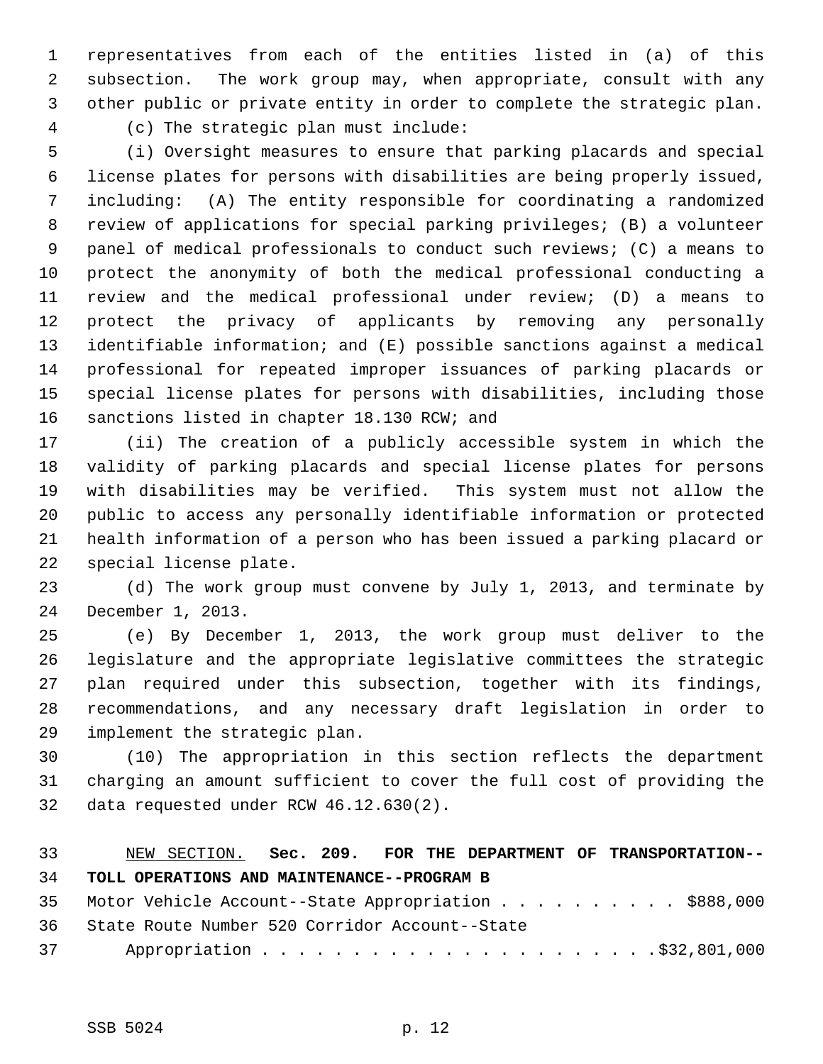representatives from each of the entities listed in (a) of this subsection. The work group may, when appropriate, consult with any other public or private entity in order to complete the strategic plan.

(c) The strategic plan must include:

(i) Oversight measures to ensure that parking placards and special license plates for persons with disabilities are being properly issued, including: (A) The entity responsible for coordinating a randomized review of applications for special parking privileges; (B) a volunteer panel of medical professionals to conduct such reviews; (C) a means to protect the anonymity of both the medical professional conducting a review and the medical professional under review; (D) a means to protect the privacy of applicants by removing any personally identifiable information; and (E) possible sanctions against a medical professional for repeated improper issuances of parking placards or special license plates for persons with disabilities, including those sanctions listed in chapter 18.130 RCW; and

(ii) The creation of a publicly accessible system in which the validity of parking placards and special license plates for persons with disabilities may be verified. This system must not allow the public to access any personally identifiable information or protected health information of a person who has been issued a parking placard or special license plate.

(d) The work group must convene by July 1, 2013, and terminate by December 1, 2013.

(e) By December 1, 2013, the work group must deliver to the legislature and the appropriate legislative committees the strategic plan required under this subsection, together with its findings, recommendations, and any necessary draft legislation in order to implement the strategic plan.

(10) The appropriation in this section reflects the department charging an amount sufficient to cover the full cost of providing the data requested under RCW 46.12.630(2).

NEW SECTION. **Sec. 209. FOR THE DEPARTMENT OF TRANSPORTATION--TOLL OPERATIONS AND MAINTENANCE--PROGRAM B**

Motor Vehicle Account--State Appropriation . . . . . . . . . . $888,000

State Route Number 520 Corridor Account--State Appropriation . . . . . . . . . . . . . . . . . . . . . . $32,801,000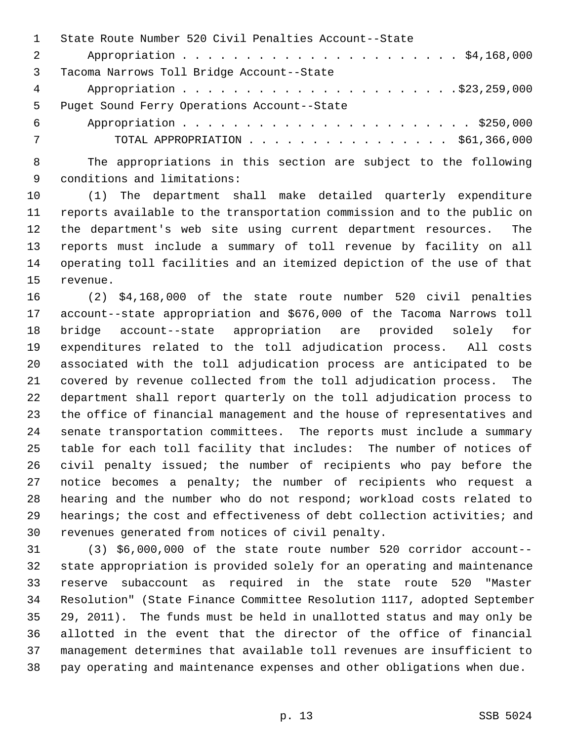State Route Number 520 Civil Penalties Account--State Appropriation . . . . . . . . . . . . . . . . . . . . . . $4,168,000

Tacoma Narrows Toll Bridge Account--State Appropriation . . . . . . . . . . . . . . . . . . . . . .$23,259,000

Puget Sound Ferry Operations Account--State Appropriation . . . . . . . . . . . . . . . . . . . . . . . $250,000

TOTAL APPROPRIATION . . . . . . . . . . . . . . . . $61,366,000

The appropriations in this section are subject to the following conditions and limitations:

(1) The department shall make detailed quarterly expenditure reports available to the transportation commission and to the public on the department's web site using current department resources. The reports must include a summary of toll revenue by facility on all operating toll facilities and an itemized depiction of the use of that revenue.

(2) $4,168,000 of the state route number 520 civil penalties account--state appropriation and $676,000 of the Tacoma Narrows toll bridge account--state appropriation are provided solely for expenditures related to the toll adjudication process. All costs associated with the toll adjudication process are anticipated to be covered by revenue collected from the toll adjudication process. The department shall report quarterly on the toll adjudication process to the office of financial management and the house of representatives and senate transportation committees. The reports must include a summary table for each toll facility that includes: The number of notices of civil penalty issued; the number of recipients who pay before the notice becomes a penalty; the number of recipients who request a hearing and the number who do not respond; workload costs related to hearings; the cost and effectiveness of debt collection activities; and revenues generated from notices of civil penalty.

(3) $6,000,000 of the state route number 520 corridor account--state appropriation is provided solely for an operating and maintenance reserve subaccount as required in the state route 520 "Master Resolution" (State Finance Committee Resolution 1117, adopted September 29, 2011). The funds must be held in unallotted status and may only be allotted in the event that the director of the office of financial management determines that available toll revenues are insufficient to pay operating and maintenance expenses and other obligations when due.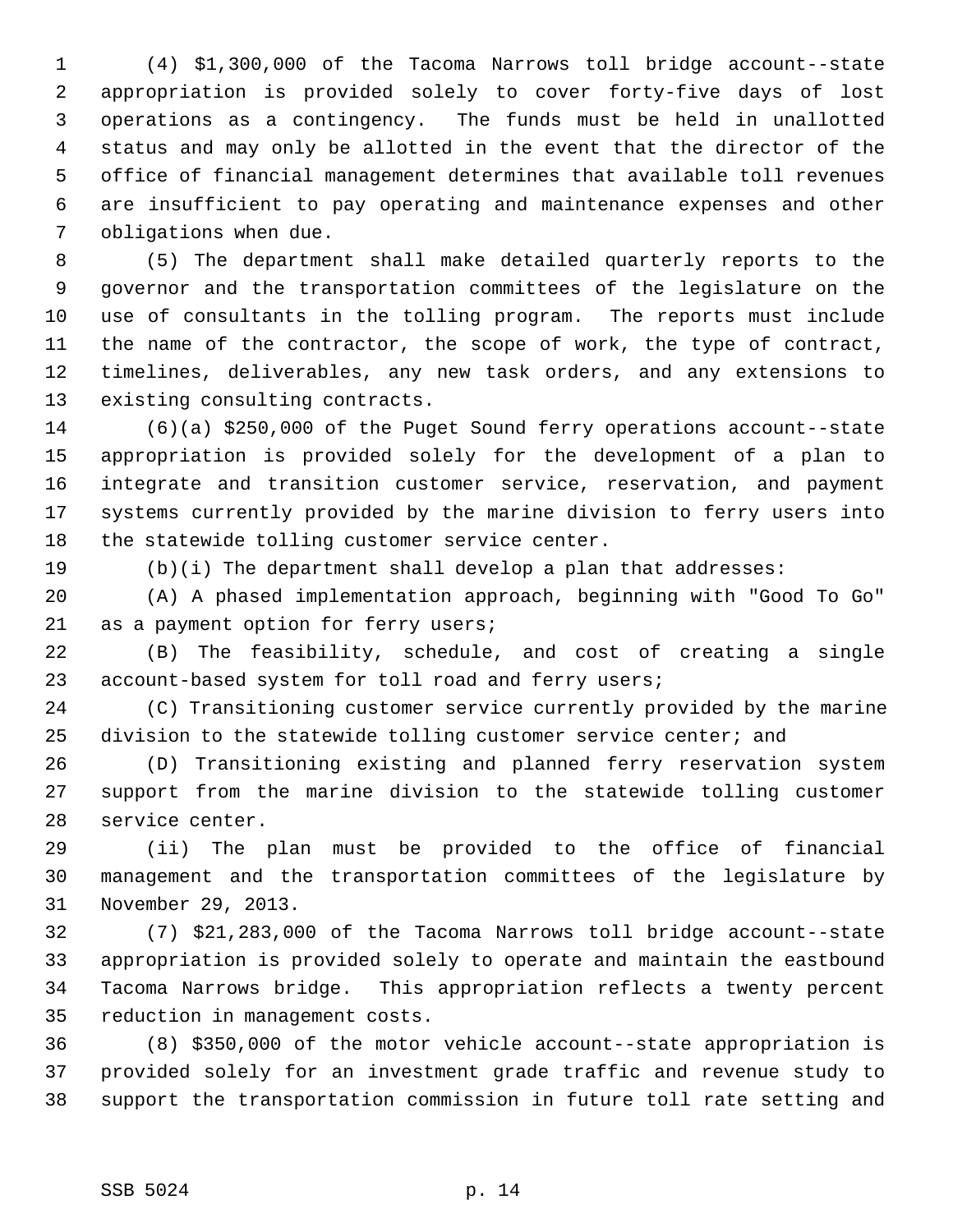(4) $1,300,000 of the Tacoma Narrows toll bridge account--state appropriation is provided solely to cover forty-five days of lost operations as a contingency. The funds must be held in unallotted status and may only be allotted in the event that the director of the office of financial management determines that available toll revenues are insufficient to pay operating and maintenance expenses and other obligations when due.

(5) The department shall make detailed quarterly reports to the governor and the transportation committees of the legislature on the use of consultants in the tolling program. The reports must include the name of the contractor, the scope of work, the type of contract, timelines, deliverables, any new task orders, and any extensions to existing consulting contracts.

(6)(a) $250,000 of the Puget Sound ferry operations account--state appropriation is provided solely for the development of a plan to integrate and transition customer service, reservation, and payment systems currently provided by the marine division to ferry users into the statewide tolling customer service center.

(b)(i) The department shall develop a plan that addresses:

(A) A phased implementation approach, beginning with "Good To Go" as a payment option for ferry users;

(B) The feasibility, schedule, and cost of creating a single account-based system for toll road and ferry users;

(C) Transitioning customer service currently provided by the marine division to the statewide tolling customer service center; and

(D) Transitioning existing and planned ferry reservation system support from the marine division to the statewide tolling customer service center.

(ii) The plan must be provided to the office of financial management and the transportation committees of the legislature by November 29, 2013.

(7) $21,283,000 of the Tacoma Narrows toll bridge account--state appropriation is provided solely to operate and maintain the eastbound Tacoma Narrows bridge. This appropriation reflects a twenty percent reduction in management costs.

(8) $350,000 of the motor vehicle account--state appropriation is provided solely for an investment grade traffic and revenue study to support the transportation commission in future toll rate setting and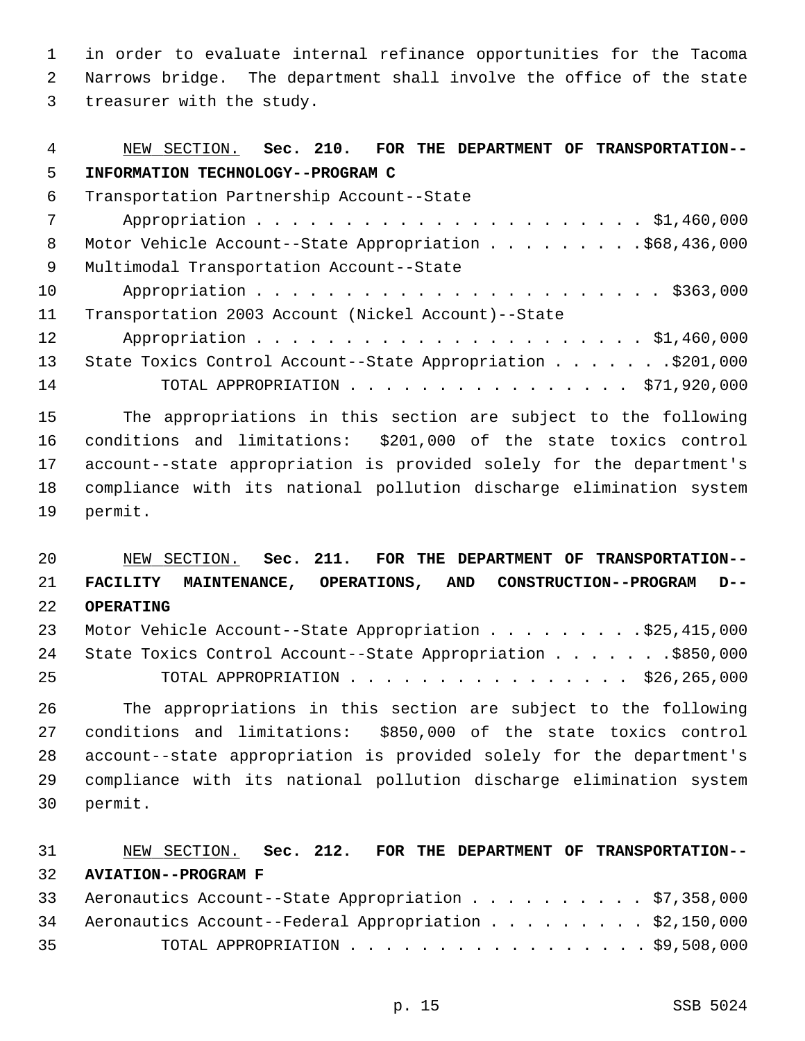in order to evaluate internal refinance opportunities for the Tacoma Narrows bridge. The department shall involve the office of the state treasurer with the study.

NEW SECTION. **Sec. 210. FOR THE DEPARTMENT OF TRANSPORTATION--INFORMATION TECHNOLOGY--PROGRAM C**

Transportation Partnership Account--State Appropriation . . . . . . . . . . . . . . . . . . . . . . $1,460,000
Motor Vehicle Account--State Appropriation . . . . . . . . . $68,436,000
Multimodal Transportation Account--State Appropriation . . . . . . . . . . . . . . . . . . . . . . . $363,000
Transportation 2003 Account (Nickel Account)--State Appropriation . . . . . . . . . . . . . . . . . . . . . . $1,460,000
State Toxics Control Account--State Appropriation . . . . . . . $201,000
TOTAL APPROPRIATION . . . . . . . . . . . . . . . . $71,920,000

The appropriations in this section are subject to the following conditions and limitations: $201,000 of the state toxics control account--state appropriation is provided solely for the department's compliance with its national pollution discharge elimination system permit.

NEW SECTION. **Sec. 211. FOR THE DEPARTMENT OF TRANSPORTATION--FACILITY MAINTENANCE, OPERATIONS, AND CONSTRUCTION--PROGRAM D--OPERATING**

Motor Vehicle Account--State Appropriation . . . . . . . . . $25,415,000
State Toxics Control Account--State Appropriation . . . . . . . $850,000
TOTAL APPROPRIATION . . . . . . . . . . . . . . . . $26,265,000

The appropriations in this section are subject to the following conditions and limitations: $850,000 of the state toxics control account--state appropriation is provided solely for the department's compliance with its national pollution discharge elimination system permit.

NEW SECTION. **Sec. 212. FOR THE DEPARTMENT OF TRANSPORTATION--AVIATION--PROGRAM F**

Aeronautics Account--State Appropriation . . . . . . . . . . $7,358,000
Aeronautics Account--Federal Appropriation . . . . . . . . . $2,150,000
TOTAL APPROPRIATION . . . . . . . . . . . . . . . . . $9,508,000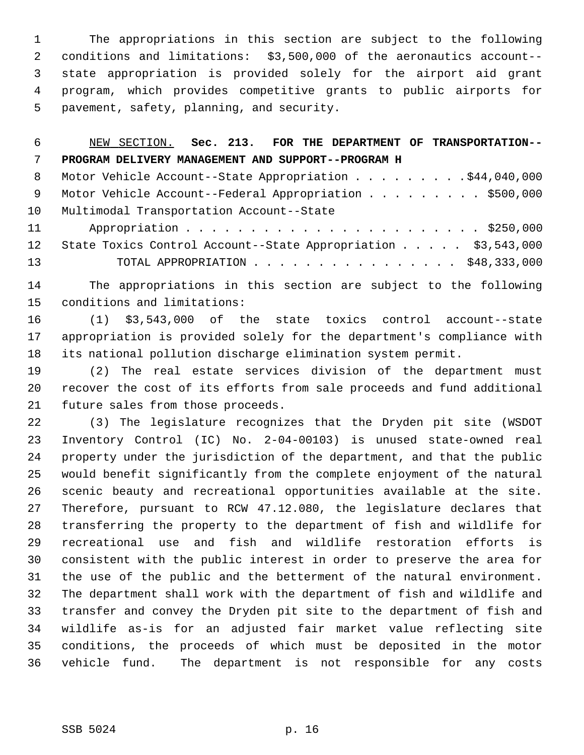The appropriations in this section are subject to the following conditions and limitations: $3,500,000 of the aeronautics account--state appropriation is provided solely for the airport aid grant program, which provides competitive grants to public airports for pavement, safety, planning, and security.

NEW SECTION. **Sec. 213. FOR THE DEPARTMENT OF TRANSPORTATION--PROGRAM DELIVERY MANAGEMENT AND SUPPORT--PROGRAM H**

| | |
|---|---|
| Motor Vehicle Account--State Appropriation | $44,040,000 |
| Motor Vehicle Account--Federal Appropriation | $500,000 |
| Multimodal Transportation Account--State Appropriation | $250,000 |
| State Toxics Control Account--State Appropriation | $3,543,000 |
| TOTAL APPROPRIATION | $48,333,000 |

The appropriations in this section are subject to the following conditions and limitations:

(1) $3,543,000 of the state toxics control account--state appropriation is provided solely for the department's compliance with its national pollution discharge elimination system permit.

(2) The real estate services division of the department must recover the cost of its efforts from sale proceeds and fund additional future sales from those proceeds.

(3) The legislature recognizes that the Dryden pit site (WSDOT Inventory Control (IC) No. 2-04-00103) is unused state-owned real property under the jurisdiction of the department, and that the public would benefit significantly from the complete enjoyment of the natural scenic beauty and recreational opportunities available at the site. Therefore, pursuant to RCW 47.12.080, the legislature declares that transferring the property to the department of fish and wildlife for recreational use and fish and wildlife restoration efforts is consistent with the public interest in order to preserve the area for the use of the public and the betterment of the natural environment. The department shall work with the department of fish and wildlife and transfer and convey the Dryden pit site to the department of fish and wildlife as-is for an adjusted fair market value reflecting site conditions, the proceeds of which must be deposited in the motor vehicle fund. The department is not responsible for any costs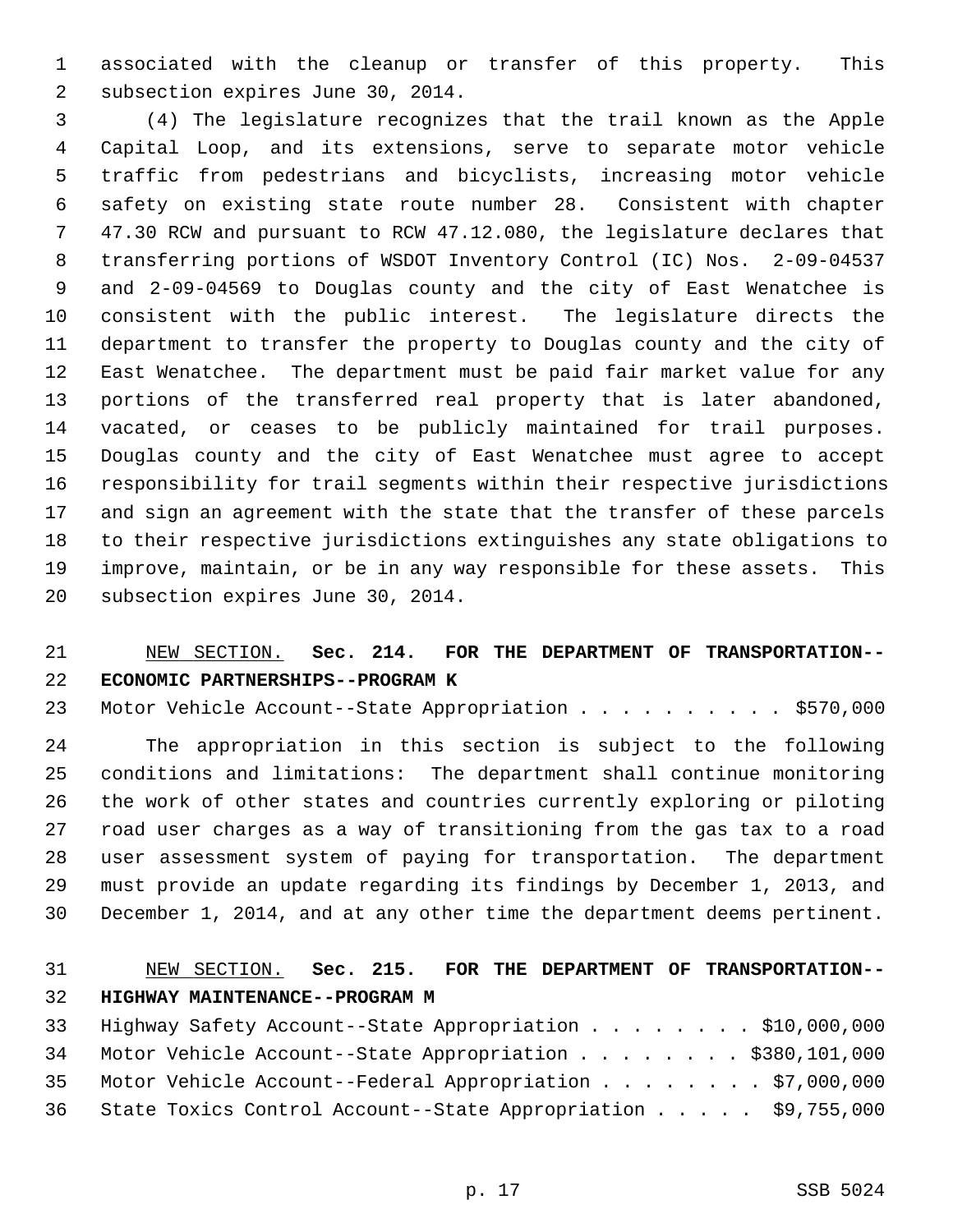associated with the cleanup or transfer of this property. This subsection expires June 30, 2014.

(4) The legislature recognizes that the trail known as the Apple Capital Loop, and its extensions, serve to separate motor vehicle traffic from pedestrians and bicyclists, increasing motor vehicle safety on existing state route number 28. Consistent with chapter 47.30 RCW and pursuant to RCW 47.12.080, the legislature declares that transferring portions of WSDOT Inventory Control (IC) Nos. 2-09-04537 and 2-09-04569 to Douglas county and the city of East Wenatchee is consistent with the public interest. The legislature directs the department to transfer the property to Douglas county and the city of East Wenatchee. The department must be paid fair market value for any portions of the transferred real property that is later abandoned, vacated, or ceases to be publicly maintained for trail purposes. Douglas county and the city of East Wenatchee must agree to accept responsibility for trail segments within their respective jurisdictions and sign an agreement with the state that the transfer of these parcels to their respective jurisdictions extinguishes any state obligations to improve, maintain, or be in any way responsible for these assets. This subsection expires June 30, 2014.

NEW SECTION. **Sec. 214. FOR THE DEPARTMENT OF TRANSPORTATION--ECONOMIC PARTNERSHIPS--PROGRAM K**

Motor Vehicle Account--State Appropriation . . . . . . . . . . $570,000

The appropriation in this section is subject to the following conditions and limitations: The department shall continue monitoring the work of other states and countries currently exploring or piloting road user charges as a way of transitioning from the gas tax to a road user assessment system of paying for transportation. The department must provide an update regarding its findings by December 1, 2013, and December 1, 2014, and at any other time the department deems pertinent.

NEW SECTION. **Sec. 215. FOR THE DEPARTMENT OF TRANSPORTATION--HIGHWAY MAINTENANCE--PROGRAM M**

Highway Safety Account--State Appropriation . . . . . . . . $10,000,000
Motor Vehicle Account--State Appropriation . . . . . . . . $380,101,000
Motor Vehicle Account--Federal Appropriation . . . . . . . . $7,000,000
State Toxics Control Account--State Appropriation . . . . . $9,755,000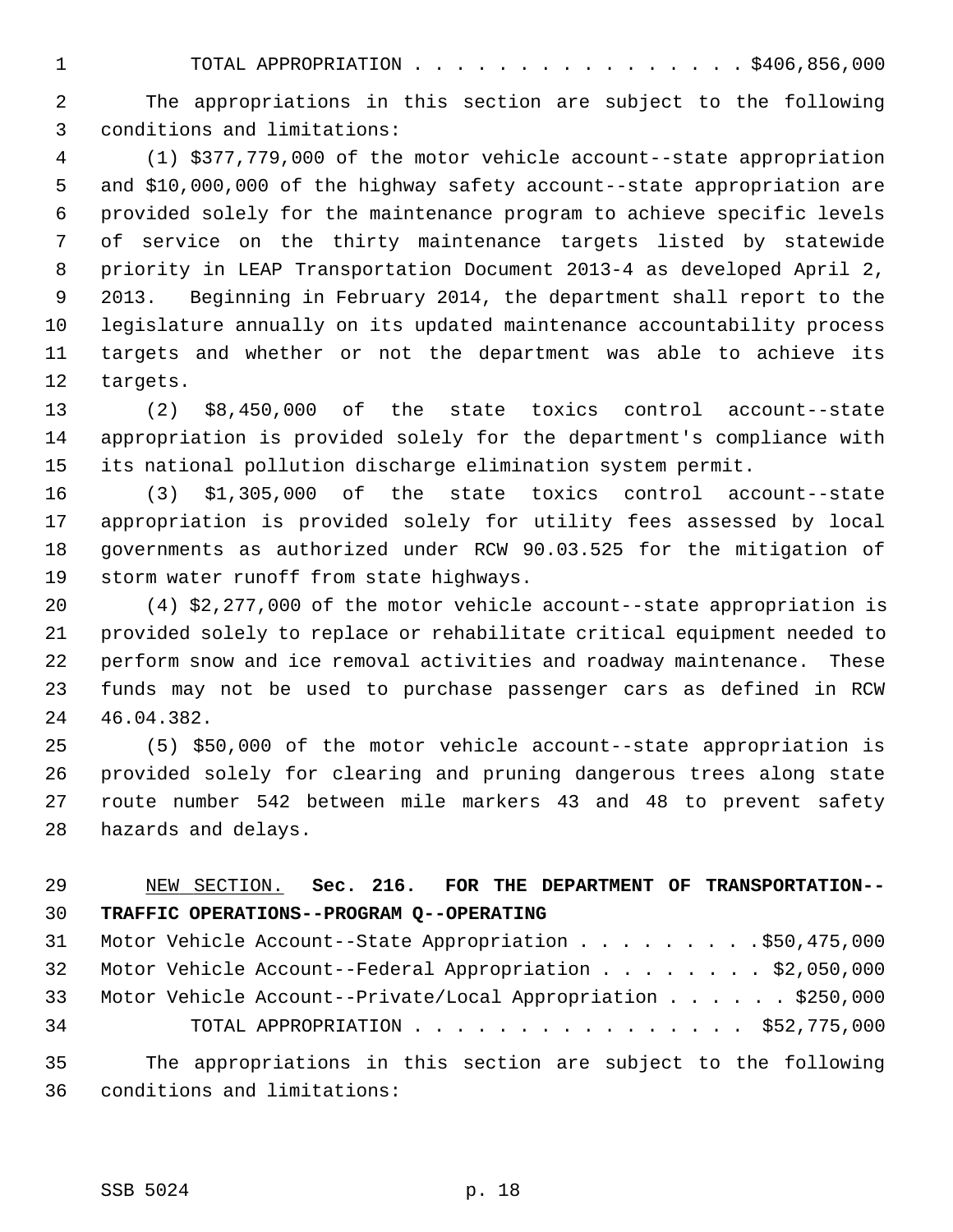TOTAL APPROPRIATION . . . . . . . . . . . . . . . . $406,856,000

The appropriations in this section are subject to the following conditions and limitations:

(1) $377,779,000 of the motor vehicle account--state appropriation and $10,000,000 of the highway safety account--state appropriation are provided solely for the maintenance program to achieve specific levels of service on the thirty maintenance targets listed by statewide priority in LEAP Transportation Document 2013-4 as developed April 2, 2013. Beginning in February 2014, the department shall report to the legislature annually on its updated maintenance accountability process targets and whether or not the department was able to achieve its targets.

(2) $8,450,000 of the state toxics control account--state appropriation is provided solely for the department's compliance with its national pollution discharge elimination system permit.

(3) $1,305,000 of the state toxics control account--state appropriation is provided solely for utility fees assessed by local governments as authorized under RCW 90.03.525 for the mitigation of storm water runoff from state highways.

(4) $2,277,000 of the motor vehicle account--state appropriation is provided solely to replace or rehabilitate critical equipment needed to perform snow and ice removal activities and roadway maintenance. These funds may not be used to purchase passenger cars as defined in RCW 46.04.382.

(5) $50,000 of the motor vehicle account--state appropriation is provided solely for clearing and pruning dangerous trees along state route number 542 between mile markers 43 and 48 to prevent safety hazards and delays.

NEW SECTION. **Sec. 216. FOR THE DEPARTMENT OF TRANSPORTATION--TRAFFIC OPERATIONS--PROGRAM Q--OPERATING**

Motor Vehicle Account--State Appropriation . . . . . . . . . $50,475,000
Motor Vehicle Account--Federal Appropriation . . . . . . . . $2,050,000
Motor Vehicle Account--Private/Local Appropriation . . . . . . $250,000
TOTAL APPROPRIATION . . . . . . . . . . . . . . . . $52,775,000

The appropriations in this section are subject to the following conditions and limitations: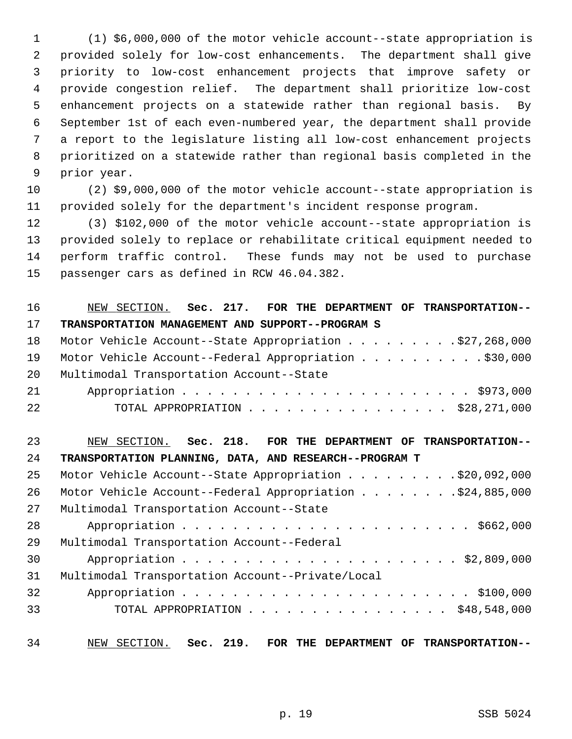(1) $6,000,000 of the motor vehicle account--state appropriation is provided solely for low-cost enhancements. The department shall give priority to low-cost enhancement projects that improve safety or provide congestion relief. The department shall prioritize low-cost enhancement projects on a statewide rather than regional basis. By September 1st of each even-numbered year, the department shall provide a report to the legislature listing all low-cost enhancement projects prioritized on a statewide rather than regional basis completed in the prior year.

(2) $9,000,000 of the motor vehicle account--state appropriation is provided solely for the department's incident response program.

(3) $102,000 of the motor vehicle account--state appropriation is provided solely to replace or rehabilitate critical equipment needed to perform traffic control. These funds may not be used to purchase passenger cars as defined in RCW 46.04.382.

NEW SECTION. **Sec. 217. FOR THE DEPARTMENT OF TRANSPORTATION--TRANSPORTATION MANAGEMENT AND SUPPORT--PROGRAM S**

Motor Vehicle Account--State Appropriation . . . . . . . . . $27,268,000
Motor Vehicle Account--Federal Appropriation . . . . . . . . . . $30,000
Multimodal Transportation Account--State
Appropriation . . . . . . . . . . . . . . . . . . . . . . $973,000
TOTAL APPROPRIATION . . . . . . . . . . . . . . . . $28,271,000

NEW SECTION. **Sec. 218. FOR THE DEPARTMENT OF TRANSPORTATION--TRANSPORTATION PLANNING, DATA, AND RESEARCH--PROGRAM T**

Motor Vehicle Account--State Appropriation . . . . . . . . . $20,092,000
Motor Vehicle Account--Federal Appropriation . . . . . . . . $24,885,000
Multimodal Transportation Account--State
Appropriation . . . . . . . . . . . . . . . . . . . . . . $662,000
Multimodal Transportation Account--Federal
Appropriation . . . . . . . . . . . . . . . . . . . . . $2,809,000
Multimodal Transportation Account--Private/Local
Appropriation . . . . . . . . . . . . . . . . . . . . . . $100,000
TOTAL APPROPRIATION . . . . . . . . . . . . . . . . $48,548,000

NEW SECTION. **Sec. 219. FOR THE DEPARTMENT OF TRANSPORTATION--**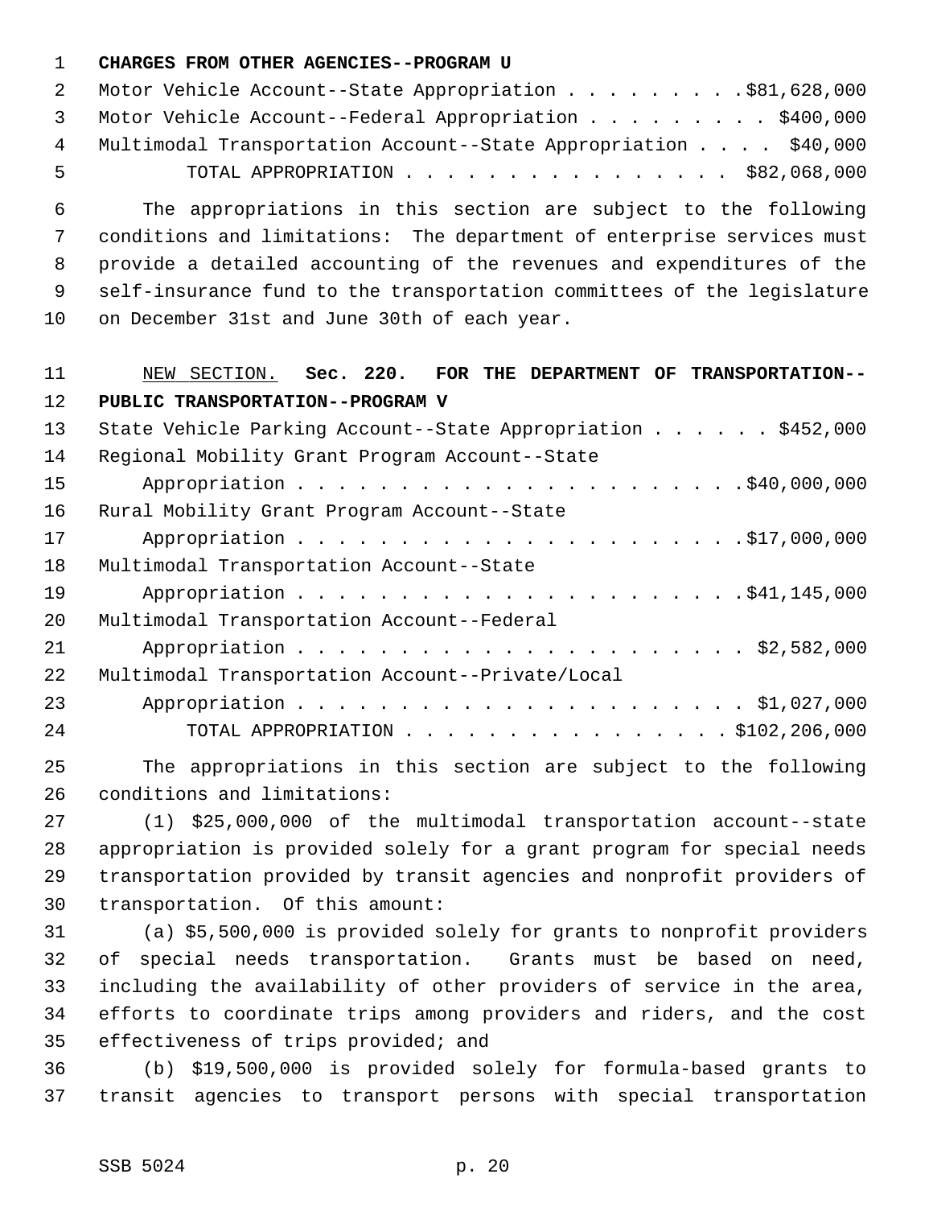**CHARGES FROM OTHER AGENCIES--PROGRAM U**

Motor Vehicle Account--State Appropriation . . . . . . . . . $81,628,000
Motor Vehicle Account--Federal Appropriation . . . . . . . . . $400,000
Multimodal Transportation Account--State Appropriation . . . . $40,000
TOTAL APPROPRIATION . . . . . . . . . . . . . . . . $82,068,000

The appropriations in this section are subject to the following conditions and limitations: The department of enterprise services must provide a detailed accounting of the revenues and expenditures of the self-insurance fund to the transportation committees of the legislature on December 31st and June 30th of each year.

NEW SECTION. **Sec. 220. FOR THE DEPARTMENT OF TRANSPORTATION--PUBLIC TRANSPORTATION--PROGRAM V**

State Vehicle Parking Account--State Appropriation . . . . . . $452,000
Regional Mobility Grant Program Account--State
Appropriation . . . . . . . . . . . . . . . . . . . . . . $40,000,000
Rural Mobility Grant Program Account--State
Appropriation . . . . . . . . . . . . . . . . . . . . . . $17,000,000
Multimodal Transportation Account--State
Appropriation . . . . . . . . . . . . . . . . . . . . . . $41,145,000
Multimodal Transportation Account--Federal
Appropriation . . . . . . . . . . . . . . . . . . . . . . $2,582,000
Multimodal Transportation Account--Private/Local
Appropriation . . . . . . . . . . . . . . . . . . . . . . $1,027,000
TOTAL APPROPRIATION . . . . . . . . . . . . . . . . $102,206,000

The appropriations in this section are subject to the following conditions and limitations:

(1) $25,000,000 of the multimodal transportation account--state appropriation is provided solely for a grant program for special needs transportation provided by transit agencies and nonprofit providers of transportation. Of this amount:

(a) $5,500,000 is provided solely for grants to nonprofit providers of special needs transportation. Grants must be based on need, including the availability of other providers of service in the area, efforts to coordinate trips among providers and riders, and the cost effectiveness of trips provided; and

(b) $19,500,000 is provided solely for formula-based grants to transit agencies to transport persons with special transportation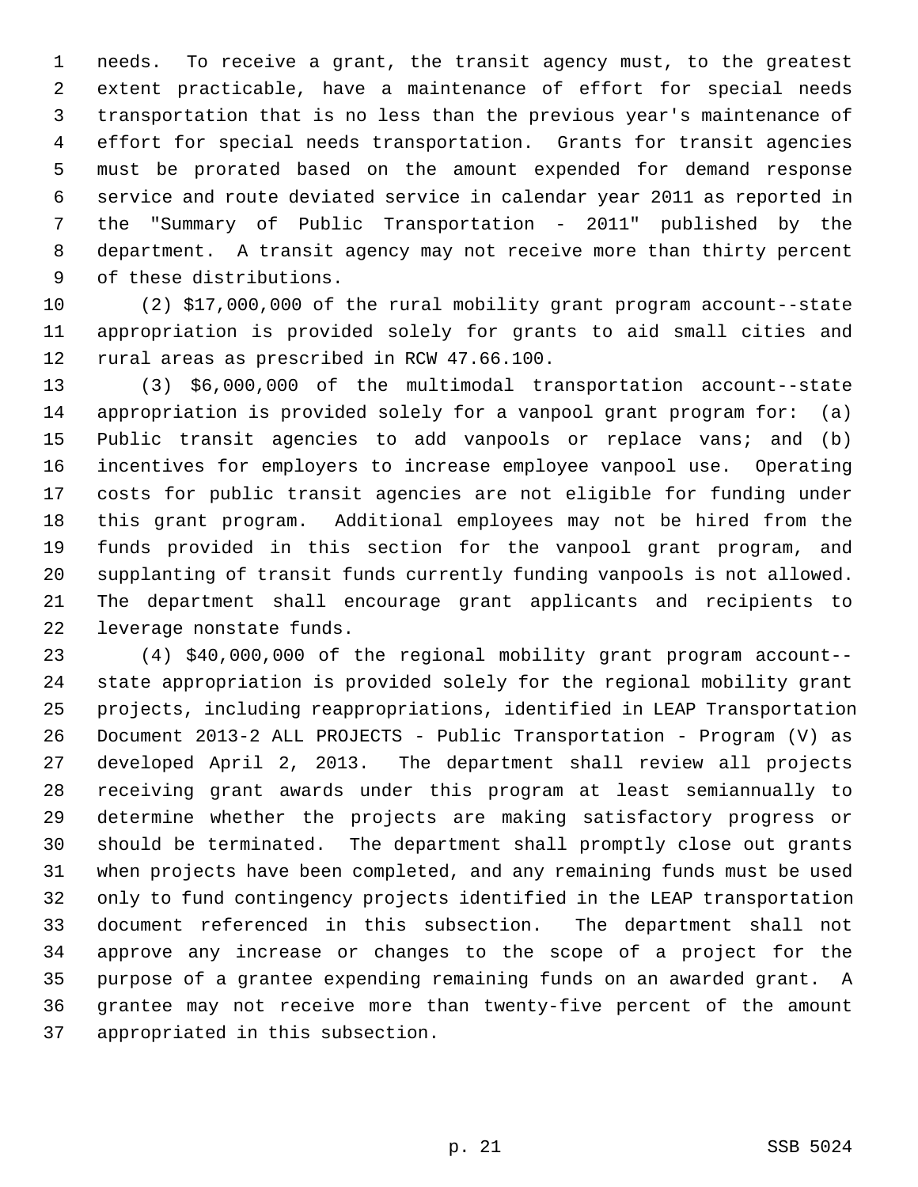needs. To receive a grant, the transit agency must, to the greatest extent practicable, have a maintenance of effort for special needs transportation that is no less than the previous year's maintenance of effort for special needs transportation. Grants for transit agencies must be prorated based on the amount expended for demand response service and route deviated service in calendar year 2011 as reported in the "Summary of Public Transportation - 2011" published by the department. A transit agency may not receive more than thirty percent of these distributions.

(2) $17,000,000 of the rural mobility grant program account--state appropriation is provided solely for grants to aid small cities and rural areas as prescribed in RCW 47.66.100.

(3) $6,000,000 of the multimodal transportation account--state appropriation is provided solely for a vanpool grant program for: (a) Public transit agencies to add vanpools or replace vans; and (b) incentives for employers to increase employee vanpool use. Operating costs for public transit agencies are not eligible for funding under this grant program. Additional employees may not be hired from the funds provided in this section for the vanpool grant program, and supplanting of transit funds currently funding vanpools is not allowed. The department shall encourage grant applicants and recipients to leverage nonstate funds.

(4) $40,000,000 of the regional mobility grant program account--state appropriation is provided solely for the regional mobility grant projects, including reappropriations, identified in LEAP Transportation Document 2013-2 ALL PROJECTS - Public Transportation - Program (V) as developed April 2, 2013. The department shall review all projects receiving grant awards under this program at least semiannually to determine whether the projects are making satisfactory progress or should be terminated. The department shall promptly close out grants when projects have been completed, and any remaining funds must be used only to fund contingency projects identified in the LEAP transportation document referenced in this subsection. The department shall not approve any increase or changes to the scope of a project for the purpose of a grantee expending remaining funds on an awarded grant. A grantee may not receive more than twenty-five percent of the amount appropriated in this subsection.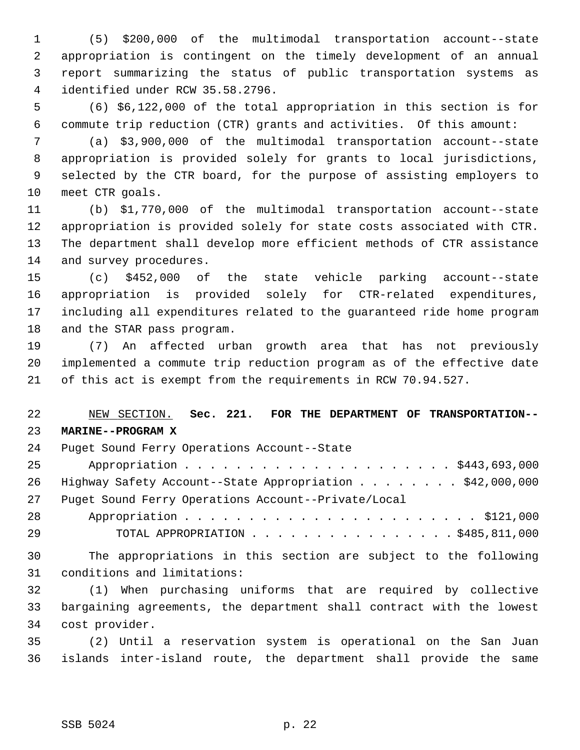(5) $200,000 of the multimodal transportation account--state appropriation is contingent on the timely development of an annual report summarizing the status of public transportation systems as identified under RCW 35.58.2796.

(6) $6,122,000 of the total appropriation in this section is for commute trip reduction (CTR) grants and activities. Of this amount:

(a) $3,900,000 of the multimodal transportation account--state appropriation is provided solely for grants to local jurisdictions, selected by the CTR board, for the purpose of assisting employers to meet CTR goals.

(b) $1,770,000 of the multimodal transportation account--state appropriation is provided solely for state costs associated with CTR. The department shall develop more efficient methods of CTR assistance and survey procedures.

(c) $452,000 of the state vehicle parking account--state appropriation is provided solely for CTR-related expenditures, including all expenditures related to the guaranteed ride home program and the STAR pass program.

(7) An affected urban growth area that has not previously implemented a commute trip reduction program as of the effective date of this act is exempt from the requirements in RCW 70.94.527.

NEW SECTION. **Sec. 221. FOR THE DEPARTMENT OF TRANSPORTATION--MARINE--PROGRAM X**

Puget Sound Ferry Operations Account--State Appropriation . . . . . . . . . . . . . . . . . . . . . $443,693,000
Highway Safety Account--State Appropriation . . . . . . . . $42,000,000
Puget Sound Ferry Operations Account--Private/Local Appropriation . . . . . . . . . . . . . . . . . . . . . . . $121,000
TOTAL APPROPRIATION . . . . . . . . . . . . . . . . $485,811,000

The appropriations in this section are subject to the following conditions and limitations:

(1) When purchasing uniforms that are required by collective bargaining agreements, the department shall contract with the lowest cost provider.

(2) Until a reservation system is operational on the San Juan islands inter-island route, the department shall provide the same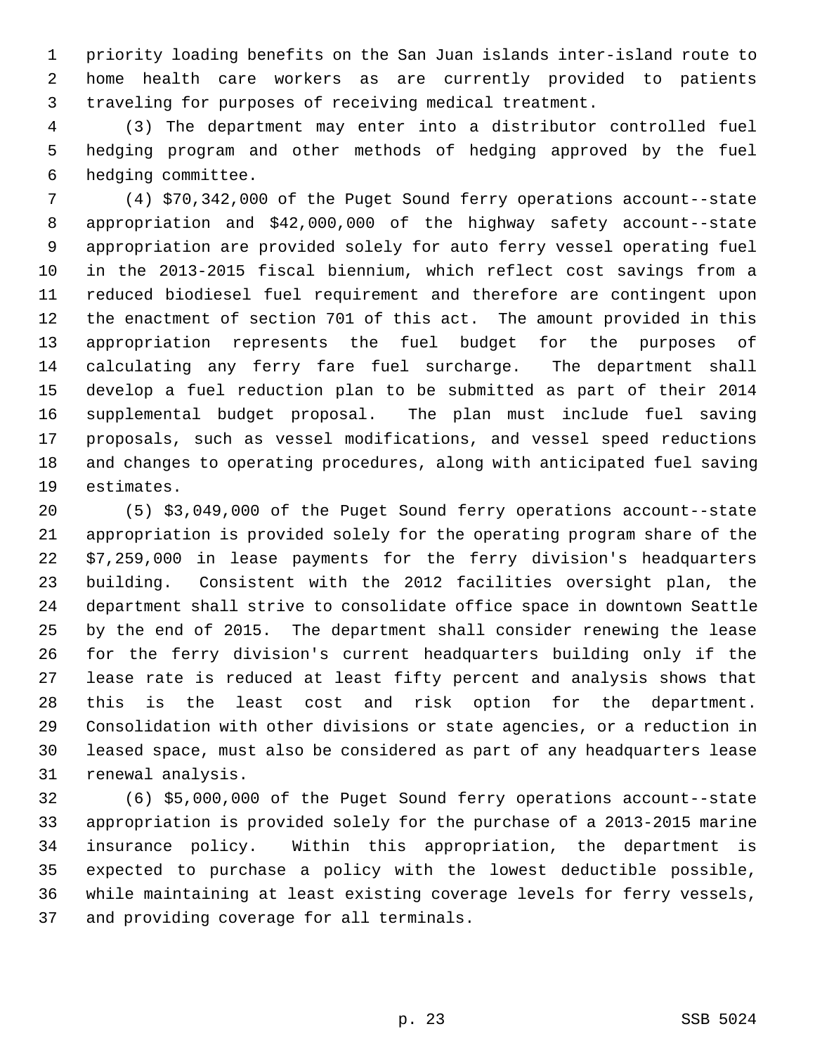priority loading benefits on the San Juan islands inter-island route to home health care workers as are currently provided to patients traveling for purposes of receiving medical treatment.

(3) The department may enter into a distributor controlled fuel hedging program and other methods of hedging approved by the fuel hedging committee.

(4) $70,342,000 of the Puget Sound ferry operations account--state appropriation and $42,000,000 of the highway safety account--state appropriation are provided solely for auto ferry vessel operating fuel in the 2013-2015 fiscal biennium, which reflect cost savings from a reduced biodiesel fuel requirement and therefore are contingent upon the enactment of section 701 of this act. The amount provided in this appropriation represents the fuel budget for the purposes of calculating any ferry fare fuel surcharge. The department shall develop a fuel reduction plan to be submitted as part of their 2014 supplemental budget proposal. The plan must include fuel saving proposals, such as vessel modifications, and vessel speed reductions and changes to operating procedures, along with anticipated fuel saving estimates.

(5) $3,049,000 of the Puget Sound ferry operations account--state appropriation is provided solely for the operating program share of the $7,259,000 in lease payments for the ferry division's headquarters building. Consistent with the 2012 facilities oversight plan, the department shall strive to consolidate office space in downtown Seattle by the end of 2015. The department shall consider renewing the lease for the ferry division's current headquarters building only if the lease rate is reduced at least fifty percent and analysis shows that this is the least cost and risk option for the department. Consolidation with other divisions or state agencies, or a reduction in leased space, must also be considered as part of any headquarters lease renewal analysis.

(6) $5,000,000 of the Puget Sound ferry operations account--state appropriation is provided solely for the purchase of a 2013-2015 marine insurance policy. Within this appropriation, the department is expected to purchase a policy with the lowest deductible possible, while maintaining at least existing coverage levels for ferry vessels, and providing coverage for all terminals.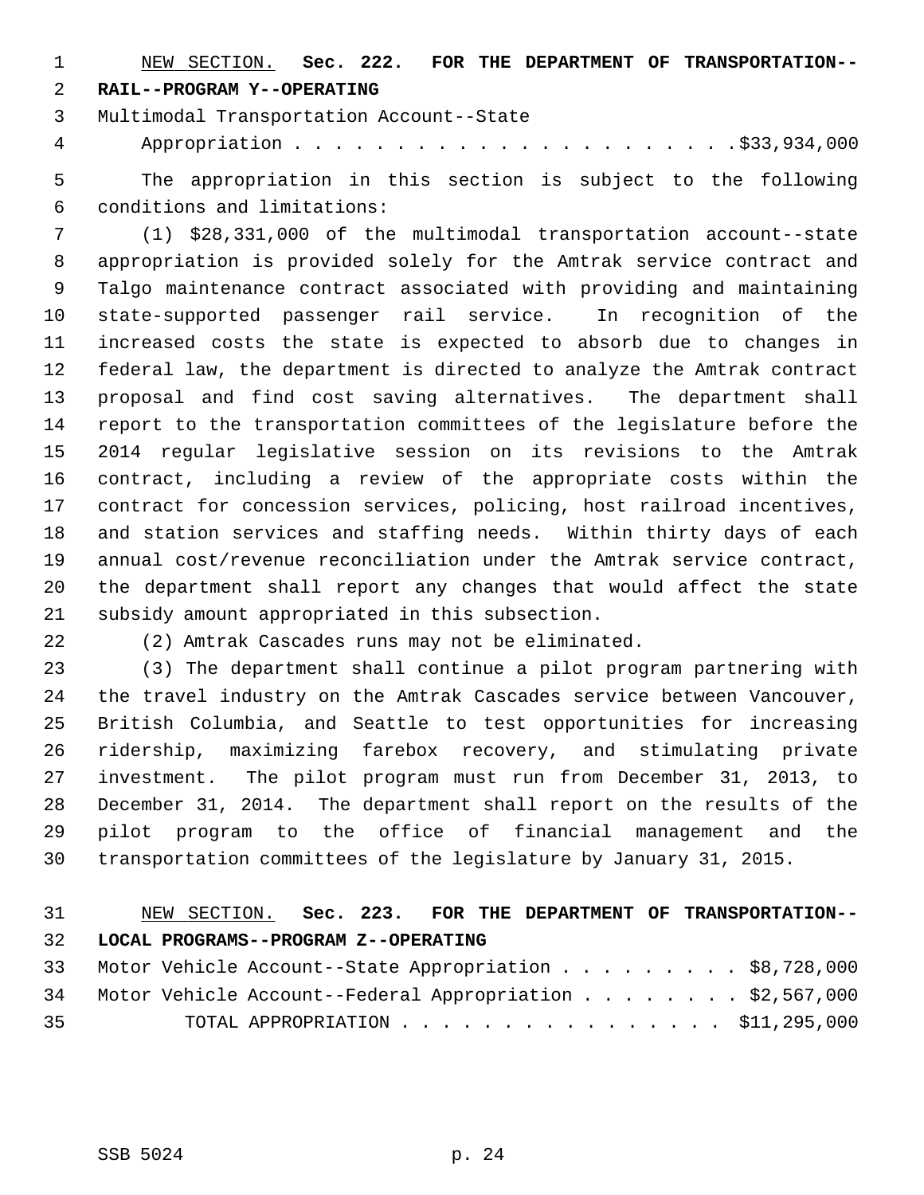NEW SECTION. **Sec. 222. FOR THE DEPARTMENT OF TRANSPORTATION--RAIL--PROGRAM Y--OPERATING**

Multimodal Transportation Account--State Appropriation . . . . . . . . . . . . . . . . . . . . . . $33,934,000

The appropriation in this section is subject to the following conditions and limitations:

(1) $28,331,000 of the multimodal transportation account--state appropriation is provided solely for the Amtrak service contract and Talgo maintenance contract associated with providing and maintaining state-supported passenger rail service. In recognition of the increased costs the state is expected to absorb due to changes in federal law, the department is directed to analyze the Amtrak contract proposal and find cost saving alternatives. The department shall report to the transportation committees of the legislature before the 2014 regular legislative session on its revisions to the Amtrak contract, including a review of the appropriate costs within the contract for concession services, policing, host railroad incentives, and station services and staffing needs. Within thirty days of each annual cost/revenue reconciliation under the Amtrak service contract, the department shall report any changes that would affect the state subsidy amount appropriated in this subsection.

(2) Amtrak Cascades runs may not be eliminated.

(3) The department shall continue a pilot program partnering with the travel industry on the Amtrak Cascades service between Vancouver, British Columbia, and Seattle to test opportunities for increasing ridership, maximizing farebox recovery, and stimulating private investment. The pilot program must run from December 31, 2013, to December 31, 2014. The department shall report on the results of the pilot program to the office of financial management and the transportation committees of the legislature by January 31, 2015.

NEW SECTION. **Sec. 223. FOR THE DEPARTMENT OF TRANSPORTATION--LOCAL PROGRAMS--PROGRAM Z--OPERATING**

Motor Vehicle Account--State Appropriation . . . . . . . . . $8,728,000
Motor Vehicle Account--Federal Appropriation . . . . . . . . $2,567,000
TOTAL APPROPRIATION . . . . . . . . . . . . . . . . $11,295,000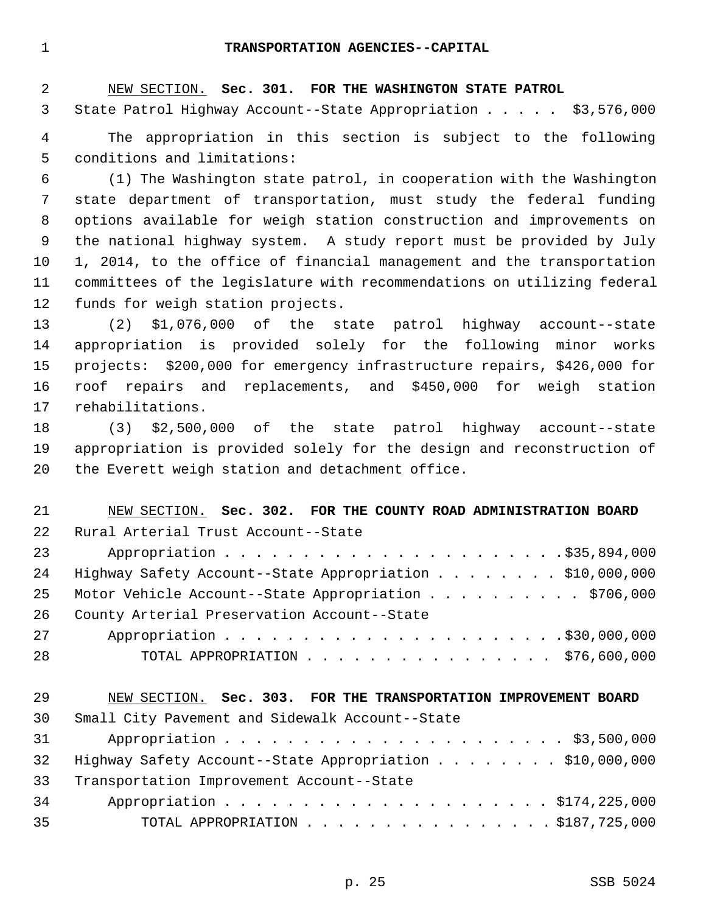# TRANSPORTATION AGENCIES--CAPITAL

NEW SECTION. **Sec. 301. FOR THE WASHINGTON STATE PATROL**

State Patrol Highway Account--State Appropriation . . . . . $3,576,000

The appropriation in this section is subject to the following conditions and limitations:

(1) The Washington state patrol, in cooperation with the Washington state department of transportation, must study the federal funding options available for weigh station construction and improvements on the national highway system. A study report must be provided by July 1, 2014, to the office of financial management and the transportation committees of the legislature with recommendations on utilizing federal funds for weigh station projects.

(2) $1,076,000 of the state patrol highway account--state appropriation is provided solely for the following minor works projects: $200,000 for emergency infrastructure repairs, $426,000 for roof repairs and replacements, and $450,000 for weigh station rehabilitations.

(3) $2,500,000 of the state patrol highway account--state appropriation is provided solely for the design and reconstruction of the Everett weigh station and detachment office.

NEW SECTION. **Sec. 302. FOR THE COUNTY ROAD ADMINISTRATION BOARD**

Rural Arterial Trust Account--State Appropriation . . . . . . . . . . . . . . . . . . . . . .$35,894,000

Highway Safety Account--State Appropriation . . . . . . . . $10,000,000

Motor Vehicle Account--State Appropriation . . . . . . . . . . $706,000

County Arterial Preservation Account--State Appropriation . . . . . . . . . . . . . . . . . . . . . .$30,000,000

TOTAL APPROPRIATION . . . . . . . . . . . . . . . . $76,600,000

NEW SECTION. **Sec. 303. FOR THE TRANSPORTATION IMPROVEMENT BOARD**

Small City Pavement and Sidewalk Account--State Appropriation . . . . . . . . . . . . . . . . . . . . . . $3,500,000

Highway Safety Account--State Appropriation . . . . . . . . $10,000,000

Transportation Improvement Account--State Appropriation . . . . . . . . . . . . . . . . . . . . . $174,225,000

TOTAL APPROPRIATION . . . . . . . . . . . . . . . . $187,725,000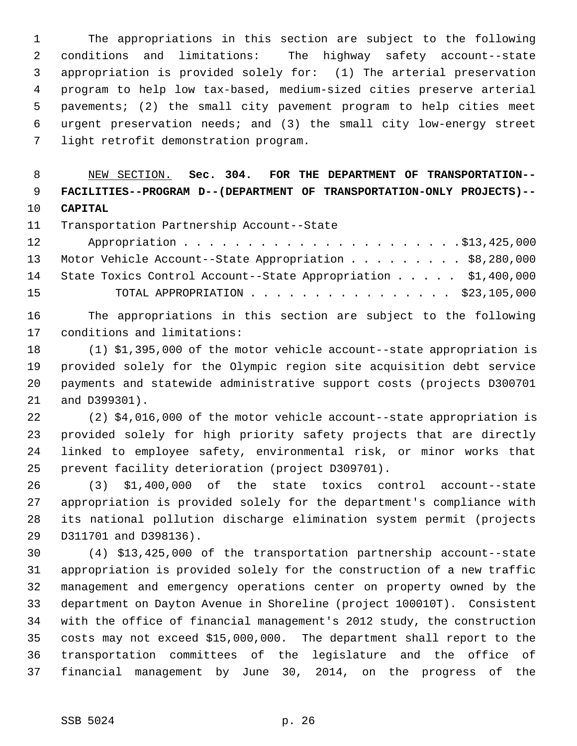The appropriations in this section are subject to the following conditions and limitations: The highway safety account--state appropriation is provided solely for: (1) The arterial preservation program to help low tax-based, medium-sized cities preserve arterial pavements; (2) the small city pavement program to help cities meet urgent preservation needs; and (3) the small city low-energy street light retrofit demonstration program.

NEW SECTION. **Sec. 304. FOR THE DEPARTMENT OF TRANSPORTATION--FACILITIES--PROGRAM D--(DEPARTMENT OF TRANSPORTATION-ONLY PROJECTS)--CAPITAL**

| | |
|---|---|
| Transportation Partnership Account--State Appropriation | $13,425,000 |
| Motor Vehicle Account--State Appropriation | $8,280,000 |
| State Toxics Control Account--State Appropriation | $1,400,000 |
| TOTAL APPROPRIATION | $23,105,000 |

The appropriations in this section are subject to the following conditions and limitations:

(1) $1,395,000 of the motor vehicle account--state appropriation is provided solely for the Olympic region site acquisition debt service payments and statewide administrative support costs (projects D300701 and D399301).

(2) $4,016,000 of the motor vehicle account--state appropriation is provided solely for high priority safety projects that are directly linked to employee safety, environmental risk, or minor works that prevent facility deterioration (project D309701).

(3) $1,400,000 of the state toxics control account--state appropriation is provided solely for the department's compliance with its national pollution discharge elimination system permit (projects D311701 and D398136).

(4) $13,425,000 of the transportation partnership account--state appropriation is provided solely for the construction of a new traffic management and emergency operations center on property owned by the department on Dayton Avenue in Shoreline (project 100010T). Consistent with the office of financial management's 2012 study, the construction costs may not exceed $15,000,000. The department shall report to the transportation committees of the legislature and the office of financial management by June 30, 2014, on the progress of the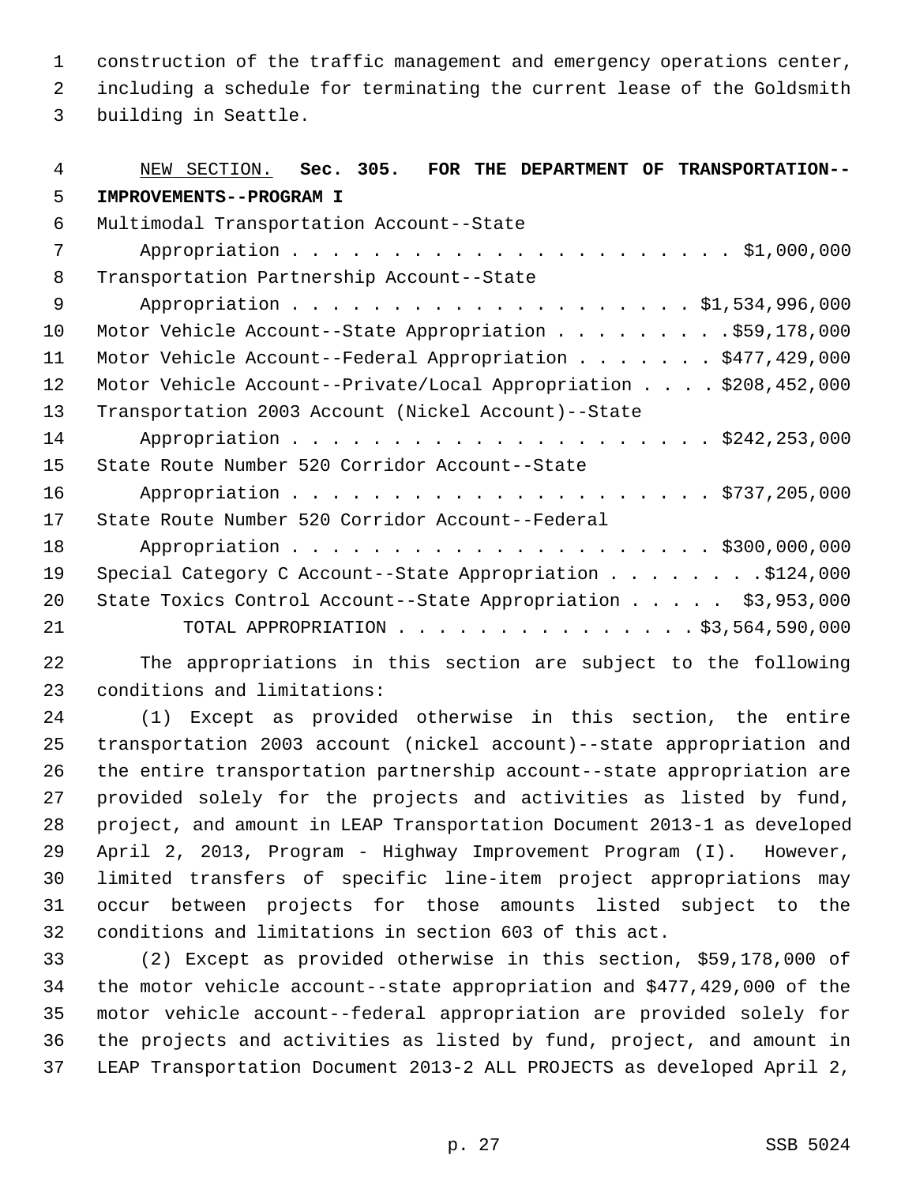construction of the traffic management and emergency operations center, including a schedule for terminating the current lease of the Goldsmith building in Seattle.

NEW SECTION. **Sec. 305. FOR THE DEPARTMENT OF TRANSPORTATION--IMPROVEMENTS--PROGRAM I**

| | |
|---|---|
| Multimodal Transportation Account--State Appropriation | $1,000,000 |
| Transportation Partnership Account--State Appropriation | $1,534,996,000 |
| Motor Vehicle Account--State Appropriation | $59,178,000 |
| Motor Vehicle Account--Federal Appropriation | $477,429,000 |
| Motor Vehicle Account--Private/Local Appropriation | $208,452,000 |
| Transportation 2003 Account (Nickel Account)--State Appropriation | $242,253,000 |
| State Route Number 520 Corridor Account--State Appropriation | $737,205,000 |
| State Route Number 520 Corridor Account--Federal Appropriation | $300,000,000 |
| Special Category C Account--State Appropriation | $124,000 |
| State Toxics Control Account--State Appropriation | $3,953,000 |
| TOTAL APPROPRIATION | $3,564,590,000 |

The appropriations in this section are subject to the following conditions and limitations:

(1) Except as provided otherwise in this section, the entire transportation 2003 account (nickel account)--state appropriation and the entire transportation partnership account--state appropriation are provided solely for the projects and activities as listed by fund, project, and amount in LEAP Transportation Document 2013-1 as developed April 2, 2013, Program - Highway Improvement Program (I). However, limited transfers of specific line-item project appropriations may occur between projects for those amounts listed subject to the conditions and limitations in section 603 of this act.

(2) Except as provided otherwise in this section, $59,178,000 of the motor vehicle account--state appropriation and $477,429,000 of the motor vehicle account--federal appropriation are provided solely for the projects and activities as listed by fund, project, and amount in LEAP Transportation Document 2013-2 ALL PROJECTS as developed April 2,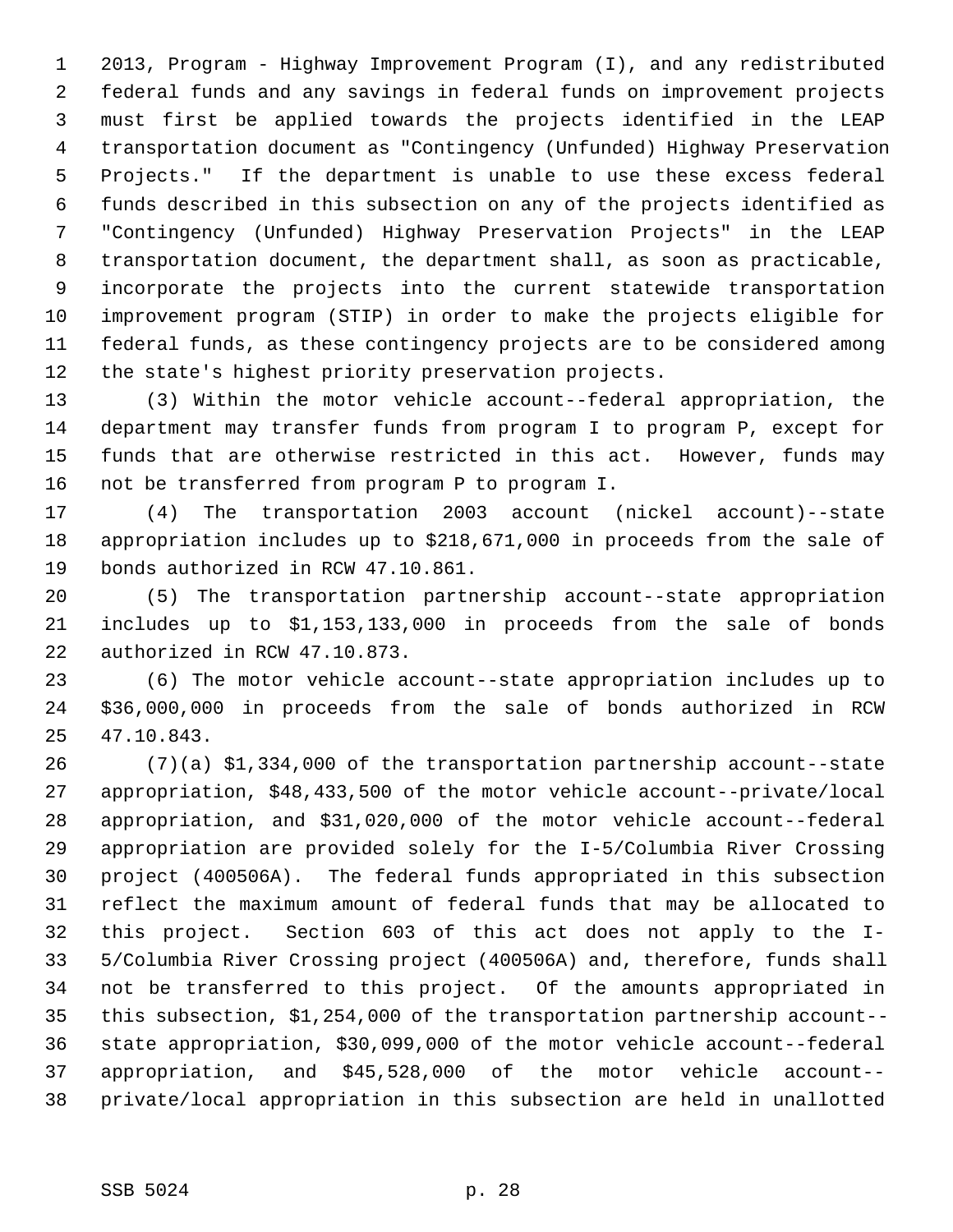2013, Program - Highway Improvement Program (I), and any redistributed federal funds and any savings in federal funds on improvement projects must first be applied towards the projects identified in the LEAP transportation document as "Contingency (Unfunded) Highway Preservation Projects." If the department is unable to use these excess federal funds described in this subsection on any of the projects identified as "Contingency (Unfunded) Highway Preservation Projects" in the LEAP transportation document, the department shall, as soon as practicable, incorporate the projects into the current statewide transportation improvement program (STIP) in order to make the projects eligible for federal funds, as these contingency projects are to be considered among the state's highest priority preservation projects.

(3) Within the motor vehicle account--federal appropriation, the department may transfer funds from program I to program P, except for funds that are otherwise restricted in this act. However, funds may not be transferred from program P to program I.

(4) The transportation 2003 account (nickel account)--state appropriation includes up to $218,671,000 in proceeds from the sale of bonds authorized in RCW 47.10.861.

(5) The transportation partnership account--state appropriation includes up to $1,153,133,000 in proceeds from the sale of bonds authorized in RCW 47.10.873.

(6) The motor vehicle account--state appropriation includes up to $36,000,000 in proceeds from the sale of bonds authorized in RCW 47.10.843.

(7)(a) $1,334,000 of the transportation partnership account--state appropriation, $48,433,500 of the motor vehicle account--private/local appropriation, and $31,020,000 of the motor vehicle account--federal appropriation are provided solely for the I-5/Columbia River Crossing project (400506A). The federal funds appropriated in this subsection reflect the maximum amount of federal funds that may be allocated to this project. Section 603 of this act does not apply to the I-5/Columbia River Crossing project (400506A) and, therefore, funds shall not be transferred to this project. Of the amounts appropriated in this subsection, $1,254,000 of the transportation partnership account--state appropriation, $30,099,000 of the motor vehicle account--federal appropriation, and $45,528,000 of the motor vehicle account--private/local appropriation in this subsection are held in unallotted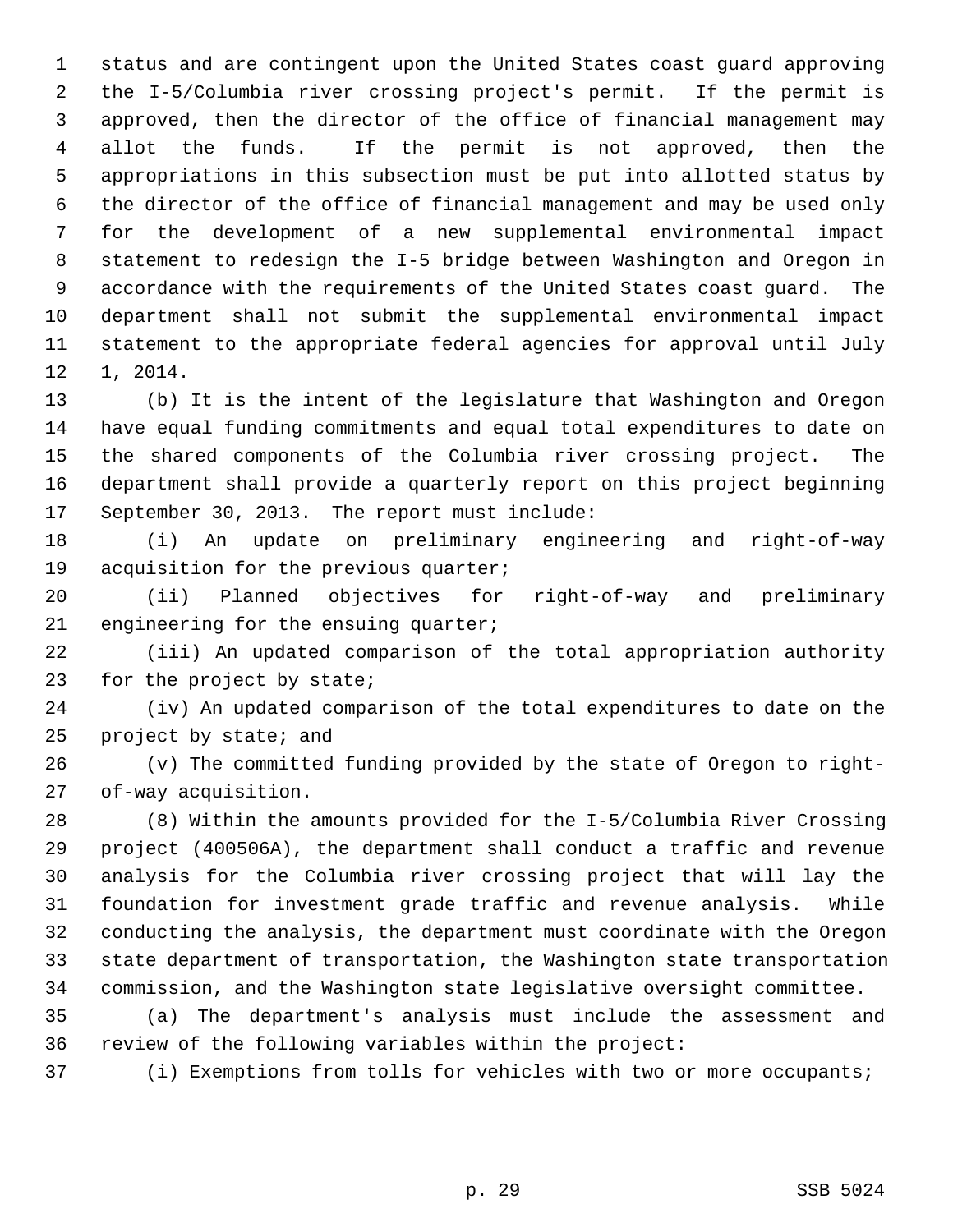status and are contingent upon the United States coast guard approving the I-5/Columbia river crossing project's permit. If the permit is approved, then the director of the office of financial management may allot the funds. If the permit is not approved, then the appropriations in this subsection must be put into allotted status by the director of the office of financial management and may be used only for the development of a new supplemental environmental impact statement to redesign the I-5 bridge between Washington and Oregon in accordance with the requirements of the United States coast guard. The department shall not submit the supplemental environmental impact statement to the appropriate federal agencies for approval until July 1, 2014.

(b) It is the intent of the legislature that Washington and Oregon have equal funding commitments and equal total expenditures to date on the shared components of the Columbia river crossing project. The department shall provide a quarterly report on this project beginning September 30, 2013. The report must include:

(i) An update on preliminary engineering and right-of-way acquisition for the previous quarter;

(ii) Planned objectives for right-of-way and preliminary engineering for the ensuing quarter;

(iii) An updated comparison of the total appropriation authority for the project by state;

(iv) An updated comparison of the total expenditures to date on the project by state; and

(v) The committed funding provided by the state of Oregon to right-of-way acquisition.

(8) Within the amounts provided for the I-5/Columbia River Crossing project (400506A), the department shall conduct a traffic and revenue analysis for the Columbia river crossing project that will lay the foundation for investment grade traffic and revenue analysis. While conducting the analysis, the department must coordinate with the Oregon state department of transportation, the Washington state transportation commission, and the Washington state legislative oversight committee.

(a) The department's analysis must include the assessment and review of the following variables within the project:

(i) Exemptions from tolls for vehicles with two or more occupants;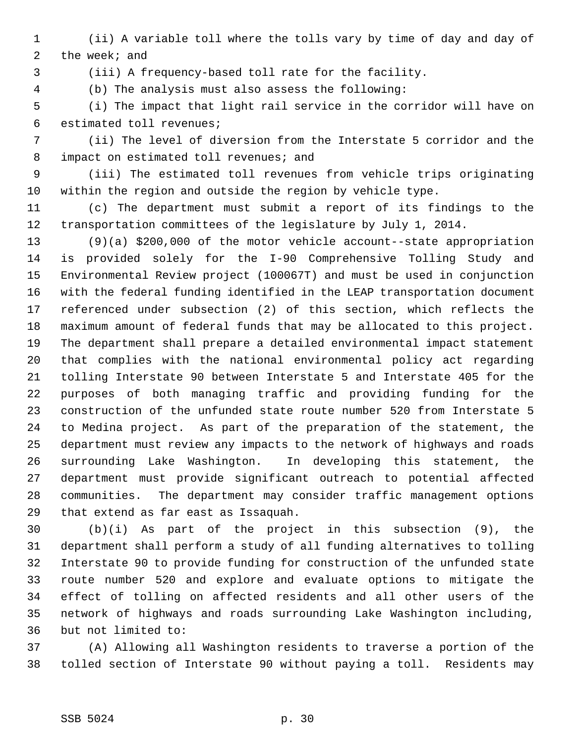(ii) A variable toll where the tolls vary by time of day and day of the week; and

(iii) A frequency-based toll rate for the facility.

(b) The analysis must also assess the following:

(i) The impact that light rail service in the corridor will have on estimated toll revenues;

(ii) The level of diversion from the Interstate 5 corridor and the impact on estimated toll revenues; and

(iii) The estimated toll revenues from vehicle trips originating within the region and outside the region by vehicle type.

(c) The department must submit a report of its findings to the transportation committees of the legislature by July 1, 2014.

(9)(a) $200,000 of the motor vehicle account--state appropriation is provided solely for the I-90 Comprehensive Tolling Study and Environmental Review project (100067T) and must be used in conjunction with the federal funding identified in the LEAP transportation document referenced under subsection (2) of this section, which reflects the maximum amount of federal funds that may be allocated to this project. The department shall prepare a detailed environmental impact statement that complies with the national environmental policy act regarding tolling Interstate 90 between Interstate 5 and Interstate 405 for the purposes of both managing traffic and providing funding for the construction of the unfunded state route number 520 from Interstate 5 to Medina project. As part of the preparation of the statement, the department must review any impacts to the network of highways and roads surrounding Lake Washington. In developing this statement, the department must provide significant outreach to potential affected communities. The department may consider traffic management options that extend as far east as Issaquah.

(b)(i) As part of the project in this subsection (9), the department shall perform a study of all funding alternatives to tolling Interstate 90 to provide funding for construction of the unfunded state route number 520 and explore and evaluate options to mitigate the effect of tolling on affected residents and all other users of the network of highways and roads surrounding Lake Washington including, but not limited to:

(A) Allowing all Washington residents to traverse a portion of the tolled section of Interstate 90 without paying a toll. Residents may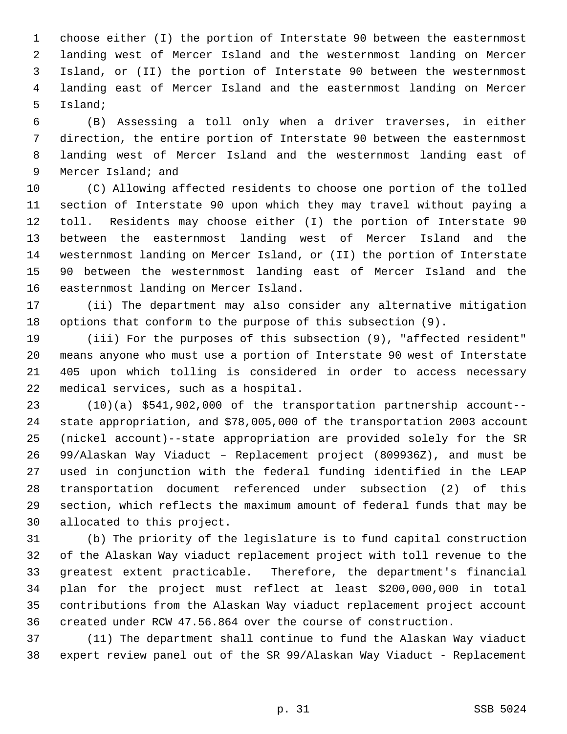choose either (I) the portion of Interstate 90 between the easternmost landing west of Mercer Island and the westernmost landing on Mercer Island, or (II) the portion of Interstate 90 between the westernmost landing east of Mercer Island and the easternmost landing on Mercer Island;

(B) Assessing a toll only when a driver traverses, in either direction, the entire portion of Interstate 90 between the easternmost landing west of Mercer Island and the westernmost landing east of Mercer Island; and

(C) Allowing affected residents to choose one portion of the tolled section of Interstate 90 upon which they may travel without paying a toll. Residents may choose either (I) the portion of Interstate 90 between the easternmost landing west of Mercer Island and the westernmost landing on Mercer Island, or (II) the portion of Interstate 90 between the westernmost landing east of Mercer Island and the easternmost landing on Mercer Island.

(ii) The department may also consider any alternative mitigation options that conform to the purpose of this subsection (9).

(iii) For the purposes of this subsection (9), "affected resident" means anyone who must use a portion of Interstate 90 west of Interstate 405 upon which tolling is considered in order to access necessary medical services, such as a hospital.

(10)(a) $541,902,000 of the transportation partnership account--state appropriation, and $78,005,000 of the transportation 2003 account (nickel account)--state appropriation are provided solely for the SR 99/Alaskan Way Viaduct – Replacement project (809936Z), and must be used in conjunction with the federal funding identified in the LEAP transportation document referenced under subsection (2) of this section, which reflects the maximum amount of federal funds that may be allocated to this project.

(b) The priority of the legislature is to fund capital construction of the Alaskan Way viaduct replacement project with toll revenue to the greatest extent practicable. Therefore, the department's financial plan for the project must reflect at least $200,000,000 in total contributions from the Alaskan Way viaduct replacement project account created under RCW 47.56.864 over the course of construction.

(11) The department shall continue to fund the Alaskan Way viaduct expert review panel out of the SR 99/Alaskan Way Viaduct - Replacement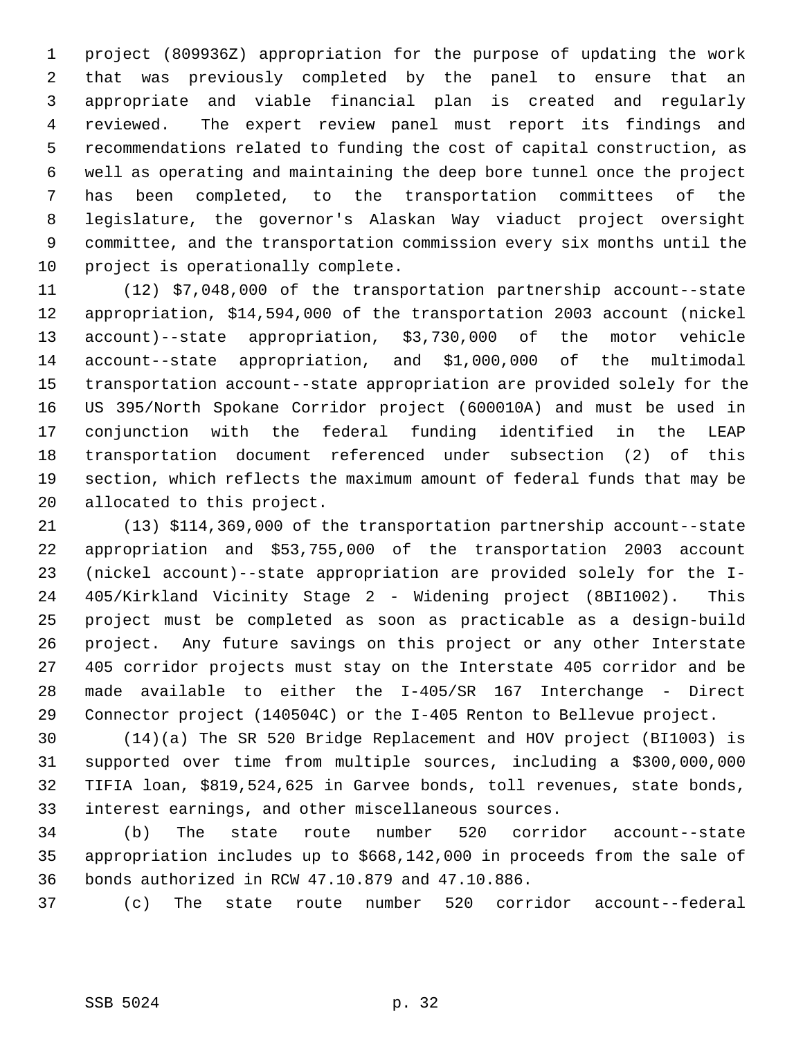project (809936Z) appropriation for the purpose of updating the work that was previously completed by the panel to ensure that an appropriate and viable financial plan is created and regularly reviewed. The expert review panel must report its findings and recommendations related to funding the cost of capital construction, as well as operating and maintaining the deep bore tunnel once the project has been completed, to the transportation committees of the legislature, the governor's Alaskan Way viaduct project oversight committee, and the transportation commission every six months until the project is operationally complete.

(12) $7,048,000 of the transportation partnership account--state appropriation, $14,594,000 of the transportation 2003 account (nickel account)--state appropriation, $3,730,000 of the motor vehicle account--state appropriation, and $1,000,000 of the multimodal transportation account--state appropriation are provided solely for the US 395/North Spokane Corridor project (600010A) and must be used in conjunction with the federal funding identified in the LEAP transportation document referenced under subsection (2) of this section, which reflects the maximum amount of federal funds that may be allocated to this project.

(13) $114,369,000 of the transportation partnership account--state appropriation and $53,755,000 of the transportation 2003 account (nickel account)--state appropriation are provided solely for the I-405/Kirkland Vicinity Stage 2 - Widening project (8BI1002). This project must be completed as soon as practicable as a design-build project. Any future savings on this project or any other Interstate 405 corridor projects must stay on the Interstate 405 corridor and be made available to either the I-405/SR 167 Interchange - Direct Connector project (140504C) or the I-405 Renton to Bellevue project.

(14)(a) The SR 520 Bridge Replacement and HOV project (BI1003) is supported over time from multiple sources, including a $300,000,000 TIFIA loan, $819,524,625 in Garvee bonds, toll revenues, state bonds, interest earnings, and other miscellaneous sources.

(b) The state route number 520 corridor account--state appropriation includes up to $668,142,000 in proceeds from the sale of bonds authorized in RCW 47.10.879 and 47.10.886.

(c) The state route number 520 corridor account--federal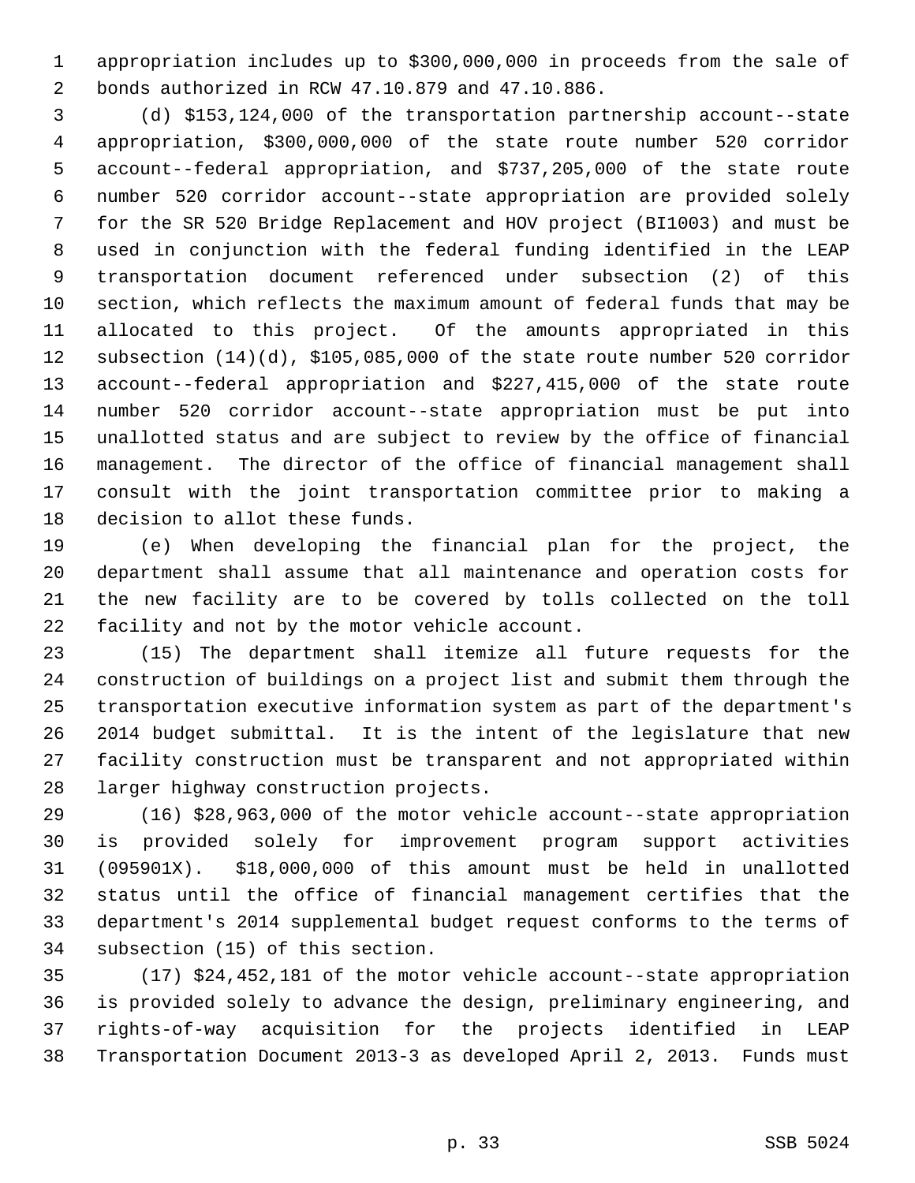appropriation includes up to $300,000,000 in proceeds from the sale of bonds authorized in RCW 47.10.879 and 47.10.886.

(d) $153,124,000 of the transportation partnership account--state appropriation, $300,000,000 of the state route number 520 corridor account--federal appropriation, and $737,205,000 of the state route number 520 corridor account--state appropriation are provided solely for the SR 520 Bridge Replacement and HOV project (BI1003) and must be used in conjunction with the federal funding identified in the LEAP transportation document referenced under subsection (2) of this section, which reflects the maximum amount of federal funds that may be allocated to this project. Of the amounts appropriated in this subsection (14)(d), $105,085,000 of the state route number 520 corridor account--federal appropriation and $227,415,000 of the state route number 520 corridor account--state appropriation must be put into unallotted status and are subject to review by the office of financial management. The director of the office of financial management shall consult with the joint transportation committee prior to making a decision to allot these funds.

(e) When developing the financial plan for the project, the department shall assume that all maintenance and operation costs for the new facility are to be covered by tolls collected on the toll facility and not by the motor vehicle account.

(15) The department shall itemize all future requests for the construction of buildings on a project list and submit them through the transportation executive information system as part of the department's 2014 budget submittal. It is the intent of the legislature that new facility construction must be transparent and not appropriated within larger highway construction projects.

(16) $28,963,000 of the motor vehicle account--state appropriation is provided solely for improvement program support activities (095901X). $18,000,000 of this amount must be held in unallotted status until the office of financial management certifies that the department's 2014 supplemental budget request conforms to the terms of subsection (15) of this section.

(17) $24,452,181 of the motor vehicle account--state appropriation is provided solely to advance the design, preliminary engineering, and rights-of-way acquisition for the projects identified in LEAP Transportation Document 2013-3 as developed April 2, 2013. Funds must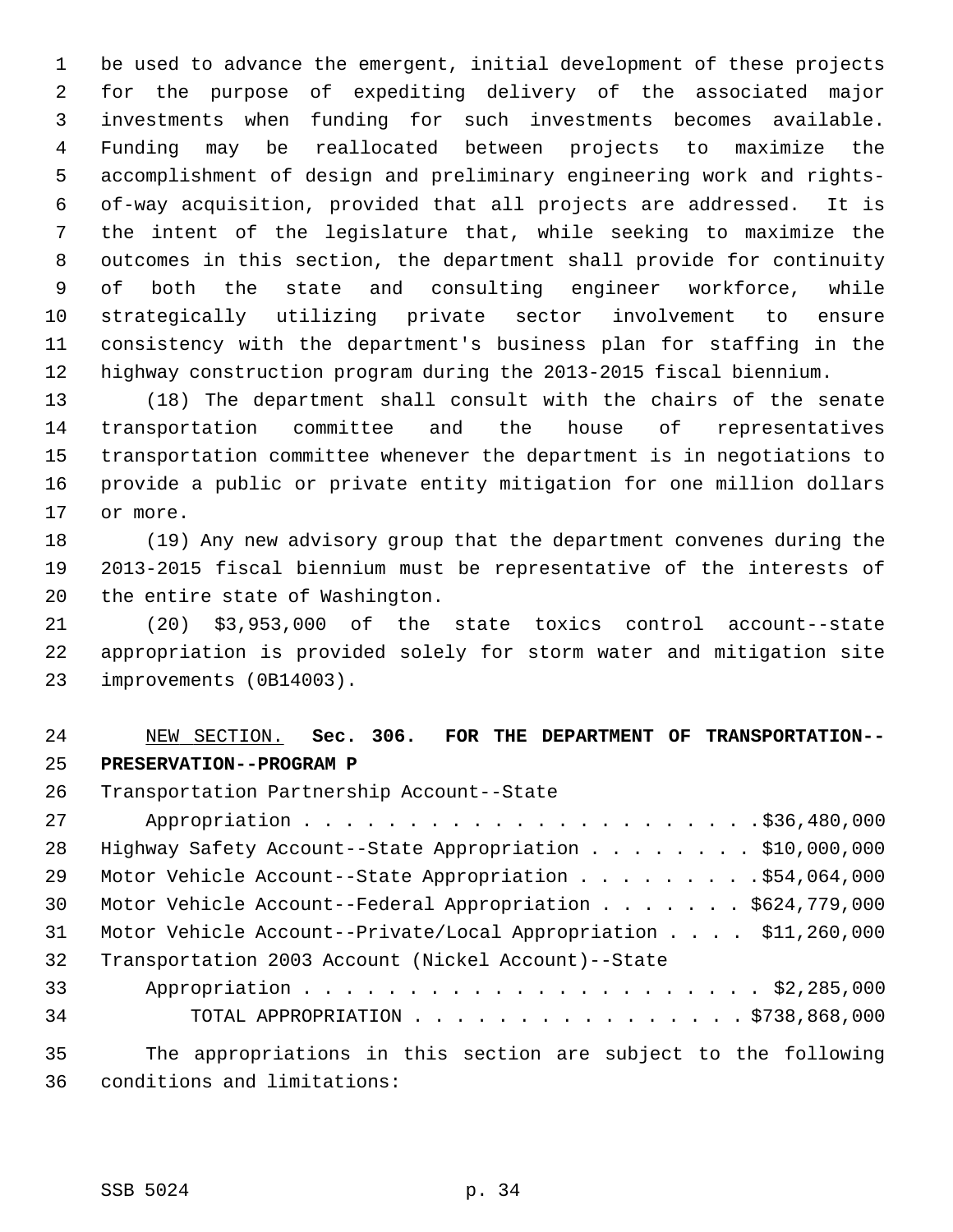be used to advance the emergent, initial development of these projects for the purpose of expediting delivery of the associated major investments when funding for such investments becomes available. Funding may be reallocated between projects to maximize the accomplishment of design and preliminary engineering work and rights-of-way acquisition, provided that all projects are addressed. It is the intent of the legislature that, while seeking to maximize the outcomes in this section, the department shall provide for continuity of both the state and consulting engineer workforce, while strategically utilizing private sector involvement to ensure consistency with the department's business plan for staffing in the highway construction program during the 2013-2015 fiscal biennium.

(18) The department shall consult with the chairs of the senate transportation committee and the house of representatives transportation committee whenever the department is in negotiations to provide a public or private entity mitigation for one million dollars or more.

(19) Any new advisory group that the department convenes during the 2013-2015 fiscal biennium must be representative of the interests of the entire state of Washington.

(20) $3,953,000 of the state toxics control account--state appropriation is provided solely for storm water and mitigation site improvements (0B14003).

NEW SECTION. **Sec. 306. FOR THE DEPARTMENT OF TRANSPORTATION--PRESERVATION--PROGRAM P**

| | |
|---|---|
| Transportation Partnership Account--State Appropriation | $36,480,000 |
| Highway Safety Account--State Appropriation | $10,000,000 |
| Motor Vehicle Account--State Appropriation | $54,064,000 |
| Motor Vehicle Account--Federal Appropriation | $624,779,000 |
| Motor Vehicle Account--Private/Local Appropriation | $11,260,000 |
| Transportation 2003 Account (Nickel Account)--State Appropriation | $2,285,000 |
| TOTAL APPROPRIATION | $738,868,000 |

The appropriations in this section are subject to the following conditions and limitations: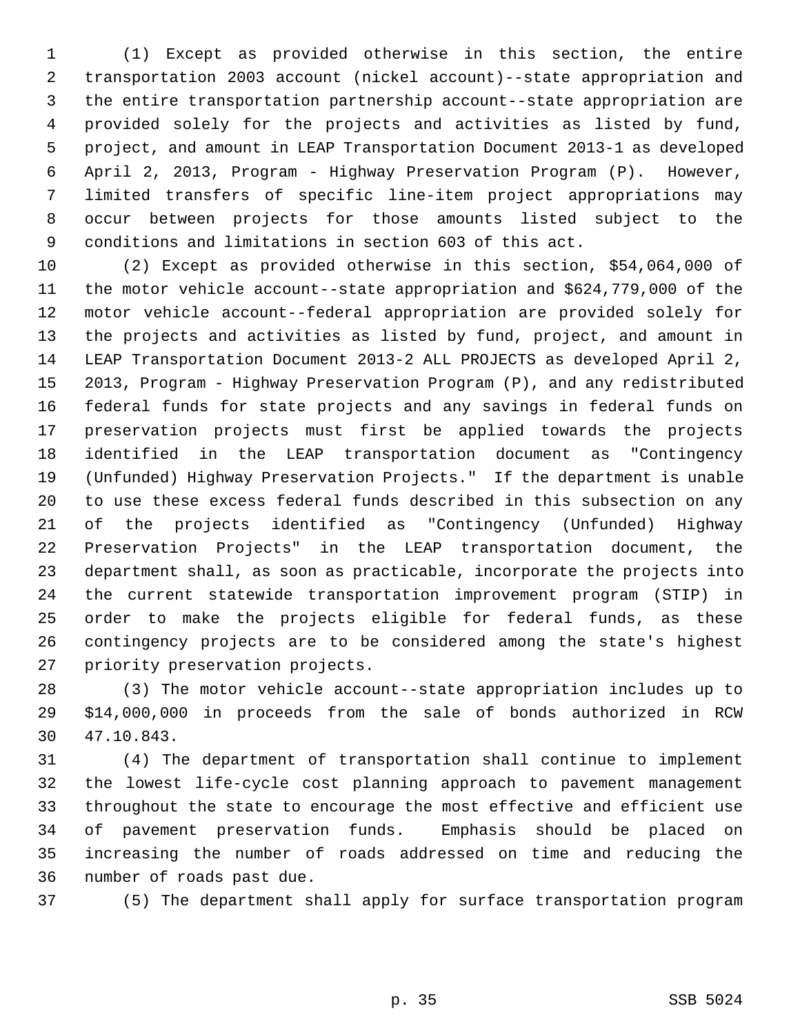(1) Except as provided otherwise in this section, the entire transportation 2003 account (nickel account)--state appropriation and the entire transportation partnership account--state appropriation are provided solely for the projects and activities as listed by fund, project, and amount in LEAP Transportation Document 2013-1 as developed April 2, 2013, Program - Highway Preservation Program (P). However, limited transfers of specific line-item project appropriations may occur between projects for those amounts listed subject to the conditions and limitations in section 603 of this act.

(2) Except as provided otherwise in this section, $54,064,000 of the motor vehicle account--state appropriation and $624,779,000 of the motor vehicle account--federal appropriation are provided solely for the projects and activities as listed by fund, project, and amount in LEAP Transportation Document 2013-2 ALL PROJECTS as developed April 2, 2013, Program - Highway Preservation Program (P), and any redistributed federal funds for state projects and any savings in federal funds on preservation projects must first be applied towards the projects identified in the LEAP transportation document as "Contingency (Unfunded) Highway Preservation Projects." If the department is unable to use these excess federal funds described in this subsection on any of the projects identified as "Contingency (Unfunded) Highway Preservation Projects" in the LEAP transportation document, the department shall, as soon as practicable, incorporate the projects into the current statewide transportation improvement program (STIP) in order to make the projects eligible for federal funds, as these contingency projects are to be considered among the state's highest priority preservation projects.

(3) The motor vehicle account--state appropriation includes up to $14,000,000 in proceeds from the sale of bonds authorized in RCW 47.10.843.

(4) The department of transportation shall continue to implement the lowest life-cycle cost planning approach to pavement management throughout the state to encourage the most effective and efficient use of pavement preservation funds. Emphasis should be placed on increasing the number of roads addressed on time and reducing the number of roads past due.

(5) The department shall apply for surface transportation program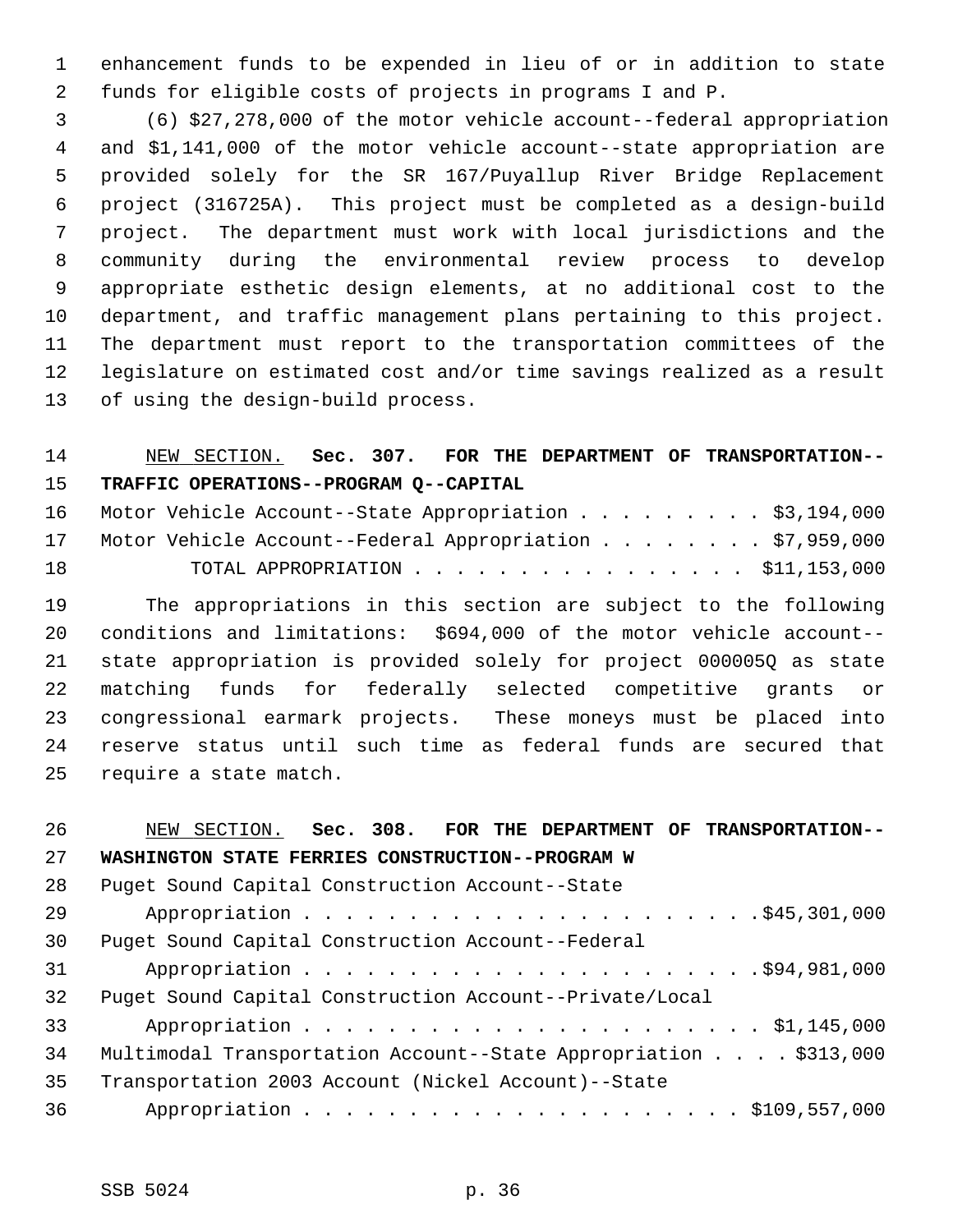enhancement funds to be expended in lieu of or in addition to state funds for eligible costs of projects in programs I and P.

(6) $27,278,000 of the motor vehicle account--federal appropriation and $1,141,000 of the motor vehicle account--state appropriation are provided solely for the SR 167/Puyallup River Bridge Replacement project (316725A). This project must be completed as a design-build project. The department must work with local jurisdictions and the community during the environmental review process to develop appropriate esthetic design elements, at no additional cost to the department, and traffic management plans pertaining to this project. The department must report to the transportation committees of the legislature on estimated cost and/or time savings realized as a result of using the design-build process.

NEW SECTION. **Sec. 307. FOR THE DEPARTMENT OF TRANSPORTATION--TRAFFIC OPERATIONS--PROGRAM Q--CAPITAL**

Motor Vehicle Account--State Appropriation . . . . . . . . . $3,194,000
Motor Vehicle Account--Federal Appropriation . . . . . . . . $7,959,000
TOTAL APPROPRIATION . . . . . . . . . . . . . . . . $11,153,000

The appropriations in this section are subject to the following conditions and limitations: $694,000 of the motor vehicle account--state appropriation is provided solely for project 000005Q as state matching funds for federally selected competitive grants or congressional earmark projects. These moneys must be placed into reserve status until such time as federal funds are secured that require a state match.

NEW SECTION. **Sec. 308. FOR THE DEPARTMENT OF TRANSPORTATION--WASHINGTON STATE FERRIES CONSTRUCTION--PROGRAM W**

Puget Sound Capital Construction Account--State
Appropriation . . . . . . . . . . . . . . . . . . . . . .$45,301,000
Puget Sound Capital Construction Account--Federal
Appropriation . . . . . . . . . . . . . . . . . . . . . .$94,981,000
Puget Sound Capital Construction Account--Private/Local
Appropriation . . . . . . . . . . . . . . . . . . . . . . $1,145,000
Multimodal Transportation Account--State Appropriation . . . . $313,000
Transportation 2003 Account (Nickel Account)--State
Appropriation . . . . . . . . . . . . . . . . . . . . . $109,557,000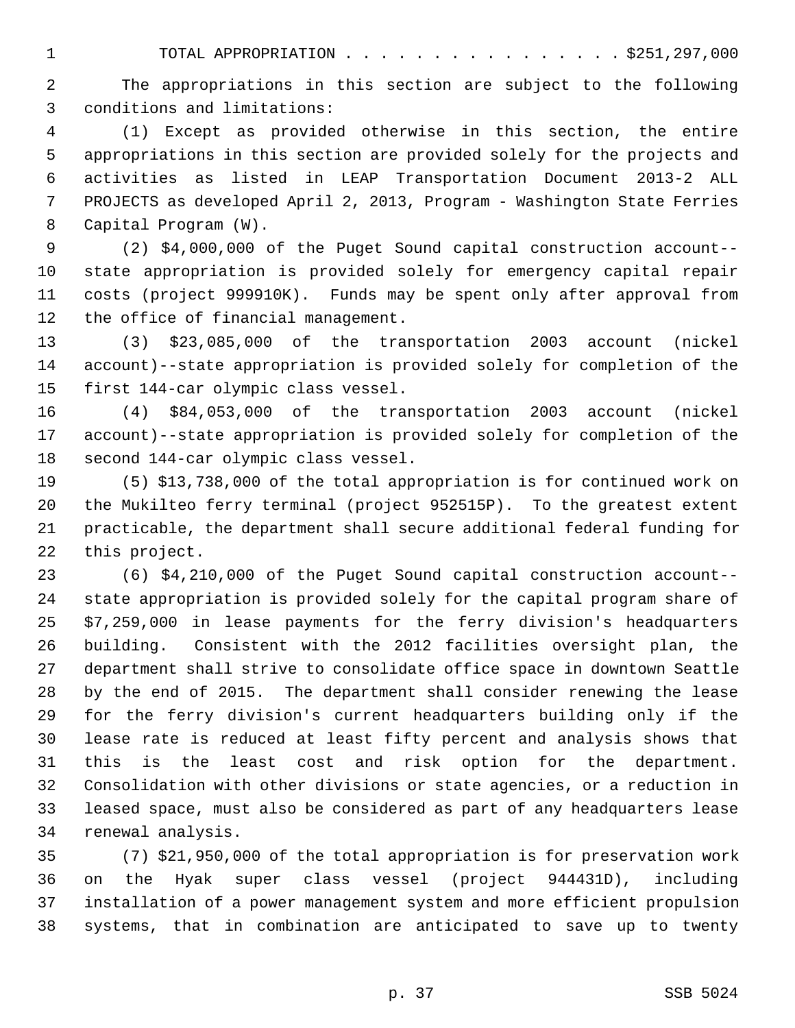TOTAL APPROPRIATION . . . . . . . . . . . . . . . . $251,297,000

The appropriations in this section are subject to the following conditions and limitations:

(1) Except as provided otherwise in this section, the entire appropriations in this section are provided solely for the projects and activities as listed in LEAP Transportation Document 2013-2 ALL PROJECTS as developed April 2, 2013, Program - Washington State Ferries Capital Program (W).

(2) $4,000,000 of the Puget Sound capital construction account--state appropriation is provided solely for emergency capital repair costs (project 999910K). Funds may be spent only after approval from the office of financial management.

(3) $23,085,000 of the transportation 2003 account (nickel account)--state appropriation is provided solely for completion of the first 144-car olympic class vessel.

(4) $84,053,000 of the transportation 2003 account (nickel account)--state appropriation is provided solely for completion of the second 144-car olympic class vessel.

(5) $13,738,000 of the total appropriation is for continued work on the Mukilteo ferry terminal (project 952515P). To the greatest extent practicable, the department shall secure additional federal funding for this project.

(6) $4,210,000 of the Puget Sound capital construction account--state appropriation is provided solely for the capital program share of $7,259,000 in lease payments for the ferry division's headquarters building. Consistent with the 2012 facilities oversight plan, the department shall strive to consolidate office space in downtown Seattle by the end of 2015. The department shall consider renewing the lease for the ferry division's current headquarters building only if the lease rate is reduced at least fifty percent and analysis shows that this is the least cost and risk option for the department. Consolidation with other divisions or state agencies, or a reduction in leased space, must also be considered as part of any headquarters lease renewal analysis.

(7) $21,950,000 of the total appropriation is for preservation work on the Hyak super class vessel (project 944431D), including installation of a power management system and more efficient propulsion systems, that in combination are anticipated to save up to twenty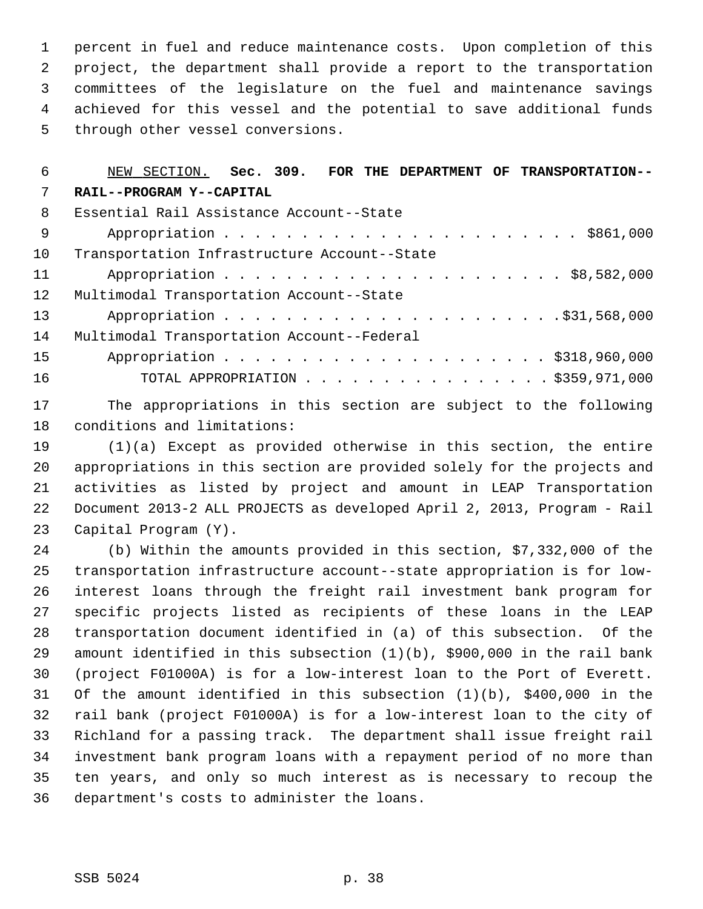percent in fuel and reduce maintenance costs. Upon completion of this project, the department shall provide a report to the transportation committees of the legislature on the fuel and maintenance savings achieved for this vessel and the potential to save additional funds through other vessel conversions.

NEW SECTION. **Sec. 309. FOR THE DEPARTMENT OF TRANSPORTATION--RAIL--PROGRAM Y--CAPITAL**

| | |
|---|---|
| Essential Rail Assistance Account--State Appropriation | $861,000 |
| Transportation Infrastructure Account--State Appropriation | $8,582,000 |
| Multimodal Transportation Account--State Appropriation | $31,568,000 |
| Multimodal Transportation Account--Federal Appropriation | $318,960,000 |
| TOTAL APPROPRIATION | $359,971,000 |

The appropriations in this section are subject to the following conditions and limitations:

(1)(a) Except as provided otherwise in this section, the entire appropriations in this section are provided solely for the projects and activities as listed by project and amount in LEAP Transportation Document 2013-2 ALL PROJECTS as developed April 2, 2013, Program - Rail Capital Program (Y).

(b) Within the amounts provided in this section, $7,332,000 of the transportation infrastructure account--state appropriation is for low-interest loans through the freight rail investment bank program for specific projects listed as recipients of these loans in the LEAP transportation document identified in (a) of this subsection. Of the amount identified in this subsection (1)(b), $900,000 in the rail bank (project F01000A) is for a low-interest loan to the Port of Everett. Of the amount identified in this subsection (1)(b), $400,000 in the rail bank (project F01000A) is for a low-interest loan to the city of Richland for a passing track. The department shall issue freight rail investment bank program loans with a repayment period of no more than ten years, and only so much interest as is necessary to recoup the department's costs to administer the loans.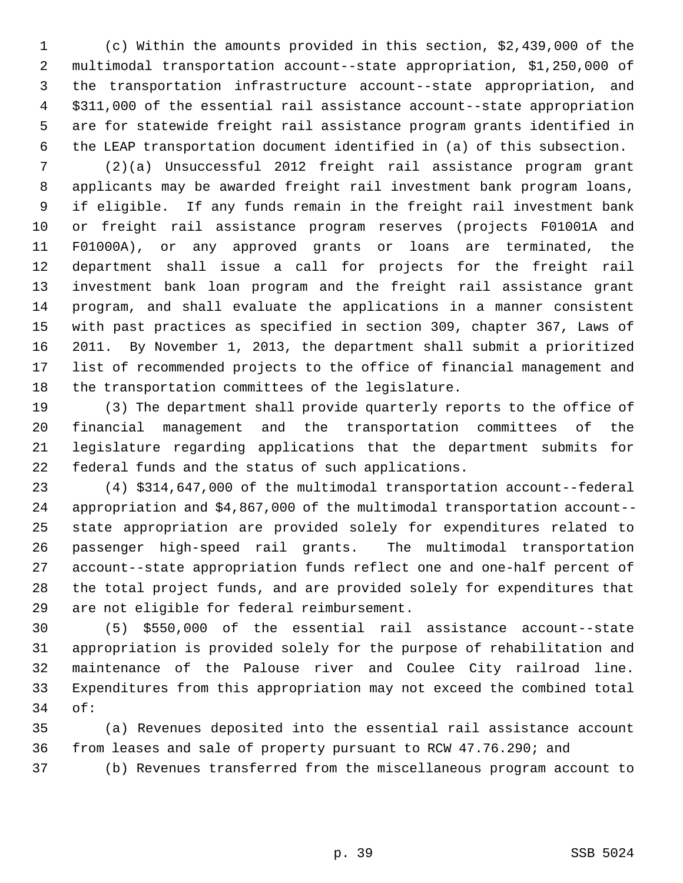(c) Within the amounts provided in this section, $2,439,000 of the multimodal transportation account--state appropriation, $1,250,000 of the transportation infrastructure account--state appropriation, and $311,000 of the essential rail assistance account--state appropriation are for statewide freight rail assistance program grants identified in the LEAP transportation document identified in (a) of this subsection.

(2)(a) Unsuccessful 2012 freight rail assistance program grant applicants may be awarded freight rail investment bank program loans, if eligible. If any funds remain in the freight rail investment bank or freight rail assistance program reserves (projects F01001A and F01000A), or any approved grants or loans are terminated, the department shall issue a call for projects for the freight rail investment bank loan program and the freight rail assistance grant program, and shall evaluate the applications in a manner consistent with past practices as specified in section 309, chapter 367, Laws of 2011. By November 1, 2013, the department shall submit a prioritized list of recommended projects to the office of financial management and the transportation committees of the legislature.

(3) The department shall provide quarterly reports to the office of financial management and the transportation committees of the legislature regarding applications that the department submits for federal funds and the status of such applications.

(4) $314,647,000 of the multimodal transportation account--federal appropriation and $4,867,000 of the multimodal transportation account--state appropriation are provided solely for expenditures related to passenger high-speed rail grants. The multimodal transportation account--state appropriation funds reflect one and one-half percent of the total project funds, and are provided solely for expenditures that are not eligible for federal reimbursement.

(5) $550,000 of the essential rail assistance account--state appropriation is provided solely for the purpose of rehabilitation and maintenance of the Palouse river and Coulee City railroad line. Expenditures from this appropriation may not exceed the combined total of:

(a) Revenues deposited into the essential rail assistance account from leases and sale of property pursuant to RCW 47.76.290; and

(b) Revenues transferred from the miscellaneous program account to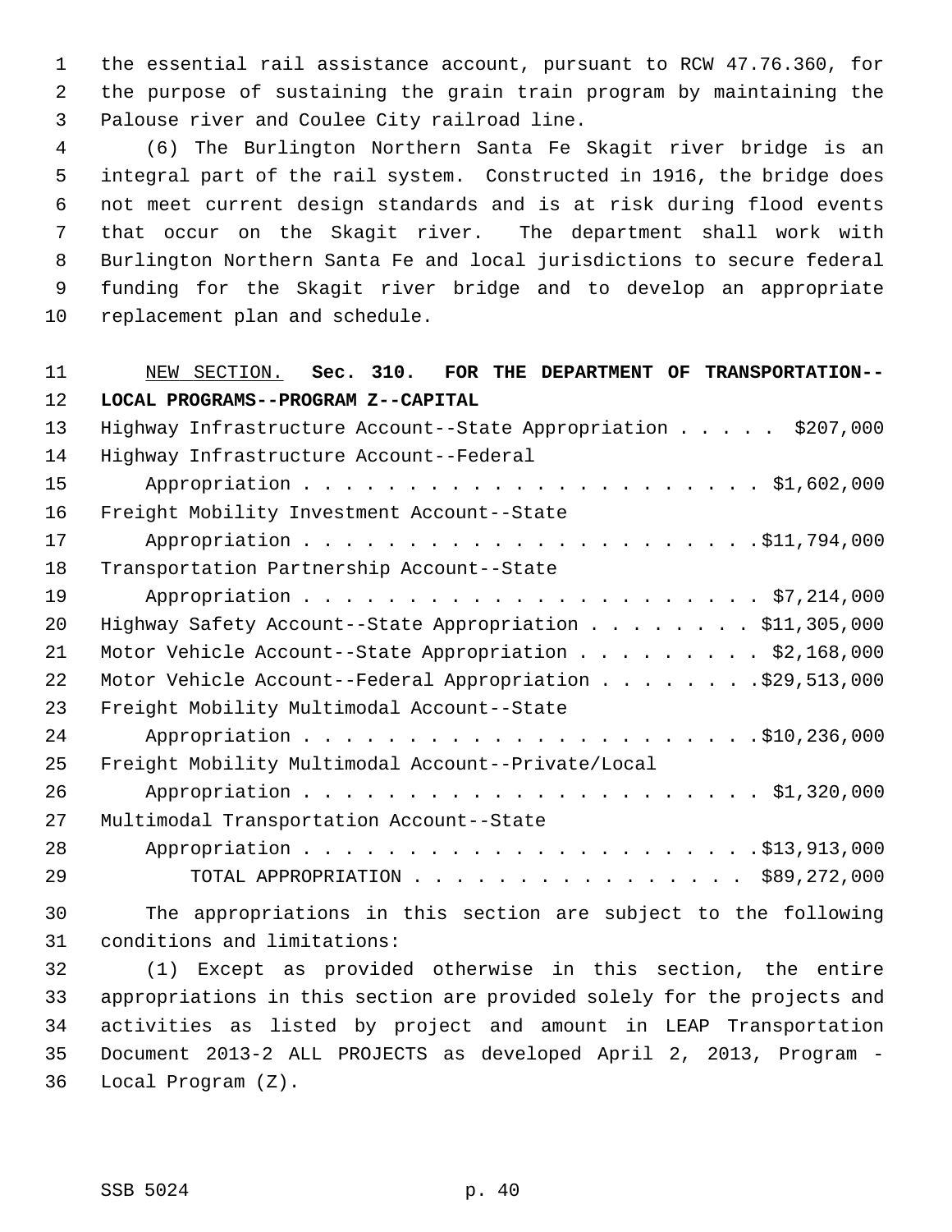the essential rail assistance account, pursuant to RCW 47.76.360, for the purpose of sustaining the grain train program by maintaining the Palouse river and Coulee City railroad line.

(6) The Burlington Northern Santa Fe Skagit river bridge is an integral part of the rail system. Constructed in 1916, the bridge does not meet current design standards and is at risk during flood events that occur on the Skagit river. The department shall work with Burlington Northern Santa Fe and local jurisdictions to secure federal funding for the Skagit river bridge and to develop an appropriate replacement plan and schedule.

NEW SECTION. **Sec. 310. FOR THE DEPARTMENT OF TRANSPORTATION--LOCAL PROGRAMS--PROGRAM Z--CAPITAL**

| | |
|---|---|
| Highway Infrastructure Account--State Appropriation | $207,000 |
| Highway Infrastructure Account--Federal Appropriation | $1,602,000 |
| Freight Mobility Investment Account--State Appropriation | $11,794,000 |
| Transportation Partnership Account--State Appropriation | $7,214,000 |
| Highway Safety Account--State Appropriation | $11,305,000 |
| Motor Vehicle Account--State Appropriation | $2,168,000 |
| Motor Vehicle Account--Federal Appropriation | $29,513,000 |
| Freight Mobility Multimodal Account--State Appropriation | $10,236,000 |
| Freight Mobility Multimodal Account--Private/Local Appropriation | $1,320,000 |
| Multimodal Transportation Account--State Appropriation | $13,913,000 |
| TOTAL APPROPRIATION | $89,272,000 |

The appropriations in this section are subject to the following conditions and limitations:

(1) Except as provided otherwise in this section, the entire appropriations in this section are provided solely for the projects and activities as listed by project and amount in LEAP Transportation Document 2013-2 ALL PROJECTS as developed April 2, 2013, Program - Local Program (Z).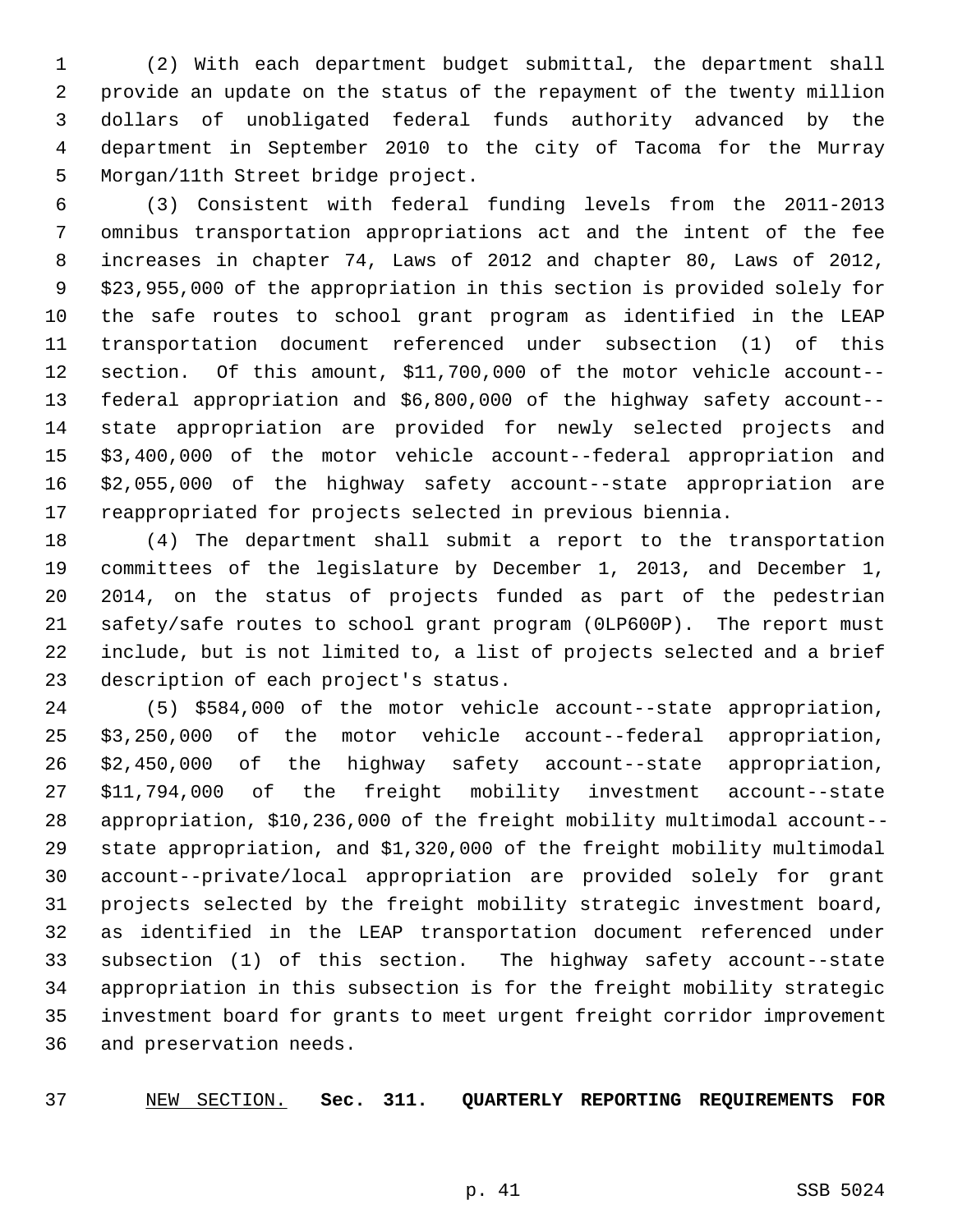(2) With each department budget submittal, the department shall provide an update on the status of the repayment of the twenty million dollars of unobligated federal funds authority advanced by the department in September 2010 to the city of Tacoma for the Murray Morgan/11th Street bridge project.

(3) Consistent with federal funding levels from the 2011-2013 omnibus transportation appropriations act and the intent of the fee increases in chapter 74, Laws of 2012 and chapter 80, Laws of 2012, $23,955,000 of the appropriation in this section is provided solely for the safe routes to school grant program as identified in the LEAP transportation document referenced under subsection (1) of this section. Of this amount, $11,700,000 of the motor vehicle account--federal appropriation and $6,800,000 of the highway safety account--state appropriation are provided for newly selected projects and $3,400,000 of the motor vehicle account--federal appropriation and $2,055,000 of the highway safety account--state appropriation are reappropriated for projects selected in previous biennia.

(4) The department shall submit a report to the transportation committees of the legislature by December 1, 2013, and December 1, 2014, on the status of projects funded as part of the pedestrian safety/safe routes to school grant program (0LP600P). The report must include, but is not limited to, a list of projects selected and a brief description of each project's status.

(5) $584,000 of the motor vehicle account--state appropriation, $3,250,000 of the motor vehicle account--federal appropriation, $2,450,000 of the highway safety account--state appropriation, $11,794,000 of the freight mobility investment account--state appropriation, $10,236,000 of the freight mobility multimodal account--state appropriation, and $1,320,000 of the freight mobility multimodal account--private/local appropriation are provided solely for grant projects selected by the freight mobility strategic investment board, as identified in the LEAP transportation document referenced under subsection (1) of this section. The highway safety account--state appropriation in this subsection is for the freight mobility strategic investment board for grants to meet urgent freight corridor improvement and preservation needs.

NEW SECTION. **Sec. 311. QUARTERLY REPORTING REQUIREMENTS FOR**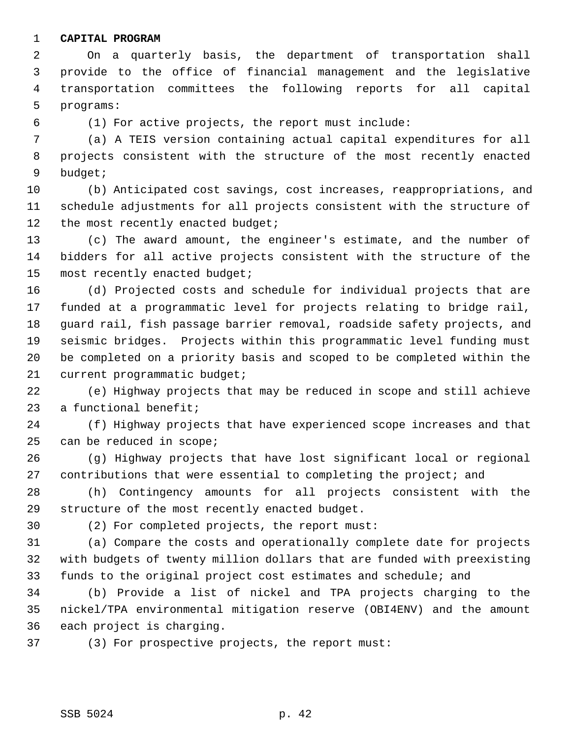**CAPITAL PROGRAM**

On a quarterly basis, the department of transportation shall provide to the office of financial management and the legislative transportation committees the following reports for all capital programs:

(1) For active projects, the report must include:

(a) A TEIS version containing actual capital expenditures for all projects consistent with the structure of the most recently enacted budget;

(b) Anticipated cost savings, cost increases, reappropriations, and schedule adjustments for all projects consistent with the structure of the most recently enacted budget;

(c) The award amount, the engineer's estimate, and the number of bidders for all active projects consistent with the structure of the most recently enacted budget;

(d) Projected costs and schedule for individual projects that are funded at a programmatic level for projects relating to bridge rail, guard rail, fish passage barrier removal, roadside safety projects, and seismic bridges. Projects within this programmatic level funding must be completed on a priority basis and scoped to be completed within the current programmatic budget;

(e) Highway projects that may be reduced in scope and still achieve a functional benefit;

(f) Highway projects that have experienced scope increases and that can be reduced in scope;

(g) Highway projects that have lost significant local or regional contributions that were essential to completing the project; and

(h) Contingency amounts for all projects consistent with the structure of the most recently enacted budget.

(2) For completed projects, the report must:

(a) Compare the costs and operationally complete date for projects with budgets of twenty million dollars that are funded with preexisting funds to the original project cost estimates and schedule; and

(b) Provide a list of nickel and TPA projects charging to the nickel/TPA environmental mitigation reserve (OBI4ENV) and the amount each project is charging.

(3) For prospective projects, the report must: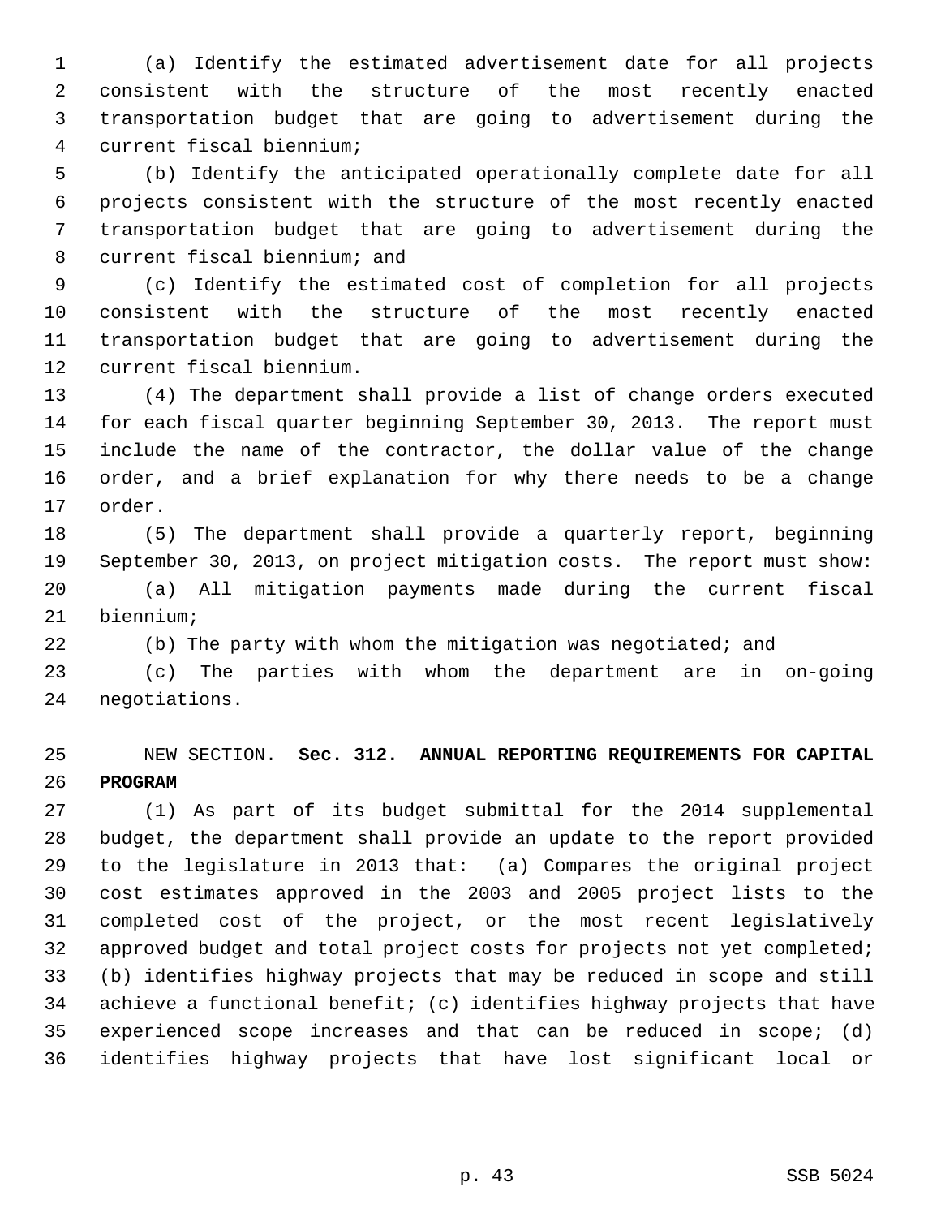(a) Identify the estimated advertisement date for all projects consistent with the structure of the most recently enacted transportation budget that are going to advertisement during the current fiscal biennium;

(b) Identify the anticipated operationally complete date for all projects consistent with the structure of the most recently enacted transportation budget that are going to advertisement during the current fiscal biennium; and

(c) Identify the estimated cost of completion for all projects consistent with the structure of the most recently enacted transportation budget that are going to advertisement during the current fiscal biennium.

(4) The department shall provide a list of change orders executed for each fiscal quarter beginning September 30, 2013. The report must include the name of the contractor, the dollar value of the change order, and a brief explanation for why there needs to be a change order.

(5) The department shall provide a quarterly report, beginning September 30, 2013, on project mitigation costs. The report must show:

(a) All mitigation payments made during the current fiscal biennium;

(b) The party with whom the mitigation was negotiated; and

(c) The parties with whom the department are in on-going negotiations.

NEW SECTION. **Sec. 312. ANNUAL REPORTING REQUIREMENTS FOR CAPITAL PROGRAM**

(1) As part of its budget submittal for the 2014 supplemental budget, the department shall provide an update to the report provided to the legislature in 2013 that: (a) Compares the original project cost estimates approved in the 2003 and 2005 project lists to the completed cost of the project, or the most recent legislatively approved budget and total project costs for projects not yet completed; (b) identifies highway projects that may be reduced in scope and still achieve a functional benefit; (c) identifies highway projects that have experienced scope increases and that can be reduced in scope; (d) identifies highway projects that have lost significant local or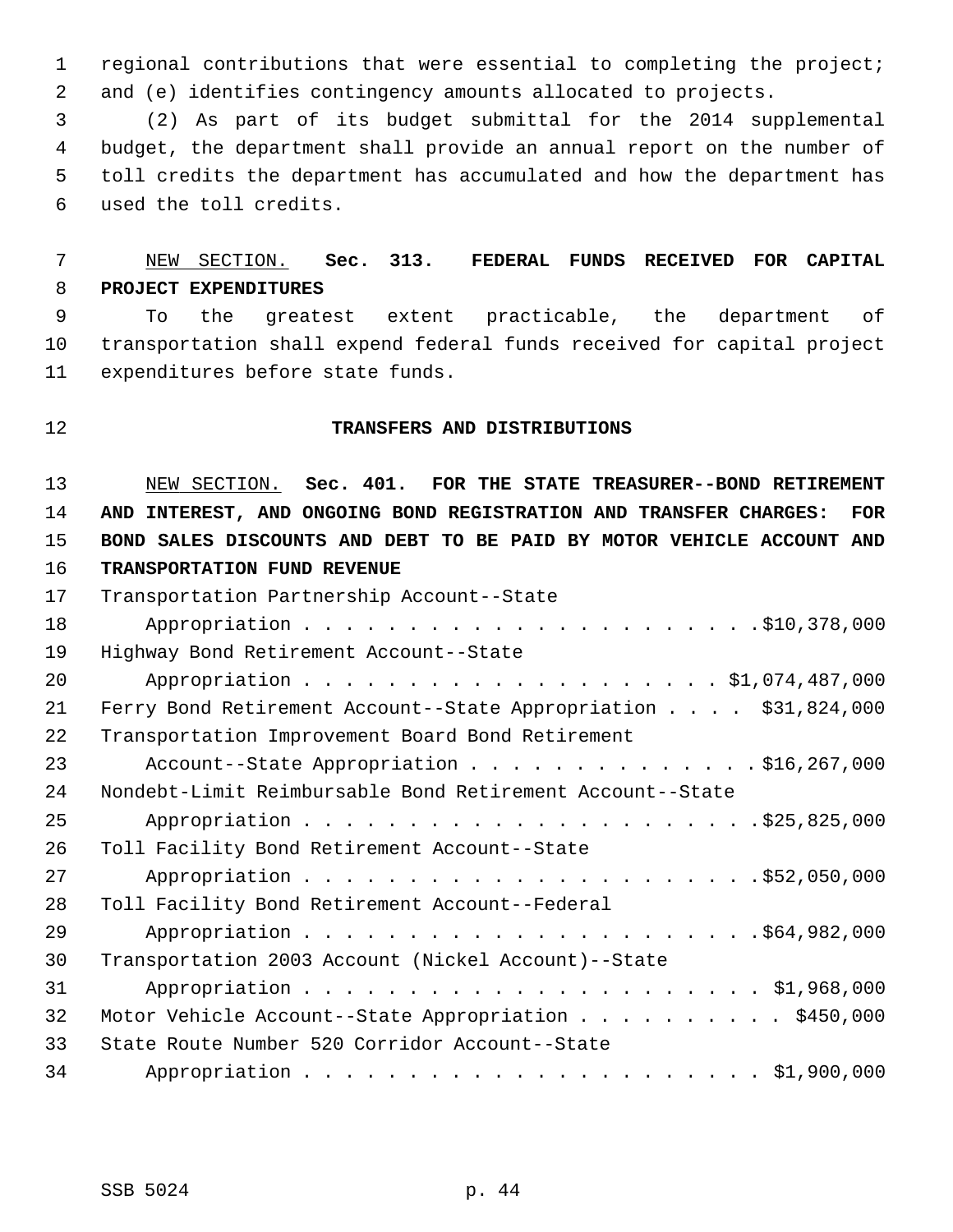regional contributions that were essential to completing the project; and (e) identifies contingency amounts allocated to projects.

(2) As part of its budget submittal for the 2014 supplemental budget, the department shall provide an annual report on the number of toll credits the department has accumulated and how the department has used the toll credits.

NEW SECTION. **Sec. 313. FEDERAL FUNDS RECEIVED FOR CAPITAL PROJECT EXPENDITURES**

To the greatest extent practicable, the department of transportation shall expend federal funds received for capital project expenditures before state funds.

## TRANSFERS AND DISTRIBUTIONS

NEW SECTION. **Sec. 401. FOR THE STATE TREASURER--BOND RETIREMENT AND INTEREST, AND ONGOING BOND REGISTRATION AND TRANSFER CHARGES: FOR BOND SALES DISCOUNTS AND DEBT TO BE PAID BY MOTOR VEHICLE ACCOUNT AND TRANSPORTATION FUND REVENUE**

Transportation Partnership Account--State Appropriation . . . . . . . . . . . . . . . . . . . . . . $10,378,000

Highway Bond Retirement Account--State Appropriation . . . . . . . . . . . . . . . . . . . . $1,074,487,000

Ferry Bond Retirement Account--State Appropriation . . . . $31,824,000

Transportation Improvement Board Bond Retirement Account--State Appropriation . . . . . . . . . . . . . . $16,267,000

Nondebt-Limit Reimbursable Bond Retirement Account--State Appropriation . . . . . . . . . . . . . . . . . . . . . . $25,825,000

Toll Facility Bond Retirement Account--State Appropriation . . . . . . . . . . . . . . . . . . . . . . $52,050,000

Toll Facility Bond Retirement Account--Federal Appropriation . . . . . . . . . . . . . . . . . . . . . . $64,982,000

Transportation 2003 Account (Nickel Account)--State Appropriation . . . . . . . . . . . . . . . . . . . . . . $1,968,000

Motor Vehicle Account--State Appropriation . . . . . . . . . . $450,000

State Route Number 520 Corridor Account--State Appropriation . . . . . . . . . . . . . . . . . . . . . . $1,900,000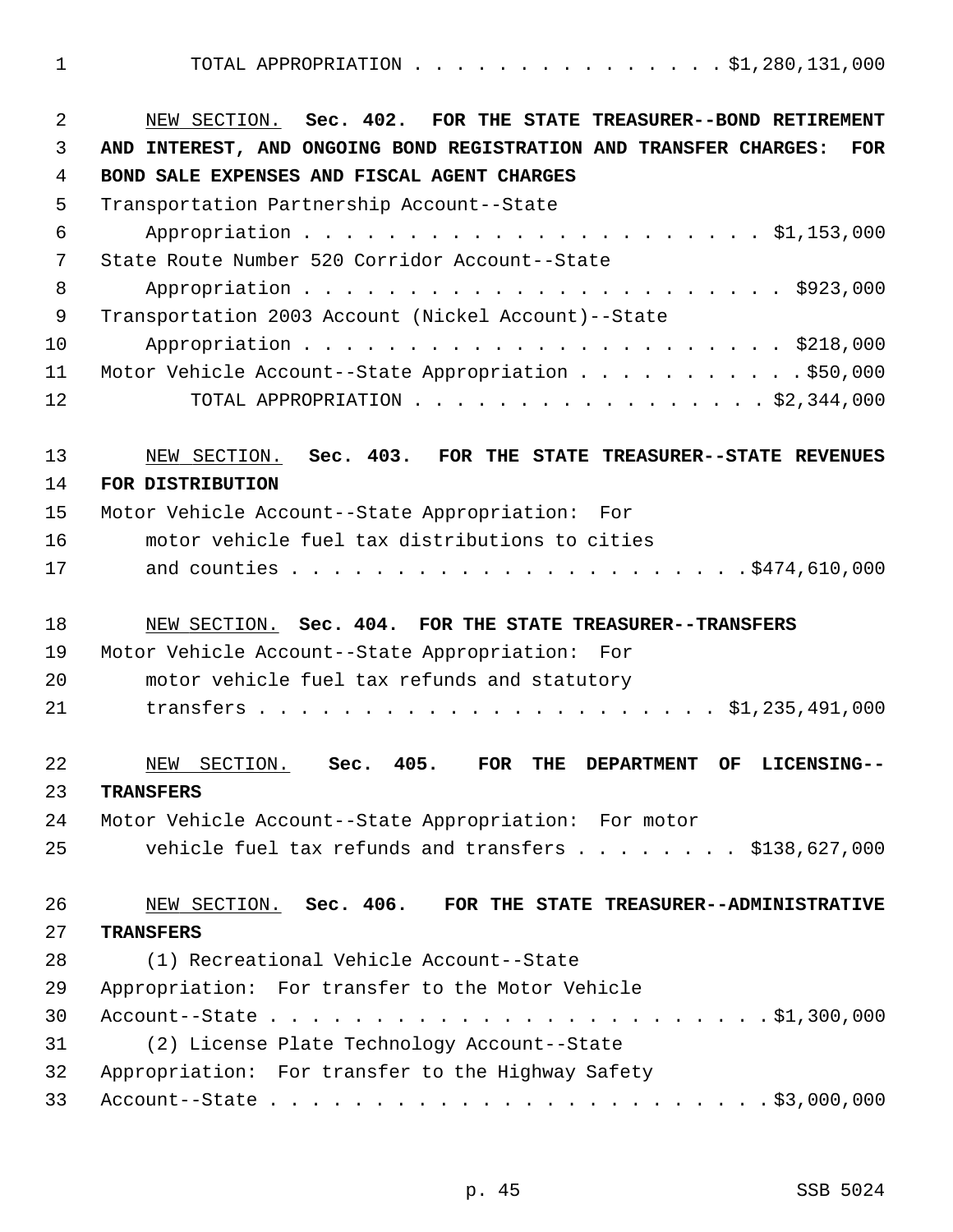TOTAL APPROPRIATION . . . . . . . . . . . . . . . $1,280,131,000

NEW SECTION. **Sec. 402. FOR THE STATE TREASURER--BOND RETIREMENT AND INTEREST, AND ONGOING BOND REGISTRATION AND TRANSFER CHARGES: FOR BOND SALE EXPENSES AND FISCAL AGENT CHARGES**

Transportation Partnership Account--State Appropriation . . . . . . . . . . . . . . . . . . . . . . $1,153,000

State Route Number 520 Corridor Account--State Appropriation . . . . . . . . . . . . . . . . . . . . . . . $923,000

Transportation 2003 Account (Nickel Account)--State Appropriation . . . . . . . . . . . . . . . . . . . . . . . $218,000

Motor Vehicle Account--State Appropriation . . . . . . . . . . . $50,000

TOTAL APPROPRIATION . . . . . . . . . . . . . . . . $2,344,000

NEW SECTION. **Sec. 403. FOR THE STATE TREASURER--STATE REVENUES FOR DISTRIBUTION**

Motor Vehicle Account--State Appropriation: For motor vehicle fuel tax distributions to cities and counties . . . . . . . . . . . . . . . . . . . . . . $474,610,000

NEW SECTION. **Sec. 404. FOR THE STATE TREASURER--TRANSFERS**

Motor Vehicle Account--State Appropriation: For motor vehicle fuel tax refunds and statutory transfers . . . . . . . . . . . . . . . . . . . . . . $1,235,491,000

NEW SECTION. **Sec. 405. FOR THE DEPARTMENT OF LICENSING--TRANSFERS**

Motor Vehicle Account--State Appropriation: For motor vehicle fuel tax refunds and transfers . . . . . . . . $138,627,000

NEW SECTION. **Sec. 406. FOR THE STATE TREASURER--ADMINISTRATIVE TRANSFERS**

(1) Recreational Vehicle Account--State Appropriation: For transfer to the Motor Vehicle Account--State . . . . . . . . . . . . . . . . . . . . . . . . $1,300,000

(2) License Plate Technology Account--State Appropriation: For transfer to the Highway Safety Account--State . . . . . . . . . . . . . . . . . . . . . . . . $3,000,000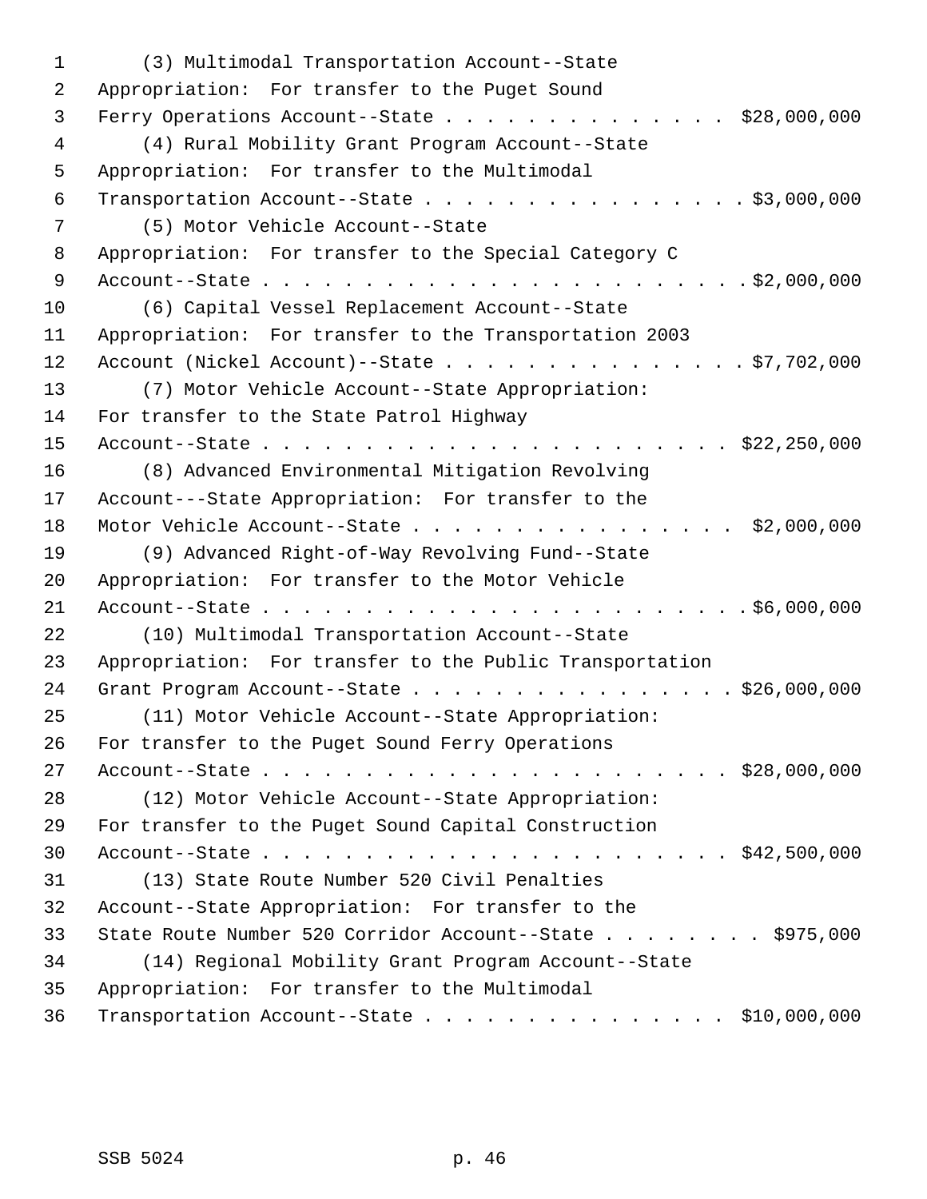(3) Multimodal Transportation Account--State Appropriation: For transfer to the Puget Sound Ferry Operations Account--State . . . . . . . . . . . . . . . $28,000,000

(4) Rural Mobility Grant Program Account--State Appropriation: For transfer to the Multimodal Transportation Account--State . . . . . . . . . . . . . . . . $3,000,000

(5) Motor Vehicle Account--State Appropriation: For transfer to the Special Category C Account--State . . . . . . . . . . . . . . . . . . . . . . . . $2,000,000

(6) Capital Vessel Replacement Account--State Appropriation: For transfer to the Transportation 2003 Account (Nickel Account)--State . . . . . . . . . . . . . . . $7,702,000

(7) Motor Vehicle Account--State Appropriation: For transfer to the State Patrol Highway Account--State . . . . . . . . . . . . . . . . . . . . . . . $22,250,000

(8) Advanced Environmental Mitigation Revolving Account---State Appropriation: For transfer to the Motor Vehicle Account--State . . . . . . . . . . . . . . . . $2,000,000

(9) Advanced Right-of-Way Revolving Fund--State Appropriation: For transfer to the Motor Vehicle Account--State . . . . . . . . . . . . . . . . . . . . . . . . $6,000,000

(10) Multimodal Transportation Account--State Appropriation: For transfer to the Public Transportation Grant Program Account--State . . . . . . . . . . . . . . . . $26,000,000

(11) Motor Vehicle Account--State Appropriation: For transfer to the Puget Sound Ferry Operations Account--State . . . . . . . . . . . . . . . . . . . . . . . $28,000,000

(12) Motor Vehicle Account--State Appropriation: For transfer to the Puget Sound Capital Construction Account--State . . . . . . . . . . . . . . . . . . . . . . . $42,500,000

(13) State Route Number 520 Civil Penalties Account--State Appropriation: For transfer to the State Route Number 520 Corridor Account--State . . . . . . . . $975,000

(14) Regional Mobility Grant Program Account--State Appropriation: For transfer to the Multimodal Transportation Account--State . . . . . . . . . . . . . . . $10,000,000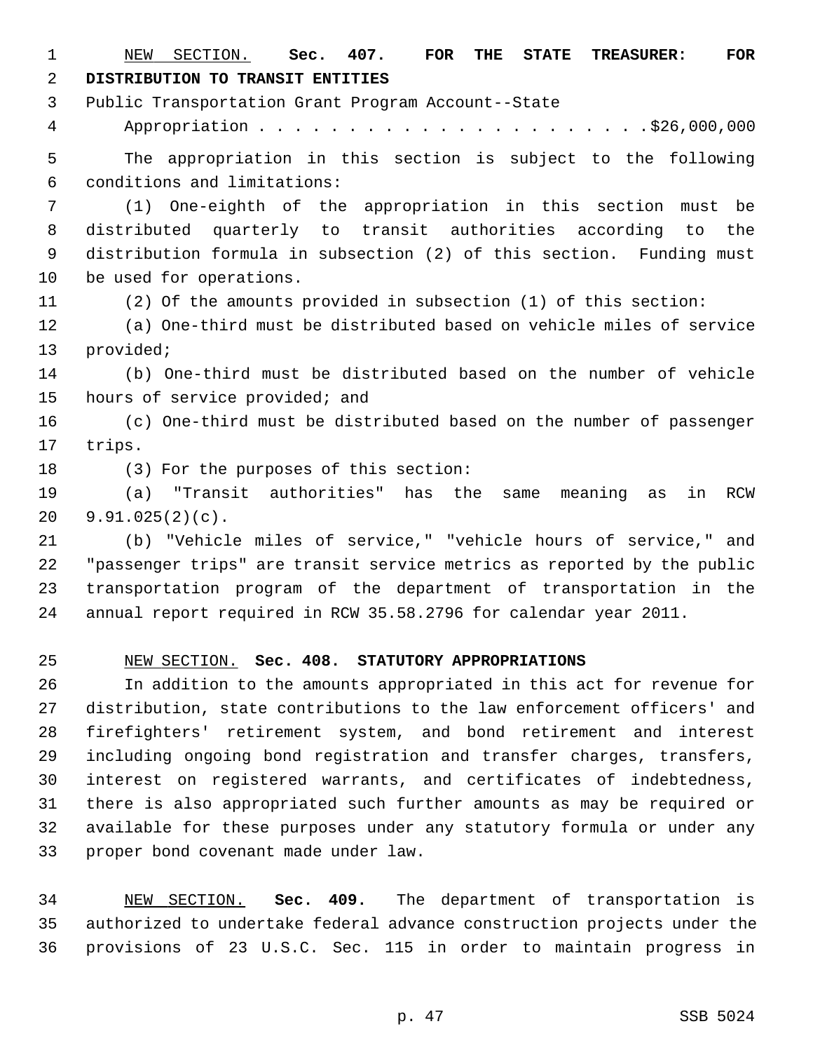NEW SECTION. **Sec. 407. FOR THE STATE TREASURER: FOR DISTRIBUTION TO TRANSIT ENTITIES**

Public Transportation Grant Program Account--State Appropriation . . . . . . . . . . . . . . . . . . . . . . $26,000,000

The appropriation in this section is subject to the following conditions and limitations:

(1) One-eighth of the appropriation in this section must be distributed quarterly to transit authorities according to the distribution formula in subsection (2) of this section. Funding must be used for operations.

(2) Of the amounts provided in subsection (1) of this section:

(a) One-third must be distributed based on vehicle miles of service provided;

(b) One-third must be distributed based on the number of vehicle hours of service provided; and

(c) One-third must be distributed based on the number of passenger trips.

(3) For the purposes of this section:

(a) "Transit authorities" has the same meaning as in RCW 9.91.025(2)(c).

(b) "Vehicle miles of service," "vehicle hours of service," and "passenger trips" are transit service metrics as reported by the public transportation program of the department of transportation in the annual report required in RCW 35.58.2796 for calendar year 2011.

NEW SECTION. **Sec. 408. STATUTORY APPROPRIATIONS**

In addition to the amounts appropriated in this act for revenue for distribution, state contributions to the law enforcement officers' and firefighters' retirement system, and bond retirement and interest including ongoing bond registration and transfer charges, transfers, interest on registered warrants, and certificates of indebtedness, there is also appropriated such further amounts as may be required or available for these purposes under any statutory formula or under any proper bond covenant made under law.

NEW SECTION. **Sec. 409.** The department of transportation is authorized to undertake federal advance construction projects under the provisions of 23 U.S.C. Sec. 115 in order to maintain progress in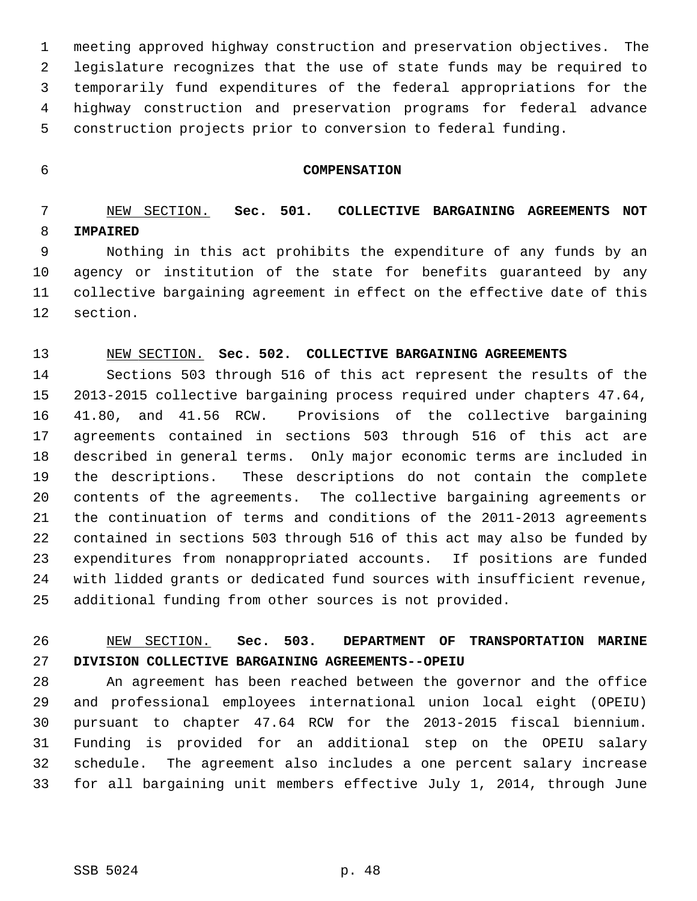meeting approved highway construction and preservation objectives. The legislature recognizes that the use of state funds may be required to temporarily fund expenditures of the federal appropriations for the highway construction and preservation programs for federal advance construction projects prior to conversion to federal funding.

## COMPENSATION

NEW SECTION. **Sec. 501. COLLECTIVE BARGAINING AGREEMENTS NOT IMPAIRED**

Nothing in this act prohibits the expenditure of any funds by an agency or institution of the state for benefits guaranteed by any collective bargaining agreement in effect on the effective date of this section.

NEW SECTION. **Sec. 502. COLLECTIVE BARGAINING AGREEMENTS**

Sections 503 through 516 of this act represent the results of the 2013-2015 collective bargaining process required under chapters 47.64, 41.80, and 41.56 RCW. Provisions of the collective bargaining agreements contained in sections 503 through 516 of this act are described in general terms. Only major economic terms are included in the descriptions. These descriptions do not contain the complete contents of the agreements. The collective bargaining agreements or the continuation of terms and conditions of the 2011-2013 agreements contained in sections 503 through 516 of this act may also be funded by expenditures from nonappropriated accounts. If positions are funded with lidded grants or dedicated fund sources with insufficient revenue, additional funding from other sources is not provided.

NEW SECTION. **Sec. 503. DEPARTMENT OF TRANSPORTATION MARINE DIVISION COLLECTIVE BARGAINING AGREEMENTS--OPEIU**

An agreement has been reached between the governor and the office and professional employees international union local eight (OPEIU) pursuant to chapter 47.64 RCW for the 2013-2015 fiscal biennium. Funding is provided for an additional step on the OPEIU salary schedule. The agreement also includes a one percent salary increase for all bargaining unit members effective July 1, 2014, through June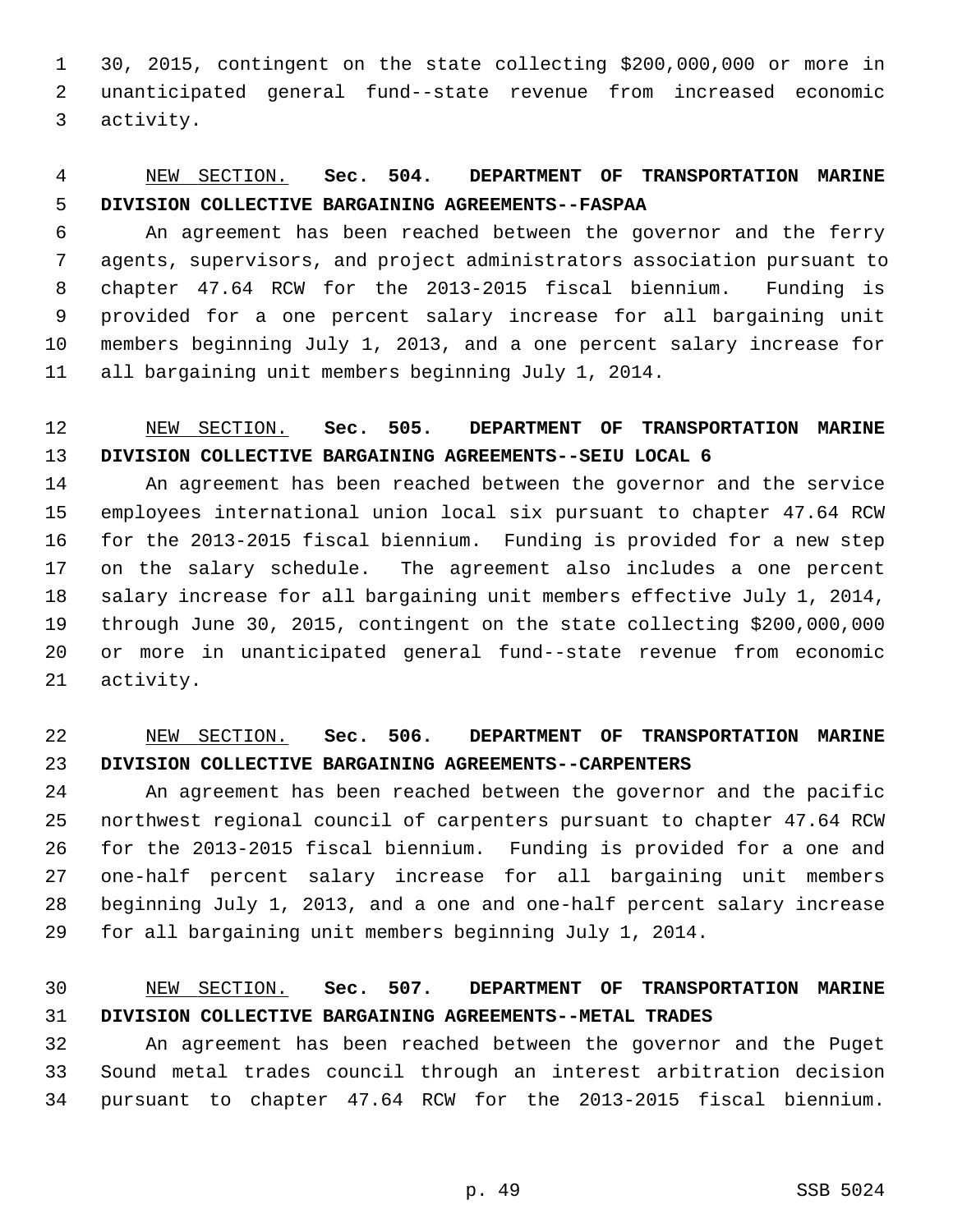30, 2015, contingent on the state collecting $200,000,000 or more in unanticipated general fund--state revenue from increased economic activity.

NEW SECTION. **Sec. 504. DEPARTMENT OF TRANSPORTATION MARINE DIVISION COLLECTIVE BARGAINING AGREEMENTS--FASPAA**

An agreement has been reached between the governor and the ferry agents, supervisors, and project administrators association pursuant to chapter 47.64 RCW for the 2013-2015 fiscal biennium. Funding is provided for a one percent salary increase for all bargaining unit members beginning July 1, 2013, and a one percent salary increase for all bargaining unit members beginning July 1, 2014.

NEW SECTION. **Sec. 505. DEPARTMENT OF TRANSPORTATION MARINE DIVISION COLLECTIVE BARGAINING AGREEMENTS--SEIU LOCAL 6**

An agreement has been reached between the governor and the service employees international union local six pursuant to chapter 47.64 RCW for the 2013-2015 fiscal biennium. Funding is provided for a new step on the salary schedule. The agreement also includes a one percent salary increase for all bargaining unit members effective July 1, 2014, through June 30, 2015, contingent on the state collecting $200,000,000 or more in unanticipated general fund--state revenue from economic activity.

NEW SECTION. **Sec. 506. DEPARTMENT OF TRANSPORTATION MARINE DIVISION COLLECTIVE BARGAINING AGREEMENTS--CARPENTERS**

An agreement has been reached between the governor and the pacific northwest regional council of carpenters pursuant to chapter 47.64 RCW for the 2013-2015 fiscal biennium. Funding is provided for a one and one-half percent salary increase for all bargaining unit members beginning July 1, 2013, and a one and one-half percent salary increase for all bargaining unit members beginning July 1, 2014.

NEW SECTION. **Sec. 507. DEPARTMENT OF TRANSPORTATION MARINE DIVISION COLLECTIVE BARGAINING AGREEMENTS--METAL TRADES**

An agreement has been reached between the governor and the Puget Sound metal trades council through an interest arbitration decision pursuant to chapter 47.64 RCW for the 2013-2015 fiscal biennium.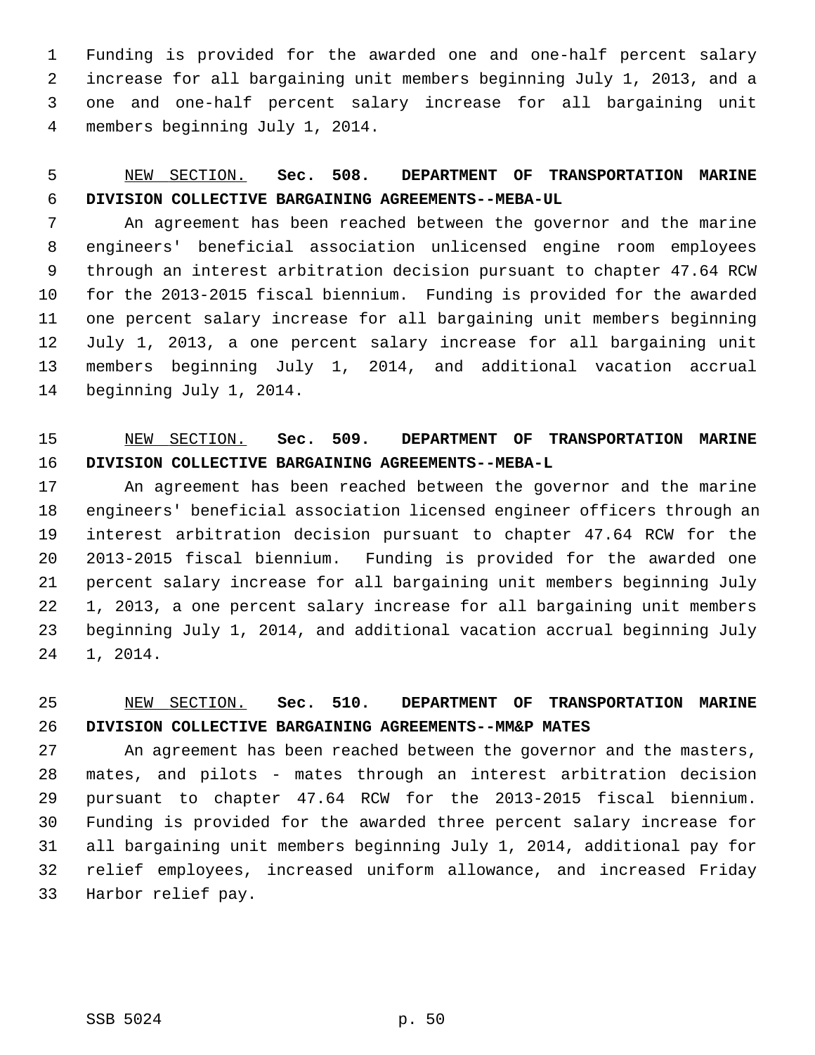Funding is provided for the awarded one and one-half percent salary increase for all bargaining unit members beginning July 1, 2013, and a one and one-half percent salary increase for all bargaining unit members beginning July 1, 2014.

NEW SECTION. **Sec. 508. DEPARTMENT OF TRANSPORTATION MARINE DIVISION COLLECTIVE BARGAINING AGREEMENTS--MEBA-UL**

An agreement has been reached between the governor and the marine engineers' beneficial association unlicensed engine room employees through an interest arbitration decision pursuant to chapter 47.64 RCW for the 2013-2015 fiscal biennium. Funding is provided for the awarded one percent salary increase for all bargaining unit members beginning July 1, 2013, a one percent salary increase for all bargaining unit members beginning July 1, 2014, and additional vacation accrual beginning July 1, 2014.

NEW SECTION. **Sec. 509. DEPARTMENT OF TRANSPORTATION MARINE DIVISION COLLECTIVE BARGAINING AGREEMENTS--MEBA-L**

An agreement has been reached between the governor and the marine engineers' beneficial association licensed engineer officers through an interest arbitration decision pursuant to chapter 47.64 RCW for the 2013-2015 fiscal biennium. Funding is provided for the awarded one percent salary increase for all bargaining unit members beginning July 1, 2013, a one percent salary increase for all bargaining unit members beginning July 1, 2014, and additional vacation accrual beginning July 1, 2014.

NEW SECTION. **Sec. 510. DEPARTMENT OF TRANSPORTATION MARINE DIVISION COLLECTIVE BARGAINING AGREEMENTS--MM&P MATES**

An agreement has been reached between the governor and the masters, mates, and pilots - mates through an interest arbitration decision pursuant to chapter 47.64 RCW for the 2013-2015 fiscal biennium. Funding is provided for the awarded three percent salary increase for all bargaining unit members beginning July 1, 2014, additional pay for relief employees, increased uniform allowance, and increased Friday Harbor relief pay.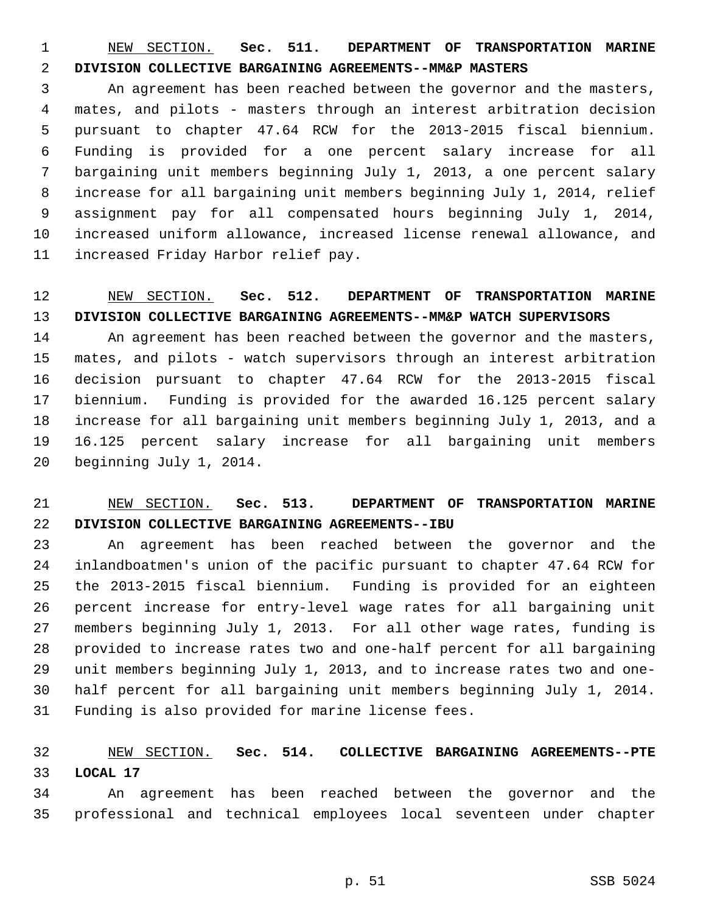NEW SECTION. **Sec. 511. DEPARTMENT OF TRANSPORTATION MARINE DIVISION COLLECTIVE BARGAINING AGREEMENTS--MM&P MASTERS**

An agreement has been reached between the governor and the masters, mates, and pilots - masters through an interest arbitration decision pursuant to chapter 47.64 RCW for the 2013-2015 fiscal biennium. Funding is provided for a one percent salary increase for all bargaining unit members beginning July 1, 2013, a one percent salary increase for all bargaining unit members beginning July 1, 2014, relief assignment pay for all compensated hours beginning July 1, 2014, increased uniform allowance, increased license renewal allowance, and increased Friday Harbor relief pay.

NEW SECTION. **Sec. 512. DEPARTMENT OF TRANSPORTATION MARINE DIVISION COLLECTIVE BARGAINING AGREEMENTS--MM&P WATCH SUPERVISORS**

An agreement has been reached between the governor and the masters, mates, and pilots - watch supervisors through an interest arbitration decision pursuant to chapter 47.64 RCW for the 2013-2015 fiscal biennium. Funding is provided for the awarded 16.125 percent salary increase for all bargaining unit members beginning July 1, 2013, and a 16.125 percent salary increase for all bargaining unit members beginning July 1, 2014.

NEW SECTION. **Sec. 513. DEPARTMENT OF TRANSPORTATION MARINE DIVISION COLLECTIVE BARGAINING AGREEMENTS--IBU**

An agreement has been reached between the governor and the inlandboatmen's union of the pacific pursuant to chapter 47.64 RCW for the 2013-2015 fiscal biennium. Funding is provided for an eighteen percent increase for entry-level wage rates for all bargaining unit members beginning July 1, 2013. For all other wage rates, funding is provided to increase rates two and one-half percent for all bargaining unit members beginning July 1, 2013, and to increase rates two and one-half percent for all bargaining unit members beginning July 1, 2014. Funding is also provided for marine license fees.

NEW SECTION. **Sec. 514. COLLECTIVE BARGAINING AGREEMENTS--PTE LOCAL 17**

An agreement has been reached between the governor and the professional and technical employees local seventeen under chapter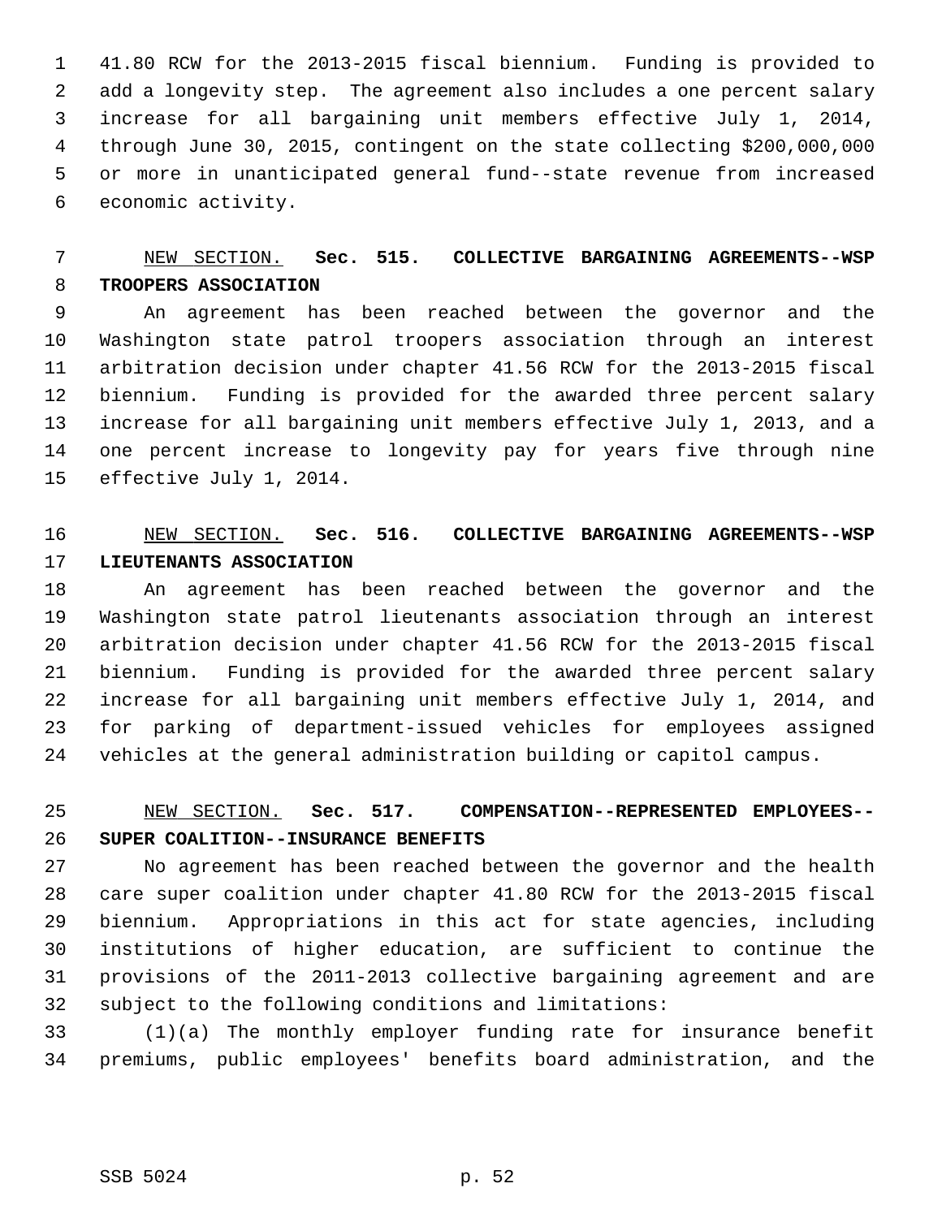41.80 RCW for the 2013-2015 fiscal biennium. Funding is provided to add a longevity step. The agreement also includes a one percent salary increase for all bargaining unit members effective July 1, 2014, through June 30, 2015, contingent on the state collecting $200,000,000 or more in unanticipated general fund--state revenue from increased economic activity.

NEW SECTION. **Sec. 515. COLLECTIVE BARGAINING AGREEMENTS--WSP TROOPERS ASSOCIATION**

An agreement has been reached between the governor and the Washington state patrol troopers association through an interest arbitration decision under chapter 41.56 RCW for the 2013-2015 fiscal biennium. Funding is provided for the awarded three percent salary increase for all bargaining unit members effective July 1, 2013, and a one percent increase to longevity pay for years five through nine effective July 1, 2014.

NEW SECTION. **Sec. 516. COLLECTIVE BARGAINING AGREEMENTS--WSP LIEUTENANTS ASSOCIATION**

An agreement has been reached between the governor and the Washington state patrol lieutenants association through an interest arbitration decision under chapter 41.56 RCW for the 2013-2015 fiscal biennium. Funding is provided for the awarded three percent salary increase for all bargaining unit members effective July 1, 2014, and for parking of department-issued vehicles for employees assigned vehicles at the general administration building or capitol campus.

NEW SECTION. **Sec. 517. COMPENSATION--REPRESENTED EMPLOYEES--SUPER COALITION--INSURANCE BENEFITS**

No agreement has been reached between the governor and the health care super coalition under chapter 41.80 RCW for the 2013-2015 fiscal biennium. Appropriations in this act for state agencies, including institutions of higher education, are sufficient to continue the provisions of the 2011-2013 collective bargaining agreement and are subject to the following conditions and limitations:

(1)(a) The monthly employer funding rate for insurance benefit premiums, public employees' benefits board administration, and the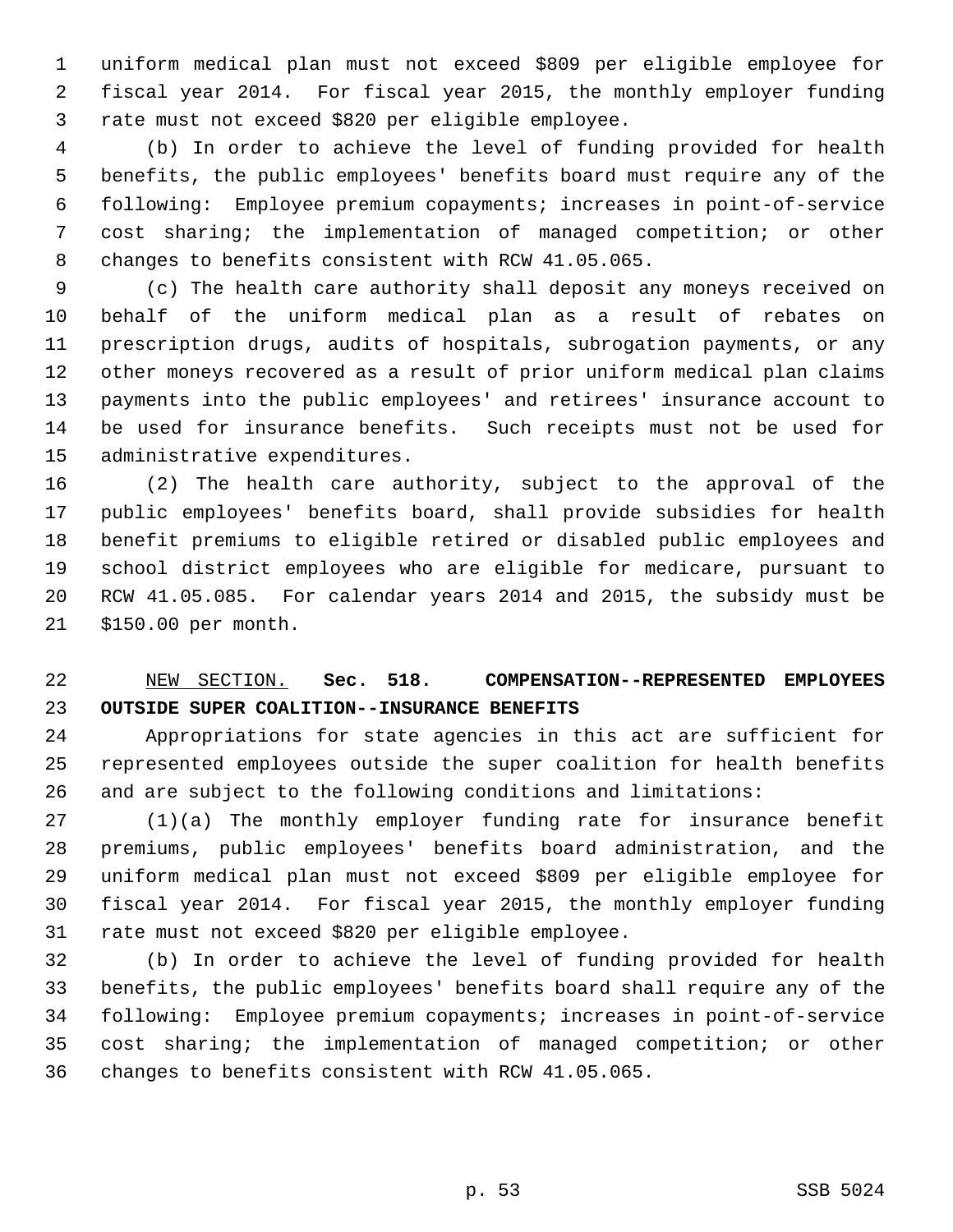uniform medical plan must not exceed $809 per eligible employee for fiscal year 2014. For fiscal year 2015, the monthly employer funding rate must not exceed $820 per eligible employee.

(b) In order to achieve the level of funding provided for health benefits, the public employees' benefits board must require any of the following: Employee premium copayments; increases in point-of-service cost sharing; the implementation of managed competition; or other changes to benefits consistent with RCW 41.05.065.

(c) The health care authority shall deposit any moneys received on behalf of the uniform medical plan as a result of rebates on prescription drugs, audits of hospitals, subrogation payments, or any other moneys recovered as a result of prior uniform medical plan claims payments into the public employees' and retirees' insurance account to be used for insurance benefits. Such receipts must not be used for administrative expenditures.

(2) The health care authority, subject to the approval of the public employees' benefits board, shall provide subsidies for health benefit premiums to eligible retired or disabled public employees and school district employees who are eligible for medicare, pursuant to RCW 41.05.085. For calendar years 2014 and 2015, the subsidy must be $150.00 per month.

NEW SECTION. **Sec. 518. COMPENSATION--REPRESENTED EMPLOYEES OUTSIDE SUPER COALITION--INSURANCE BENEFITS**

Appropriations for state agencies in this act are sufficient for represented employees outside the super coalition for health benefits and are subject to the following conditions and limitations:

(1)(a) The monthly employer funding rate for insurance benefit premiums, public employees' benefits board administration, and the uniform medical plan must not exceed $809 per eligible employee for fiscal year 2014. For fiscal year 2015, the monthly employer funding rate must not exceed $820 per eligible employee.

(b) In order to achieve the level of funding provided for health benefits, the public employees' benefits board shall require any of the following: Employee premium copayments; increases in point-of-service cost sharing; the implementation of managed competition; or other changes to benefits consistent with RCW 41.05.065.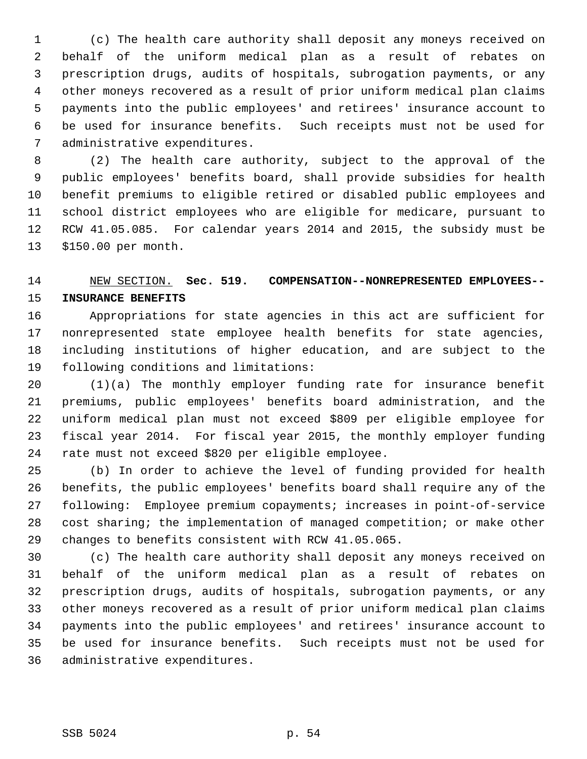(c) The health care authority shall deposit any moneys received on behalf of the uniform medical plan as a result of rebates on prescription drugs, audits of hospitals, subrogation payments, or any other moneys recovered as a result of prior uniform medical plan claims payments into the public employees' and retirees' insurance account to be used for insurance benefits. Such receipts must not be used for administrative expenditures.

(2) The health care authority, subject to the approval of the public employees' benefits board, shall provide subsidies for health benefit premiums to eligible retired or disabled public employees and school district employees who are eligible for medicare, pursuant to RCW 41.05.085. For calendar years 2014 and 2015, the subsidy must be $150.00 per month.

NEW SECTION. **Sec. 519. COMPENSATION--NONREPRESENTED EMPLOYEES--INSURANCE BENEFITS**

Appropriations for state agencies in this act are sufficient for nonrepresented state employee health benefits for state agencies, including institutions of higher education, and are subject to the following conditions and limitations:

(1)(a) The monthly employer funding rate for insurance benefit premiums, public employees' benefits board administration, and the uniform medical plan must not exceed $809 per eligible employee for fiscal year 2014. For fiscal year 2015, the monthly employer funding rate must not exceed $820 per eligible employee.

(b) In order to achieve the level of funding provided for health benefits, the public employees' benefits board shall require any of the following: Employee premium copayments; increases in point-of-service cost sharing; the implementation of managed competition; or make other changes to benefits consistent with RCW 41.05.065.

(c) The health care authority shall deposit any moneys received on behalf of the uniform medical plan as a result of rebates on prescription drugs, audits of hospitals, subrogation payments, or any other moneys recovered as a result of prior uniform medical plan claims payments into the public employees' and retirees' insurance account to be used for insurance benefits. Such receipts must not be used for administrative expenditures.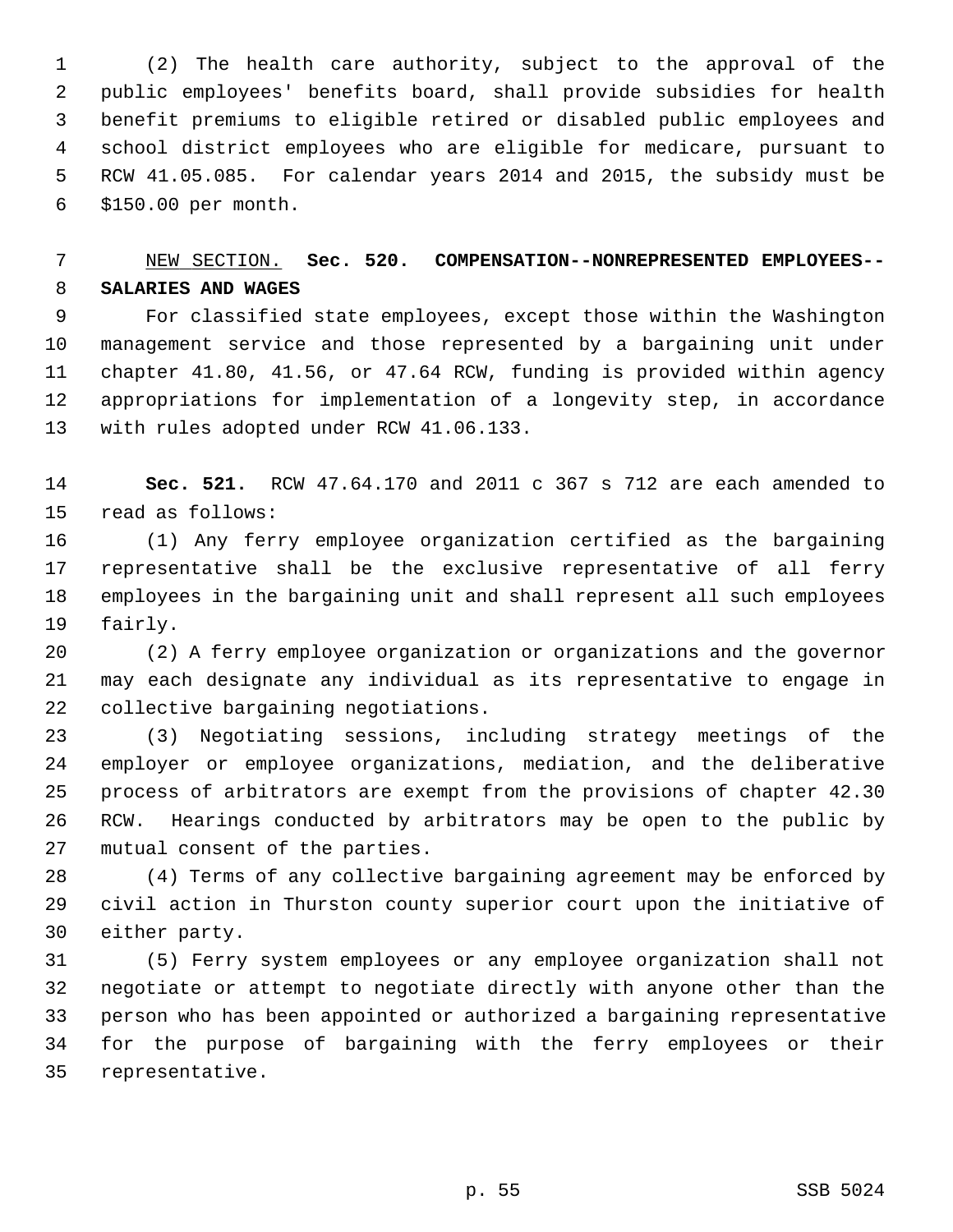(2) The health care authority, subject to the approval of the public employees' benefits board, shall provide subsidies for health benefit premiums to eligible retired or disabled public employees and school district employees who are eligible for medicare, pursuant to RCW 41.05.085. For calendar years 2014 and 2015, the subsidy must be $150.00 per month.

NEW SECTION. **Sec. 520. COMPENSATION--NONREPRESENTED EMPLOYEES--SALARIES AND WAGES**

For classified state employees, except those within the Washington management service and those represented by a bargaining unit under chapter 41.80, 41.56, or 47.64 RCW, funding is provided within agency appropriations for implementation of a longevity step, in accordance with rules adopted under RCW 41.06.133.

**Sec. 521.** RCW 47.64.170 and 2011 c 367 s 712 are each amended to read as follows:

(1) Any ferry employee organization certified as the bargaining representative shall be the exclusive representative of all ferry employees in the bargaining unit and shall represent all such employees fairly.

(2) A ferry employee organization or organizations and the governor may each designate any individual as its representative to engage in collective bargaining negotiations.

(3) Negotiating sessions, including strategy meetings of the employer or employee organizations, mediation, and the deliberative process of arbitrators are exempt from the provisions of chapter 42.30 RCW. Hearings conducted by arbitrators may be open to the public by mutual consent of the parties.

(4) Terms of any collective bargaining agreement may be enforced by civil action in Thurston county superior court upon the initiative of either party.

(5) Ferry system employees or any employee organization shall not negotiate or attempt to negotiate directly with anyone other than the person who has been appointed or authorized a bargaining representative for the purpose of bargaining with the ferry employees or their representative.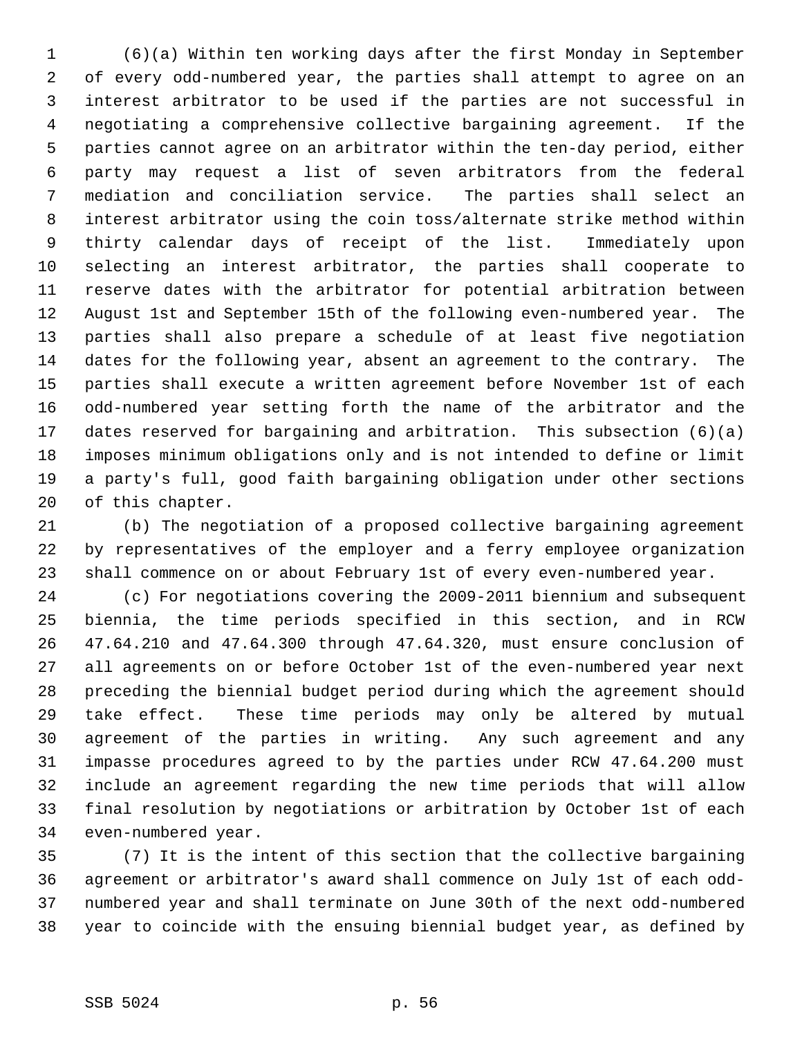(6)(a) Within ten working days after the first Monday in September of every odd-numbered year, the parties shall attempt to agree on an interest arbitrator to be used if the parties are not successful in negotiating a comprehensive collective bargaining agreement. If the parties cannot agree on an arbitrator within the ten-day period, either party may request a list of seven arbitrators from the federal mediation and conciliation service. The parties shall select an interest arbitrator using the coin toss/alternate strike method within thirty calendar days of receipt of the list. Immediately upon selecting an interest arbitrator, the parties shall cooperate to reserve dates with the arbitrator for potential arbitration between August 1st and September 15th of the following even-numbered year. The parties shall also prepare a schedule of at least five negotiation dates for the following year, absent an agreement to the contrary. The parties shall execute a written agreement before November 1st of each odd-numbered year setting forth the name of the arbitrator and the dates reserved for bargaining and arbitration. This subsection (6)(a) imposes minimum obligations only and is not intended to define or limit a party's full, good faith bargaining obligation under other sections of this chapter.

(b) The negotiation of a proposed collective bargaining agreement by representatives of the employer and a ferry employee organization shall commence on or about February 1st of every even-numbered year.

(c) For negotiations covering the 2009-2011 biennium and subsequent biennia, the time periods specified in this section, and in RCW 47.64.210 and 47.64.300 through 47.64.320, must ensure conclusion of all agreements on or before October 1st of the even-numbered year next preceding the biennial budget period during which the agreement should take effect. These time periods may only be altered by mutual agreement of the parties in writing. Any such agreement and any impasse procedures agreed to by the parties under RCW 47.64.200 must include an agreement regarding the new time periods that will allow final resolution by negotiations or arbitration by October 1st of each even-numbered year.

(7) It is the intent of this section that the collective bargaining agreement or arbitrator's award shall commence on July 1st of each odd-numbered year and shall terminate on June 30th of the next odd-numbered year to coincide with the ensuing biennial budget year, as defined by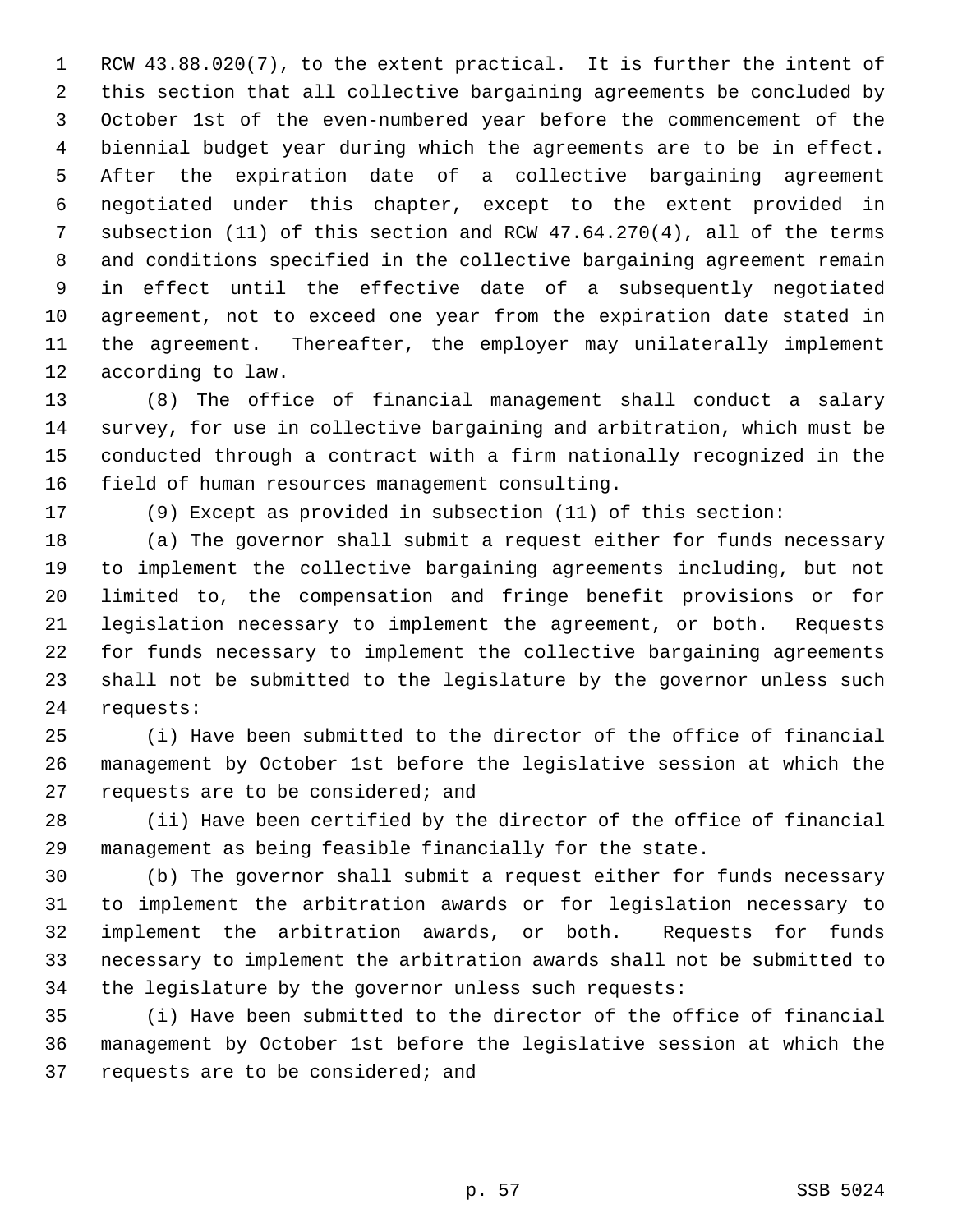RCW 43.88.020(7), to the extent practical. It is further the intent of this section that all collective bargaining agreements be concluded by October 1st of the even-numbered year before the commencement of the biennial budget year during which the agreements are to be in effect. After the expiration date of a collective bargaining agreement negotiated under this chapter, except to the extent provided in subsection (11) of this section and RCW 47.64.270(4), all of the terms and conditions specified in the collective bargaining agreement remain in effect until the effective date of a subsequently negotiated agreement, not to exceed one year from the expiration date stated in the agreement. Thereafter, the employer may unilaterally implement according to law.

(8) The office of financial management shall conduct a salary survey, for use in collective bargaining and arbitration, which must be conducted through a contract with a firm nationally recognized in the field of human resources management consulting.

(9) Except as provided in subsection (11) of this section:

(a) The governor shall submit a request either for funds necessary to implement the collective bargaining agreements including, but not limited to, the compensation and fringe benefit provisions or for legislation necessary to implement the agreement, or both. Requests for funds necessary to implement the collective bargaining agreements shall not be submitted to the legislature by the governor unless such requests:

(i) Have been submitted to the director of the office of financial management by October 1st before the legislative session at which the requests are to be considered; and

(ii) Have been certified by the director of the office of financial management as being feasible financially for the state.

(b) The governor shall submit a request either for funds necessary to implement the arbitration awards or for legislation necessary to implement the arbitration awards, or both. Requests for funds necessary to implement the arbitration awards shall not be submitted to the legislature by the governor unless such requests:

(i) Have been submitted to the director of the office of financial management by October 1st before the legislative session at which the requests are to be considered; and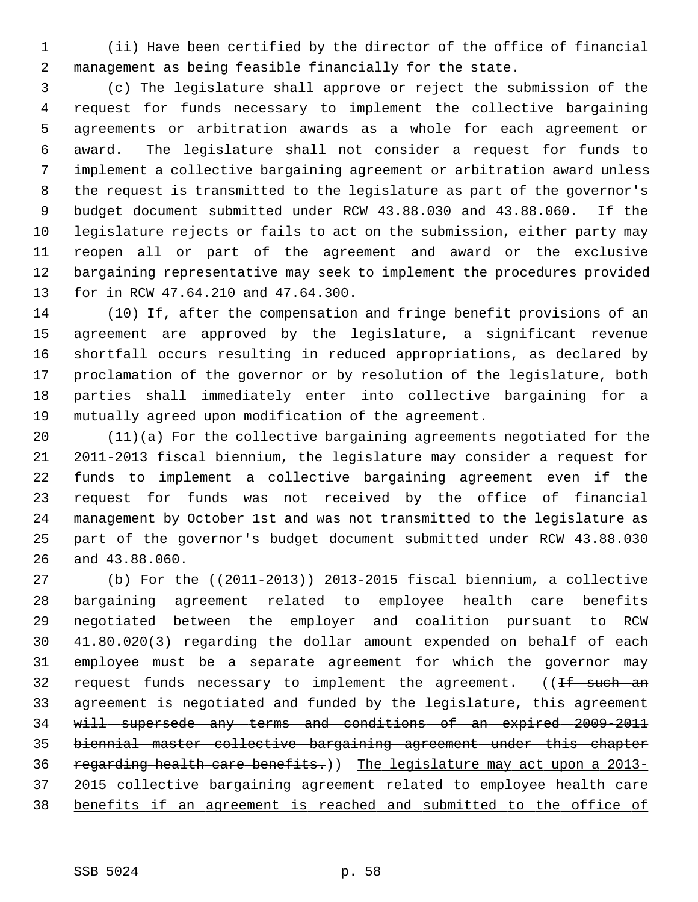(ii) Have been certified by the director of the office of financial management as being feasible financially for the state.

(c) The legislature shall approve or reject the submission of the request for funds necessary to implement the collective bargaining agreements or arbitration awards as a whole for each agreement or award. The legislature shall not consider a request for funds to implement a collective bargaining agreement or arbitration award unless the request is transmitted to the legislature as part of the governor's budget document submitted under RCW 43.88.030 and 43.88.060. If the legislature rejects or fails to act on the submission, either party may reopen all or part of the agreement and award or the exclusive bargaining representative may seek to implement the procedures provided for in RCW 47.64.210 and 47.64.300.

(10) If, after the compensation and fringe benefit provisions of an agreement are approved by the legislature, a significant revenue shortfall occurs resulting in reduced appropriations, as declared by proclamation of the governor or by resolution of the legislature, both parties shall immediately enter into collective bargaining for a mutually agreed upon modification of the agreement.

(11)(a) For the collective bargaining agreements negotiated for the 2011-2013 fiscal biennium, the legislature may consider a request for funds to implement a collective bargaining agreement even if the request for funds was not received by the office of financial management by October 1st and was not transmitted to the legislature as part of the governor's budget document submitted under RCW 43.88.030 and 43.88.060.

(b) For the ((~~2011-2013~~)) <u>2013-2015</u> fiscal biennium, a collective bargaining agreement related to employee health care benefits negotiated between the employer and coalition pursuant to RCW 41.80.020(3) regarding the dollar amount expended on behalf of each employee must be a separate agreement for which the governor may request funds necessary to implement the agreement. ((~~If such an agreement is negotiated and funded by the legislature, this agreement will supersede any terms and conditions of an expired 2009-2011 biennial master collective bargaining agreement under this chapter regarding health care benefits.~~)) <u>The legislature may act upon a 2013-2015 collective bargaining agreement related to employee health care benefits if an agreement is reached and submitted to the office of</u>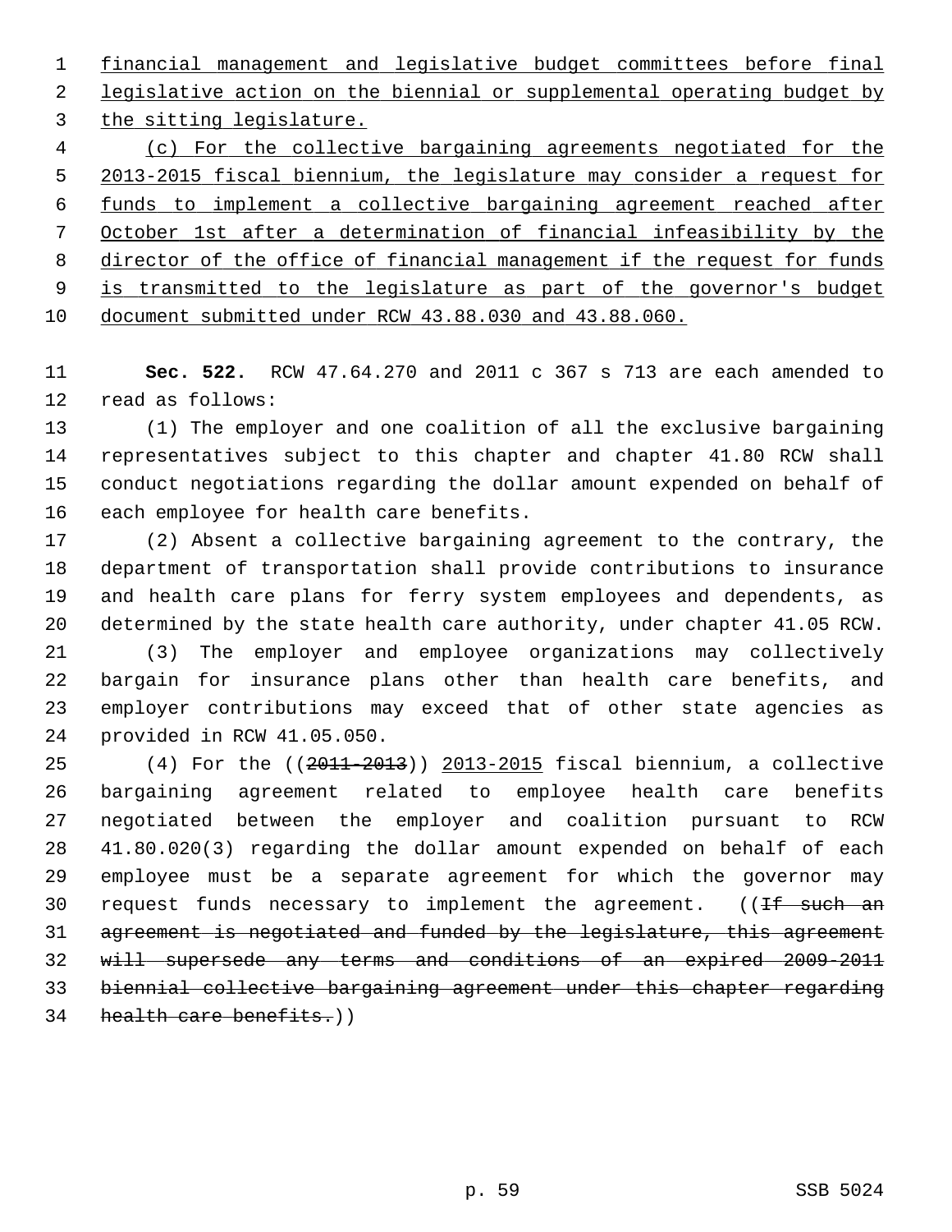financial management and legislative budget committees before final legislative action on the biennial or supplemental operating budget by the sitting legislature.

(c) For the collective bargaining agreements negotiated for the 2013-2015 fiscal biennium, the legislature may consider a request for funds to implement a collective bargaining agreement reached after October 1st after a determination of financial infeasibility by the director of the office of financial management if the request for funds is transmitted to the legislature as part of the governor's budget document submitted under RCW 43.88.030 and 43.88.060.

**Sec. 522.** RCW 47.64.270 and 2011 c 367 s 713 are each amended to read as follows:

(1) The employer and one coalition of all the exclusive bargaining representatives subject to this chapter and chapter 41.80 RCW shall conduct negotiations regarding the dollar amount expended on behalf of each employee for health care benefits.

(2) Absent a collective bargaining agreement to the contrary, the department of transportation shall provide contributions to insurance and health care plans for ferry system employees and dependents, as determined by the state health care authority, under chapter 41.05 RCW.

(3) The employer and employee organizations may collectively bargain for insurance plans other than health care benefits, and employer contributions may exceed that of other state agencies as provided in RCW 41.05.050.

(4) For the ((~~2011-2013~~)) 2013-2015 fiscal biennium, a collective bargaining agreement related to employee health care benefits negotiated between the employer and coalition pursuant to RCW 41.80.020(3) regarding the dollar amount expended on behalf of each employee must be a separate agreement for which the governor may request funds necessary to implement the agreement. ((~~If such an agreement is negotiated and funded by the legislature, this agreement will supersede any terms and conditions of an expired 2009-2011 biennial collective bargaining agreement under this chapter regarding health care benefits.~~))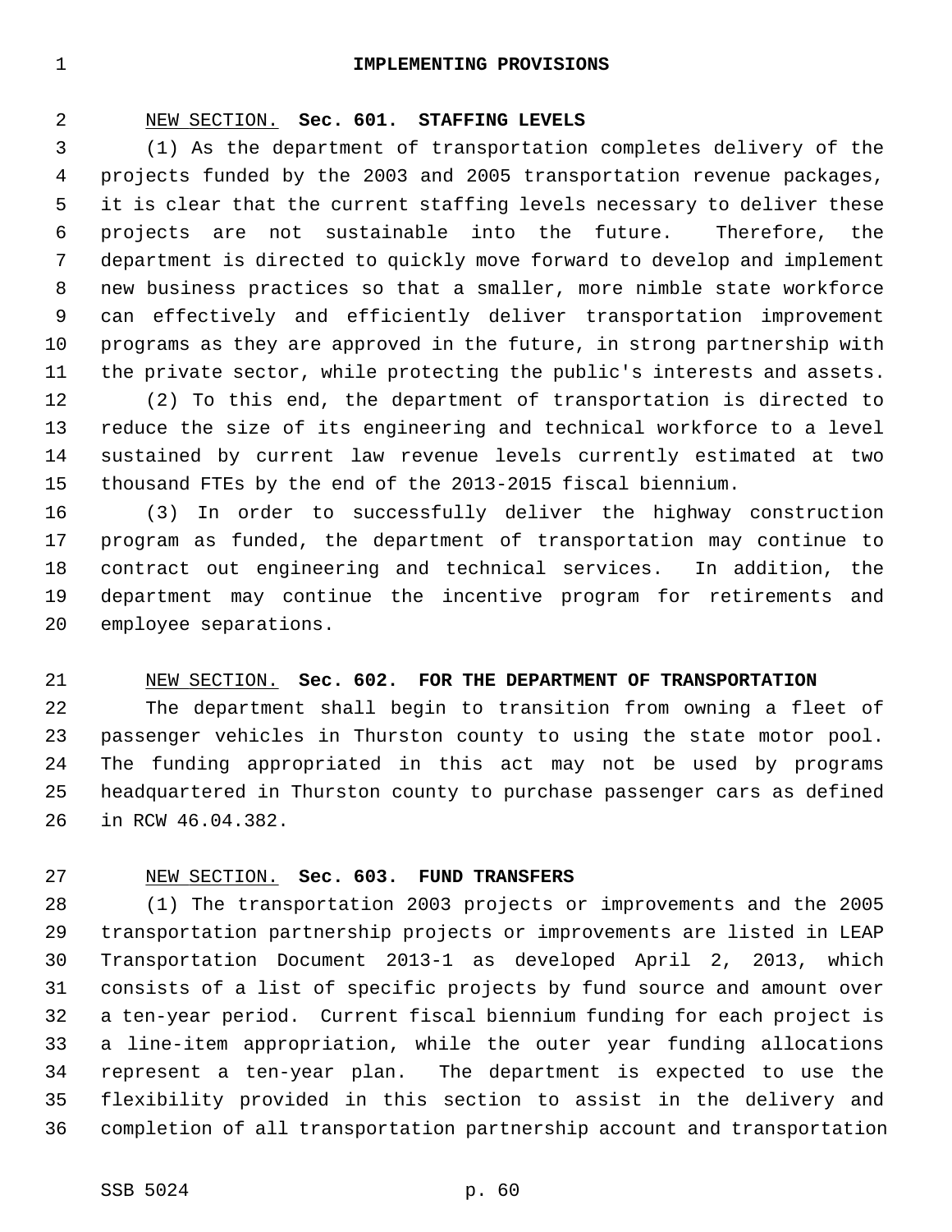## IMPLEMENTING PROVISIONS

NEW SECTION. **Sec. 601. STAFFING LEVELS**

(1) As the department of transportation completes delivery of the projects funded by the 2003 and 2005 transportation revenue packages, it is clear that the current staffing levels necessary to deliver these projects are not sustainable into the future. Therefore, the department is directed to quickly move forward to develop and implement new business practices so that a smaller, more nimble state workforce can effectively and efficiently deliver transportation improvement programs as they are approved in the future, in strong partnership with the private sector, while protecting the public's interests and assets.

(2) To this end, the department of transportation is directed to reduce the size of its engineering and technical workforce to a level sustained by current law revenue levels currently estimated at two thousand FTEs by the end of the 2013-2015 fiscal biennium.

(3) In order to successfully deliver the highway construction program as funded, the department of transportation may continue to contract out engineering and technical services. In addition, the department may continue the incentive program for retirements and employee separations.

NEW SECTION. **Sec. 602. FOR THE DEPARTMENT OF TRANSPORTATION**

The department shall begin to transition from owning a fleet of passenger vehicles in Thurston county to using the state motor pool. The funding appropriated in this act may not be used by programs headquartered in Thurston county to purchase passenger cars as defined in RCW 46.04.382.

NEW SECTION. **Sec. 603. FUND TRANSFERS**

(1) The transportation 2003 projects or improvements and the 2005 transportation partnership projects or improvements are listed in LEAP Transportation Document 2013-1 as developed April 2, 2013, which consists of a list of specific projects by fund source and amount over a ten-year period. Current fiscal biennium funding for each project is a line-item appropriation, while the outer year funding allocations represent a ten-year plan. The department is expected to use the flexibility provided in this section to assist in the delivery and completion of all transportation partnership account and transportation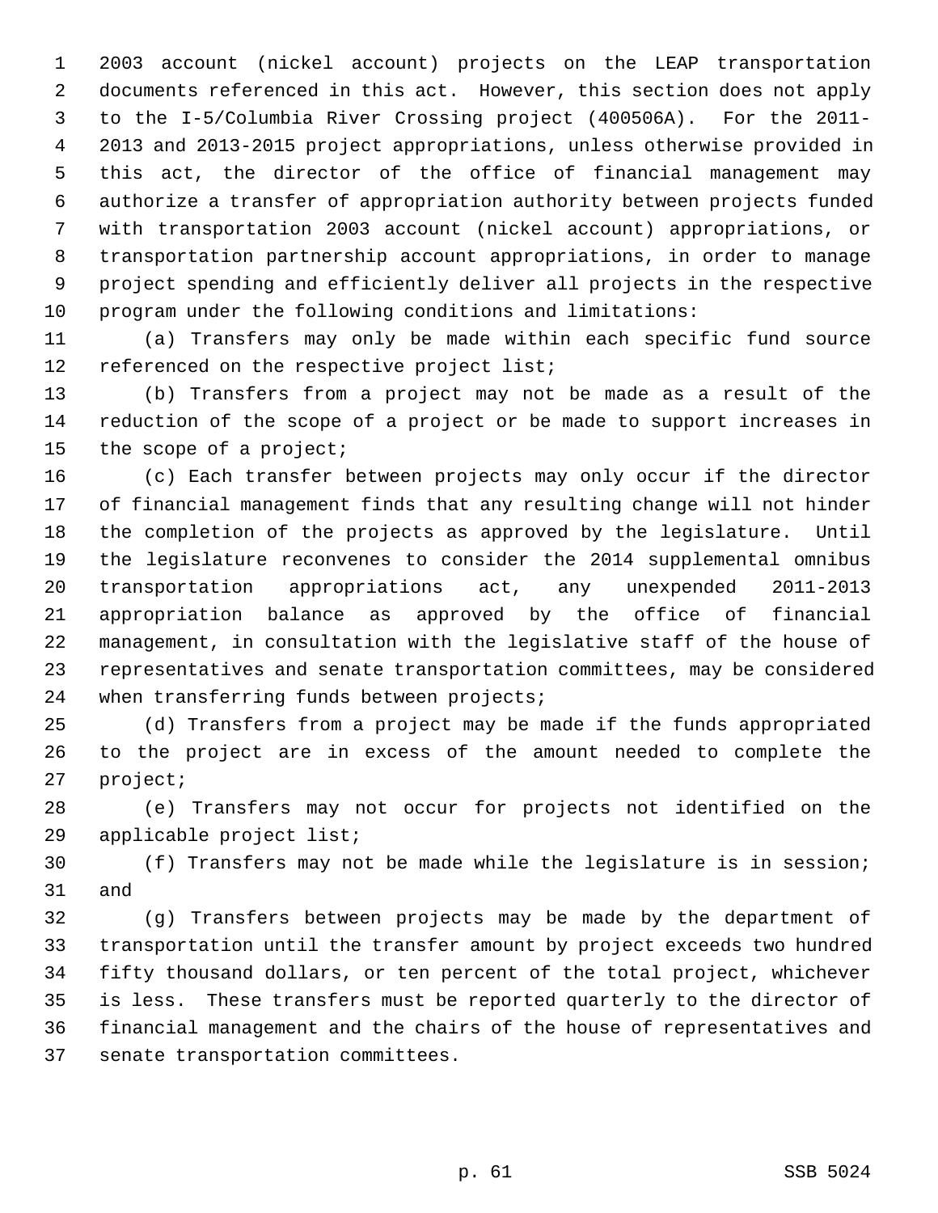2003 account (nickel account) projects on the LEAP transportation documents referenced in this act. However, this section does not apply to the I-5/Columbia River Crossing project (400506A). For the 2011-2013 and 2013-2015 project appropriations, unless otherwise provided in this act, the director of the office of financial management may authorize a transfer of appropriation authority between projects funded with transportation 2003 account (nickel account) appropriations, or transportation partnership account appropriations, in order to manage project spending and efficiently deliver all projects in the respective program under the following conditions and limitations:

(a) Transfers may only be made within each specific fund source referenced on the respective project list;

(b) Transfers from a project may not be made as a result of the reduction of the scope of a project or be made to support increases in the scope of a project;

(c) Each transfer between projects may only occur if the director of financial management finds that any resulting change will not hinder the completion of the projects as approved by the legislature. Until the legislature reconvenes to consider the 2014 supplemental omnibus transportation appropriations act, any unexpended 2011-2013 appropriation balance as approved by the office of financial management, in consultation with the legislative staff of the house of representatives and senate transportation committees, may be considered when transferring funds between projects;

(d) Transfers from a project may be made if the funds appropriated to the project are in excess of the amount needed to complete the project;

(e) Transfers may not occur for projects not identified on the applicable project list;

(f) Transfers may not be made while the legislature is in session; and

(g) Transfers between projects may be made by the department of transportation until the transfer amount by project exceeds two hundred fifty thousand dollars, or ten percent of the total project, whichever is less. These transfers must be reported quarterly to the director of financial management and the chairs of the house of representatives and senate transportation committees.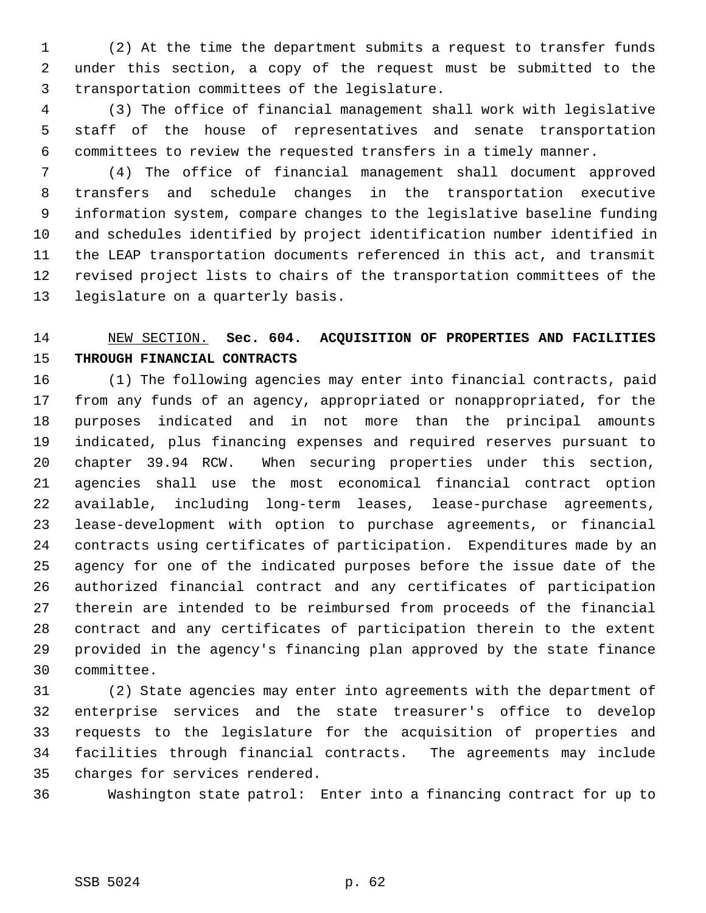(2) At the time the department submits a request to transfer funds under this section, a copy of the request must be submitted to the transportation committees of the legislature.

(3) The office of financial management shall work with legislative staff of the house of representatives and senate transportation committees to review the requested transfers in a timely manner.

(4) The office of financial management shall document approved transfers and schedule changes in the transportation executive information system, compare changes to the legislative baseline funding and schedules identified by project identification number identified in the LEAP transportation documents referenced in this act, and transmit revised project lists to chairs of the transportation committees of the legislature on a quarterly basis.

NEW SECTION. **Sec. 604. ACQUISITION OF PROPERTIES AND FACILITIES THROUGH FINANCIAL CONTRACTS**

(1) The following agencies may enter into financial contracts, paid from any funds of an agency, appropriated or nonappropriated, for the purposes indicated and in not more than the principal amounts indicated, plus financing expenses and required reserves pursuant to chapter 39.94 RCW. When securing properties under this section, agencies shall use the most economical financial contract option available, including long-term leases, lease-purchase agreements, lease-development with option to purchase agreements, or financial contracts using certificates of participation. Expenditures made by an agency for one of the indicated purposes before the issue date of the authorized financial contract and any certificates of participation therein are intended to be reimbursed from proceeds of the financial contract and any certificates of participation therein to the extent provided in the agency's financing plan approved by the state finance committee.

(2) State agencies may enter into agreements with the department of enterprise services and the state treasurer's office to develop requests to the legislature for the acquisition of properties and facilities through financial contracts. The agreements may include charges for services rendered.

Washington state patrol: Enter into a financing contract for up to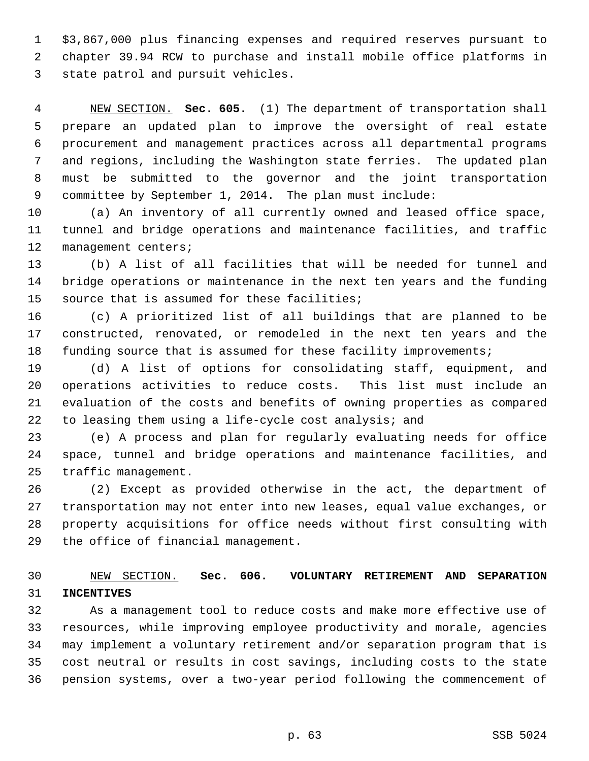$3,867,000 plus financing expenses and required reserves pursuant to chapter 39.94 RCW to purchase and install mobile office platforms in state patrol and pursuit vehicles.

NEW SECTION. **Sec. 605.** (1) The department of transportation shall prepare an updated plan to improve the oversight of real estate procurement and management practices across all departmental programs and regions, including the Washington state ferries. The updated plan must be submitted to the governor and the joint transportation committee by September 1, 2014. The plan must include:

(a) An inventory of all currently owned and leased office space, tunnel and bridge operations and maintenance facilities, and traffic management centers;

(b) A list of all facilities that will be needed for tunnel and bridge operations or maintenance in the next ten years and the funding source that is assumed for these facilities;

(c) A prioritized list of all buildings that are planned to be constructed, renovated, or remodeled in the next ten years and the funding source that is assumed for these facility improvements;

(d) A list of options for consolidating staff, equipment, and operations activities to reduce costs. This list must include an evaluation of the costs and benefits of owning properties as compared to leasing them using a life-cycle cost analysis; and

(e) A process and plan for regularly evaluating needs for office space, tunnel and bridge operations and maintenance facilities, and traffic management.

(2) Except as provided otherwise in the act, the department of transportation may not enter into new leases, equal value exchanges, or property acquisitions for office needs without first consulting with the office of financial management.

NEW SECTION. **Sec. 606. VOLUNTARY RETIREMENT AND SEPARATION INCENTIVES**

As a management tool to reduce costs and make more effective use of resources, while improving employee productivity and morale, agencies may implement a voluntary retirement and/or separation program that is cost neutral or results in cost savings, including costs to the state pension systems, over a two-year period following the commencement of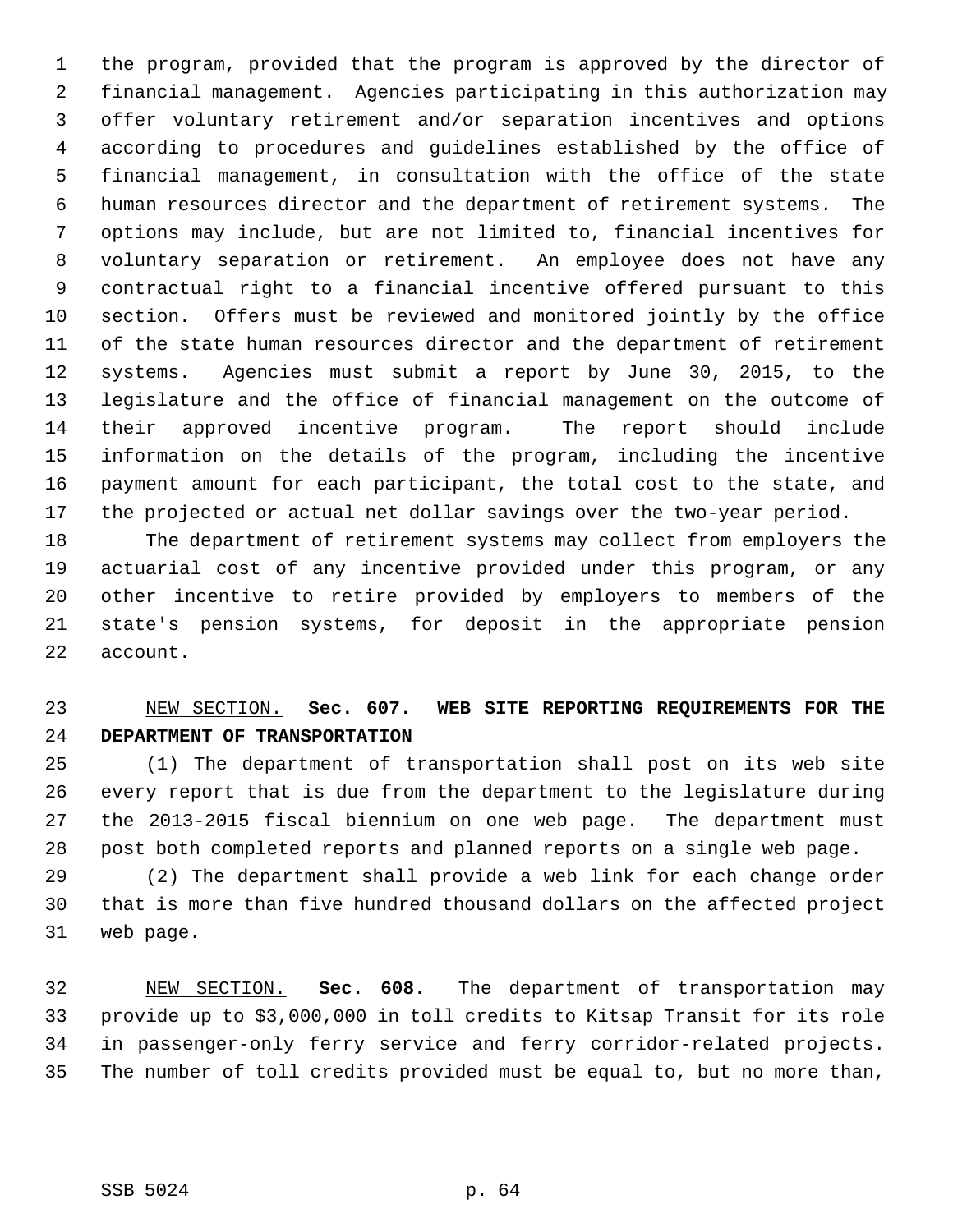the program, provided that the program is approved by the director of financial management. Agencies participating in this authorization may offer voluntary retirement and/or separation incentives and options according to procedures and guidelines established by the office of financial management, in consultation with the office of the state human resources director and the department of retirement systems. The options may include, but are not limited to, financial incentives for voluntary separation or retirement. An employee does not have any contractual right to a financial incentive offered pursuant to this section. Offers must be reviewed and monitored jointly by the office of the state human resources director and the department of retirement systems. Agencies must submit a report by June 30, 2015, to the legislature and the office of financial management on the outcome of their approved incentive program. The report should include information on the details of the program, including the incentive payment amount for each participant, the total cost to the state, and the projected or actual net dollar savings over the two-year period.

The department of retirement systems may collect from employers the actuarial cost of any incentive provided under this program, or any other incentive to retire provided by employers to members of the state's pension systems, for deposit in the appropriate pension account.

NEW SECTION. **Sec. 607. WEB SITE REPORTING REQUIREMENTS FOR THE DEPARTMENT OF TRANSPORTATION**

(1) The department of transportation shall post on its web site every report that is due from the department to the legislature during the 2013-2015 fiscal biennium on one web page. The department must post both completed reports and planned reports on a single web page.

(2) The department shall provide a web link for each change order that is more than five hundred thousand dollars on the affected project web page.

NEW SECTION. **Sec. 608.** The department of transportation may provide up to $3,000,000 in toll credits to Kitsap Transit for its role in passenger-only ferry service and ferry corridor-related projects. The number of toll credits provided must be equal to, but no more than,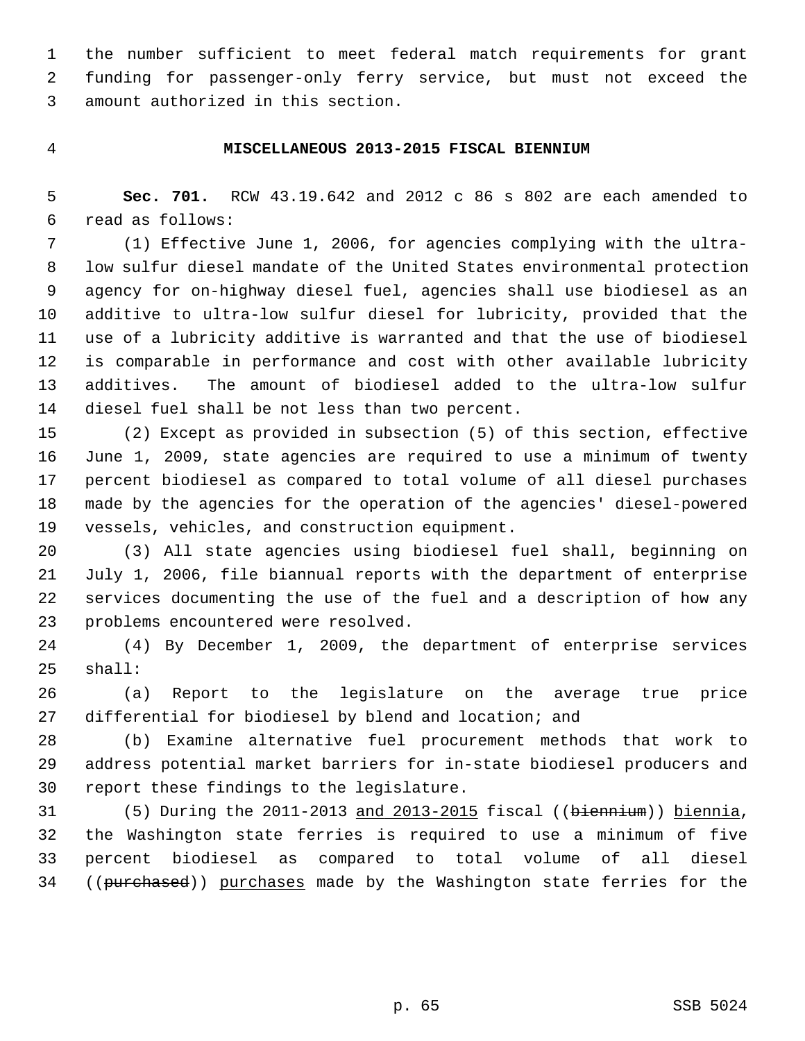the number sufficient to meet federal match requirements for grant funding for passenger-only ferry service, but must not exceed the amount authorized in this section.

## MISCELLANEOUS 2013-2015 FISCAL BIENNIUM

**Sec. 701.** RCW 43.19.642 and 2012 c 86 s 802 are each amended to read as follows:

(1) Effective June 1, 2006, for agencies complying with the ultra-low sulfur diesel mandate of the United States environmental protection agency for on-highway diesel fuel, agencies shall use biodiesel as an additive to ultra-low sulfur diesel for lubricity, provided that the use of a lubricity additive is warranted and that the use of biodiesel is comparable in performance and cost with other available lubricity additives. The amount of biodiesel added to the ultra-low sulfur diesel fuel shall be not less than two percent.

(2) Except as provided in subsection (5) of this section, effective June 1, 2009, state agencies are required to use a minimum of twenty percent biodiesel as compared to total volume of all diesel purchases made by the agencies for the operation of the agencies' diesel-powered vessels, vehicles, and construction equipment.

(3) All state agencies using biodiesel fuel shall, beginning on July 1, 2006, file biannual reports with the department of enterprise services documenting the use of the fuel and a description of how any problems encountered were resolved.

(4) By December 1, 2009, the department of enterprise services shall:

(a) Report to the legislature on the average true price differential for biodiesel by blend and location; and

(b) Examine alternative fuel procurement methods that work to address potential market barriers for in-state biodiesel producers and report these findings to the legislature.

(5) During the 2011-2013 <u>and 2013-2015</u> fiscal ((~~biennium~~)) <u>biennia</u>, the Washington state ferries is required to use a minimum of five percent biodiesel as compared to total volume of all diesel ((~~purchased~~)) <u>purchases</u> made by the Washington state ferries for the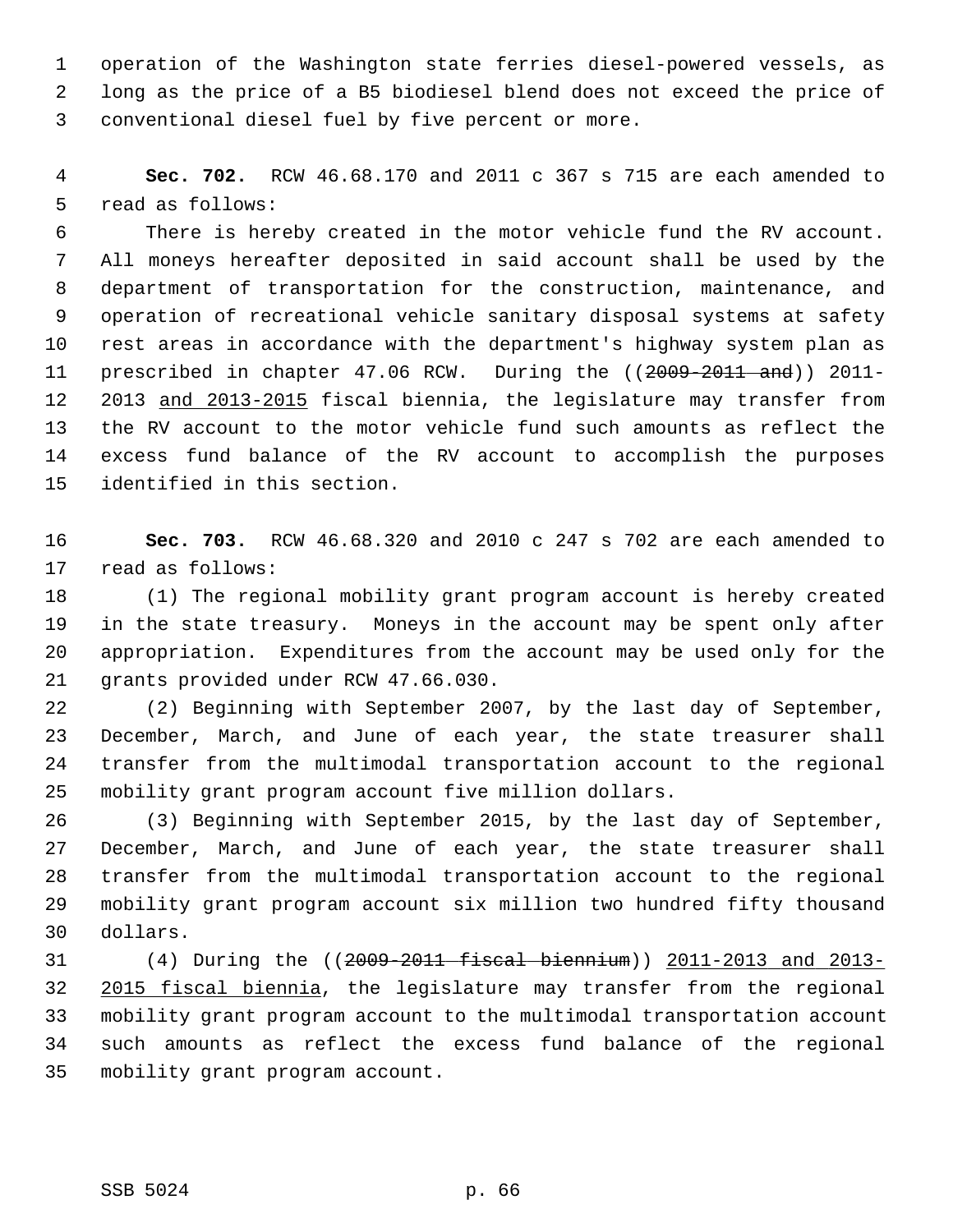operation of the Washington state ferries diesel-powered vessels, as long as the price of a B5 biodiesel blend does not exceed the price of conventional diesel fuel by five percent or more.

**Sec. 702.** RCW 46.68.170 and 2011 c 367 s 715 are each amended to read as follows:

There is hereby created in the motor vehicle fund the RV account. All moneys hereafter deposited in said account shall be used by the department of transportation for the construction, maintenance, and operation of recreational vehicle sanitary disposal systems at safety rest areas in accordance with the department's highway system plan as prescribed in chapter 47.06 RCW. During the ((~~2009-2011 and~~)) 2011-2013 <u>and 2013-2015</u> fiscal biennia, the legislature may transfer from the RV account to the motor vehicle fund such amounts as reflect the excess fund balance of the RV account to accomplish the purposes identified in this section.

**Sec. 703.** RCW 46.68.320 and 2010 c 247 s 702 are each amended to read as follows:

(1) The regional mobility grant program account is hereby created in the state treasury. Moneys in the account may be spent only after appropriation. Expenditures from the account may be used only for the grants provided under RCW 47.66.030.

(2) Beginning with September 2007, by the last day of September, December, March, and June of each year, the state treasurer shall transfer from the multimodal transportation account to the regional mobility grant program account five million dollars.

(3) Beginning with September 2015, by the last day of September, December, March, and June of each year, the state treasurer shall transfer from the multimodal transportation account to the regional mobility grant program account six million two hundred fifty thousand dollars.

(4) During the ((~~2009-2011 fiscal biennium~~)) <u>2011-2013 and 2013-2015 fiscal biennia</u>, the legislature may transfer from the regional mobility grant program account to the multimodal transportation account such amounts as reflect the excess fund balance of the regional mobility grant program account.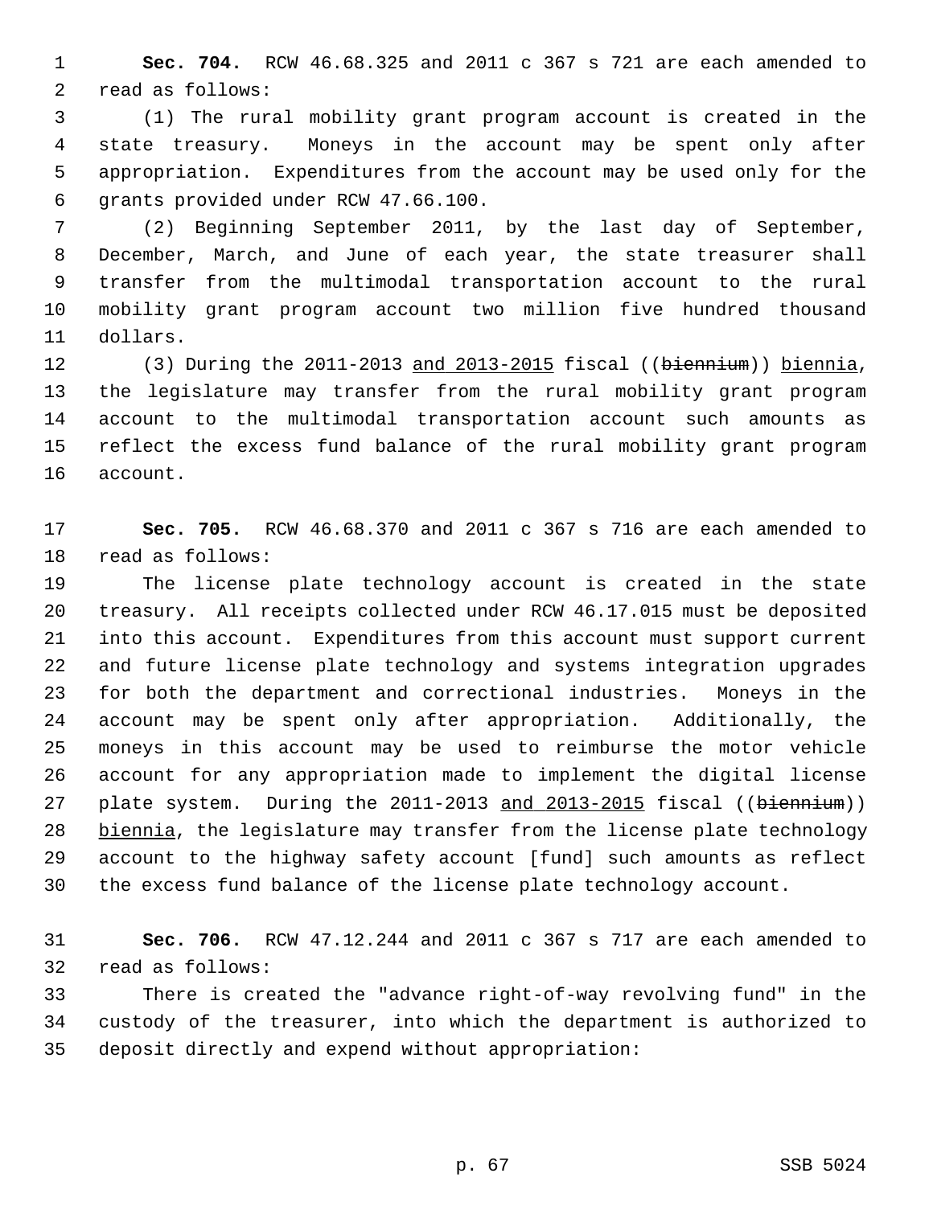**Sec. 704.** RCW 46.68.325 and 2011 c 367 s 721 are each amended to read as follows:

(1) The rural mobility grant program account is created in the state treasury. Moneys in the account may be spent only after appropriation. Expenditures from the account may be used only for the grants provided under RCW 47.66.100.

(2) Beginning September 2011, by the last day of September, December, March, and June of each year, the state treasurer shall transfer from the multimodal transportation account to the rural mobility grant program account two million five hundred thousand dollars.

(3) During the 2011-2013 and 2013-2015 fiscal ((~~biennium~~)) biennia, the legislature may transfer from the rural mobility grant program account to the multimodal transportation account such amounts as reflect the excess fund balance of the rural mobility grant program account.

**Sec. 705.** RCW 46.68.370 and 2011 c 367 s 716 are each amended to read as follows:

The license plate technology account is created in the state treasury. All receipts collected under RCW 46.17.015 must be deposited into this account. Expenditures from this account must support current and future license plate technology and systems integration upgrades for both the department and correctional industries. Moneys in the account may be spent only after appropriation. Additionally, the moneys in this account may be used to reimburse the motor vehicle account for any appropriation made to implement the digital license plate system. During the 2011-2013 and 2013-2015 fiscal ((~~biennium~~)) biennia, the legislature may transfer from the license plate technology account to the highway safety account [fund] such amounts as reflect the excess fund balance of the license plate technology account.

**Sec. 706.** RCW 47.12.244 and 2011 c 367 s 717 are each amended to read as follows:

There is created the "advance right-of-way revolving fund" in the custody of the treasurer, into which the department is authorized to deposit directly and expend without appropriation: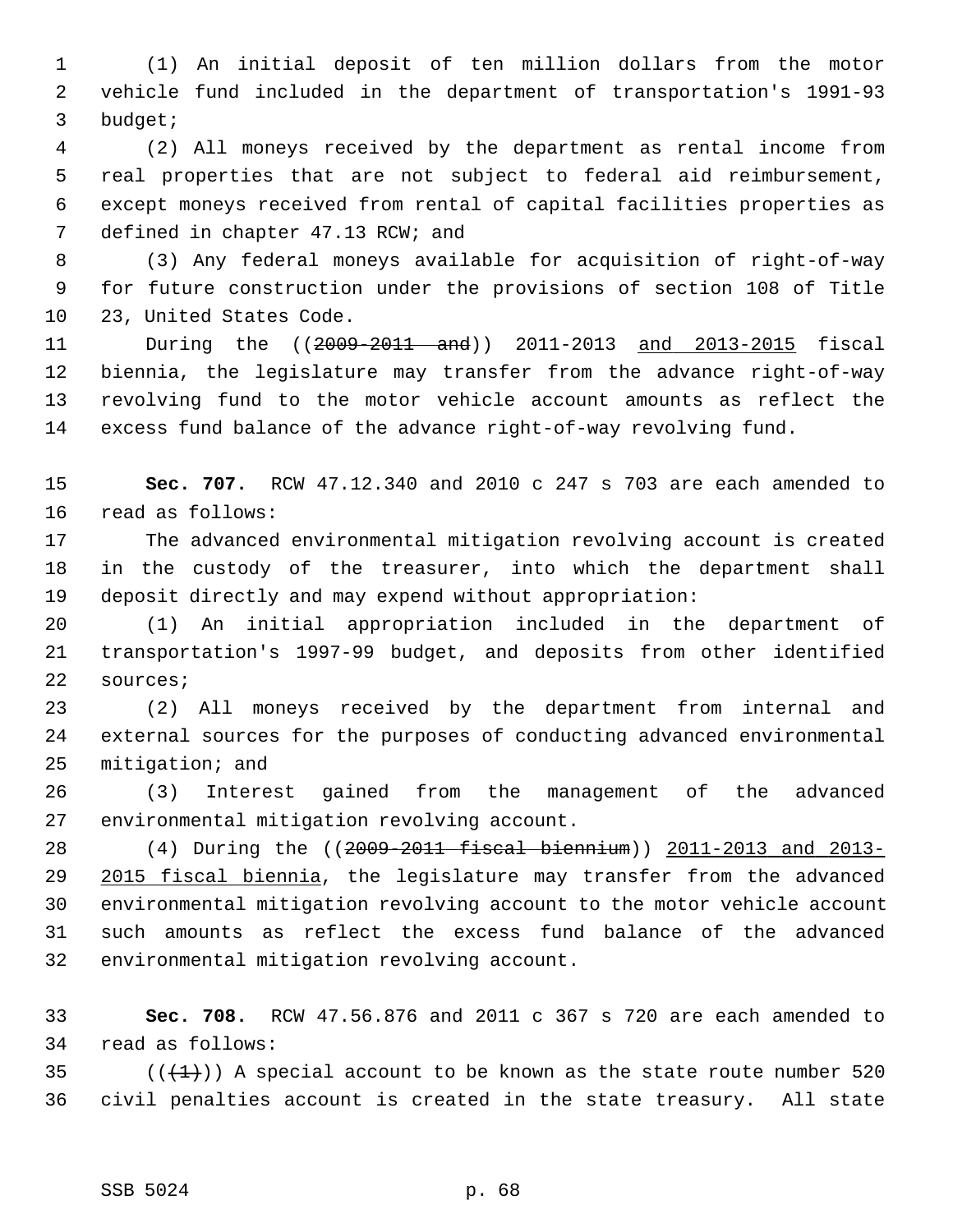(1) An initial deposit of ten million dollars from the motor vehicle fund included in the department of transportation's 1991-93 budget;

(2) All moneys received by the department as rental income from real properties that are not subject to federal aid reimbursement, except moneys received from rental of capital facilities properties as defined in chapter 47.13 RCW; and

(3) Any federal moneys available for acquisition of right-of-way for future construction under the provisions of section 108 of Title 23, United States Code.

During the ((~~2009-2011 and~~)) 2011-2013 <u>and 2013-2015</u> fiscal biennia, the legislature may transfer from the advance right-of-way revolving fund to the motor vehicle account amounts as reflect the excess fund balance of the advance right-of-way revolving fund.

**Sec. 707.** RCW 47.12.340 and 2010 c 247 s 703 are each amended to read as follows:

The advanced environmental mitigation revolving account is created in the custody of the treasurer, into which the department shall deposit directly and may expend without appropriation:

(1) An initial appropriation included in the department of transportation's 1997-99 budget, and deposits from other identified sources;

(2) All moneys received by the department from internal and external sources for the purposes of conducting advanced environmental mitigation; and

(3) Interest gained from the management of the advanced environmental mitigation revolving account.

(4) During the ((~~2009-2011 fiscal biennium~~)) <u>2011-2013 and 2013-2015 fiscal biennia</u>, the legislature may transfer from the advanced environmental mitigation revolving account to the motor vehicle account such amounts as reflect the excess fund balance of the advanced environmental mitigation revolving account.

**Sec. 708.** RCW 47.56.876 and 2011 c 367 s 720 are each amended to read as follows:

((~~(1)~~)) A special account to be known as the state route number 520 civil penalties account is created in the state treasury. All state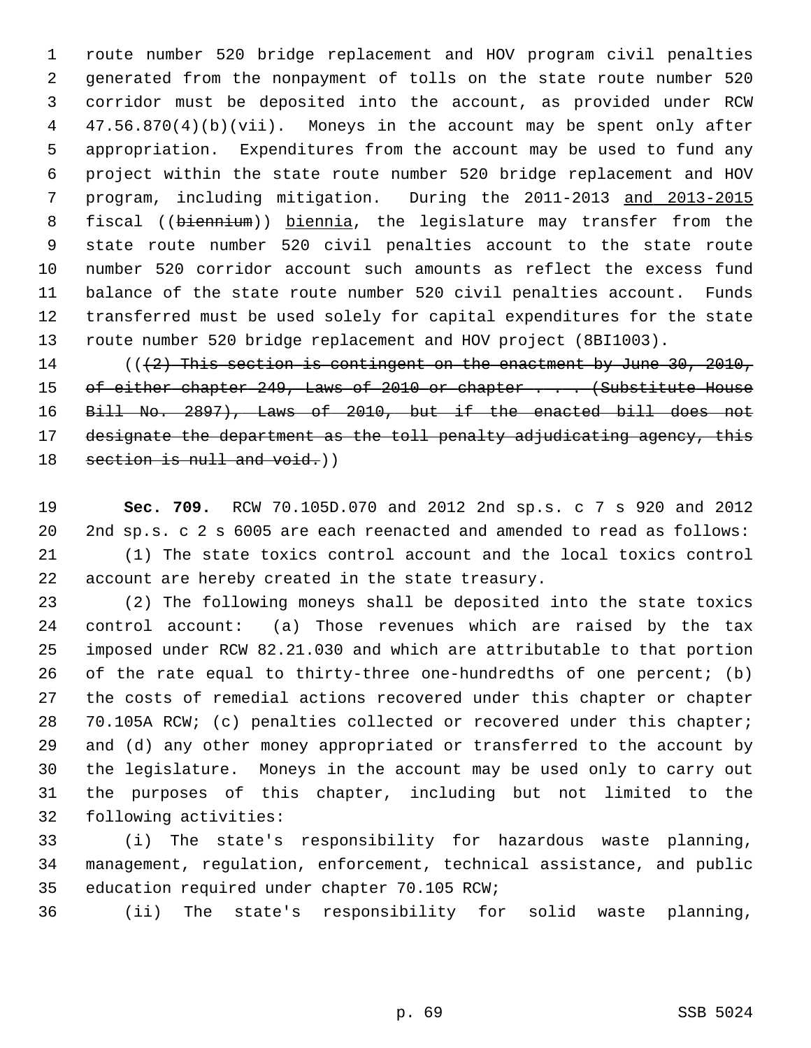route number 520 bridge replacement and HOV program civil penalties generated from the nonpayment of tolls on the state route number 520 corridor must be deposited into the account, as provided under RCW 47.56.870(4)(b)(vii). Moneys in the account may be spent only after appropriation. Expenditures from the account may be used to fund any project within the state route number 520 bridge replacement and HOV program, including mitigation. During the 2011-2013 and 2013-2015 fiscal ((biennium)) biennia, the legislature may transfer from the state route number 520 civil penalties account to the state route number 520 corridor account such amounts as reflect the excess fund balance of the state route number 520 civil penalties account. Funds transferred must be used solely for capital expenditures for the state route number 520 bridge replacement and HOV project (8BI1003).

((~~(2) This section is contingent on the enactment by June 30, 2010, of either chapter 249, Laws of 2010 or chapter . . . (Substitute House Bill No. 2897), Laws of 2010, but if the enacted bill does not designate the department as the toll penalty adjudicating agency, this section is null and void.~~))

**Sec. 709.** RCW 70.105D.070 and 2012 2nd sp.s. c 7 s 920 and 2012 2nd sp.s. c 2 s 6005 are each reenacted and amended to read as follows:

(1) The state toxics control account and the local toxics control account are hereby created in the state treasury.

(2) The following moneys shall be deposited into the state toxics control account: (a) Those revenues which are raised by the tax imposed under RCW 82.21.030 and which are attributable to that portion of the rate equal to thirty-three one-hundredths of one percent; (b) the costs of remedial actions recovered under this chapter or chapter 70.105A RCW; (c) penalties collected or recovered under this chapter; and (d) any other money appropriated or transferred to the account by the legislature. Moneys in the account may be used only to carry out the purposes of this chapter, including but not limited to the following activities:

(i) The state's responsibility for hazardous waste planning, management, regulation, enforcement, technical assistance, and public education required under chapter 70.105 RCW;

(ii) The state's responsibility for solid waste planning,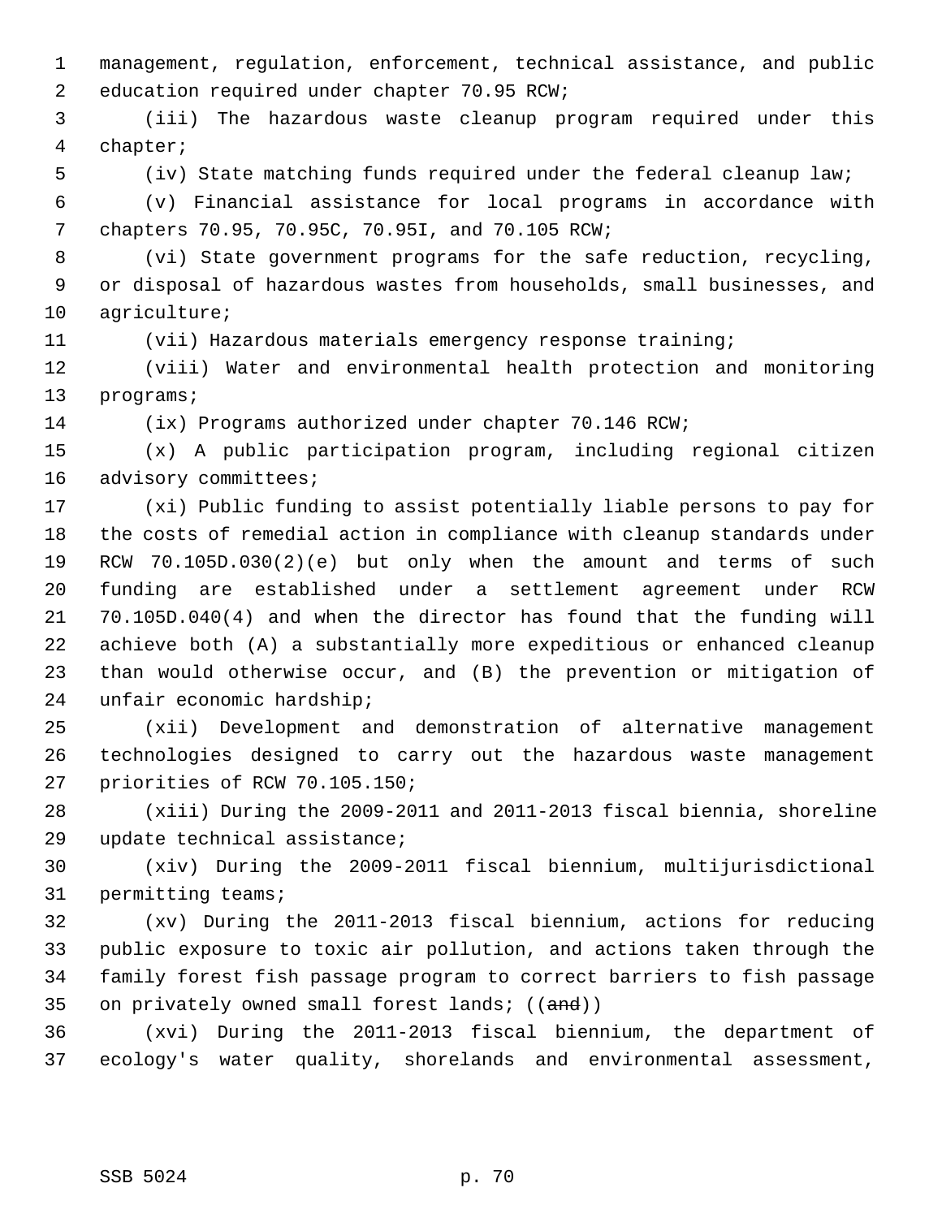management, regulation, enforcement, technical assistance, and public education required under chapter 70.95 RCW;

(iii) The hazardous waste cleanup program required under this chapter;

(iv) State matching funds required under the federal cleanup law;

(v) Financial assistance for local programs in accordance with chapters 70.95, 70.95C, 70.95I, and 70.105 RCW;

(vi) State government programs for the safe reduction, recycling, or disposal of hazardous wastes from households, small businesses, and agriculture;

(vii) Hazardous materials emergency response training;

(viii) Water and environmental health protection and monitoring programs;

(ix) Programs authorized under chapter 70.146 RCW;

(x) A public participation program, including regional citizen advisory committees;

(xi) Public funding to assist potentially liable persons to pay for the costs of remedial action in compliance with cleanup standards under RCW 70.105D.030(2)(e) but only when the amount and terms of such funding are established under a settlement agreement under RCW 70.105D.040(4) and when the director has found that the funding will achieve both (A) a substantially more expeditious or enhanced cleanup than would otherwise occur, and (B) the prevention or mitigation of unfair economic hardship;

(xii) Development and demonstration of alternative management technologies designed to carry out the hazardous waste management priorities of RCW 70.105.150;

(xiii) During the 2009-2011 and 2011-2013 fiscal biennia, shoreline update technical assistance;

(xiv) During the 2009-2011 fiscal biennium, multijurisdictional permitting teams;

(xv) During the 2011-2013 fiscal biennium, actions for reducing public exposure to toxic air pollution, and actions taken through the family forest fish passage program to correct barriers to fish passage on privately owned small forest lands; ((~~and~~))

(xvi) During the 2011-2013 fiscal biennium, the department of ecology's water quality, shorelands and environmental assessment,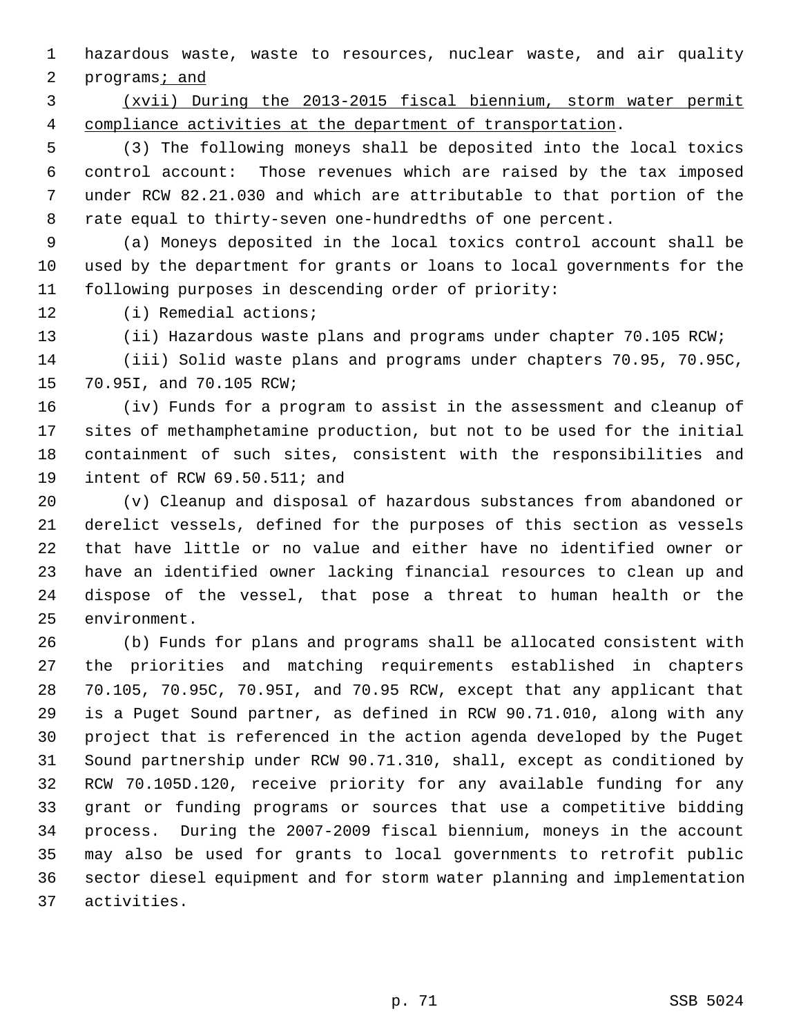hazardous waste, waste to resources, nuclear waste, and air quality programs; and

(xvii) During the 2013-2015 fiscal biennium, storm water permit compliance activities at the department of transportation.

(3) The following moneys shall be deposited into the local toxics control account: Those revenues which are raised by the tax imposed under RCW 82.21.030 and which are attributable to that portion of the rate equal to thirty-seven one-hundredths of one percent.

(a) Moneys deposited in the local toxics control account shall be used by the department for grants or loans to local governments for the following purposes in descending order of priority:

(i) Remedial actions;

(ii) Hazardous waste plans and programs under chapter 70.105 RCW;

(iii) Solid waste plans and programs under chapters 70.95, 70.95C, 70.95I, and 70.105 RCW;

(iv) Funds for a program to assist in the assessment and cleanup of sites of methamphetamine production, but not to be used for the initial containment of such sites, consistent with the responsibilities and intent of RCW 69.50.511; and

(v) Cleanup and disposal of hazardous substances from abandoned or derelict vessels, defined for the purposes of this section as vessels that have little or no value and either have no identified owner or have an identified owner lacking financial resources to clean up and dispose of the vessel, that pose a threat to human health or the environment.

(b) Funds for plans and programs shall be allocated consistent with the priorities and matching requirements established in chapters 70.105, 70.95C, 70.95I, and 70.95 RCW, except that any applicant that is a Puget Sound partner, as defined in RCW 90.71.010, along with any project that is referenced in the action agenda developed by the Puget Sound partnership under RCW 90.71.310, shall, except as conditioned by RCW 70.105D.120, receive priority for any available funding for any grant or funding programs or sources that use a competitive bidding process. During the 2007-2009 fiscal biennium, moneys in the account may also be used for grants to local governments to retrofit public sector diesel equipment and for storm water planning and implementation activities.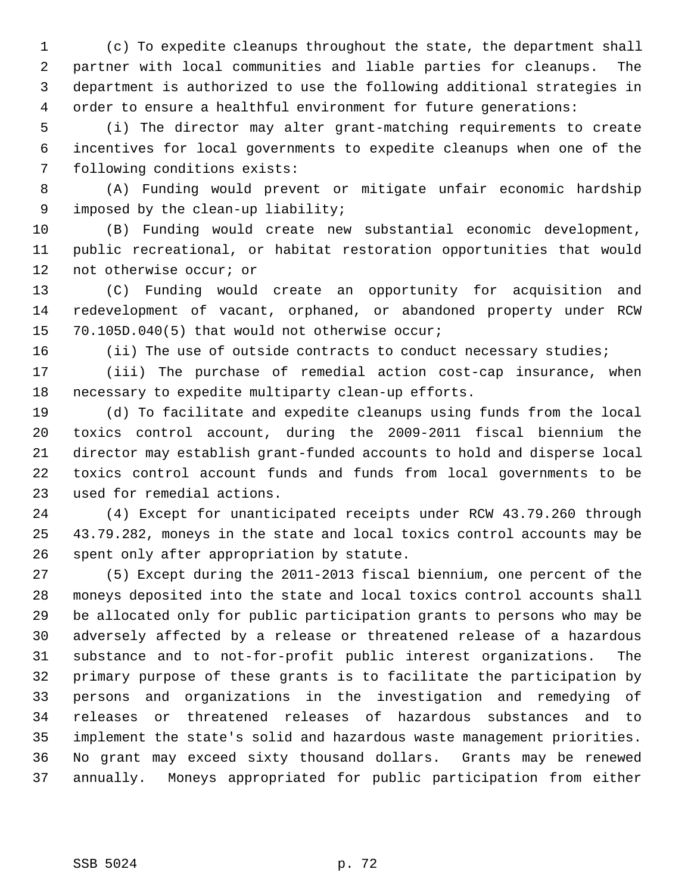(c) To expedite cleanups throughout the state, the department shall partner with local communities and liable parties for cleanups. The department is authorized to use the following additional strategies in order to ensure a healthful environment for future generations:

(i) The director may alter grant-matching requirements to create incentives for local governments to expedite cleanups when one of the following conditions exists:

(A) Funding would prevent or mitigate unfair economic hardship imposed by the clean-up liability;

(B) Funding would create new substantial economic development, public recreational, or habitat restoration opportunities that would not otherwise occur; or

(C) Funding would create an opportunity for acquisition and redevelopment of vacant, orphaned, or abandoned property under RCW 70.105D.040(5) that would not otherwise occur;

(ii) The use of outside contracts to conduct necessary studies;

(iii) The purchase of remedial action cost-cap insurance, when necessary to expedite multiparty clean-up efforts.

(d) To facilitate and expedite cleanups using funds from the local toxics control account, during the 2009-2011 fiscal biennium the director may establish grant-funded accounts to hold and disperse local toxics control account funds and funds from local governments to be used for remedial actions.

(4) Except for unanticipated receipts under RCW 43.79.260 through 43.79.282, moneys in the state and local toxics control accounts may be spent only after appropriation by statute.

(5) Except during the 2011-2013 fiscal biennium, one percent of the moneys deposited into the state and local toxics control accounts shall be allocated only for public participation grants to persons who may be adversely affected by a release or threatened release of a hazardous substance and to not-for-profit public interest organizations. The primary purpose of these grants is to facilitate the participation by persons and organizations in the investigation and remedying of releases or threatened releases of hazardous substances and to implement the state's solid and hazardous waste management priorities. No grant may exceed sixty thousand dollars. Grants may be renewed annually. Moneys appropriated for public participation from either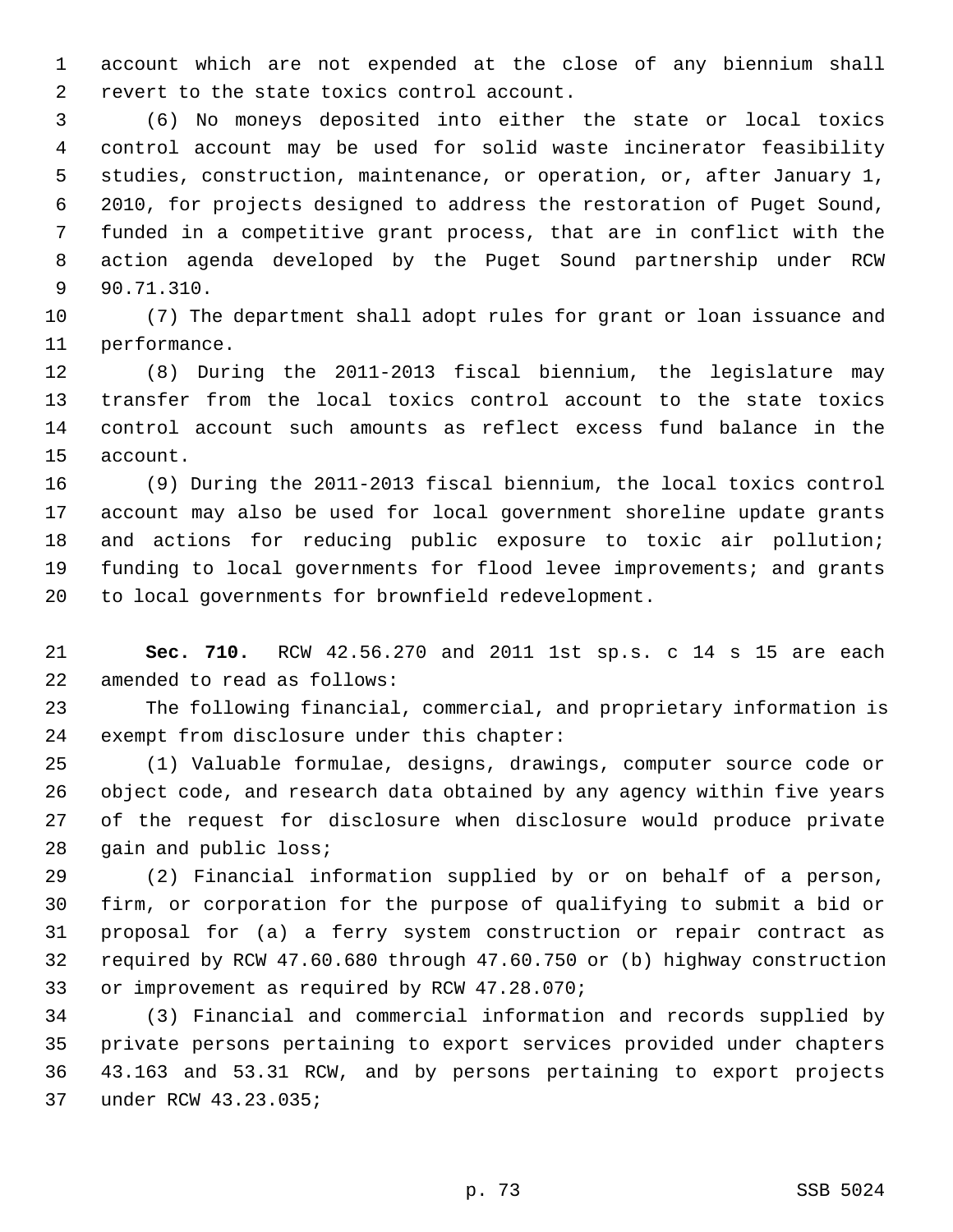account which are not expended at the close of any biennium shall revert to the state toxics control account.

(6) No moneys deposited into either the state or local toxics control account may be used for solid waste incinerator feasibility studies, construction, maintenance, or operation, or, after January 1, 2010, for projects designed to address the restoration of Puget Sound, funded in a competitive grant process, that are in conflict with the action agenda developed by the Puget Sound partnership under RCW 90.71.310.

(7) The department shall adopt rules for grant or loan issuance and performance.

(8) During the 2011-2013 fiscal biennium, the legislature may transfer from the local toxics control account to the state toxics control account such amounts as reflect excess fund balance in the account.

(9) During the 2011-2013 fiscal biennium, the local toxics control account may also be used for local government shoreline update grants and actions for reducing public exposure to toxic air pollution; funding to local governments for flood levee improvements; and grants to local governments for brownfield redevelopment.

**Sec. 710.** RCW 42.56.270 and 2011 1st sp.s. c 14 s 15 are each amended to read as follows:

The following financial, commercial, and proprietary information is exempt from disclosure under this chapter:

(1) Valuable formulae, designs, drawings, computer source code or object code, and research data obtained by any agency within five years of the request for disclosure when disclosure would produce private gain and public loss;

(2) Financial information supplied by or on behalf of a person, firm, or corporation for the purpose of qualifying to submit a bid or proposal for (a) a ferry system construction or repair contract as required by RCW 47.60.680 through 47.60.750 or (b) highway construction or improvement as required by RCW 47.28.070;

(3) Financial and commercial information and records supplied by private persons pertaining to export services provided under chapters 43.163 and 53.31 RCW, and by persons pertaining to export projects under RCW 43.23.035;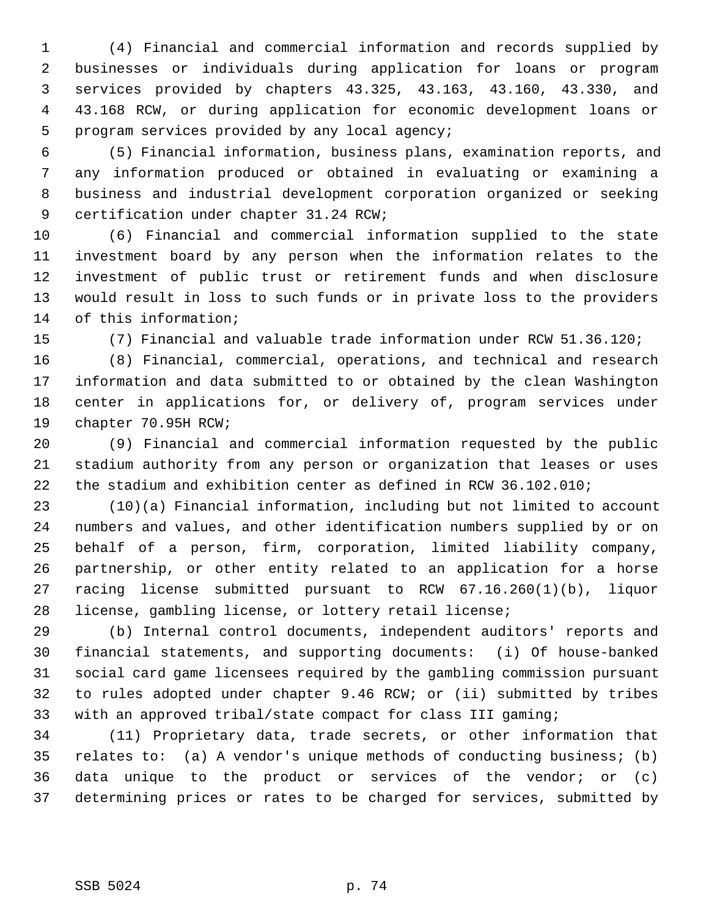(4) Financial and commercial information and records supplied by businesses or individuals during application for loans or program services provided by chapters 43.325, 43.163, 43.160, 43.330, and 43.168 RCW, or during application for economic development loans or program services provided by any local agency;

(5) Financial information, business plans, examination reports, and any information produced or obtained in evaluating or examining a business and industrial development corporation organized or seeking certification under chapter 31.24 RCW;

(6) Financial and commercial information supplied to the state investment board by any person when the information relates to the investment of public trust or retirement funds and when disclosure would result in loss to such funds or in private loss to the providers of this information;

(7) Financial and valuable trade information under RCW 51.36.120;

(8) Financial, commercial, operations, and technical and research information and data submitted to or obtained by the clean Washington center in applications for, or delivery of, program services under chapter 70.95H RCW;

(9) Financial and commercial information requested by the public stadium authority from any person or organization that leases or uses the stadium and exhibition center as defined in RCW 36.102.010;

(10)(a) Financial information, including but not limited to account numbers and values, and other identification numbers supplied by or on behalf of a person, firm, corporation, limited liability company, partnership, or other entity related to an application for a horse racing license submitted pursuant to RCW 67.16.260(1)(b), liquor license, gambling license, or lottery retail license;

(b) Internal control documents, independent auditors' reports and financial statements, and supporting documents: (i) Of house-banked social card game licensees required by the gambling commission pursuant to rules adopted under chapter 9.46 RCW; or (ii) submitted by tribes with an approved tribal/state compact for class III gaming;

(11) Proprietary data, trade secrets, or other information that relates to: (a) A vendor's unique methods of conducting business; (b) data unique to the product or services of the vendor; or (c) determining prices or rates to be charged for services, submitted by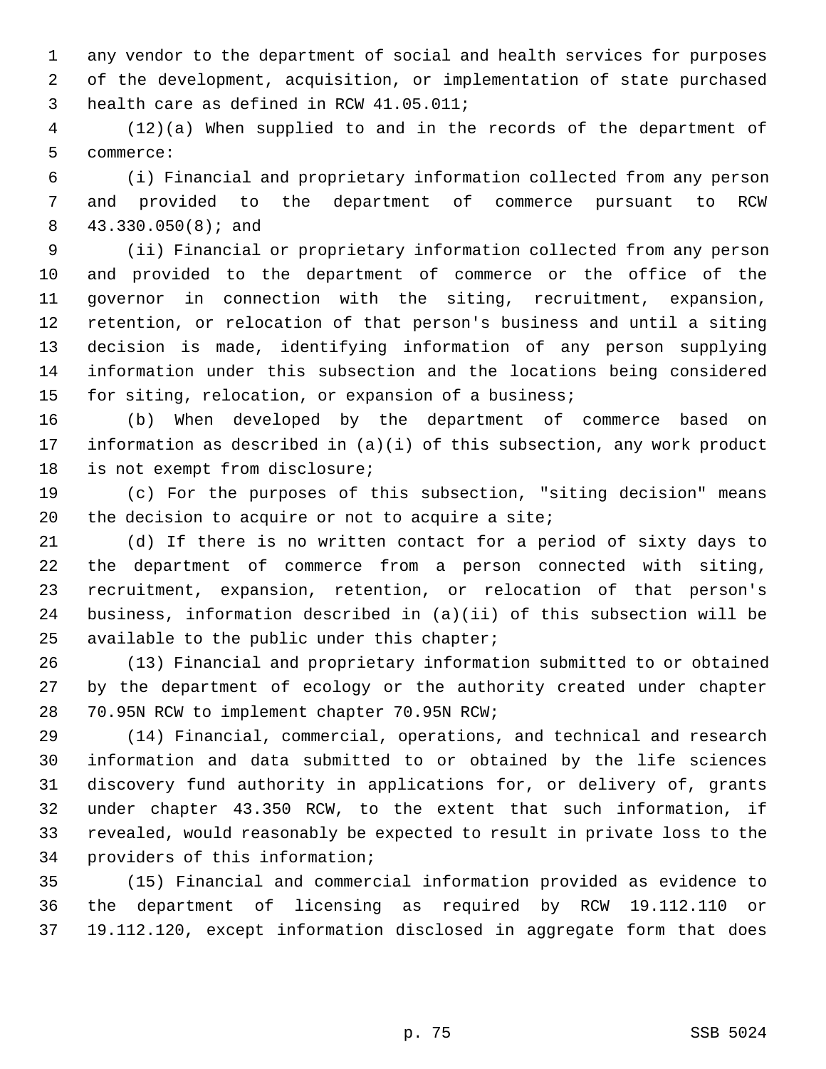any vendor to the department of social and health services for purposes of the development, acquisition, or implementation of state purchased health care as defined in RCW 41.05.011;

(12)(a) When supplied to and in the records of the department of commerce:

(i) Financial and proprietary information collected from any person and provided to the department of commerce pursuant to RCW 43.330.050(8); and

(ii) Financial or proprietary information collected from any person and provided to the department of commerce or the office of the governor in connection with the siting, recruitment, expansion, retention, or relocation of that person's business and until a siting decision is made, identifying information of any person supplying information under this subsection and the locations being considered for siting, relocation, or expansion of a business;

(b) When developed by the department of commerce based on information as described in (a)(i) of this subsection, any work product is not exempt from disclosure;

(c) For the purposes of this subsection, "siting decision" means the decision to acquire or not to acquire a site;

(d) If there is no written contact for a period of sixty days to the department of commerce from a person connected with siting, recruitment, expansion, retention, or relocation of that person's business, information described in (a)(ii) of this subsection will be available to the public under this chapter;

(13) Financial and proprietary information submitted to or obtained by the department of ecology or the authority created under chapter 70.95N RCW to implement chapter 70.95N RCW;

(14) Financial, commercial, operations, and technical and research information and data submitted to or obtained by the life sciences discovery fund authority in applications for, or delivery of, grants under chapter 43.350 RCW, to the extent that such information, if revealed, would reasonably be expected to result in private loss to the providers of this information;

(15) Financial and commercial information provided as evidence to the department of licensing as required by RCW 19.112.110 or 19.112.120, except information disclosed in aggregate form that does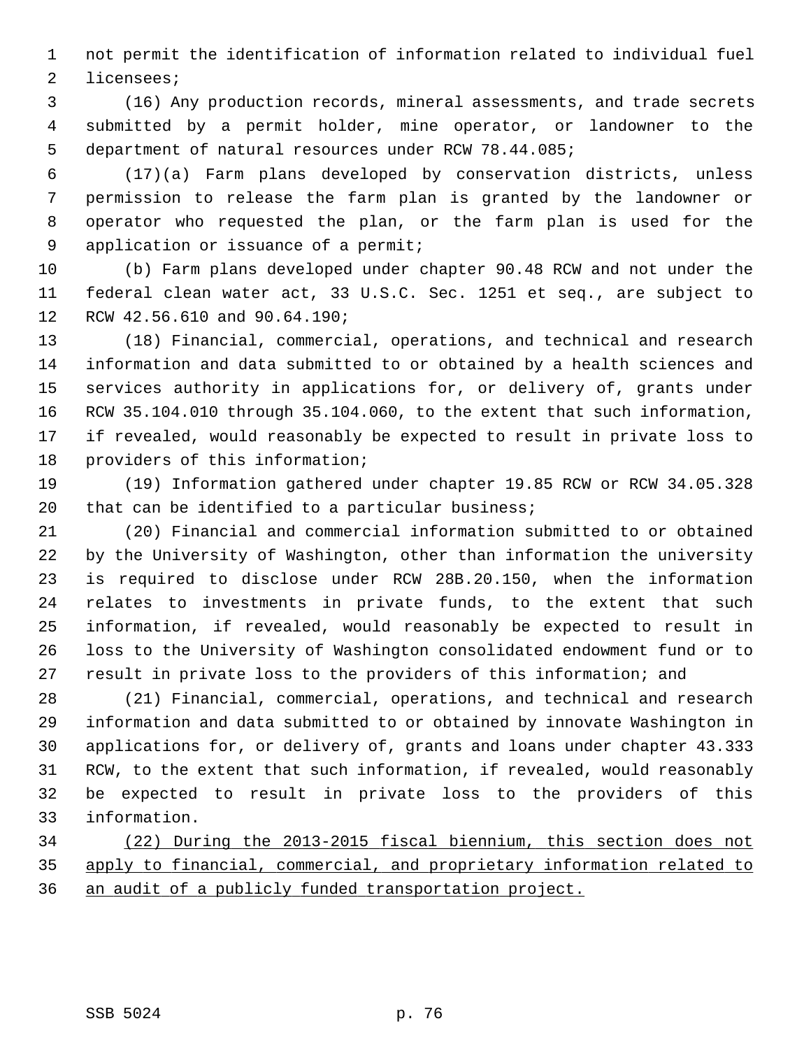not permit the identification of information related to individual fuel licensees;

(16) Any production records, mineral assessments, and trade secrets submitted by a permit holder, mine operator, or landowner to the department of natural resources under RCW 78.44.085;

(17)(a) Farm plans developed by conservation districts, unless permission to release the farm plan is granted by the landowner or operator who requested the plan, or the farm plan is used for the application or issuance of a permit;

(b) Farm plans developed under chapter 90.48 RCW and not under the federal clean water act, 33 U.S.C. Sec. 1251 et seq., are subject to RCW 42.56.610 and 90.64.190;

(18) Financial, commercial, operations, and technical and research information and data submitted to or obtained by a health sciences and services authority in applications for, or delivery of, grants under RCW 35.104.010 through 35.104.060, to the extent that such information, if revealed, would reasonably be expected to result in private loss to providers of this information;

(19) Information gathered under chapter 19.85 RCW or RCW 34.05.328 that can be identified to a particular business;

(20) Financial and commercial information submitted to or obtained by the University of Washington, other than information the university is required to disclose under RCW 28B.20.150, when the information relates to investments in private funds, to the extent that such information, if revealed, would reasonably be expected to result in loss to the University of Washington consolidated endowment fund or to result in private loss to the providers of this information; and

(21) Financial, commercial, operations, and technical and research information and data submitted to or obtained by innovate Washington in applications for, or delivery of, grants and loans under chapter 43.333 RCW, to the extent that such information, if revealed, would reasonably be expected to result in private loss to the providers of this information.

<u>(22) During the 2013-2015 fiscal biennium, this section does not apply to financial, commercial, and proprietary information related to an audit of a publicly funded transportation project.</u>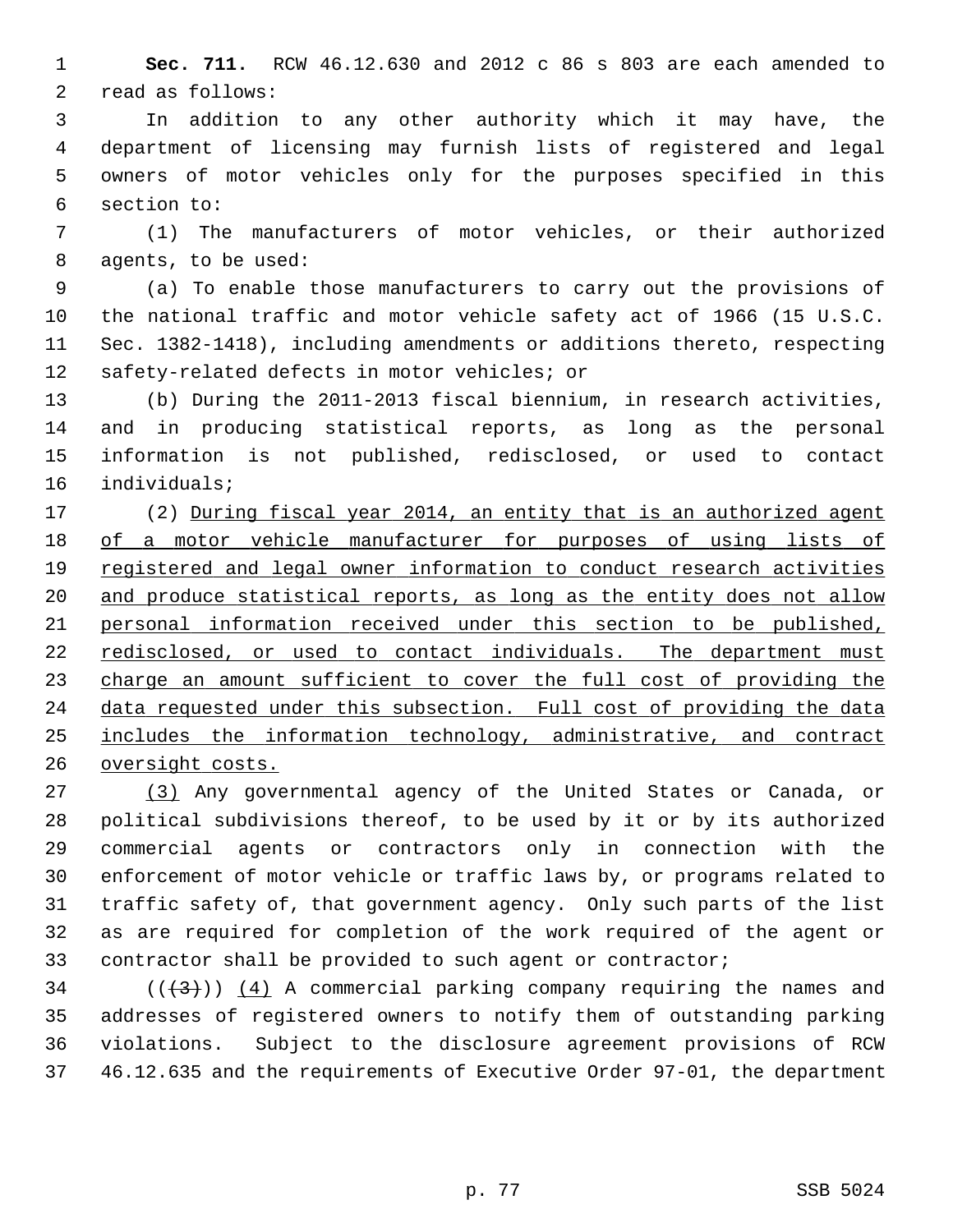**Sec. 711.** RCW 46.12.630 and 2012 c 86 s 803 are each amended to read as follows:

In addition to any other authority which it may have, the department of licensing may furnish lists of registered and legal owners of motor vehicles only for the purposes specified in this section to:

(1) The manufacturers of motor vehicles, or their authorized agents, to be used:

(a) To enable those manufacturers to carry out the provisions of the national traffic and motor vehicle safety act of 1966 (15 U.S.C. Sec. 1382-1418), including amendments or additions thereto, respecting safety-related defects in motor vehicles; or

(b) During the 2011-2013 fiscal biennium, in research activities, and in producing statistical reports, as long as the personal information is not published, redisclosed, or used to contact individuals;

(2) <u>During fiscal year 2014, an entity that is an authorized agent of a motor vehicle manufacturer for purposes of using lists of registered and legal owner information to conduct research activities and produce statistical reports, as long as the entity does not allow personal information received under this section to be published, redisclosed, or used to contact individuals. The department must charge an amount sufficient to cover the full cost of providing the data requested under this subsection. Full cost of providing the data includes the information technology, administrative, and contract oversight costs.</u>

<u>(3)</u> Any governmental agency of the United States or Canada, or political subdivisions thereof, to be used by it or by its authorized commercial agents or contractors only in connection with the enforcement of motor vehicle or traffic laws by, or programs related to traffic safety of, that government agency. Only such parts of the list as are required for completion of the work required of the agent or contractor shall be provided to such agent or contractor;

(( ~~(3)~~ )) <u>(4)</u> A commercial parking company requiring the names and addresses of registered owners to notify them of outstanding parking violations. Subject to the disclosure agreement provisions of RCW 46.12.635 and the requirements of Executive Order 97-01, the department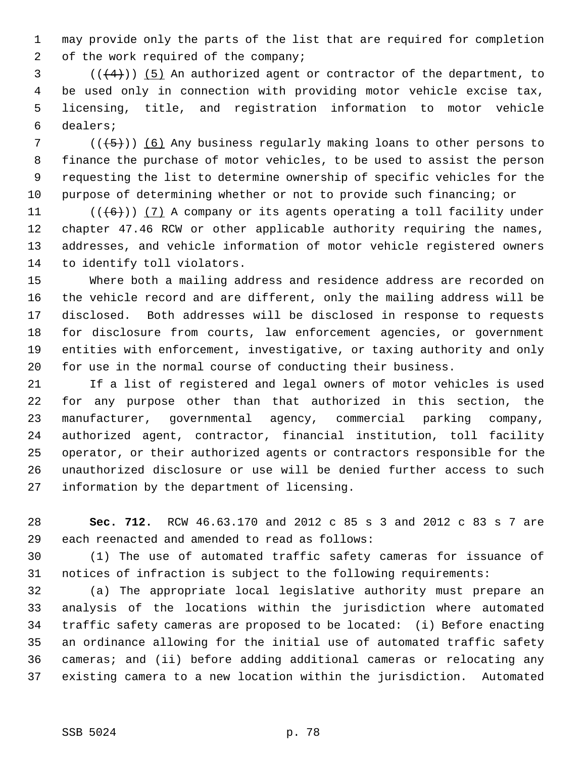may provide only the parts of the list that are required for completion of the work required of the company;

~~((4))~~ <u>(5)</u> An authorized agent or contractor of the department, to be used only in connection with providing motor vehicle excise tax, licensing, title, and registration information to motor vehicle dealers;

~~((5))~~ <u>(6)</u> Any business regularly making loans to other persons to finance the purchase of motor vehicles, to be used to assist the person requesting the list to determine ownership of specific vehicles for the purpose of determining whether or not to provide such financing; or

~~((6))~~ <u>(7)</u> A company or its agents operating a toll facility under chapter 47.46 RCW or other applicable authority requiring the names, addresses, and vehicle information of motor vehicle registered owners to identify toll violators.

Where both a mailing address and residence address are recorded on the vehicle record and are different, only the mailing address will be disclosed. Both addresses will be disclosed in response to requests for disclosure from courts, law enforcement agencies, or government entities with enforcement, investigative, or taxing authority and only for use in the normal course of conducting their business.

If a list of registered and legal owners of motor vehicles is used for any purpose other than that authorized in this section, the manufacturer, governmental agency, commercial parking company, authorized agent, contractor, financial institution, toll facility operator, or their authorized agents or contractors responsible for the unauthorized disclosure or use will be denied further access to such information by the department of licensing.

**Sec. 712.** RCW 46.63.170 and 2012 c 85 s 3 and 2012 c 83 s 7 are each reenacted and amended to read as follows:

(1) The use of automated traffic safety cameras for issuance of notices of infraction is subject to the following requirements:

(a) The appropriate local legislative authority must prepare an analysis of the locations within the jurisdiction where automated traffic safety cameras are proposed to be located: (i) Before enacting an ordinance allowing for the initial use of automated traffic safety cameras; and (ii) before adding additional cameras or relocating any existing camera to a new location within the jurisdiction. Automated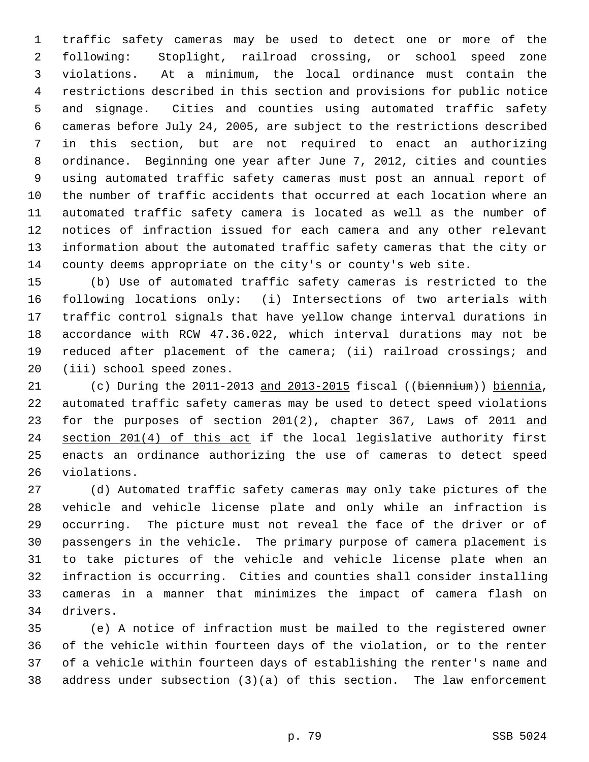traffic safety cameras may be used to detect one or more of the following: Stoplight, railroad crossing, or school speed zone violations. At a minimum, the local ordinance must contain the restrictions described in this section and provisions for public notice and signage. Cities and counties using automated traffic safety cameras before July 24, 2005, are subject to the restrictions described in this section, but are not required to enact an authorizing ordinance. Beginning one year after June 7, 2012, cities and counties using automated traffic safety cameras must post an annual report of the number of traffic accidents that occurred at each location where an automated traffic safety camera is located as well as the number of notices of infraction issued for each camera and any other relevant information about the automated traffic safety cameras that the city or county deems appropriate on the city's or county's web site.

(b) Use of automated traffic safety cameras is restricted to the following locations only: (i) Intersections of two arterials with traffic control signals that have yellow change interval durations in accordance with RCW 47.36.022, which interval durations may not be reduced after placement of the camera; (ii) railroad crossings; and (iii) school speed zones.

(c) During the 2011-2013 and 2013-2015 fiscal ((~~biennium~~)) biennia, automated traffic safety cameras may be used to detect speed violations for the purposes of section 201(2), chapter 367, Laws of 2011 and section 201(4) of this act if the local legislative authority first enacts an ordinance authorizing the use of cameras to detect speed violations.

(d) Automated traffic safety cameras may only take pictures of the vehicle and vehicle license plate and only while an infraction is occurring. The picture must not reveal the face of the driver or of passengers in the vehicle. The primary purpose of camera placement is to take pictures of the vehicle and vehicle license plate when an infraction is occurring. Cities and counties shall consider installing cameras in a manner that minimizes the impact of camera flash on drivers.

(e) A notice of infraction must be mailed to the registered owner of the vehicle within fourteen days of the violation, or to the renter of a vehicle within fourteen days of establishing the renter's name and address under subsection (3)(a) of this section. The law enforcement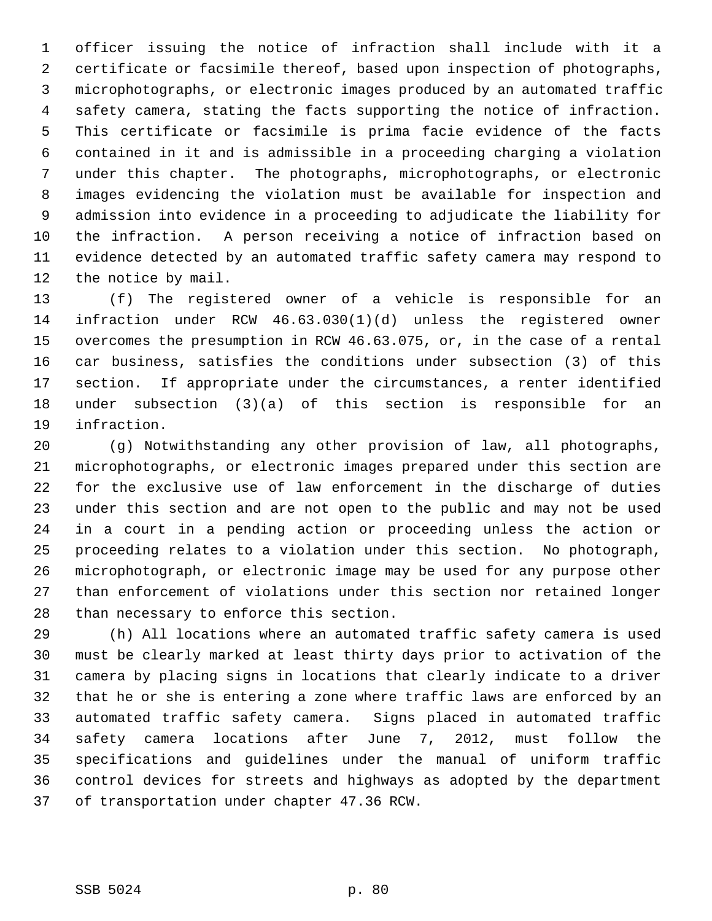officer issuing the notice of infraction shall include with it a certificate or facsimile thereof, based upon inspection of photographs, microphotographs, or electronic images produced by an automated traffic safety camera, stating the facts supporting the notice of infraction. This certificate or facsimile is prima facie evidence of the facts contained in it and is admissible in a proceeding charging a violation under this chapter. The photographs, microphotographs, or electronic images evidencing the violation must be available for inspection and admission into evidence in a proceeding to adjudicate the liability for the infraction. A person receiving a notice of infraction based on evidence detected by an automated traffic safety camera may respond to the notice by mail.

(f) The registered owner of a vehicle is responsible for an infraction under RCW 46.63.030(1)(d) unless the registered owner overcomes the presumption in RCW 46.63.075, or, in the case of a rental car business, satisfies the conditions under subsection (3) of this section. If appropriate under the circumstances, a renter identified under subsection (3)(a) of this section is responsible for an infraction.

(g) Notwithstanding any other provision of law, all photographs, microphotographs, or electronic images prepared under this section are for the exclusive use of law enforcement in the discharge of duties under this section and are not open to the public and may not be used in a court in a pending action or proceeding unless the action or proceeding relates to a violation under this section. No photograph, microphotograph, or electronic image may be used for any purpose other than enforcement of violations under this section nor retained longer than necessary to enforce this section.

(h) All locations where an automated traffic safety camera is used must be clearly marked at least thirty days prior to activation of the camera by placing signs in locations that clearly indicate to a driver that he or she is entering a zone where traffic laws are enforced by an automated traffic safety camera. Signs placed in automated traffic safety camera locations after June 7, 2012, must follow the specifications and guidelines under the manual of uniform traffic control devices for streets and highways as adopted by the department of transportation under chapter 47.36 RCW.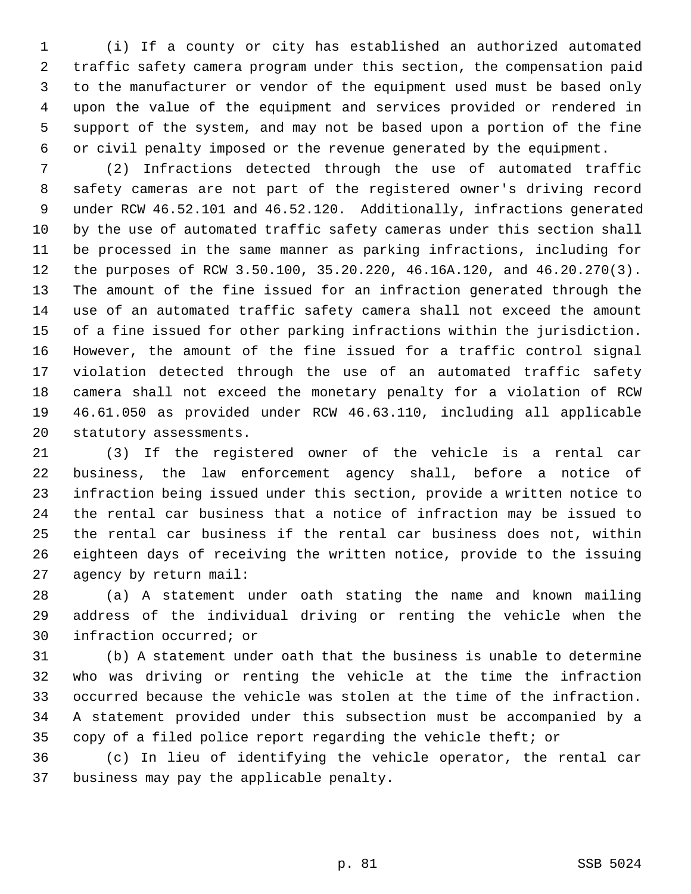(i) If a county or city has established an authorized automated traffic safety camera program under this section, the compensation paid to the manufacturer or vendor of the equipment used must be based only upon the value of the equipment and services provided or rendered in support of the system, and may not be based upon a portion of the fine or civil penalty imposed or the revenue generated by the equipment.

(2) Infractions detected through the use of automated traffic safety cameras are not part of the registered owner's driving record under RCW 46.52.101 and 46.52.120. Additionally, infractions generated by the use of automated traffic safety cameras under this section shall be processed in the same manner as parking infractions, including for the purposes of RCW 3.50.100, 35.20.220, 46.16A.120, and 46.20.270(3). The amount of the fine issued for an infraction generated through the use of an automated traffic safety camera shall not exceed the amount of a fine issued for other parking infractions within the jurisdiction. However, the amount of the fine issued for a traffic control signal violation detected through the use of an automated traffic safety camera shall not exceed the monetary penalty for a violation of RCW 46.61.050 as provided under RCW 46.63.110, including all applicable statutory assessments.

(3) If the registered owner of the vehicle is a rental car business, the law enforcement agency shall, before a notice of infraction being issued under this section, provide a written notice to the rental car business that a notice of infraction may be issued to the rental car business if the rental car business does not, within eighteen days of receiving the written notice, provide to the issuing agency by return mail:

(a) A statement under oath stating the name and known mailing address of the individual driving or renting the vehicle when the infraction occurred; or

(b) A statement under oath that the business is unable to determine who was driving or renting the vehicle at the time the infraction occurred because the vehicle was stolen at the time of the infraction. A statement provided under this subsection must be accompanied by a copy of a filed police report regarding the vehicle theft; or

(c) In lieu of identifying the vehicle operator, the rental car business may pay the applicable penalty.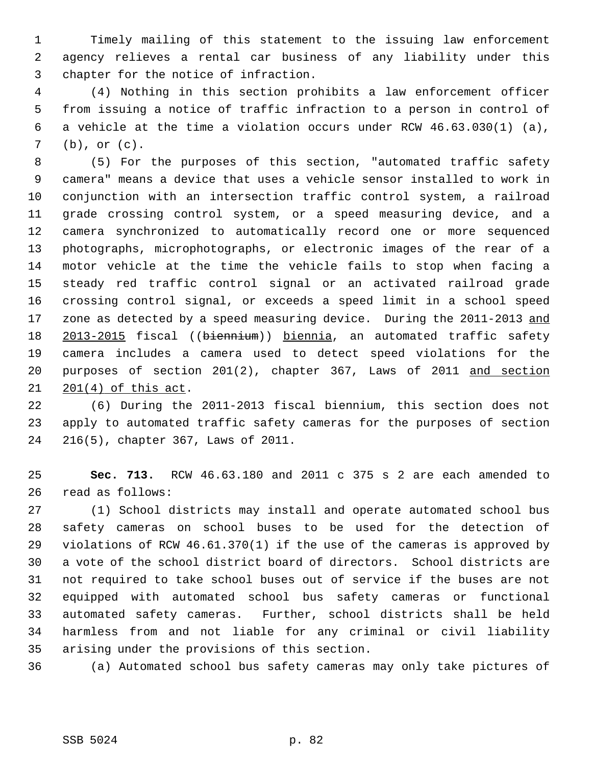Timely mailing of this statement to the issuing law enforcement agency relieves a rental car business of any liability under this chapter for the notice of infraction.

(4) Nothing in this section prohibits a law enforcement officer from issuing a notice of traffic infraction to a person in control of a vehicle at the time a violation occurs under RCW 46.63.030(1) (a), (b), or (c).

(5) For the purposes of this section, "automated traffic safety camera" means a device that uses a vehicle sensor installed to work in conjunction with an intersection traffic control system, a railroad grade crossing control system, or a speed measuring device, and a camera synchronized to automatically record one or more sequenced photographs, microphotographs, or electronic images of the rear of a motor vehicle at the time the vehicle fails to stop when facing a steady red traffic control signal or an activated railroad grade crossing control signal, or exceeds a speed limit in a school speed zone as detected by a speed measuring device. During the 2011-2013 <u>and 2013-2015</u> fiscal ((~~biennium~~)) <u>biennia</u>, an automated traffic safety camera includes a camera used to detect speed violations for the purposes of section 201(2), chapter 367, Laws of 2011 <u>and section 201(4) of this act</u>.

(6) During the 2011-2013 fiscal biennium, this section does not apply to automated traffic safety cameras for the purposes of section 216(5), chapter 367, Laws of 2011.

**Sec. 713.** RCW 46.63.180 and 2011 c 375 s 2 are each amended to read as follows:

(1) School districts may install and operate automated school bus safety cameras on school buses to be used for the detection of violations of RCW 46.61.370(1) if the use of the cameras is approved by a vote of the school district board of directors. School districts are not required to take school buses out of service if the buses are not equipped with automated school bus safety cameras or functional automated safety cameras. Further, school districts shall be held harmless from and not liable for any criminal or civil liability arising under the provisions of this section.

(a) Automated school bus safety cameras may only take pictures of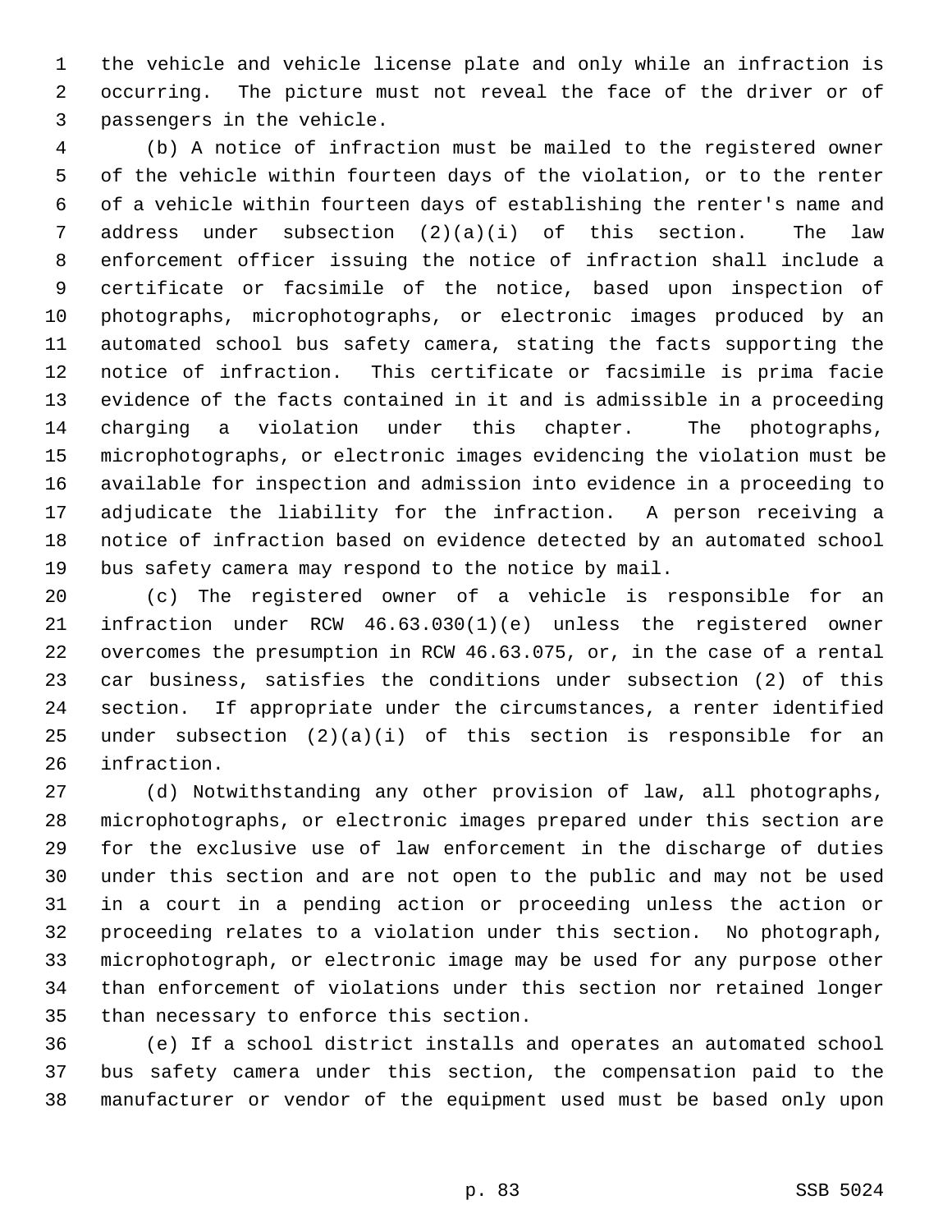the vehicle and vehicle license plate and only while an infraction is occurring. The picture must not reveal the face of the driver or of passengers in the vehicle.

(b) A notice of infraction must be mailed to the registered owner of the vehicle within fourteen days of the violation, or to the renter of a vehicle within fourteen days of establishing the renter's name and address under subsection (2)(a)(i) of this section. The law enforcement officer issuing the notice of infraction shall include a certificate or facsimile of the notice, based upon inspection of photographs, microphotographs, or electronic images produced by an automated school bus safety camera, stating the facts supporting the notice of infraction. This certificate or facsimile is prima facie evidence of the facts contained in it and is admissible in a proceeding charging a violation under this chapter. The photographs, microphotographs, or electronic images evidencing the violation must be available for inspection and admission into evidence in a proceeding to adjudicate the liability for the infraction. A person receiving a notice of infraction based on evidence detected by an automated school bus safety camera may respond to the notice by mail.

(c) The registered owner of a vehicle is responsible for an infraction under RCW 46.63.030(1)(e) unless the registered owner overcomes the presumption in RCW 46.63.075, or, in the case of a rental car business, satisfies the conditions under subsection (2) of this section. If appropriate under the circumstances, a renter identified under subsection (2)(a)(i) of this section is responsible for an infraction.

(d) Notwithstanding any other provision of law, all photographs, microphotographs, or electronic images prepared under this section are for the exclusive use of law enforcement in the discharge of duties under this section and are not open to the public and may not be used in a court in a pending action or proceeding unless the action or proceeding relates to a violation under this section. No photograph, microphotograph, or electronic image may be used for any purpose other than enforcement of violations under this section nor retained longer than necessary to enforce this section.

(e) If a school district installs and operates an automated school bus safety camera under this section, the compensation paid to the manufacturer or vendor of the equipment used must be based only upon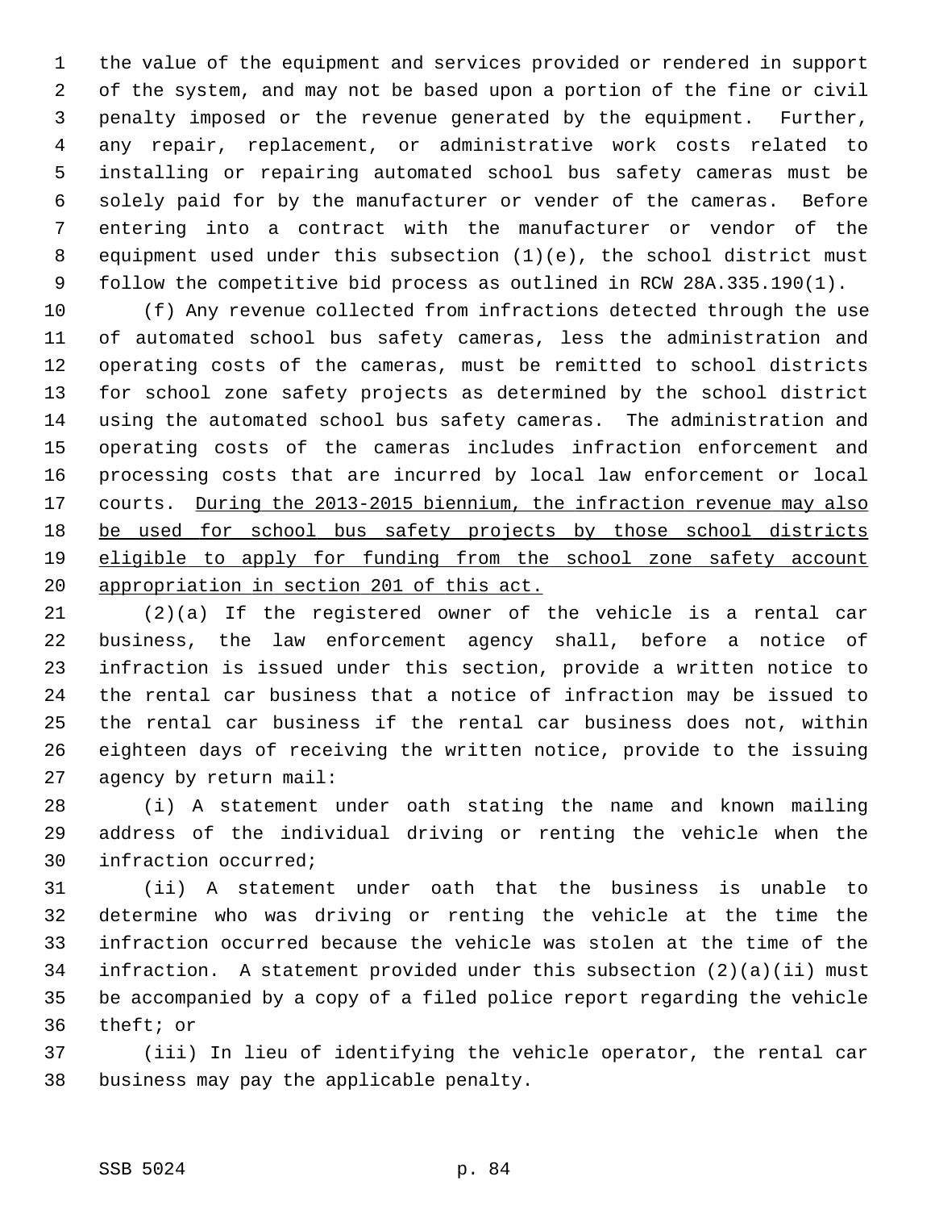the value of the equipment and services provided or rendered in support of the system, and may not be based upon a portion of the fine or civil penalty imposed or the revenue generated by the equipment. Further, any repair, replacement, or administrative work costs related to installing or repairing automated school bus safety cameras must be solely paid for by the manufacturer or vender of the cameras. Before entering into a contract with the manufacturer or vendor of the equipment used under this subsection (1)(e), the school district must follow the competitive bid process as outlined in RCW 28A.335.190(1).

(f) Any revenue collected from infractions detected through the use of automated school bus safety cameras, less the administration and operating costs of the cameras, must be remitted to school districts for school zone safety projects as determined by the school district using the automated school bus safety cameras. The administration and operating costs of the cameras includes infraction enforcement and processing costs that are incurred by local law enforcement or local courts. <u>During the 2013-2015 biennium, the infraction revenue may also be used for school bus safety projects by those school districts eligible to apply for funding from the school zone safety account appropriation in section 201 of this act.</u>

(2)(a) If the registered owner of the vehicle is a rental car business, the law enforcement agency shall, before a notice of infraction is issued under this section, provide a written notice to the rental car business that a notice of infraction may be issued to the rental car business if the rental car business does not, within eighteen days of receiving the written notice, provide to the issuing agency by return mail:

(i) A statement under oath stating the name and known mailing address of the individual driving or renting the vehicle when the infraction occurred;

(ii) A statement under oath that the business is unable to determine who was driving or renting the vehicle at the time the infraction occurred because the vehicle was stolen at the time of the infraction. A statement provided under this subsection (2)(a)(ii) must be accompanied by a copy of a filed police report regarding the vehicle theft; or

(iii) In lieu of identifying the vehicle operator, the rental car business may pay the applicable penalty.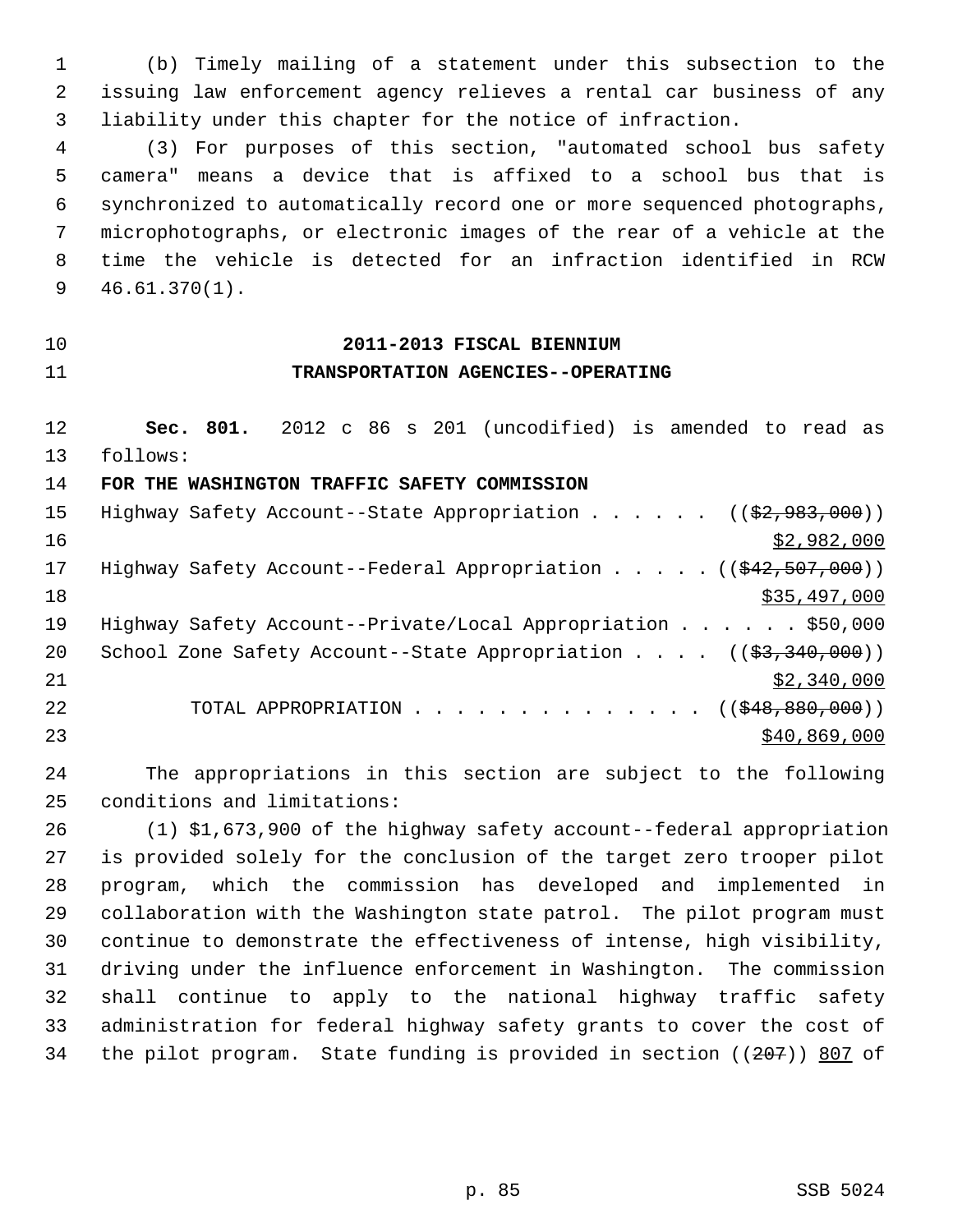(b) Timely mailing of a statement under this subsection to the issuing law enforcement agency relieves a rental car business of any liability under this chapter for the notice of infraction.

(3) For purposes of this section, "automated school bus safety camera" means a device that is affixed to a school bus that is synchronized to automatically record one or more sequenced photographs, microphotographs, or electronic images of the rear of a vehicle at the time the vehicle is detected for an infraction identified in RCW 46.61.370(1).

## 2011-2013 FISCAL BIENNIUM
## TRANSPORTATION AGENCIES--OPERATING

**Sec. 801.** 2012 c 86 s 201 (uncodified) is amended to read as follows:

**FOR THE WASHINGTON TRAFFIC SAFETY COMMISSION**

Highway Safety Account--State Appropriation . . . . . . ((~~$2,983,000~~)) $2,982,000

Highway Safety Account--Federal Appropriation . . . . . ((~~$42,507,000~~)) $35,497,000

Highway Safety Account--Private/Local Appropriation . . . . . . $50,000

School Zone Safety Account--State Appropriation . . . . ((~~$3,340,000~~)) $2,340,000

TOTAL APPROPRIATION . . . . . . . . . . . . . . ((~~$48,880,000~~)) $40,869,000

The appropriations in this section are subject to the following conditions and limitations:

(1) $1,673,900 of the highway safety account--federal appropriation is provided solely for the conclusion of the target zero trooper pilot program, which the commission has developed and implemented in collaboration with the Washington state patrol. The pilot program must continue to demonstrate the effectiveness of intense, high visibility, driving under the influence enforcement in Washington. The commission shall continue to apply to the national highway traffic safety administration for federal highway safety grants to cover the cost of the pilot program. State funding is provided in section ((~~207~~)) 807 of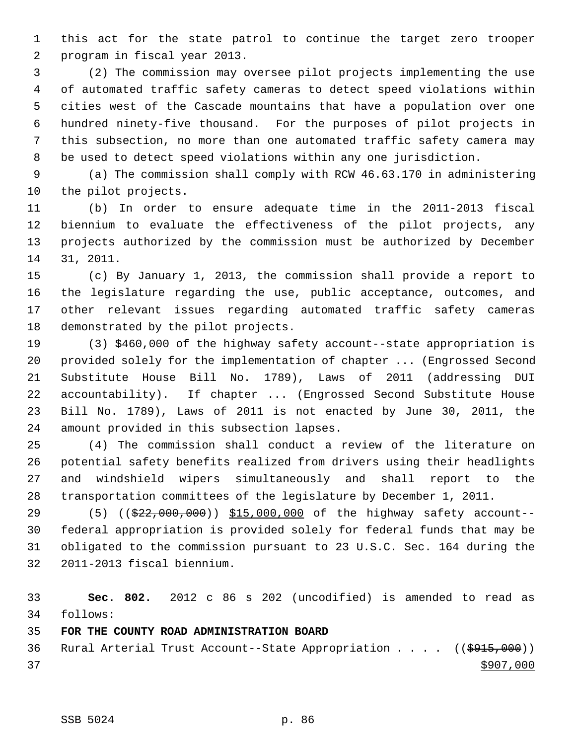this act for the state patrol to continue the target zero trooper program in fiscal year 2013.

(2) The commission may oversee pilot projects implementing the use of automated traffic safety cameras to detect speed violations within cities west of the Cascade mountains that have a population over one hundred ninety-five thousand. For the purposes of pilot projects in this subsection, no more than one automated traffic safety camera may be used to detect speed violations within any one jurisdiction.

(a) The commission shall comply with RCW 46.63.170 in administering the pilot projects.

(b) In order to ensure adequate time in the 2011-2013 fiscal biennium to evaluate the effectiveness of the pilot projects, any projects authorized by the commission must be authorized by December 31, 2011.

(c) By January 1, 2013, the commission shall provide a report to the legislature regarding the use, public acceptance, outcomes, and other relevant issues regarding automated traffic safety cameras demonstrated by the pilot projects.

(3) $460,000 of the highway safety account--state appropriation is provided solely for the implementation of chapter ... (Engrossed Second Substitute House Bill No. 1789), Laws of 2011 (addressing DUI accountability). If chapter ... (Engrossed Second Substitute House Bill No. 1789), Laws of 2011 is not enacted by June 30, 2011, the amount provided in this subsection lapses.

(4) The commission shall conduct a review of the literature on potential safety benefits realized from drivers using their headlights and windshield wipers simultaneously and shall report to the transportation committees of the legislature by December 1, 2011.

(5) ((~~$22,000,000~~)) <u>$15,000,000</u> of the highway safety account--federal appropriation is provided solely for federal funds that may be obligated to the commission pursuant to 23 U.S.C. Sec. 164 during the 2011-2013 fiscal biennium.

**Sec. 802.** 2012 c 86 s 202 (uncodified) is amended to read as follows:

**FOR THE COUNTY ROAD ADMINISTRATION BOARD**

Rural Arterial Trust Account--State Appropriation . . . . ((~~$915,000~~)) <u>$907,000</u>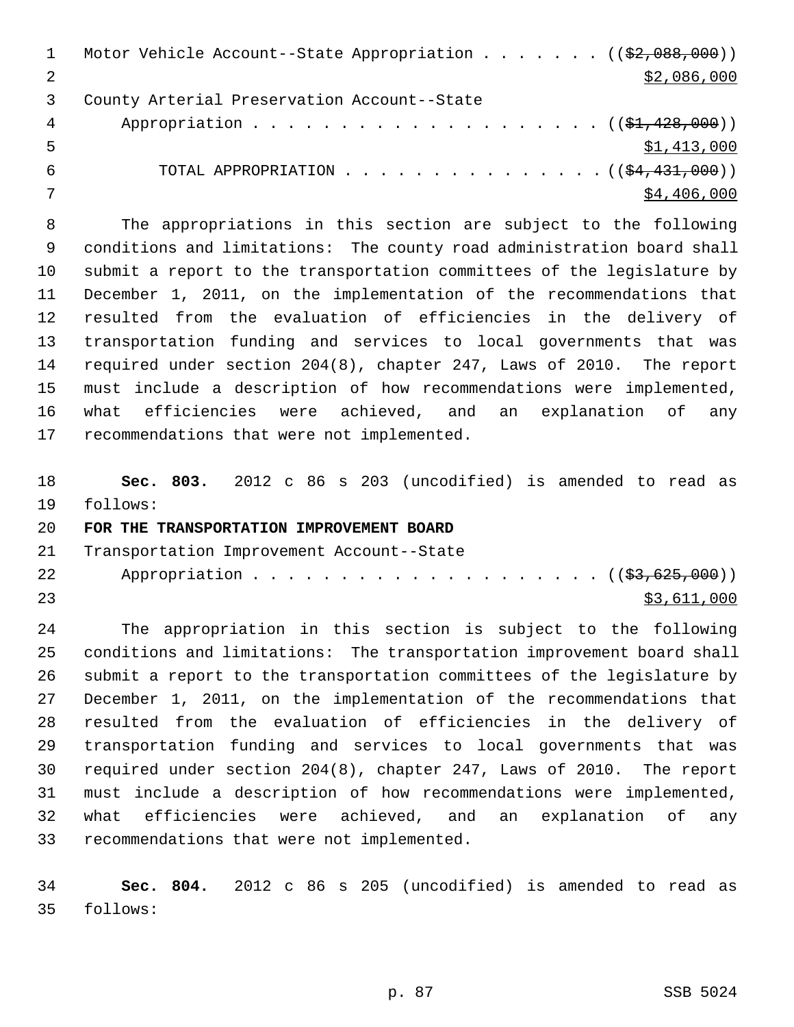Motor Vehicle Account--State Appropriation . . . . . . . (($2,088,000))
$2,086,000

County Arterial Preservation Account--State
Appropriation . . . . . . . . . . . . . . . . . . . . (($1,428,000))
$1,413,000

TOTAL APPROPRIATION . . . . . . . . . . . . . . . (($4,431,000))
$4,406,000

The appropriations in this section are subject to the following conditions and limitations: The county road administration board shall submit a report to the transportation committees of the legislature by December 1, 2011, on the implementation of the recommendations that resulted from the evaluation of efficiencies in the delivery of transportation funding and services to local governments that was required under section 204(8), chapter 247, Laws of 2010. The report must include a description of how recommendations were implemented, what efficiencies were achieved, and an explanation of any recommendations that were not implemented.

**Sec. 803.** 2012 c 86 s 203 (uncodified) is amended to read as follows:

**FOR THE TRANSPORTATION IMPROVEMENT BOARD**

Transportation Improvement Account--State
Appropriation . . . . . . . . . . . . . . . . . . . . (($3,625,000))
$3,611,000

The appropriation in this section is subject to the following conditions and limitations: The transportation improvement board shall submit a report to the transportation committees of the legislature by December 1, 2011, on the implementation of the recommendations that resulted from the evaluation of efficiencies in the delivery of transportation funding and services to local governments that was required under section 204(8), chapter 247, Laws of 2010. The report must include a description of how recommendations were implemented, what efficiencies were achieved, and an explanation of any recommendations that were not implemented.

**Sec. 804.** 2012 c 86 s 205 (uncodified) is amended to read as follows: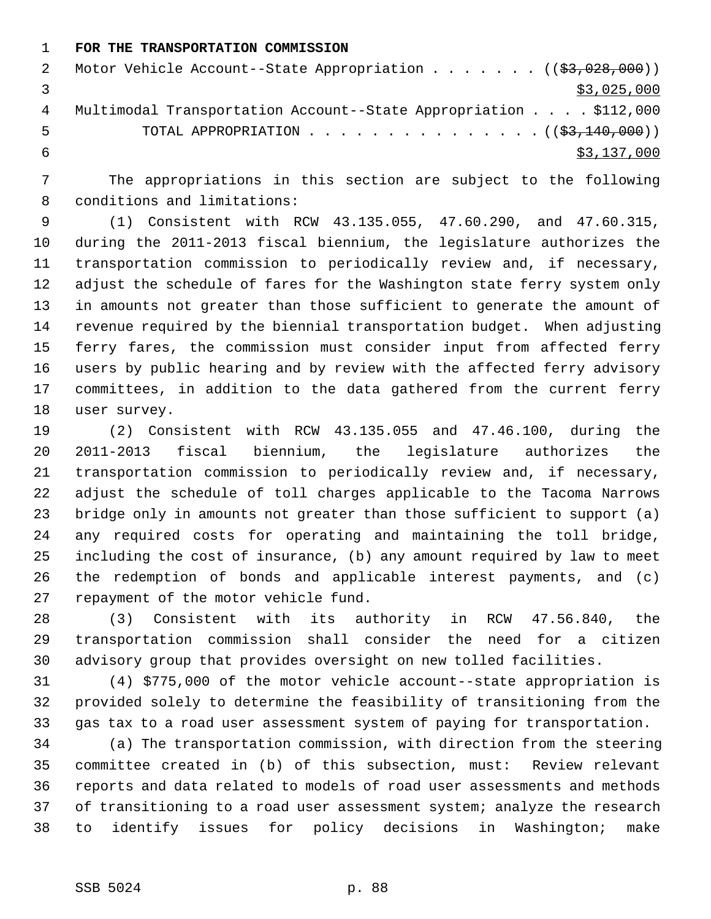**FOR THE TRANSPORTATION COMMISSION**

Motor Vehicle Account--State Appropriation . . . . . . . ((~~$3,028,000~~))
<u>$3,025,000</u>

Multimodal Transportation Account--State Appropriation . . . . $112,000

TOTAL APPROPRIATION . . . . . . . . . . . . . . . ((~~$3,140,000~~))
<u>$3,137,000</u>

The appropriations in this section are subject to the following conditions and limitations:

(1) Consistent with RCW 43.135.055, 47.60.290, and 47.60.315, during the 2011-2013 fiscal biennium, the legislature authorizes the transportation commission to periodically review and, if necessary, adjust the schedule of fares for the Washington state ferry system only in amounts not greater than those sufficient to generate the amount of revenue required by the biennial transportation budget. When adjusting ferry fares, the commission must consider input from affected ferry users by public hearing and by review with the affected ferry advisory committees, in addition to the data gathered from the current ferry user survey.

(2) Consistent with RCW 43.135.055 and 47.46.100, during the 2011-2013 fiscal biennium, the legislature authorizes the transportation commission to periodically review and, if necessary, adjust the schedule of toll charges applicable to the Tacoma Narrows bridge only in amounts not greater than those sufficient to support (a) any required costs for operating and maintaining the toll bridge, including the cost of insurance, (b) any amount required by law to meet the redemption of bonds and applicable interest payments, and (c) repayment of the motor vehicle fund.

(3) Consistent with its authority in RCW 47.56.840, the transportation commission shall consider the need for a citizen advisory group that provides oversight on new tolled facilities.

(4) $775,000 of the motor vehicle account--state appropriation is provided solely to determine the feasibility of transitioning from the gas tax to a road user assessment system of paying for transportation.

(a) The transportation commission, with direction from the steering committee created in (b) of this subsection, must: Review relevant reports and data related to models of road user assessments and methods of transitioning to a road user assessment system; analyze the research to identify issues for policy decisions in Washington; make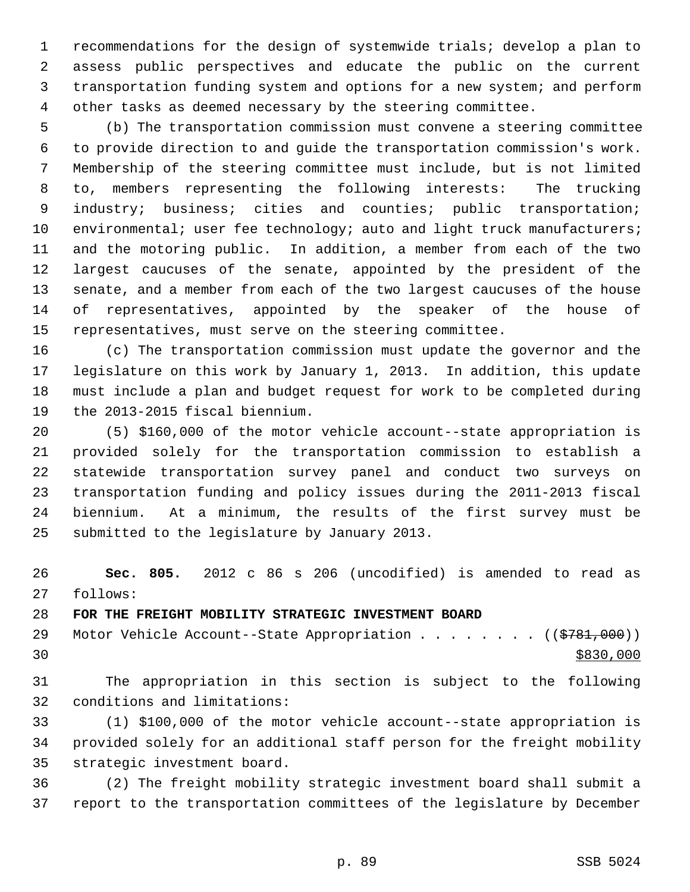recommendations for the design of systemwide trials; develop a plan to assess public perspectives and educate the public on the current transportation funding system and options for a new system; and perform other tasks as deemed necessary by the steering committee.

(b) The transportation commission must convene a steering committee to provide direction to and guide the transportation commission's work. Membership of the steering committee must include, but is not limited to, members representing the following interests: The trucking industry; business; cities and counties; public transportation; environmental; user fee technology; auto and light truck manufacturers; and the motoring public. In addition, a member from each of the two largest caucuses of the senate, appointed by the president of the senate, and a member from each of the two largest caucuses of the house of representatives, appointed by the speaker of the house of representatives, must serve on the steering committee.

(c) The transportation commission must update the governor and the legislature on this work by January 1, 2013. In addition, this update must include a plan and budget request for work to be completed during the 2013-2015 fiscal biennium.

(5) $160,000 of the motor vehicle account--state appropriation is provided solely for the transportation commission to establish a statewide transportation survey panel and conduct two surveys on transportation funding and policy issues during the 2011-2013 fiscal biennium. At a minimum, the results of the first survey must be submitted to the legislature by January 2013.

**Sec. 805.** 2012 c 86 s 206 (uncodified) is amended to read as follows:

**FOR THE FREIGHT MOBILITY STRATEGIC INVESTMENT BOARD**

Motor Vehicle Account--State Appropriation . . . . . . . . ((~~$781,000~~))
<u>$830,000</u>

The appropriation in this section is subject to the following conditions and limitations:

(1) $100,000 of the motor vehicle account--state appropriation is provided solely for an additional staff person for the freight mobility strategic investment board.

(2) The freight mobility strategic investment board shall submit a report to the transportation committees of the legislature by December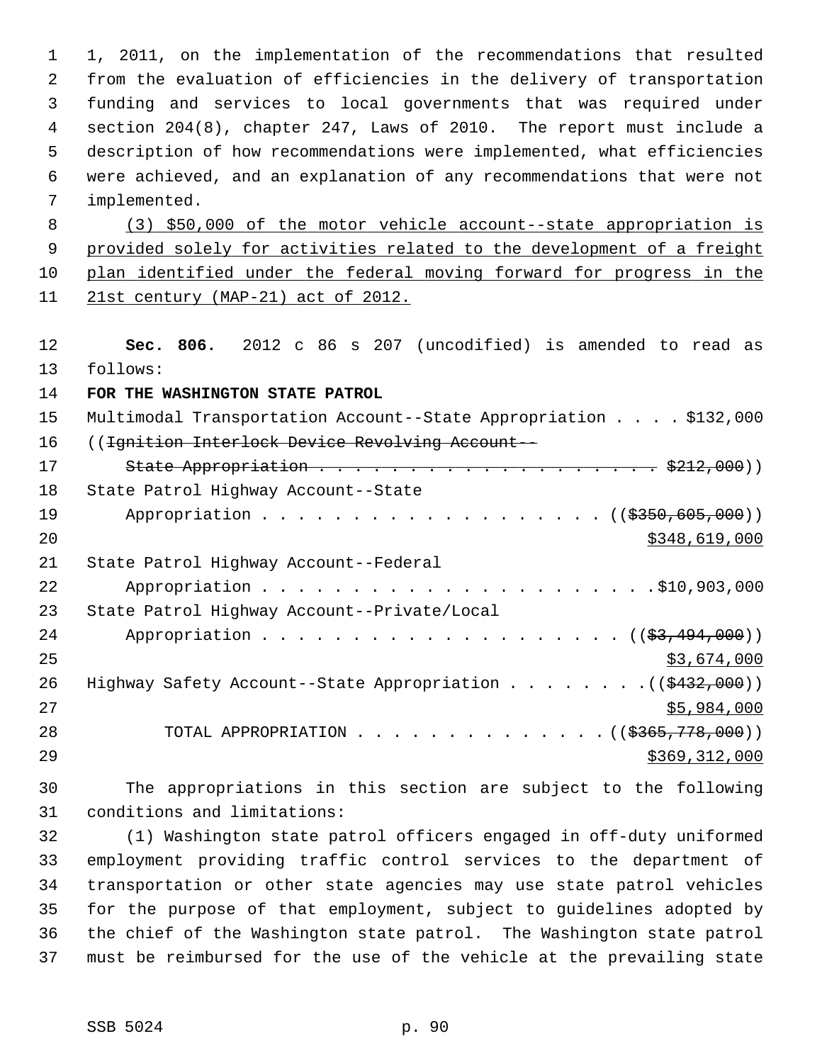1, 2011, on the implementation of the recommendations that resulted from the evaluation of efficiencies in the delivery of transportation funding and services to local governments that was required under section 204(8), chapter 247, Laws of 2010. The report must include a description of how recommendations were implemented, what efficiencies were achieved, and an explanation of any recommendations that were not implemented.

(3) $50,000 of the motor vehicle account--state appropriation is provided solely for activities related to the development of a freight plan identified under the federal moving forward for progress in the 21st century (MAP-21) act of 2012.

**Sec. 806.** 2012 c 86 s 207 (uncodified) is amended to read as follows:

**FOR THE WASHINGTON STATE PATROL**

Multimodal Transportation Account--State Appropriation . . . . $132,000
((~~Ignition Interlock Device Revolving Account--~~
~~State Appropriation . . . . . . . . . . . . . . . . . . . . . $212,000~~))
State Patrol Highway Account--State
Appropriation . . . . . . . . . . . . . . . . . . . . ((~~$350,605,000~~))
$348,619,000
State Patrol Highway Account--Federal
Appropriation . . . . . . . . . . . . . . . . . . . . . . $10,903,000
State Patrol Highway Account--Private/Local
Appropriation . . . . . . . . . . . . . . . . . . . . . ((~~$3,494,000~~))
$3,674,000
Highway Safety Account--State Appropriation . . . . . . . . ((~~$432,000~~))
$5,984,000
TOTAL APPROPRIATION . . . . . . . . . . . . . . ((~~$365,778,000~~))
$369,312,000

The appropriations in this section are subject to the following conditions and limitations:

(1) Washington state patrol officers engaged in off-duty uniformed employment providing traffic control services to the department of transportation or other state agencies may use state patrol vehicles for the purpose of that employment, subject to guidelines adopted by the chief of the Washington state patrol. The Washington state patrol must be reimbursed for the use of the vehicle at the prevailing state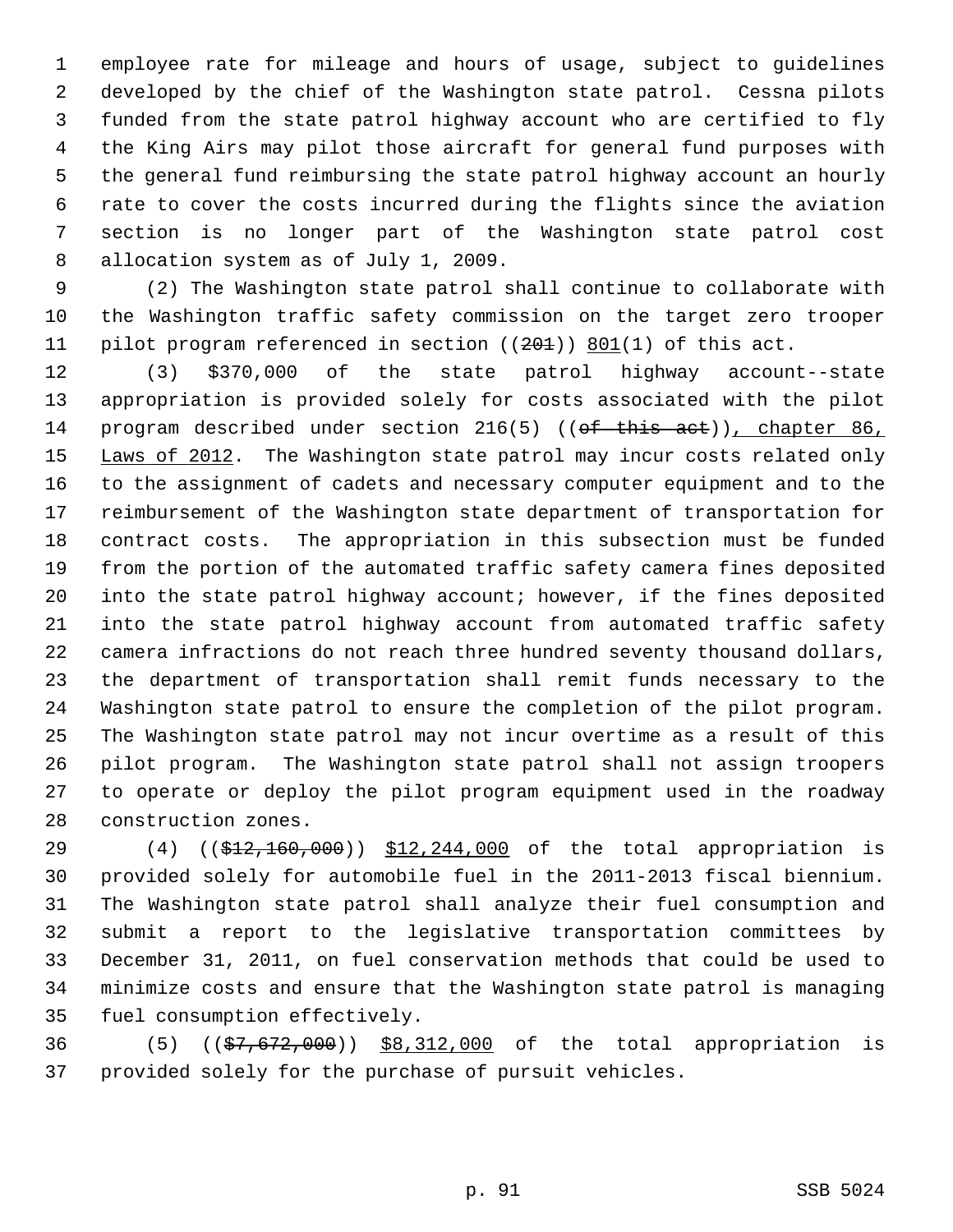employee rate for mileage and hours of usage, subject to guidelines developed by the chief of the Washington state patrol. Cessna pilots funded from the state patrol highway account who are certified to fly the King Airs may pilot those aircraft for general fund purposes with the general fund reimbursing the state patrol highway account an hourly rate to cover the costs incurred during the flights since the aviation section is no longer part of the Washington state patrol cost allocation system as of July 1, 2009.

(2) The Washington state patrol shall continue to collaborate with the Washington traffic safety commission on the target zero trooper pilot program referenced in section ((~~201~~)) <u>801</u>(1) of this act.

(3) $370,000 of the state patrol highway account--state appropriation is provided solely for costs associated with the pilot program described under section 216(5) ((~~of this act~~))<u>, chapter 86, Laws of 2012</u>. The Washington state patrol may incur costs related only to the assignment of cadets and necessary computer equipment and to the reimbursement of the Washington state department of transportation for contract costs. The appropriation in this subsection must be funded from the portion of the automated traffic safety camera fines deposited into the state patrol highway account; however, if the fines deposited into the state patrol highway account from automated traffic safety camera infractions do not reach three hundred seventy thousand dollars, the department of transportation shall remit funds necessary to the Washington state patrol to ensure the completion of the pilot program. The Washington state patrol may not incur overtime as a result of this pilot program. The Washington state patrol shall not assign troopers to operate or deploy the pilot program equipment used in the roadway construction zones.

(4) ((~~$12,160,000~~)) <u>$12,244,000</u> of the total appropriation is provided solely for automobile fuel in the 2011-2013 fiscal biennium. The Washington state patrol shall analyze their fuel consumption and submit a report to the legislative transportation committees by December 31, 2011, on fuel conservation methods that could be used to minimize costs and ensure that the Washington state patrol is managing fuel consumption effectively.

(5) ((~~$7,672,000~~)) <u>$8,312,000</u> of the total appropriation is provided solely for the purchase of pursuit vehicles.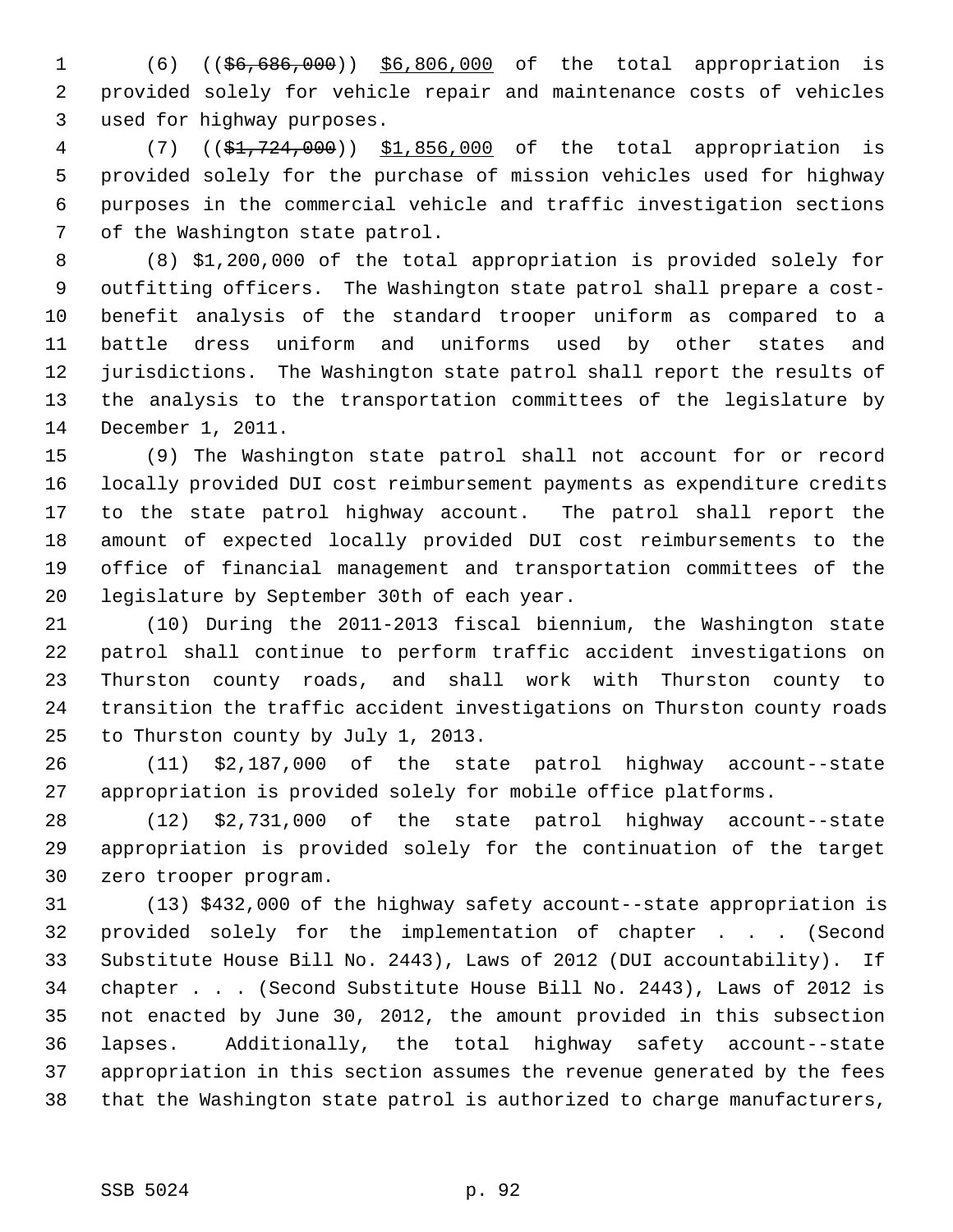(6) ((~~$6,686,000~~)) <u>$6,806,000</u> of the total appropriation is provided solely for vehicle repair and maintenance costs of vehicles used for highway purposes.

(7) ((~~$1,724,000~~)) <u>$1,856,000</u> of the total appropriation is provided solely for the purchase of mission vehicles used for highway purposes in the commercial vehicle and traffic investigation sections of the Washington state patrol.

(8) $1,200,000 of the total appropriation is provided solely for outfitting officers. The Washington state patrol shall prepare a cost-benefit analysis of the standard trooper uniform as compared to a battle dress uniform and uniforms used by other states and jurisdictions. The Washington state patrol shall report the results of the analysis to the transportation committees of the legislature by December 1, 2011.

(9) The Washington state patrol shall not account for or record locally provided DUI cost reimbursement payments as expenditure credits to the state patrol highway account. The patrol shall report the amount of expected locally provided DUI cost reimbursements to the office of financial management and transportation committees of the legislature by September 30th of each year.

(10) During the 2011-2013 fiscal biennium, the Washington state patrol shall continue to perform traffic accident investigations on Thurston county roads, and shall work with Thurston county to transition the traffic accident investigations on Thurston county roads to Thurston county by July 1, 2013.

(11) $2,187,000 of the state patrol highway account--state appropriation is provided solely for mobile office platforms.

(12) $2,731,000 of the state patrol highway account--state appropriation is provided solely for the continuation of the target zero trooper program.

(13) $432,000 of the highway safety account--state appropriation is provided solely for the implementation of chapter . . . (Second Substitute House Bill No. 2443), Laws of 2012 (DUI accountability). If chapter . . . (Second Substitute House Bill No. 2443), Laws of 2012 is not enacted by June 30, 2012, the amount provided in this subsection lapses. Additionally, the total highway safety account--state appropriation in this section assumes the revenue generated by the fees that the Washington state patrol is authorized to charge manufacturers,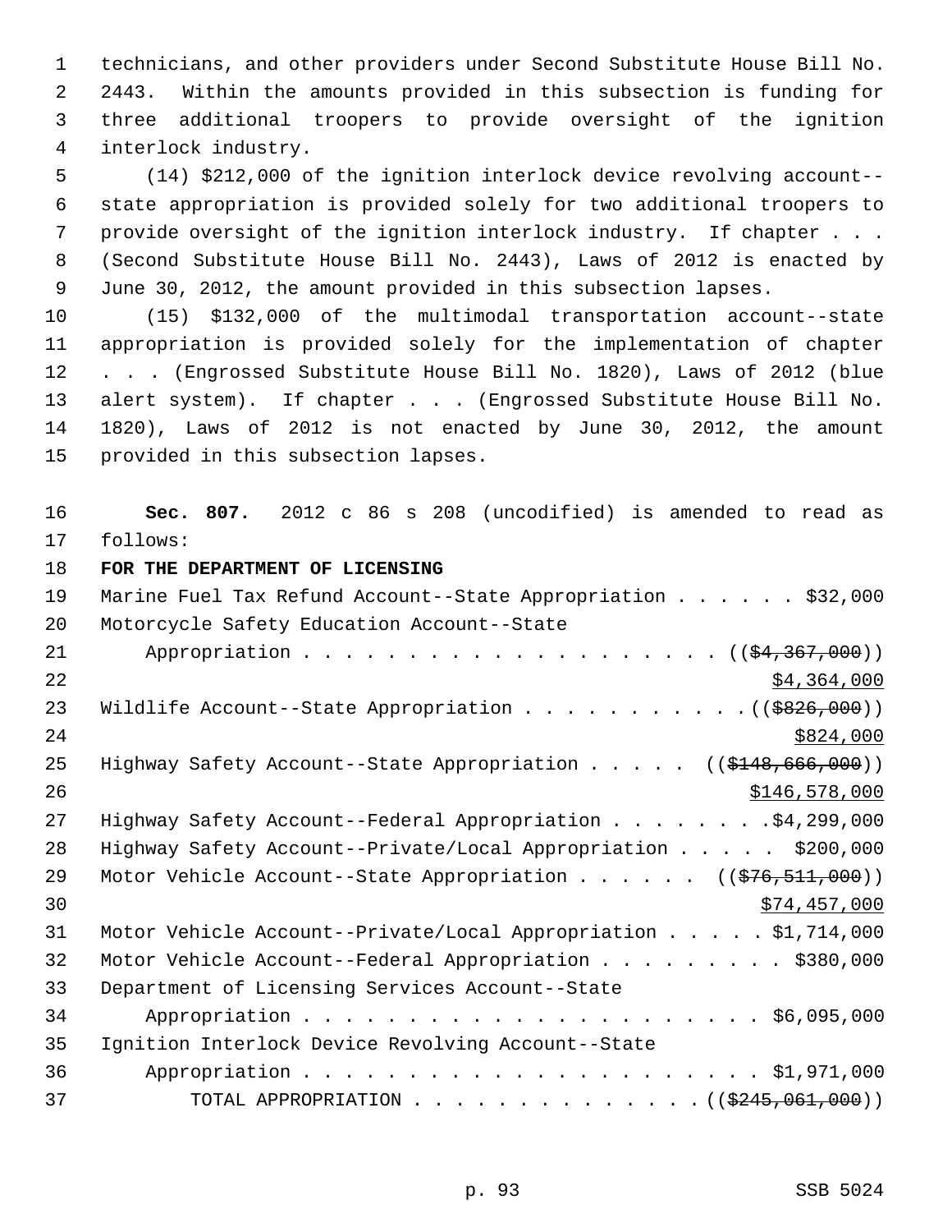technicians, and other providers under Second Substitute House Bill No. 2443. Within the amounts provided in this subsection is funding for three additional troopers to provide oversight of the ignition interlock industry.

(14) $212,000 of the ignition interlock device revolving account--state appropriation is provided solely for two additional troopers to provide oversight of the ignition interlock industry. If chapter . . . (Second Substitute House Bill No. 2443), Laws of 2012 is enacted by June 30, 2012, the amount provided in this subsection lapses.

(15) $132,000 of the multimodal transportation account--state appropriation is provided solely for the implementation of chapter . . . (Engrossed Substitute House Bill No. 1820), Laws of 2012 (blue alert system). If chapter . . . (Engrossed Substitute House Bill No. 1820), Laws of 2012 is not enacted by June 30, 2012, the amount provided in this subsection lapses.

**Sec. 807.** 2012 c 86 s 208 (uncodified) is amended to read as follows:

**FOR THE DEPARTMENT OF LICENSING**

Marine Fuel Tax Refund Account--State Appropriation . . . . . . $32,000

Motorcycle Safety Education Account--State Appropriation . . . . . . . . . . . . . . . . . . . . ((~~$4,367,000~~)) <u>$4,364,000</u>

Wildlife Account--State Appropriation . . . . . . . . . . . ((~~$826,000~~)) <u>$824,000</u>

Highway Safety Account--State Appropriation . . . . . ((~~$148,666,000~~)) <u>$146,578,000</u>

Highway Safety Account--Federal Appropriation . . . . . . . . $4,299,000

Highway Safety Account--Private/Local Appropriation . . . . . $200,000

Motor Vehicle Account--State Appropriation . . . . . . ((~~$76,511,000~~)) <u>$74,457,000</u>

Motor Vehicle Account--Private/Local Appropriation . . . . . $1,714,000

Motor Vehicle Account--Federal Appropriation . . . . . . . . . $380,000

Department of Licensing Services Account--State Appropriation . . . . . . . . . . . . . . . . . . . . . . $6,095,000

Ignition Interlock Device Revolving Account--State Appropriation . . . . . . . . . . . . . . . . . . . . . . $1,971,000

TOTAL APPROPRIATION . . . . . . . . . . . . . . ((~~$245,061,000~~))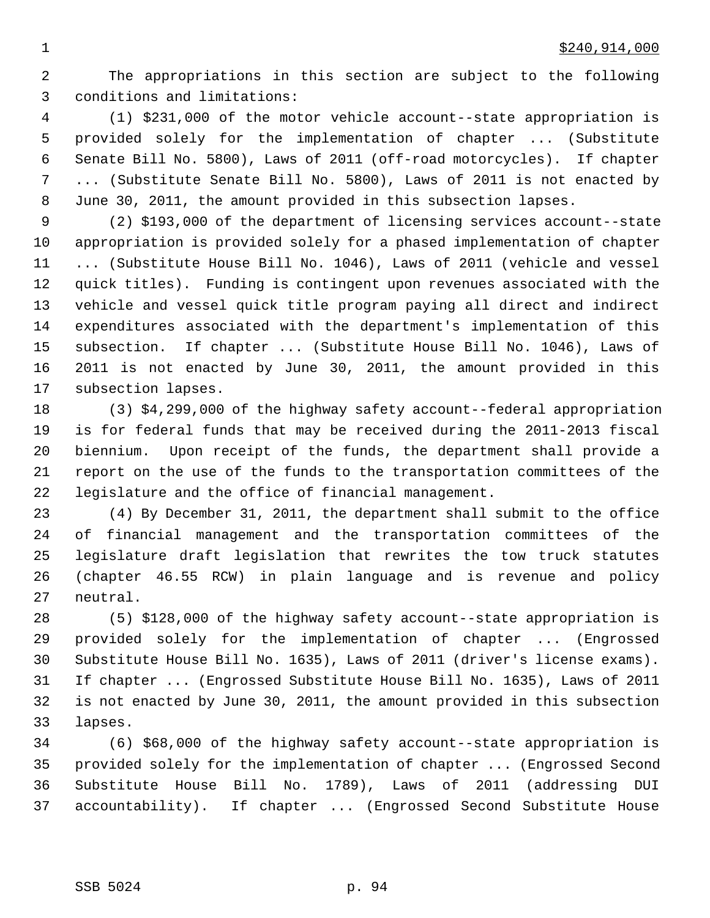$240,914,000

The appropriations in this section are subject to the following conditions and limitations:

(1) $231,000 of the motor vehicle account--state appropriation is provided solely for the implementation of chapter ... (Substitute Senate Bill No. 5800), Laws of 2011 (off-road motorcycles). If chapter ... (Substitute Senate Bill No. 5800), Laws of 2011 is not enacted by June 30, 2011, the amount provided in this subsection lapses.

(2) $193,000 of the department of licensing services account--state appropriation is provided solely for a phased implementation of chapter ... (Substitute House Bill No. 1046), Laws of 2011 (vehicle and vessel quick titles). Funding is contingent upon revenues associated with the vehicle and vessel quick title program paying all direct and indirect expenditures associated with the department's implementation of this subsection. If chapter ... (Substitute House Bill No. 1046), Laws of 2011 is not enacted by June 30, 2011, the amount provided in this subsection lapses.

(3) $4,299,000 of the highway safety account--federal appropriation is for federal funds that may be received during the 2011-2013 fiscal biennium. Upon receipt of the funds, the department shall provide a report on the use of the funds to the transportation committees of the legislature and the office of financial management.

(4) By December 31, 2011, the department shall submit to the office of financial management and the transportation committees of the legislature draft legislation that rewrites the tow truck statutes (chapter 46.55 RCW) in plain language and is revenue and policy neutral.

(5) $128,000 of the highway safety account--state appropriation is provided solely for the implementation of chapter ... (Engrossed Substitute House Bill No. 1635), Laws of 2011 (driver's license exams). If chapter ... (Engrossed Substitute House Bill No. 1635), Laws of 2011 is not enacted by June 30, 2011, the amount provided in this subsection lapses.

(6) $68,000 of the highway safety account--state appropriation is provided solely for the implementation of chapter ... (Engrossed Second Substitute House Bill No. 1789), Laws of 2011 (addressing DUI accountability). If chapter ... (Engrossed Second Substitute House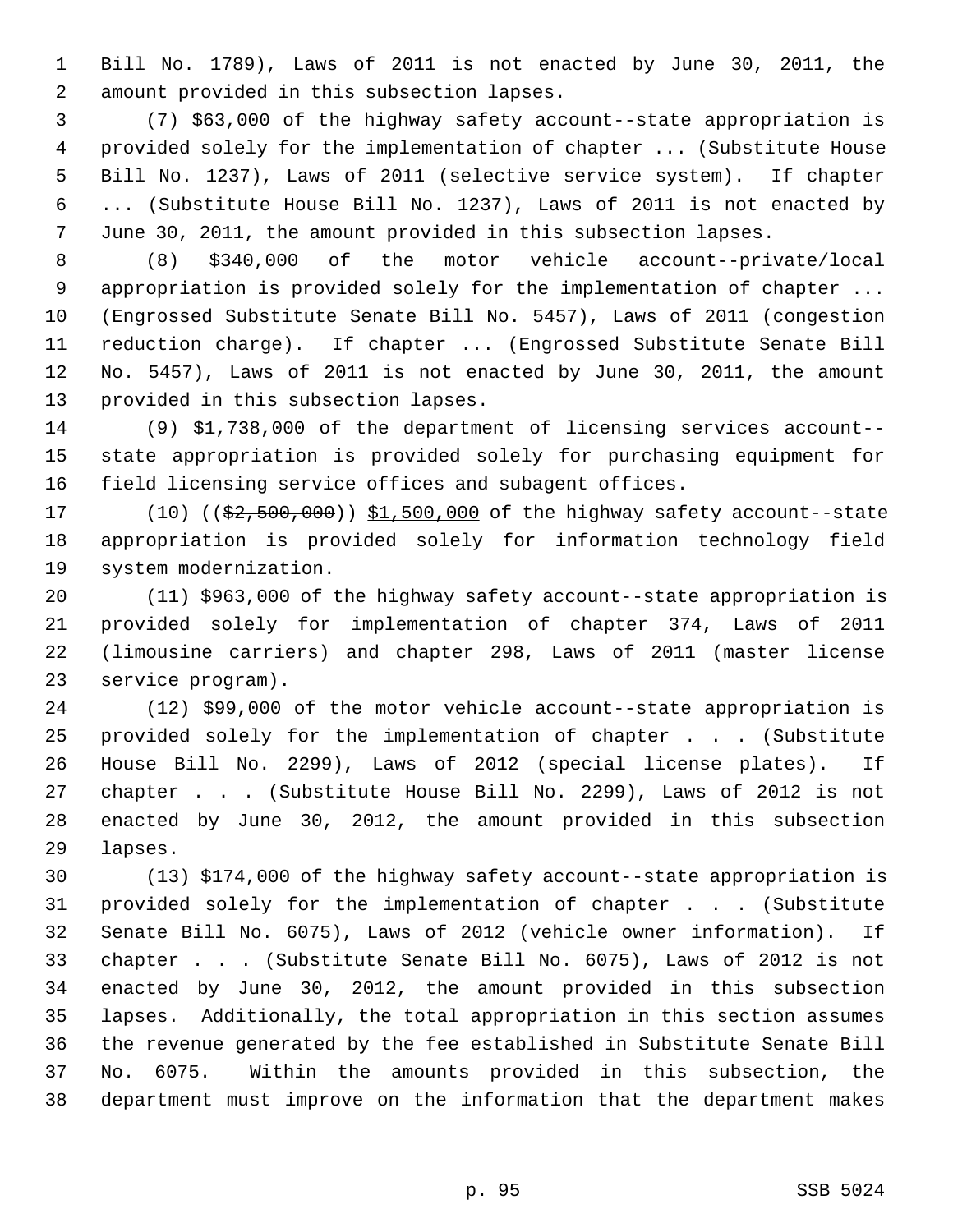Bill No. 1789), Laws of 2011 is not enacted by June 30, 2011, the amount provided in this subsection lapses.

(7) $63,000 of the highway safety account--state appropriation is provided solely for the implementation of chapter ... (Substitute House Bill No. 1237), Laws of 2011 (selective service system). If chapter ... (Substitute House Bill No. 1237), Laws of 2011 is not enacted by June 30, 2011, the amount provided in this subsection lapses.

(8) $340,000 of the motor vehicle account--private/local appropriation is provided solely for the implementation of chapter ... (Engrossed Substitute Senate Bill No. 5457), Laws of 2011 (congestion reduction charge). If chapter ... (Engrossed Substitute Senate Bill No. 5457), Laws of 2011 is not enacted by June 30, 2011, the amount provided in this subsection lapses.

(9) $1,738,000 of the department of licensing services account--state appropriation is provided solely for purchasing equipment for field licensing service offices and subagent offices.

(10) ((~~$2,500,000~~)) <u>$1,500,000</u> of the highway safety account--state appropriation is provided solely for information technology field system modernization.

(11) $963,000 of the highway safety account--state appropriation is provided solely for implementation of chapter 374, Laws of 2011 (limousine carriers) and chapter 298, Laws of 2011 (master license service program).

(12) $99,000 of the motor vehicle account--state appropriation is provided solely for the implementation of chapter . . . (Substitute House Bill No. 2299), Laws of 2012 (special license plates). If chapter . . . (Substitute House Bill No. 2299), Laws of 2012 is not enacted by June 30, 2012, the amount provided in this subsection lapses.

(13) $174,000 of the highway safety account--state appropriation is provided solely for the implementation of chapter . . . (Substitute Senate Bill No. 6075), Laws of 2012 (vehicle owner information). If chapter . . . (Substitute Senate Bill No. 6075), Laws of 2012 is not enacted by June 30, 2012, the amount provided in this subsection lapses. Additionally, the total appropriation in this section assumes the revenue generated by the fee established in Substitute Senate Bill No. 6075. Within the amounts provided in this subsection, the department must improve on the information that the department makes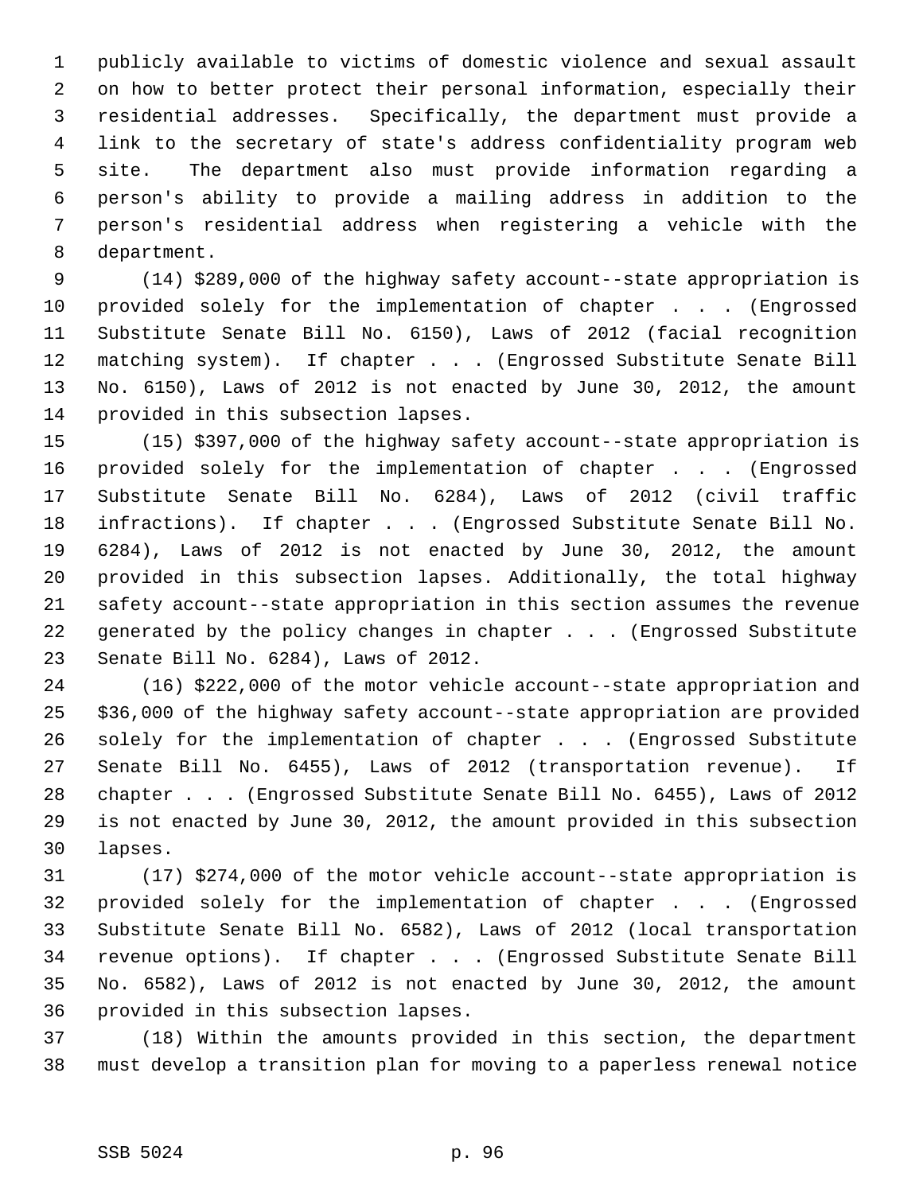publicly available to victims of domestic violence and sexual assault on how to better protect their personal information, especially their residential addresses. Specifically, the department must provide a link to the secretary of state's address confidentiality program web site. The department also must provide information regarding a person's ability to provide a mailing address in addition to the person's residential address when registering a vehicle with the department.

(14) $289,000 of the highway safety account--state appropriation is provided solely for the implementation of chapter . . . (Engrossed Substitute Senate Bill No. 6150), Laws of 2012 (facial recognition matching system). If chapter . . . (Engrossed Substitute Senate Bill No. 6150), Laws of 2012 is not enacted by June 30, 2012, the amount provided in this subsection lapses.

(15) $397,000 of the highway safety account--state appropriation is provided solely for the implementation of chapter . . . (Engrossed Substitute Senate Bill No. 6284), Laws of 2012 (civil traffic infractions). If chapter . . . (Engrossed Substitute Senate Bill No. 6284), Laws of 2012 is not enacted by June 30, 2012, the amount provided in this subsection lapses. Additionally, the total highway safety account--state appropriation in this section assumes the revenue generated by the policy changes in chapter . . . (Engrossed Substitute Senate Bill No. 6284), Laws of 2012.

(16) $222,000 of the motor vehicle account--state appropriation and $36,000 of the highway safety account--state appropriation are provided solely for the implementation of chapter . . . (Engrossed Substitute Senate Bill No. 6455), Laws of 2012 (transportation revenue). If chapter . . . (Engrossed Substitute Senate Bill No. 6455), Laws of 2012 is not enacted by June 30, 2012, the amount provided in this subsection lapses.

(17) $274,000 of the motor vehicle account--state appropriation is provided solely for the implementation of chapter . . . (Engrossed Substitute Senate Bill No. 6582), Laws of 2012 (local transportation revenue options). If chapter . . . (Engrossed Substitute Senate Bill No. 6582), Laws of 2012 is not enacted by June 30, 2012, the amount provided in this subsection lapses.

(18) Within the amounts provided in this section, the department must develop a transition plan for moving to a paperless renewal notice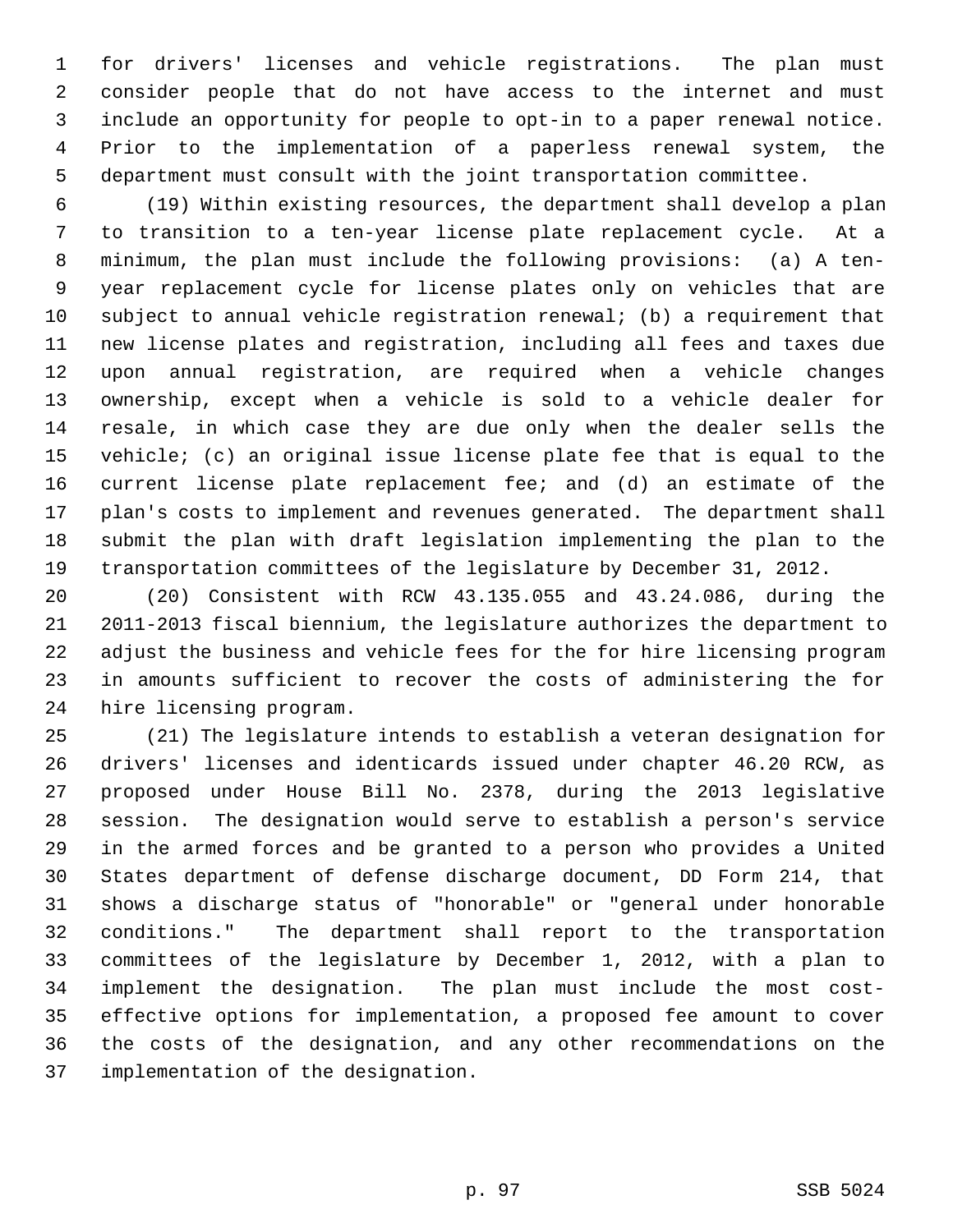for drivers' licenses and vehicle registrations. The plan must consider people that do not have access to the internet and must include an opportunity for people to opt-in to a paper renewal notice. Prior to the implementation of a paperless renewal system, the department must consult with the joint transportation committee.

(19) Within existing resources, the department shall develop a plan to transition to a ten-year license plate replacement cycle. At a minimum, the plan must include the following provisions: (a) A ten-year replacement cycle for license plates only on vehicles that are subject to annual vehicle registration renewal; (b) a requirement that new license plates and registration, including all fees and taxes due upon annual registration, are required when a vehicle changes ownership, except when a vehicle is sold to a vehicle dealer for resale, in which case they are due only when the dealer sells the vehicle; (c) an original issue license plate fee that is equal to the current license plate replacement fee; and (d) an estimate of the plan's costs to implement and revenues generated. The department shall submit the plan with draft legislation implementing the plan to the transportation committees of the legislature by December 31, 2012.

(20) Consistent with RCW 43.135.055 and 43.24.086, during the 2011-2013 fiscal biennium, the legislature authorizes the department to adjust the business and vehicle fees for the for hire licensing program in amounts sufficient to recover the costs of administering the for hire licensing program.

(21) The legislature intends to establish a veteran designation for drivers' licenses and identicards issued under chapter 46.20 RCW, as proposed under House Bill No. 2378, during the 2013 legislative session. The designation would serve to establish a person's service in the armed forces and be granted to a person who provides a United States department of defense discharge document, DD Form 214, that shows a discharge status of "honorable" or "general under honorable conditions." The department shall report to the transportation committees of the legislature by December 1, 2012, with a plan to implement the designation. The plan must include the most cost-effective options for implementation, a proposed fee amount to cover the costs of the designation, and any other recommendations on the implementation of the designation.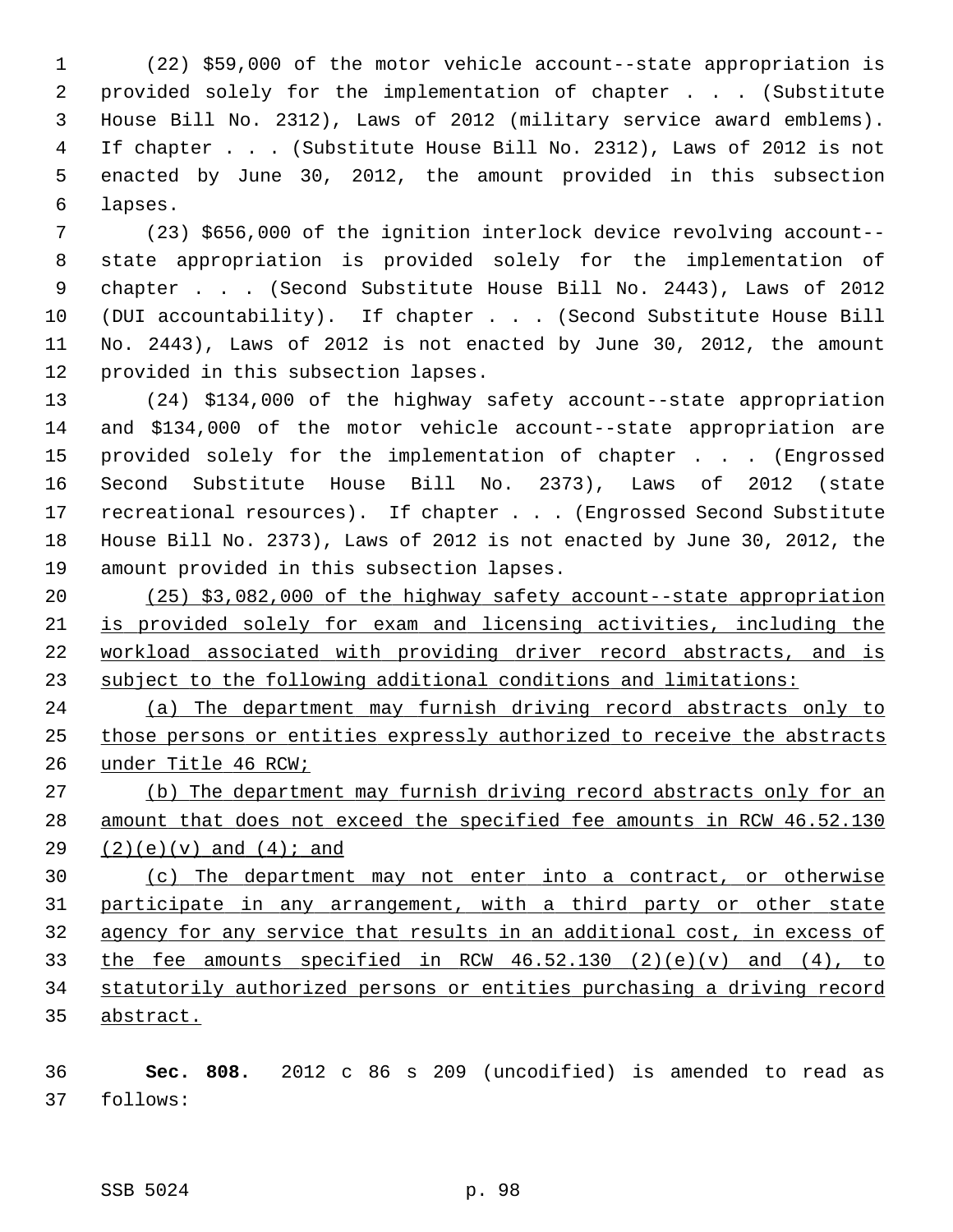(22) $59,000 of the motor vehicle account--state appropriation is provided solely for the implementation of chapter . . . (Substitute House Bill No. 2312), Laws of 2012 (military service award emblems). If chapter . . . (Substitute House Bill No. 2312), Laws of 2012 is not enacted by June 30, 2012, the amount provided in this subsection lapses.

(23) $656,000 of the ignition interlock device revolving account--state appropriation is provided solely for the implementation of chapter . . . (Second Substitute House Bill No. 2443), Laws of 2012 (DUI accountability). If chapter . . . (Second Substitute House Bill No. 2443), Laws of 2012 is not enacted by June 30, 2012, the amount provided in this subsection lapses.

(24) $134,000 of the highway safety account--state appropriation and $134,000 of the motor vehicle account--state appropriation are provided solely for the implementation of chapter . . . (Engrossed Second Substitute House Bill No. 2373), Laws of 2012 (state recreational resources). If chapter . . . (Engrossed Second Substitute House Bill No. 2373), Laws of 2012 is not enacted by June 30, 2012, the amount provided in this subsection lapses.

<u>(25) $3,082,000 of the highway safety account--state appropriation is provided solely for exam and licensing activities, including the workload associated with providing driver record abstracts, and is subject to the following additional conditions and limitations:</u>

<u>(a) The department may furnish driving record abstracts only to those persons or entities expressly authorized to receive the abstracts under Title 46 RCW;</u>

<u>(b) The department may furnish driving record abstracts only for an amount that does not exceed the specified fee amounts in RCW 46.52.130 (2)(e)(v) and (4); and</u>

<u>(c) The department may not enter into a contract, or otherwise participate in any arrangement, with a third party or other state agency for any service that results in an additional cost, in excess of the fee amounts specified in RCW 46.52.130 (2)(e)(v) and (4), to statutorily authorized persons or entities purchasing a driving record abstract.</u>

**Sec. 808.** 2012 c 86 s 209 (uncodified) is amended to read as follows: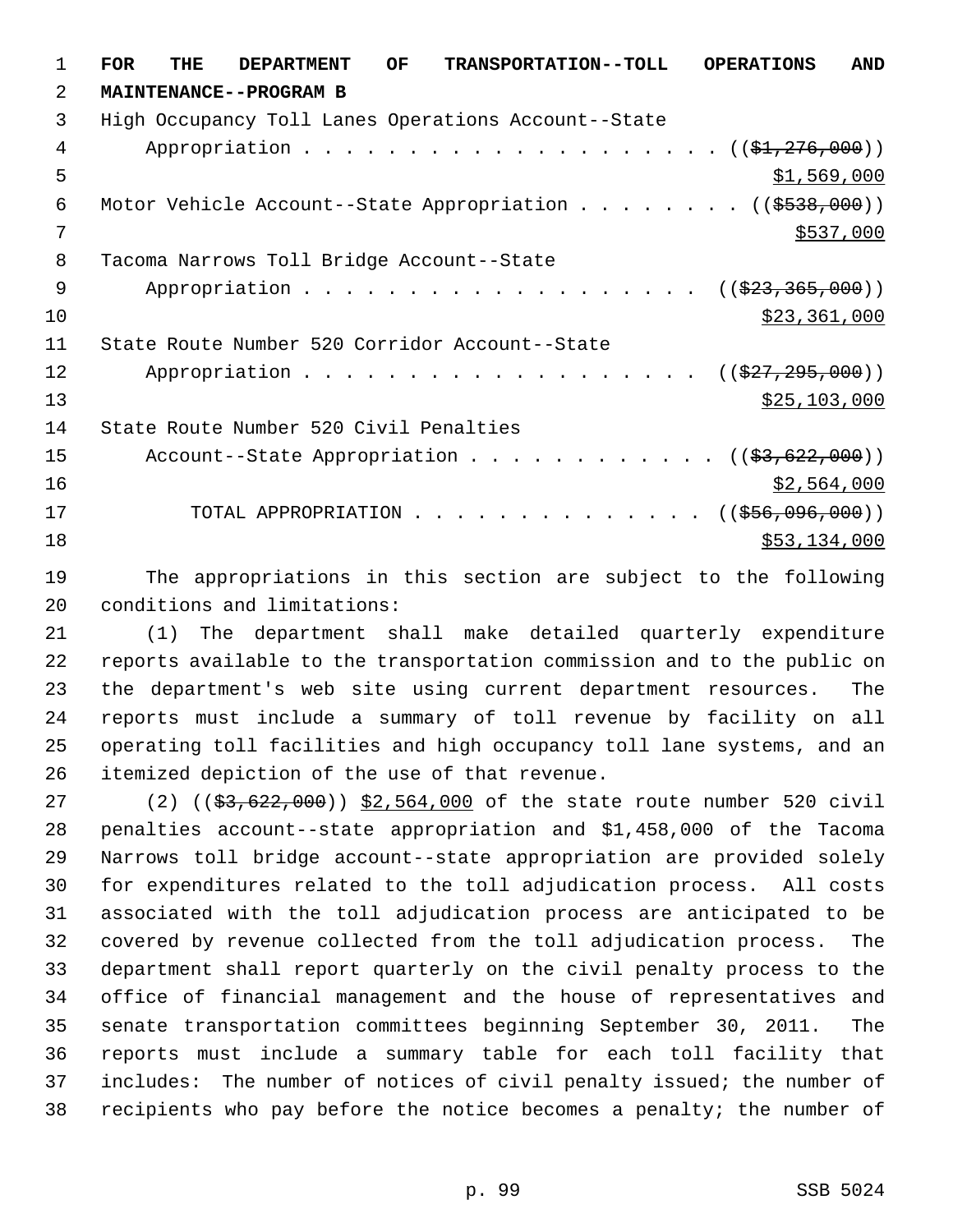**FOR THE DEPARTMENT OF TRANSPORTATION--TOLL OPERATIONS AND MAINTENANCE--PROGRAM B**

High Occupancy Toll Lanes Operations Account--State Appropriation . . . . . . . . . . . . . . . . . . . . (( ~~$1,276,000~~ ))
$1,569,000

Motor Vehicle Account--State Appropriation . . . . . . . . (( ~~$538,000~~ ))
$537,000

Tacoma Narrows Toll Bridge Account--State Appropriation . . . . . . . . . . . . . . . . . . . . (( ~~$23,365,000~~ ))
$23,361,000

State Route Number 520 Corridor Account--State Appropriation . . . . . . . . . . . . . . . . . . . . (( ~~$27,295,000~~ ))
$25,103,000

State Route Number 520 Civil Penalties Account--State Appropriation . . . . . . . . . . . . (( ~~$3,622,000~~ ))
$2,564,000

TOTAL APPROPRIATION . . . . . . . . . . . . . . . (( ~~$56,096,000~~ ))
$53,134,000

The appropriations in this section are subject to the following conditions and limitations:

(1) The department shall make detailed quarterly expenditure reports available to the transportation commission and to the public on the department's web site using current department resources. The reports must include a summary of toll revenue by facility on all operating toll facilities and high occupancy toll lane systems, and an itemized depiction of the use of that revenue.

(2) (( ~~$3,622,000~~ )) $2,564,000 of the state route number 520 civil penalties account--state appropriation and $1,458,000 of the Tacoma Narrows toll bridge account--state appropriation are provided solely for expenditures related to the toll adjudication process. All costs associated with the toll adjudication process are anticipated to be covered by revenue collected from the toll adjudication process. The department shall report quarterly on the civil penalty process to the office of financial management and the house of representatives and senate transportation committees beginning September 30, 2011. The reports must include a summary table for each toll facility that includes: The number of notices of civil penalty issued; the number of recipients who pay before the notice becomes a penalty; the number of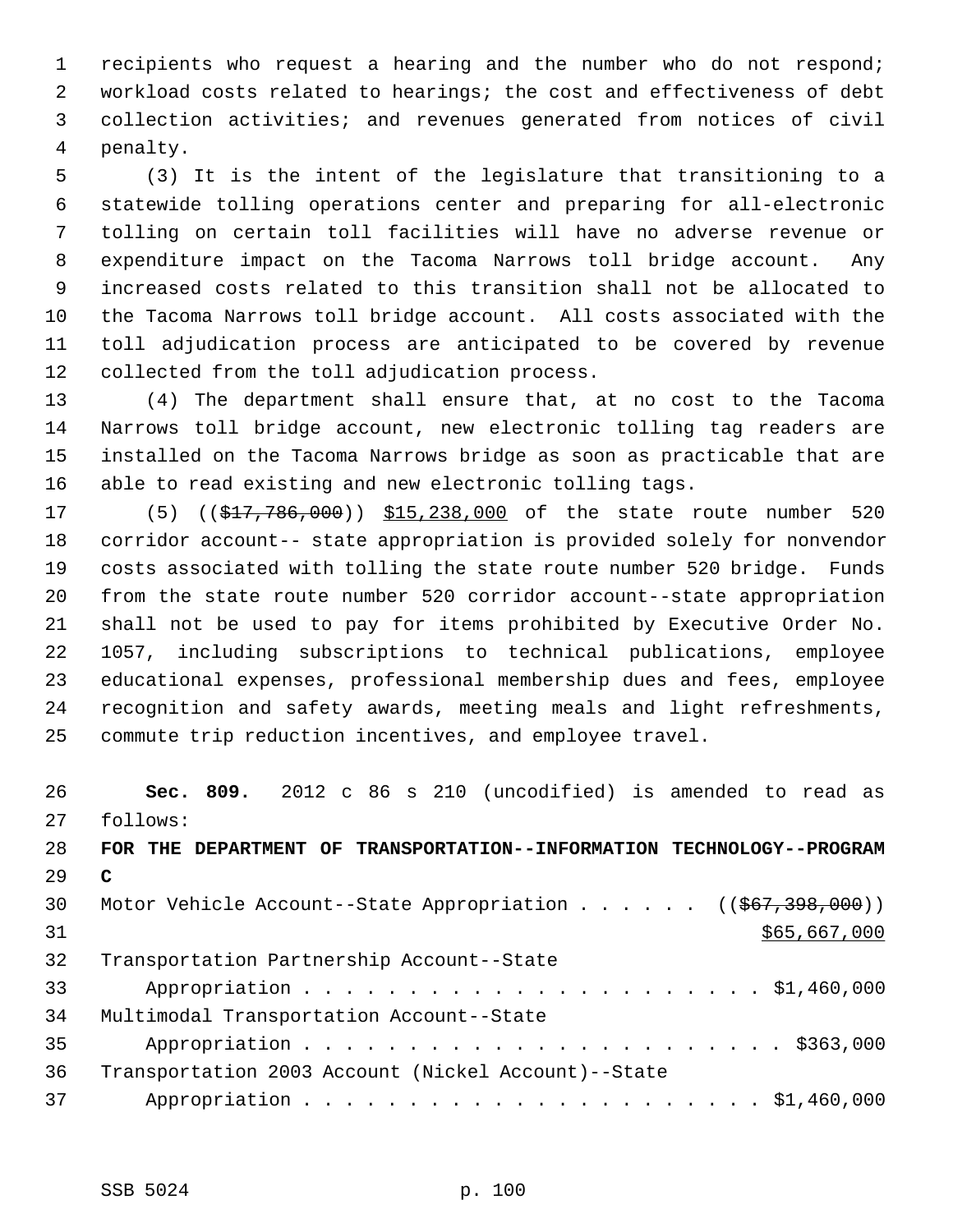recipients who request a hearing and the number who do not respond; workload costs related to hearings; the cost and effectiveness of debt collection activities; and revenues generated from notices of civil penalty.

(3) It is the intent of the legislature that transitioning to a statewide tolling operations center and preparing for all-electronic tolling on certain toll facilities will have no adverse revenue or expenditure impact on the Tacoma Narrows toll bridge account. Any increased costs related to this transition shall not be allocated to the Tacoma Narrows toll bridge account. All costs associated with the toll adjudication process are anticipated to be covered by revenue collected from the toll adjudication process.

(4) The department shall ensure that, at no cost to the Tacoma Narrows toll bridge account, new electronic tolling tag readers are installed on the Tacoma Narrows bridge as soon as practicable that are able to read existing and new electronic tolling tags.

(5) ((~~$17,786,000~~)) $15,238,000 of the state route number 520 corridor account-- state appropriation is provided solely for nonvendor costs associated with tolling the state route number 520 bridge. Funds from the state route number 520 corridor account--state appropriation shall not be used to pay for items prohibited by Executive Order No. 1057, including subscriptions to technical publications, employee educational expenses, professional membership dues and fees, employee recognition and safety awards, meeting meals and light refreshments, commute trip reduction incentives, and employee travel.

**Sec. 809.** 2012 c 86 s 210 (uncodified) is amended to read as follows:

**FOR THE DEPARTMENT OF TRANSPORTATION--INFORMATION TECHNOLOGY--PROGRAM C**

Motor Vehicle Account--State Appropriation . . . . . . ((~~$67,398,000~~))
$65,667,000

Transportation Partnership Account--State Appropriation . . . . . . . . . . . . . . . . . . . . . . $1,460,000

Multimodal Transportation Account--State Appropriation . . . . . . . . . . . . . . . . . . . . . . . $363,000

Transportation 2003 Account (Nickel Account)--State Appropriation . . . . . . . . . . . . . . . . . . . . . . $1,460,000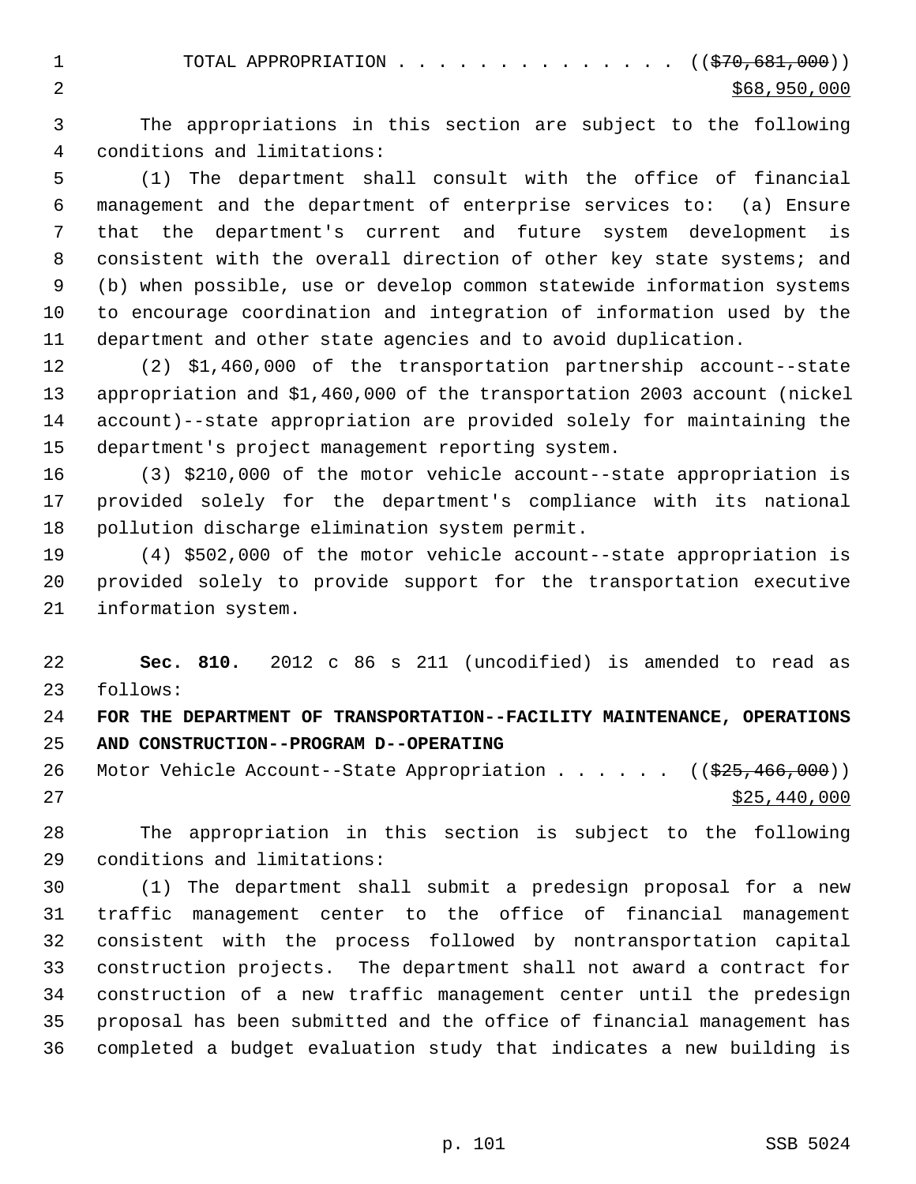TOTAL APPROPRIATION . . . . . . . . . . . . . . ((~~$70,681,000~~))
$68,950,000

The appropriations in this section are subject to the following conditions and limitations:

(1) The department shall consult with the office of financial management and the department of enterprise services to: (a) Ensure that the department's current and future system development is consistent with the overall direction of other key state systems; and (b) when possible, use or develop common statewide information systems to encourage coordination and integration of information used by the department and other state agencies and to avoid duplication.

(2) $1,460,000 of the transportation partnership account--state appropriation and $1,460,000 of the transportation 2003 account (nickel account)--state appropriation are provided solely for maintaining the department's project management reporting system.

(3) $210,000 of the motor vehicle account--state appropriation is provided solely for the department's compliance with its national pollution discharge elimination system permit.

(4) $502,000 of the motor vehicle account--state appropriation is provided solely to provide support for the transportation executive information system.

**Sec. 810.** 2012 c 86 s 211 (uncodified) is amended to read as follows:

**FOR THE DEPARTMENT OF TRANSPORTATION--FACILITY MAINTENANCE, OPERATIONS AND CONSTRUCTION--PROGRAM D--OPERATING**

Motor Vehicle Account--State Appropriation . . . . . . ((~~$25,466,000~~))
$25,440,000

The appropriation in this section is subject to the following conditions and limitations:

(1) The department shall submit a predesign proposal for a new traffic management center to the office of financial management consistent with the process followed by nontransportation capital construction projects. The department shall not award a contract for construction of a new traffic management center until the predesign proposal has been submitted and the office of financial management has completed a budget evaluation study that indicates a new building is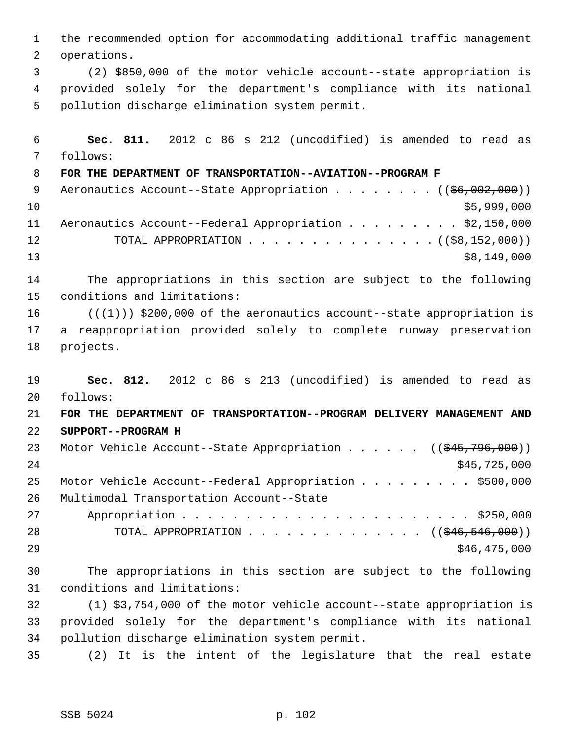the recommended option for accommodating additional traffic management operations.

(2) $850,000 of the motor vehicle account--state appropriation is provided solely for the department's compliance with its national pollution discharge elimination system permit.

**Sec. 811.** 2012 c 86 s 212 (uncodified) is amended to read as follows:

**FOR THE DEPARTMENT OF TRANSPORTATION--AVIATION--PROGRAM F**

Aeronautics Account--State Appropriation . . . . . . . . . ((~~$6,002,000~~))
$5,999,000

Aeronautics Account--Federal Appropriation . . . . . . . . . $2,150,000

TOTAL APPROPRIATION . . . . . . . . . . . . . . . ((~~$8,152,000~~))
$8,149,000

The appropriations in this section are subject to the following conditions and limitations:

((~~(1)~~)) $200,000 of the aeronautics account--state appropriation is a reappropriation provided solely to complete runway preservation projects.

**Sec. 812.** 2012 c 86 s 213 (uncodified) is amended to read as follows:

**FOR THE DEPARTMENT OF TRANSPORTATION--PROGRAM DELIVERY MANAGEMENT AND SUPPORT--PROGRAM H**

Motor Vehicle Account--State Appropriation . . . . . . ((~~$45,796,000~~))
$45,725,000

Motor Vehicle Account--Federal Appropriation . . . . . . . . . $500,000

Multimodal Transportation Account--State Appropriation . . . . . . . . . . . . . . . . . . . . . . . . $250,000

TOTAL APPROPRIATION . . . . . . . . . . . . . . ((~~$46,546,000~~))
$46,475,000

The appropriations in this section are subject to the following conditions and limitations:

(1) $3,754,000 of the motor vehicle account--state appropriation is provided solely for the department's compliance with its national pollution discharge elimination system permit.

(2) It is the intent of the legislature that the real estate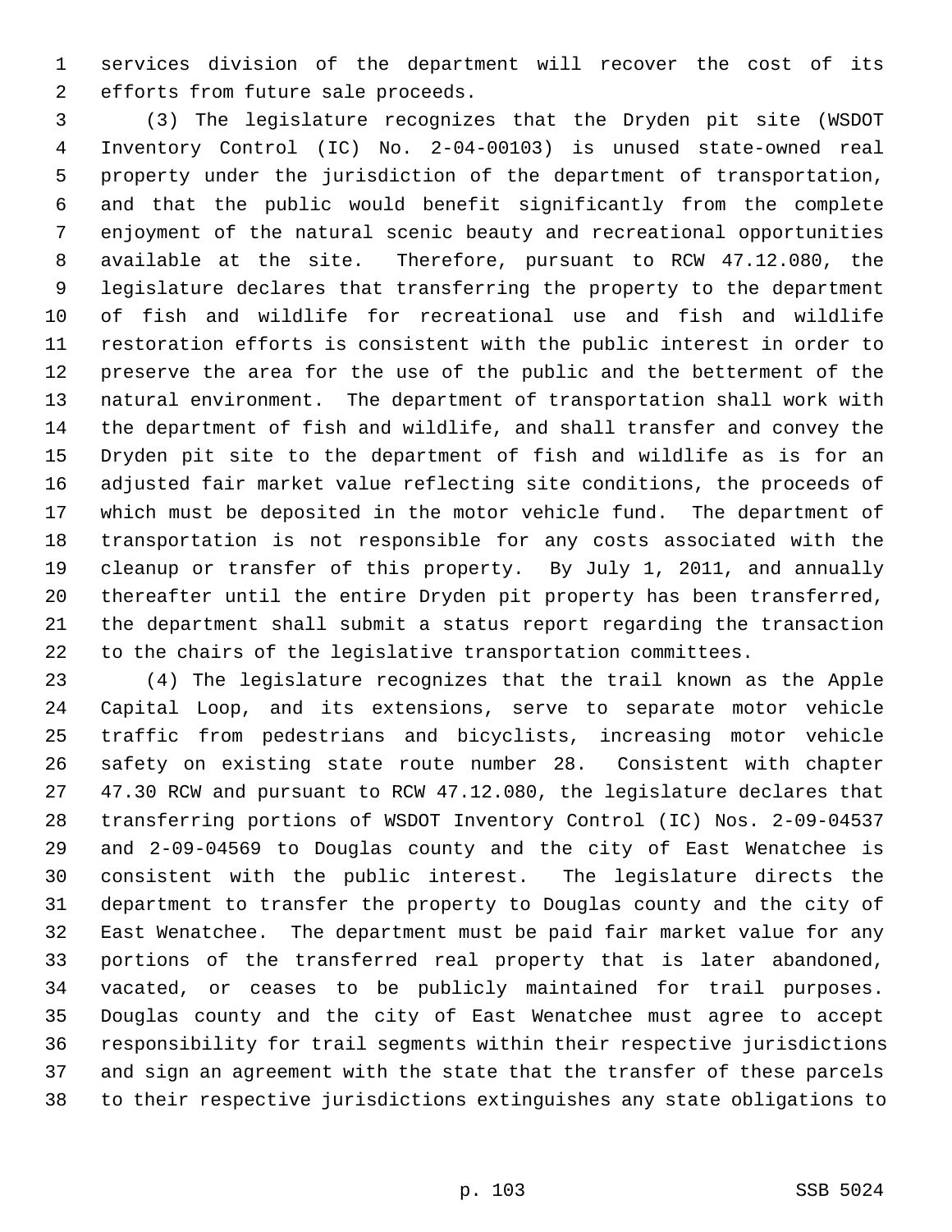services division of the department will recover the cost of its efforts from future sale proceeds.

(3) The legislature recognizes that the Dryden pit site (WSDOT Inventory Control (IC) No. 2-04-00103) is unused state-owned real property under the jurisdiction of the department of transportation, and that the public would benefit significantly from the complete enjoyment of the natural scenic beauty and recreational opportunities available at the site. Therefore, pursuant to RCW 47.12.080, the legislature declares that transferring the property to the department of fish and wildlife for recreational use and fish and wildlife restoration efforts is consistent with the public interest in order to preserve the area for the use of the public and the betterment of the natural environment. The department of transportation shall work with the department of fish and wildlife, and shall transfer and convey the Dryden pit site to the department of fish and wildlife as is for an adjusted fair market value reflecting site conditions, the proceeds of which must be deposited in the motor vehicle fund. The department of transportation is not responsible for any costs associated with the cleanup or transfer of this property. By July 1, 2011, and annually thereafter until the entire Dryden pit property has been transferred, the department shall submit a status report regarding the transaction to the chairs of the legislative transportation committees.

(4) The legislature recognizes that the trail known as the Apple Capital Loop, and its extensions, serve to separate motor vehicle traffic from pedestrians and bicyclists, increasing motor vehicle safety on existing state route number 28. Consistent with chapter 47.30 RCW and pursuant to RCW 47.12.080, the legislature declares that transferring portions of WSDOT Inventory Control (IC) Nos. 2-09-04537 and 2-09-04569 to Douglas county and the city of East Wenatchee is consistent with the public interest. The legislature directs the department to transfer the property to Douglas county and the city of East Wenatchee. The department must be paid fair market value for any portions of the transferred real property that is later abandoned, vacated, or ceases to be publicly maintained for trail purposes. Douglas county and the city of East Wenatchee must agree to accept responsibility for trail segments within their respective jurisdictions and sign an agreement with the state that the transfer of these parcels to their respective jurisdictions extinguishes any state obligations to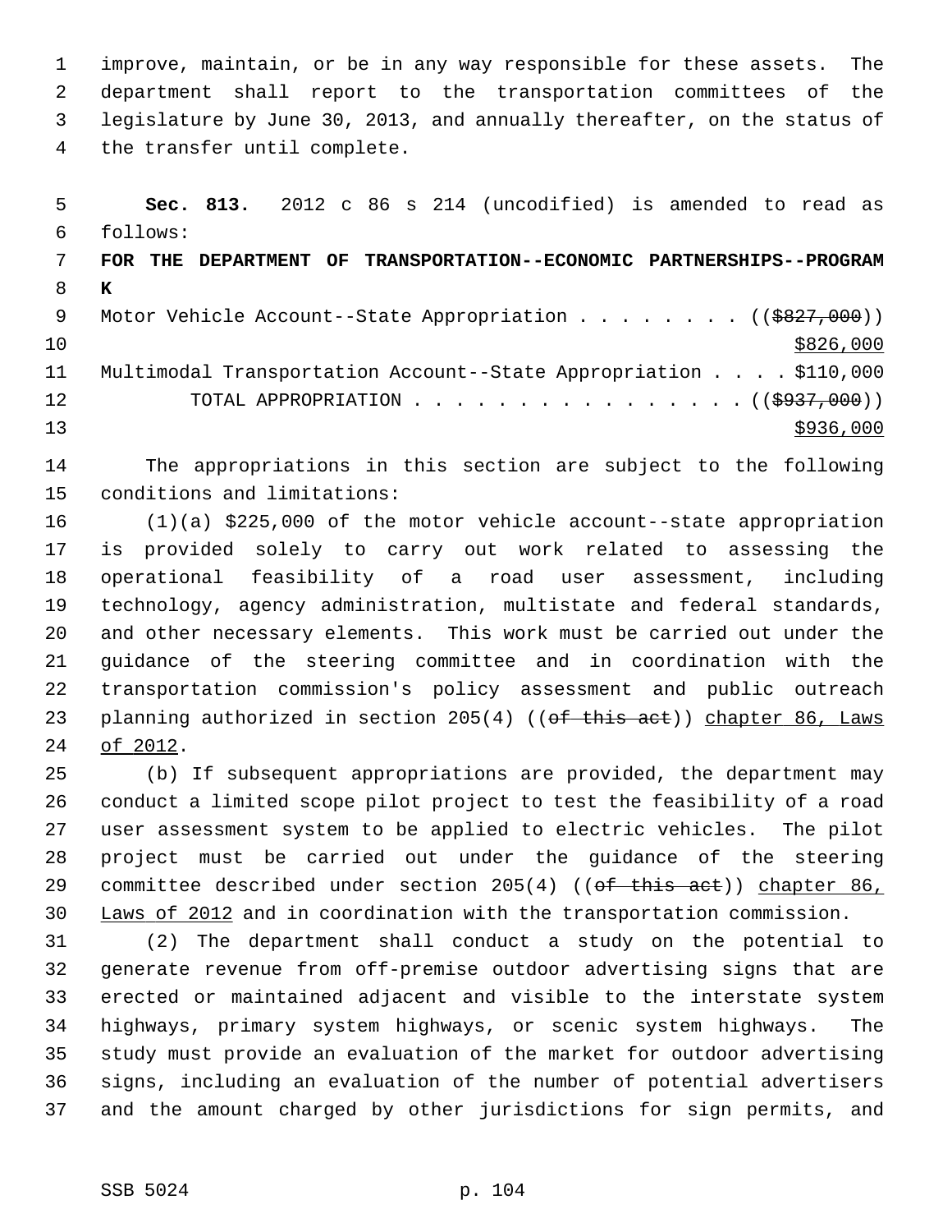improve, maintain, or be in any way responsible for these assets. The department shall report to the transportation committees of the legislature by June 30, 2013, and annually thereafter, on the status of the transfer until complete.

**Sec. 813.** 2012 c 86 s 214 (uncodified) is amended to read as follows:

**FOR THE DEPARTMENT OF TRANSPORTATION--ECONOMIC PARTNERSHIPS--PROGRAM K**

Motor Vehicle Account--State Appropriation . . . . . . . . (( ~~$827,000~~ ))
$826,000

Multimodal Transportation Account--State Appropriation . . . . $110,000

TOTAL APPROPRIATION . . . . . . . . . . . . . . . . (( ~~$937,000~~ ))
$936,000

The appropriations in this section are subject to the following conditions and limitations:

(1)(a) $225,000 of the motor vehicle account--state appropriation is provided solely to carry out work related to assessing the operational feasibility of a road user assessment, including technology, agency administration, multistate and federal standards, and other necessary elements. This work must be carried out under the guidance of the steering committee and in coordination with the transportation commission's policy assessment and public outreach planning authorized in section 205(4) (( ~~of this act~~ )) chapter 86, Laws of 2012.

(b) If subsequent appropriations are provided, the department may conduct a limited scope pilot project to test the feasibility of a road user assessment system to be applied to electric vehicles. The pilot project must be carried out under the guidance of the steering committee described under section 205(4) (( ~~of this act~~ )) chapter 86, Laws of 2012 and in coordination with the transportation commission.

(2) The department shall conduct a study on the potential to generate revenue from off-premise outdoor advertising signs that are erected or maintained adjacent and visible to the interstate system highways, primary system highways, or scenic system highways. The study must provide an evaluation of the market for outdoor advertising signs, including an evaluation of the number of potential advertisers and the amount charged by other jurisdictions for sign permits, and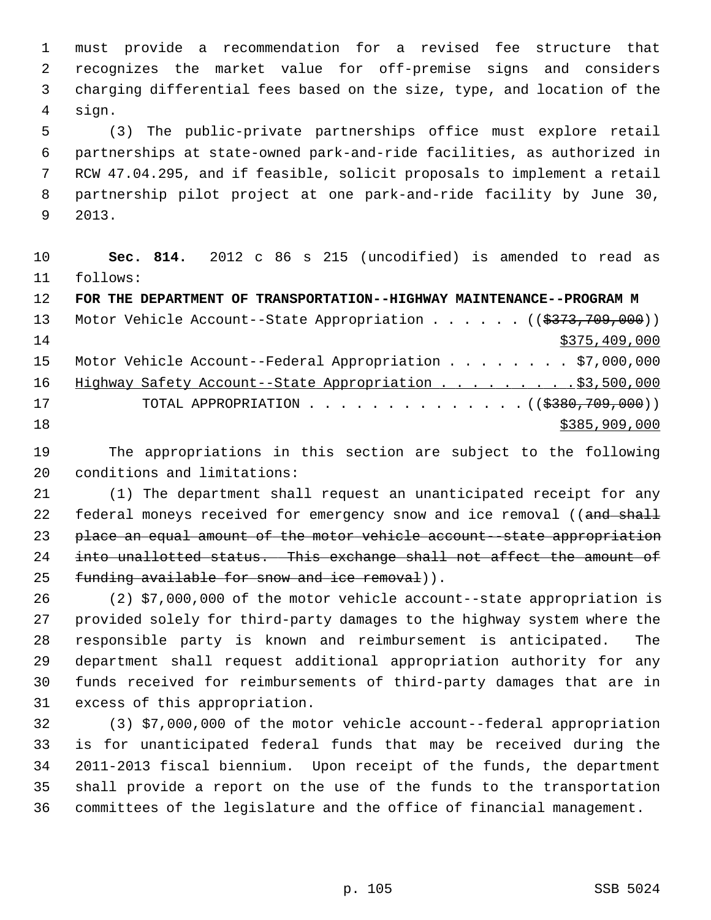must provide a recommendation for a revised fee structure that recognizes the market value for off-premise signs and considers charging differential fees based on the size, type, and location of the sign.

(3) The public-private partnerships office must explore retail partnerships at state-owned park-and-ride facilities, as authorized in RCW 47.04.295, and if feasible, solicit proposals to implement a retail partnership pilot project at one park-and-ride facility by June 30, 2013.

**Sec. 814.** 2012 c 86 s 215 (uncodified) is amended to read as follows:

**FOR THE DEPARTMENT OF TRANSPORTATION--HIGHWAY MAINTENANCE--PROGRAM M**

Motor Vehicle Account--State Appropriation . . . . . . ((~~$373,709,000~~))
$375,409,000

Motor Vehicle Account--Federal Appropriation . . . . . . . . $7,000,000

Highway Safety Account--State Appropriation . . . . . . . . . $3,500,000

TOTAL APPROPRIATION . . . . . . . . . . . . . . ((~~$380,709,000~~))
$385,909,000

The appropriations in this section are subject to the following conditions and limitations:

(1) The department shall request an unanticipated receipt for any federal moneys received for emergency snow and ice removal ((~~and shall place an equal amount of the motor vehicle account--state appropriation into unallotted status. This exchange shall not affect the amount of funding available for snow and ice removal~~)).

(2) $7,000,000 of the motor vehicle account--state appropriation is provided solely for third-party damages to the highway system where the responsible party is known and reimbursement is anticipated. The department shall request additional appropriation authority for any funds received for reimbursements of third-party damages that are in excess of this appropriation.

(3) $7,000,000 of the motor vehicle account--federal appropriation is for unanticipated federal funds that may be received during the 2011-2013 fiscal biennium. Upon receipt of the funds, the department shall provide a report on the use of the funds to the transportation committees of the legislature and the office of financial management.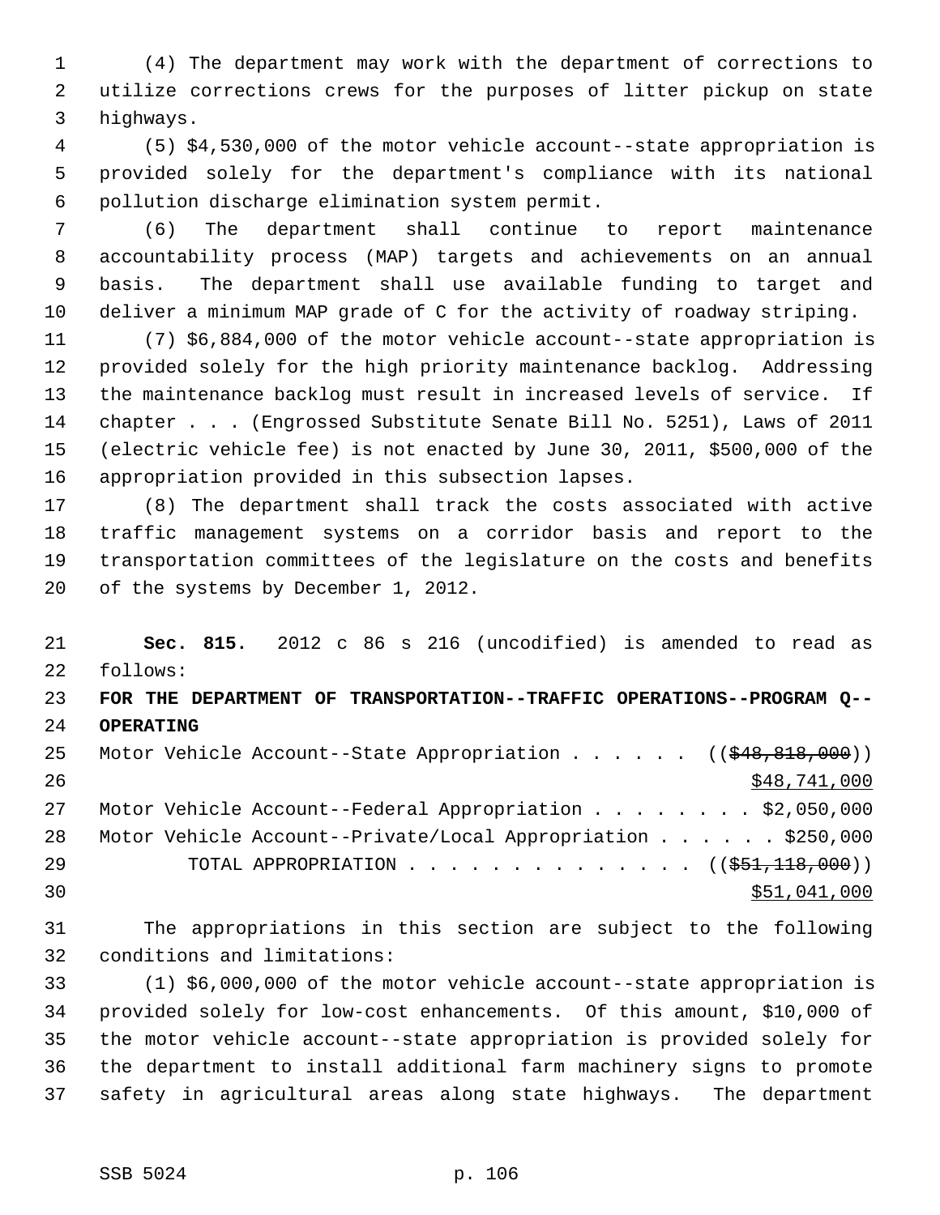(4) The department may work with the department of corrections to utilize corrections crews for the purposes of litter pickup on state highways.

(5) $4,530,000 of the motor vehicle account--state appropriation is provided solely for the department's compliance with its national pollution discharge elimination system permit.

(6) The department shall continue to report maintenance accountability process (MAP) targets and achievements on an annual basis. The department shall use available funding to target and deliver a minimum MAP grade of C for the activity of roadway striping.

(7) $6,884,000 of the motor vehicle account--state appropriation is provided solely for the high priority maintenance backlog. Addressing the maintenance backlog must result in increased levels of service. If chapter . . . (Engrossed Substitute Senate Bill No. 5251), Laws of 2011 (electric vehicle fee) is not enacted by June 30, 2011, $500,000 of the appropriation provided in this subsection lapses.

(8) The department shall track the costs associated with active traffic management systems on a corridor basis and report to the transportation committees of the legislature on the costs and benefits of the systems by December 1, 2012.

**Sec. 815.** 2012 c 86 s 216 (uncodified) is amended to read as follows:

**FOR THE DEPARTMENT OF TRANSPORTATION--TRAFFIC OPERATIONS--PROGRAM Q--OPERATING**

Motor Vehicle Account--State Appropriation . . . . . . ((~~$48,818,000~~))
<u>$48,741,000</u>

Motor Vehicle Account--Federal Appropriation . . . . . . . . $2,050,000

Motor Vehicle Account--Private/Local Appropriation . . . . . . $250,000

TOTAL APPROPRIATION . . . . . . . . . . . . . . ((~~$51,118,000~~))
<u>$51,041,000</u>

The appropriations in this section are subject to the following conditions and limitations:

(1) $6,000,000 of the motor vehicle account--state appropriation is provided solely for low-cost enhancements. Of this amount, $10,000 of the motor vehicle account--state appropriation is provided solely for the department to install additional farm machinery signs to promote safety in agricultural areas along state highways. The department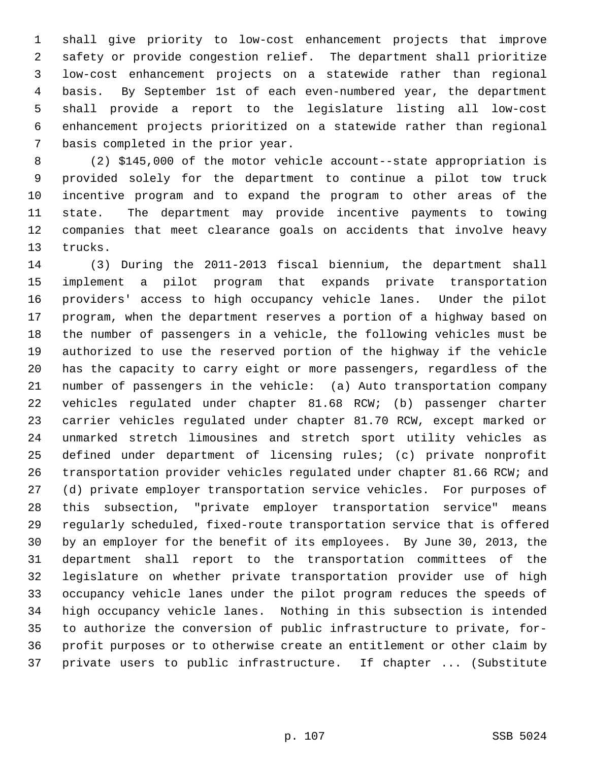shall give priority to low-cost enhancement projects that improve safety or provide congestion relief. The department shall prioritize low-cost enhancement projects on a statewide rather than regional basis. By September 1st of each even-numbered year, the department shall provide a report to the legislature listing all low-cost enhancement projects prioritized on a statewide rather than regional basis completed in the prior year.

(2) $145,000 of the motor vehicle account--state appropriation is provided solely for the department to continue a pilot tow truck incentive program and to expand the program to other areas of the state. The department may provide incentive payments to towing companies that meet clearance goals on accidents that involve heavy trucks.

(3) During the 2011-2013 fiscal biennium, the department shall implement a pilot program that expands private transportation providers' access to high occupancy vehicle lanes. Under the pilot program, when the department reserves a portion of a highway based on the number of passengers in a vehicle, the following vehicles must be authorized to use the reserved portion of the highway if the vehicle has the capacity to carry eight or more passengers, regardless of the number of passengers in the vehicle: (a) Auto transportation company vehicles regulated under chapter 81.68 RCW; (b) passenger charter carrier vehicles regulated under chapter 81.70 RCW, except marked or unmarked stretch limousines and stretch sport utility vehicles as defined under department of licensing rules; (c) private nonprofit transportation provider vehicles regulated under chapter 81.66 RCW; and (d) private employer transportation service vehicles. For purposes of this subsection, "private employer transportation service" means regularly scheduled, fixed-route transportation service that is offered by an employer for the benefit of its employees. By June 30, 2013, the department shall report to the transportation committees of the legislature on whether private transportation provider use of high occupancy vehicle lanes under the pilot program reduces the speeds of high occupancy vehicle lanes. Nothing in this subsection is intended to authorize the conversion of public infrastructure to private, for-profit purposes or to otherwise create an entitlement or other claim by private users to public infrastructure. If chapter ... (Substitute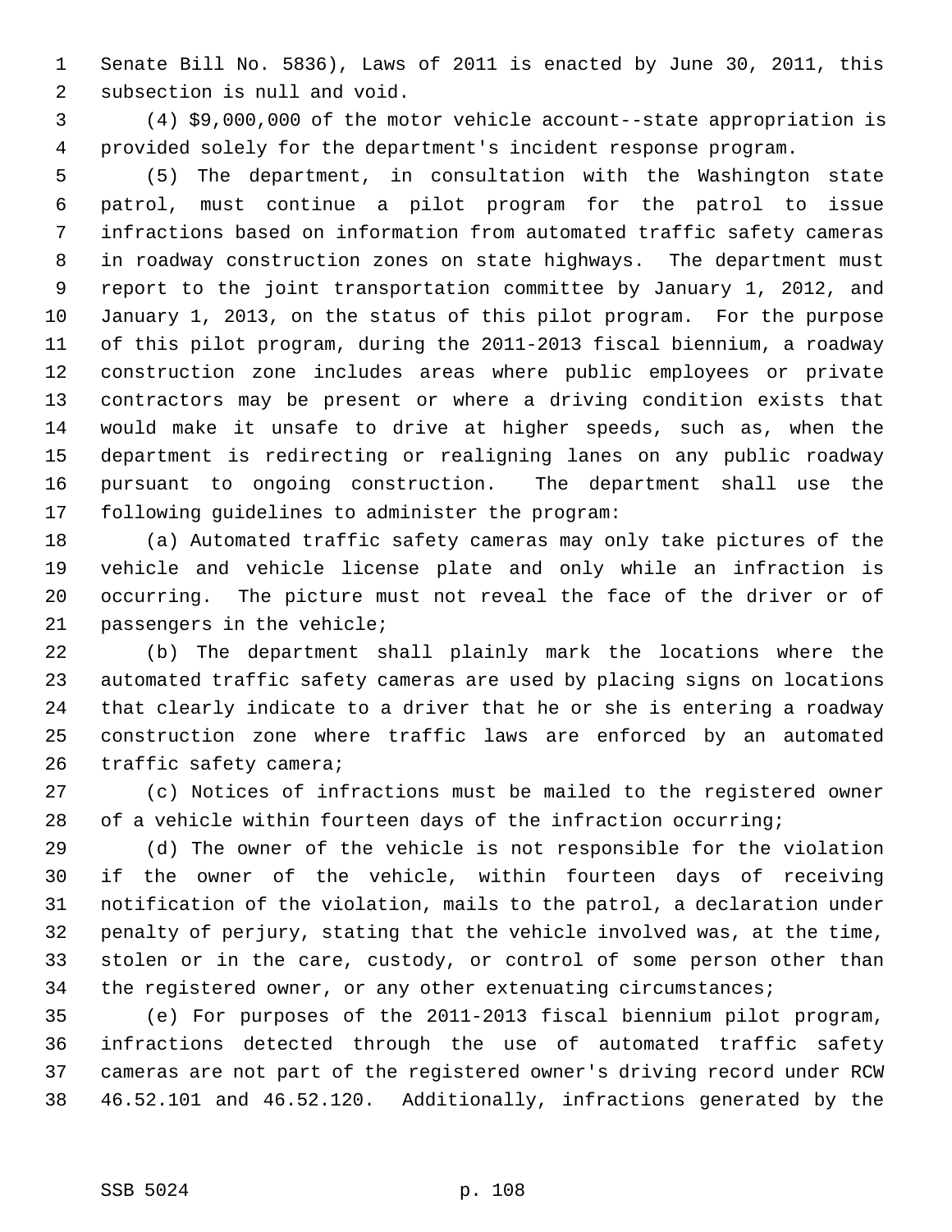Senate Bill No. 5836), Laws of 2011 is enacted by June 30, 2011, this subsection is null and void.

(4) $9,000,000 of the motor vehicle account--state appropriation is provided solely for the department's incident response program.

(5) The department, in consultation with the Washington state patrol, must continue a pilot program for the patrol to issue infractions based on information from automated traffic safety cameras in roadway construction zones on state highways. The department must report to the joint transportation committee by January 1, 2012, and January 1, 2013, on the status of this pilot program. For the purpose of this pilot program, during the 2011-2013 fiscal biennium, a roadway construction zone includes areas where public employees or private contractors may be present or where a driving condition exists that would make it unsafe to drive at higher speeds, such as, when the department is redirecting or realigning lanes on any public roadway pursuant to ongoing construction. The department shall use the following guidelines to administer the program:

(a) Automated traffic safety cameras may only take pictures of the vehicle and vehicle license plate and only while an infraction is occurring. The picture must not reveal the face of the driver or of passengers in the vehicle;

(b) The department shall plainly mark the locations where the automated traffic safety cameras are used by placing signs on locations that clearly indicate to a driver that he or she is entering a roadway construction zone where traffic laws are enforced by an automated traffic safety camera;

(c) Notices of infractions must be mailed to the registered owner of a vehicle within fourteen days of the infraction occurring;

(d) The owner of the vehicle is not responsible for the violation if the owner of the vehicle, within fourteen days of receiving notification of the violation, mails to the patrol, a declaration under penalty of perjury, stating that the vehicle involved was, at the time, stolen or in the care, custody, or control of some person other than the registered owner, or any other extenuating circumstances;

(e) For purposes of the 2011-2013 fiscal biennium pilot program, infractions detected through the use of automated traffic safety cameras are not part of the registered owner's driving record under RCW 46.52.101 and 46.52.120. Additionally, infractions generated by the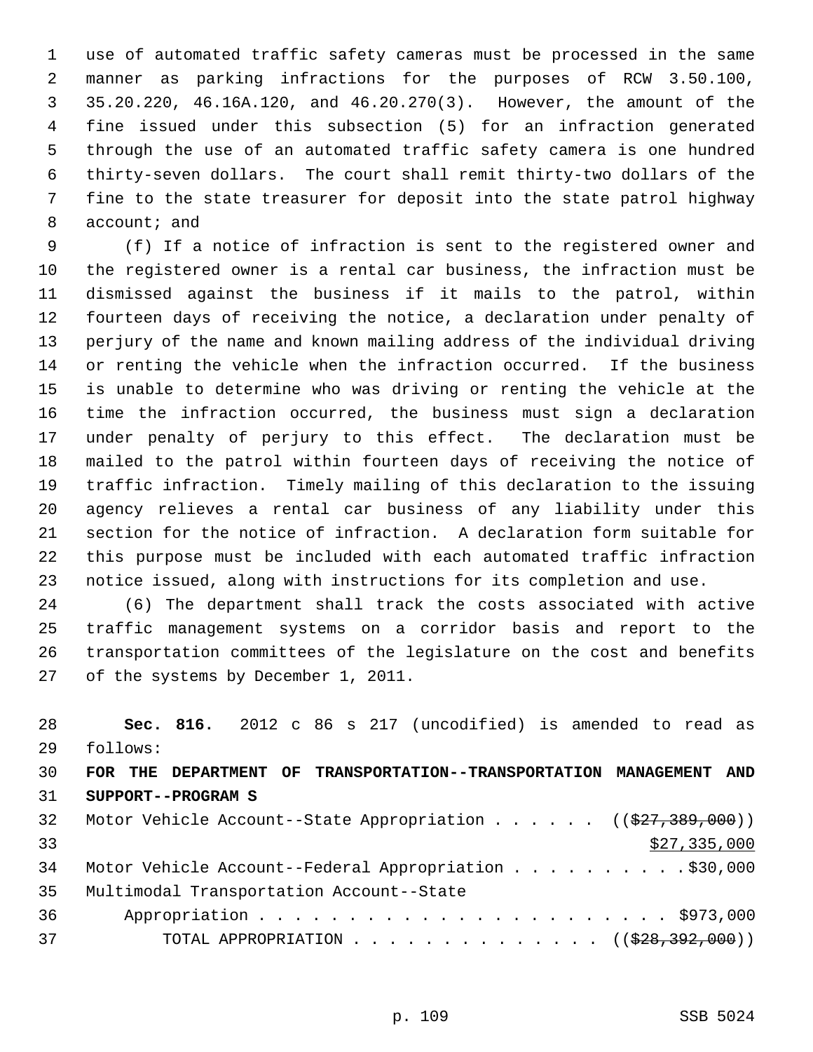use of automated traffic safety cameras must be processed in the same manner as parking infractions for the purposes of RCW 3.50.100, 35.20.220, 46.16A.120, and 46.20.270(3). However, the amount of the fine issued under this subsection (5) for an infraction generated through the use of an automated traffic safety camera is one hundred thirty-seven dollars. The court shall remit thirty-two dollars of the fine to the state treasurer for deposit into the state patrol highway account; and

(f) If a notice of infraction is sent to the registered owner and the registered owner is a rental car business, the infraction must be dismissed against the business if it mails to the patrol, within fourteen days of receiving the notice, a declaration under penalty of perjury of the name and known mailing address of the individual driving or renting the vehicle when the infraction occurred. If the business is unable to determine who was driving or renting the vehicle at the time the infraction occurred, the business must sign a declaration under penalty of perjury to this effect. The declaration must be mailed to the patrol within fourteen days of receiving the notice of traffic infraction. Timely mailing of this declaration to the issuing agency relieves a rental car business of any liability under this section for the notice of infraction. A declaration form suitable for this purpose must be included with each automated traffic infraction notice issued, along with instructions for its completion and use.

(6) The department shall track the costs associated with active traffic management systems on a corridor basis and report to the transportation committees of the legislature on the cost and benefits of the systems by December 1, 2011.

**Sec. 816.** 2012 c 86 s 217 (uncodified) is amended to read as follows:

**FOR THE DEPARTMENT OF TRANSPORTATION--TRANSPORTATION MANAGEMENT AND SUPPORT--PROGRAM S**

Motor Vehicle Account--State Appropriation . . . . . . ((~~$27,389,000~~))
$27,335,000

Motor Vehicle Account--Federal Appropriation . . . . . . . . . . $30,000

Multimodal Transportation Account--State
Appropriation . . . . . . . . . . . . . . . . . . . . . . . . $973,000

TOTAL APPROPRIATION . . . . . . . . . . . . . . . ((~~$28,392,000~~))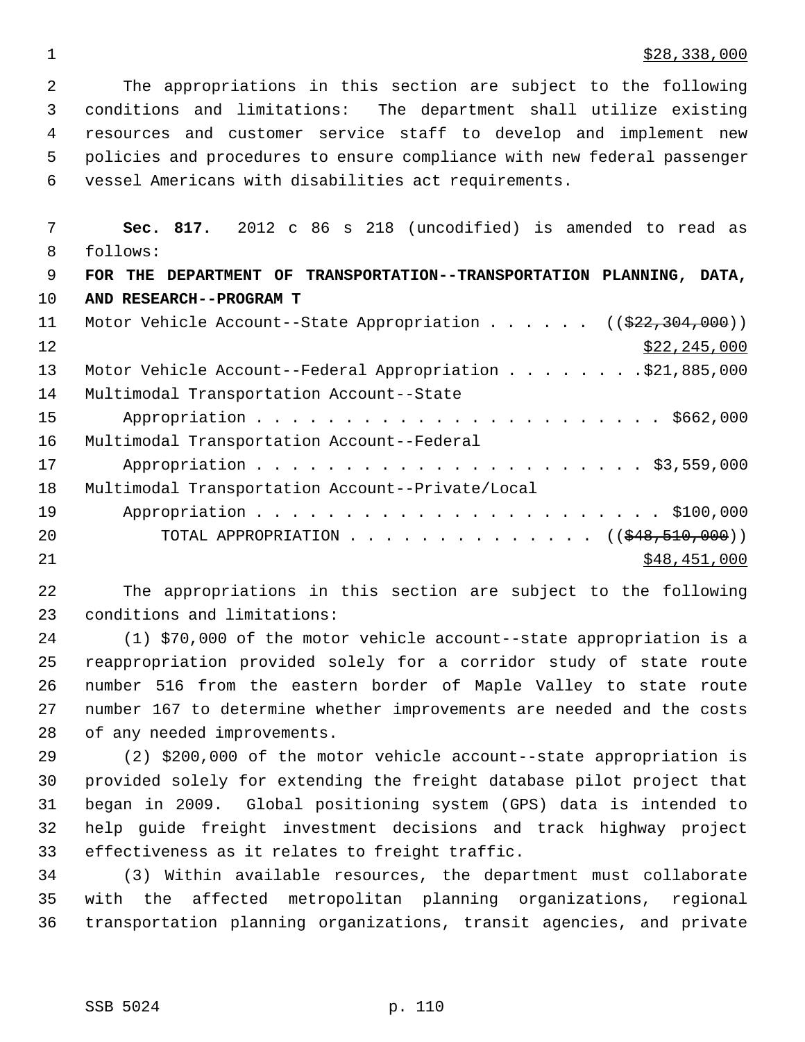$28,338,000

The appropriations in this section are subject to the following conditions and limitations: The department shall utilize existing resources and customer service staff to develop and implement new policies and procedures to ensure compliance with new federal passenger vessel Americans with disabilities act requirements.

**Sec. 817.** 2012 c 86 s 218 (uncodified) is amended to read as follows:

**FOR THE DEPARTMENT OF TRANSPORTATION--TRANSPORTATION PLANNING, DATA, AND RESEARCH--PROGRAM T**

Motor Vehicle Account--State Appropriation . . . . . . ((~~$22,304,000~~))
$22,245,000

Motor Vehicle Account--Federal Appropriation . . . . . . . .$21,885,000

Multimodal Transportation Account--State Appropriation . . . . . . . . . . . . . . . . . . . . . . . $662,000

Multimodal Transportation Account--Federal Appropriation . . . . . . . . . . . . . . . . . . . . . . . $3,559,000

Multimodal Transportation Account--Private/Local Appropriation . . . . . . . . . . . . . . . . . . . . . . . $100,000

TOTAL APPROPRIATION . . . . . . . . . . . . . . ((~~$48,510,000~~))
$48,451,000

The appropriations in this section are subject to the following conditions and limitations:

(1) $70,000 of the motor vehicle account--state appropriation is a reappropriation provided solely for a corridor study of state route number 516 from the eastern border of Maple Valley to state route number 167 to determine whether improvements are needed and the costs of any needed improvements.

(2) $200,000 of the motor vehicle account--state appropriation is provided solely for extending the freight database pilot project that began in 2009. Global positioning system (GPS) data is intended to help guide freight investment decisions and track highway project effectiveness as it relates to freight traffic.

(3) Within available resources, the department must collaborate with the affected metropolitan planning organizations, regional transportation planning organizations, transit agencies, and private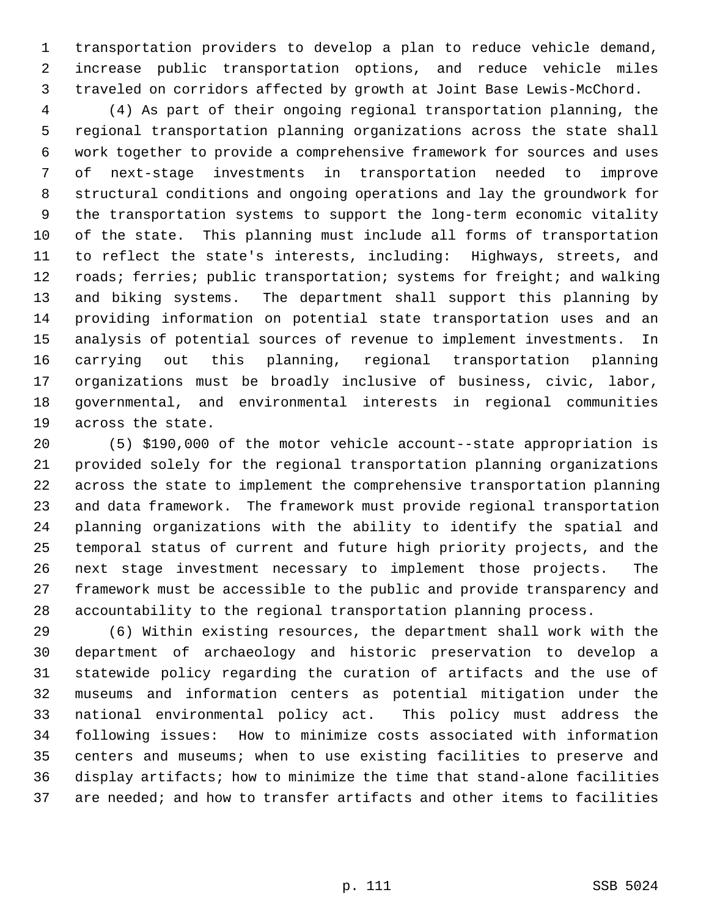transportation providers to develop a plan to reduce vehicle demand, increase public transportation options, and reduce vehicle miles traveled on corridors affected by growth at Joint Base Lewis-McChord.

(4) As part of their ongoing regional transportation planning, the regional transportation planning organizations across the state shall work together to provide a comprehensive framework for sources and uses of next-stage investments in transportation needed to improve structural conditions and ongoing operations and lay the groundwork for the transportation systems to support the long-term economic vitality of the state. This planning must include all forms of transportation to reflect the state's interests, including: Highways, streets, and roads; ferries; public transportation; systems for freight; and walking and biking systems. The department shall support this planning by providing information on potential state transportation uses and an analysis of potential sources of revenue to implement investments. In carrying out this planning, regional transportation planning organizations must be broadly inclusive of business, civic, labor, governmental, and environmental interests in regional communities across the state.

(5) $190,000 of the motor vehicle account--state appropriation is provided solely for the regional transportation planning organizations across the state to implement the comprehensive transportation planning and data framework. The framework must provide regional transportation planning organizations with the ability to identify the spatial and temporal status of current and future high priority projects, and the next stage investment necessary to implement those projects. The framework must be accessible to the public and provide transparency and accountability to the regional transportation planning process.

(6) Within existing resources, the department shall work with the department of archaeology and historic preservation to develop a statewide policy regarding the curation of artifacts and the use of museums and information centers as potential mitigation under the national environmental policy act. This policy must address the following issues: How to minimize costs associated with information centers and museums; when to use existing facilities to preserve and display artifacts; how to minimize the time that stand-alone facilities are needed; and how to transfer artifacts and other items to facilities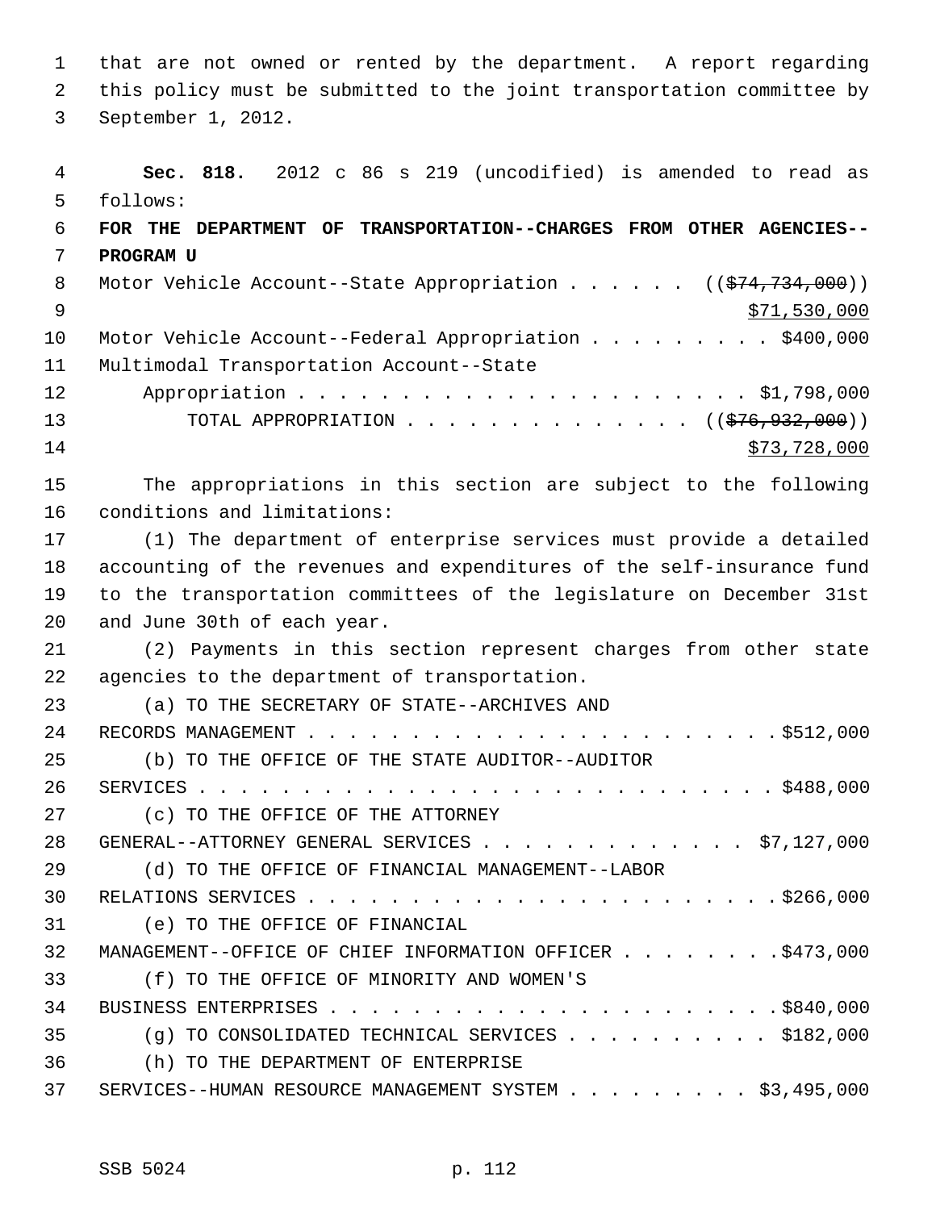that are not owned or rented by the department. A report regarding this policy must be submitted to the joint transportation committee by September 1, 2012.

**Sec. 818.** 2012 c 86 s 219 (uncodified) is amended to read as follows:

**FOR THE DEPARTMENT OF TRANSPORTATION--CHARGES FROM OTHER AGENCIES--PROGRAM U**

Motor Vehicle Account--State Appropriation . . . . . . ((~~$74,734,000~~)) $71,530,000

Motor Vehicle Account--Federal Appropriation . . . . . . . . . $400,000

Multimodal Transportation Account--State Appropriation . . . . . . . . . . . . . . . . . . . . . . $1,798,000

TOTAL APPROPRIATION . . . . . . . . . . . . . . ((~~$76,932,000~~)) $73,728,000

The appropriations in this section are subject to the following conditions and limitations:

(1) The department of enterprise services must provide a detailed accounting of the revenues and expenditures of the self-insurance fund to the transportation committees of the legislature on December 31st and June 30th of each year.

(2) Payments in this section represent charges from other state agencies to the department of transportation.

(a) TO THE SECRETARY OF STATE--ARCHIVES AND RECORDS MANAGEMENT . . . . . . . . . . . . . . . . . . . . . . . $512,000

(b) TO THE OFFICE OF THE STATE AUDITOR--AUDITOR SERVICES . . . . . . . . . . . . . . . . . . . . . . . . . . . . $488,000

(c) TO THE OFFICE OF THE ATTORNEY GENERAL--ATTORNEY GENERAL SERVICES . . . . . . . . . . . . . $7,127,000

(d) TO THE OFFICE OF FINANCIAL MANAGEMENT--LABOR RELATIONS SERVICES . . . . . . . . . . . . . . . . . . . . . . . . $266,000

(e) TO THE OFFICE OF FINANCIAL MANAGEMENT--OFFICE OF CHIEF INFORMATION OFFICER . . . . . . . . $473,000

(f) TO THE OFFICE OF MINORITY AND WOMEN'S BUSINESS ENTERPRISES . . . . . . . . . . . . . . . . . . . . . . . $840,000

(g) TO CONSOLIDATED TECHNICAL SERVICES . . . . . . . . . . $182,000

(h) TO THE DEPARTMENT OF ENTERPRISE SERVICES--HUMAN RESOURCE MANAGEMENT SYSTEM . . . . . . . . . $3,495,000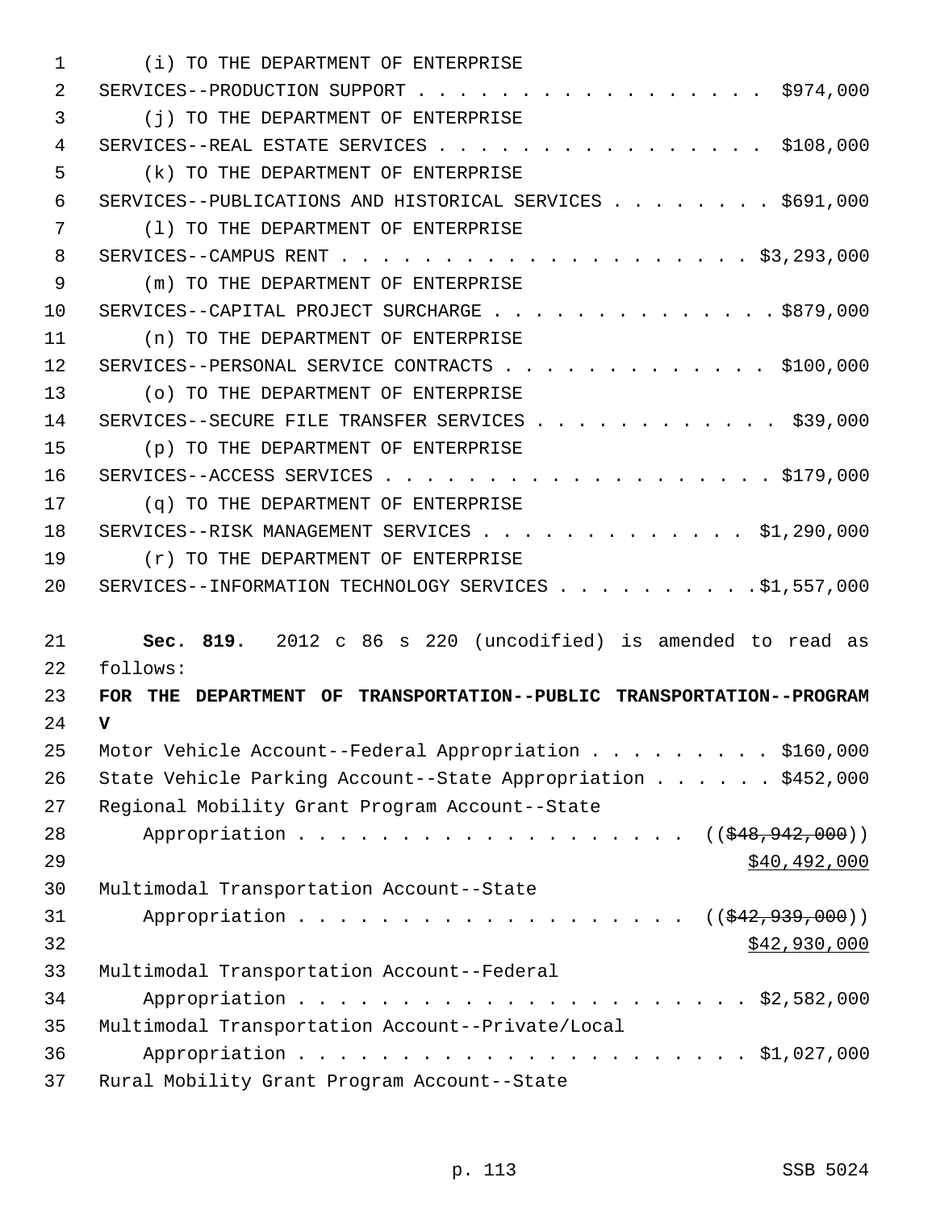(i) TO THE DEPARTMENT OF ENTERPRISE SERVICES--PRODUCTION SUPPORT . . . . . . . . . . . . . . . . . . $974,000

(j) TO THE DEPARTMENT OF ENTERPRISE SERVICES--REAL ESTATE SERVICES . . . . . . . . . . . . . . . . $108,000

(k) TO THE DEPARTMENT OF ENTERPRISE SERVICES--PUBLICATIONS AND HISTORICAL SERVICES . . . . . . . . $691,000

(l) TO THE DEPARTMENT OF ENTERPRISE SERVICES--CAMPUS RENT . . . . . . . . . . . . . . . . . . . . $3,293,000

(m) TO THE DEPARTMENT OF ENTERPRISE SERVICES--CAPITAL PROJECT SURCHARGE . . . . . . . . . . . . . . $879,000

(n) TO THE DEPARTMENT OF ENTERPRISE SERVICES--PERSONAL SERVICE CONTRACTS . . . . . . . . . . . . . $100,000

(o) TO THE DEPARTMENT OF ENTERPRISE SERVICES--SECURE FILE TRANSFER SERVICES . . . . . . . . . . . . $39,000

(p) TO THE DEPARTMENT OF ENTERPRISE SERVICES--ACCESS SERVICES . . . . . . . . . . . . . . . . . . . $179,000

(q) TO THE DEPARTMENT OF ENTERPRISE SERVICES--RISK MANAGEMENT SERVICES . . . . . . . . . . . . . $1,290,000

(r) TO THE DEPARTMENT OF ENTERPRISE SERVICES--INFORMATION TECHNOLOGY SERVICES . . . . . . . . . . $1,557,000

**Sec. 819.** 2012 c 86 s 220 (uncodified) is amended to read as follows:

**FOR THE DEPARTMENT OF TRANSPORTATION--PUBLIC TRANSPORTATION--PROGRAM V**

Motor Vehicle Account--Federal Appropriation . . . . . . . . . $160,000

State Vehicle Parking Account--State Appropriation . . . . . . $452,000

Regional Mobility Grant Program Account--State Appropriation . . . . . . . . . . . . . . . . . . . (( ~~$48,942,000~~ ))
<u>$40,492,000</u>

Multimodal Transportation Account--State Appropriation . . . . . . . . . . . . . . . . . . . (( ~~$42,939,000~~ ))
<u>$42,930,000</u>

Multimodal Transportation Account--Federal Appropriation . . . . . . . . . . . . . . . . . . . . . . $2,582,000

Multimodal Transportation Account--Private/Local Appropriation . . . . . . . . . . . . . . . . . . . . . . $1,027,000

Rural Mobility Grant Program Account--State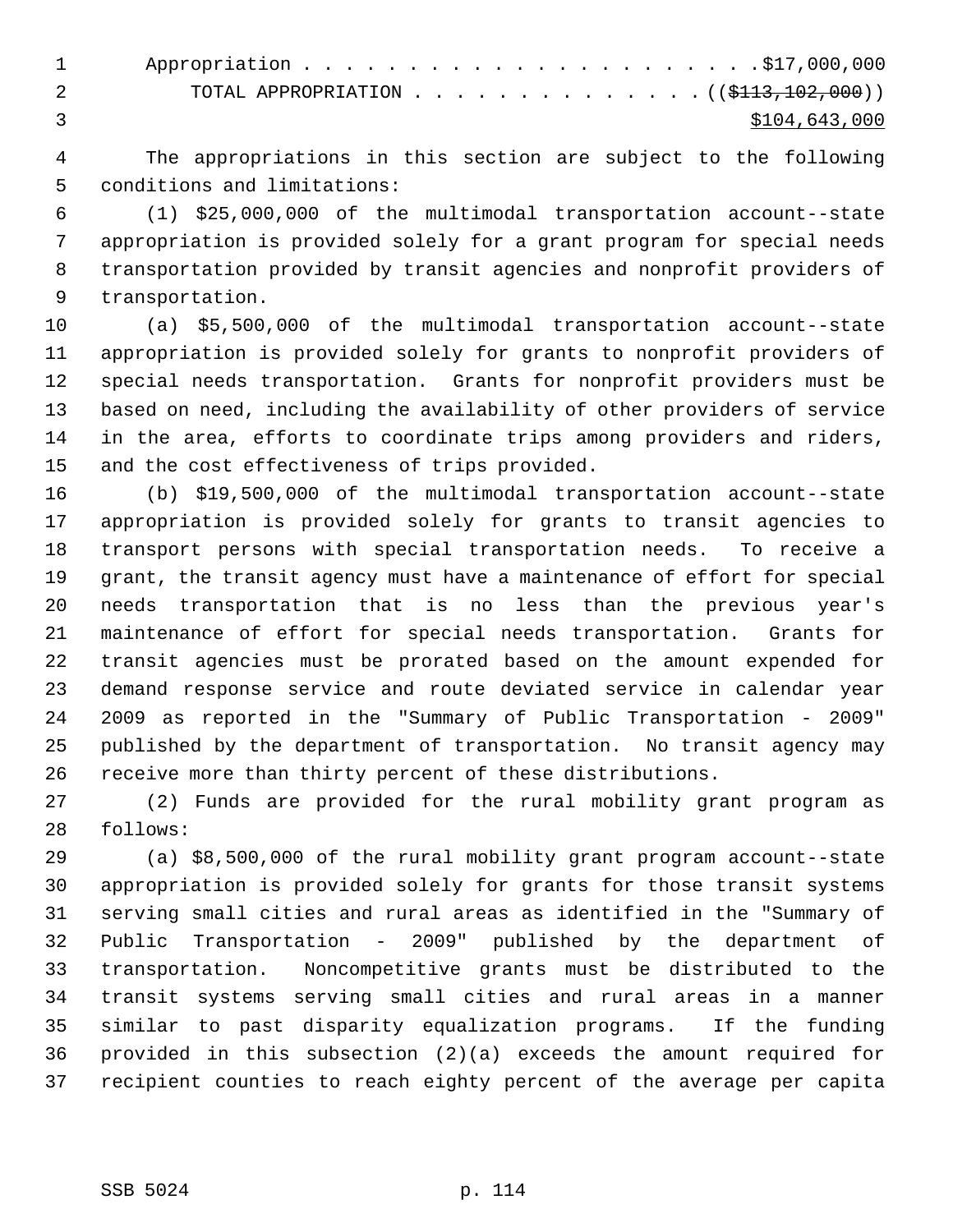Appropriation . . . . . . . . . . . . . . . . . . . . . . .$17,000,000

TOTAL APPROPRIATION . . . . . . . . . . . . . . ((~~$113,102,000~~))

<u>$104,643,000</u>

The appropriations in this section are subject to the following conditions and limitations:

(1) $25,000,000 of the multimodal transportation account--state appropriation is provided solely for a grant program for special needs transportation provided by transit agencies and nonprofit providers of transportation.

(a) $5,500,000 of the multimodal transportation account--state appropriation is provided solely for grants to nonprofit providers of special needs transportation. Grants for nonprofit providers must be based on need, including the availability of other providers of service in the area, efforts to coordinate trips among providers and riders, and the cost effectiveness of trips provided.

(b) $19,500,000 of the multimodal transportation account--state appropriation is provided solely for grants to transit agencies to transport persons with special transportation needs. To receive a grant, the transit agency must have a maintenance of effort for special needs transportation that is no less than the previous year's maintenance of effort for special needs transportation. Grants for transit agencies must be prorated based on the amount expended for demand response service and route deviated service in calendar year 2009 as reported in the "Summary of Public Transportation - 2009" published by the department of transportation. No transit agency may receive more than thirty percent of these distributions.

(2) Funds are provided for the rural mobility grant program as follows:

(a) $8,500,000 of the rural mobility grant program account--state appropriation is provided solely for grants for those transit systems serving small cities and rural areas as identified in the "Summary of Public Transportation - 2009" published by the department of transportation. Noncompetitive grants must be distributed to the transit systems serving small cities and rural areas in a manner similar to past disparity equalization programs. If the funding provided in this subsection (2)(a) exceeds the amount required for recipient counties to reach eighty percent of the average per capita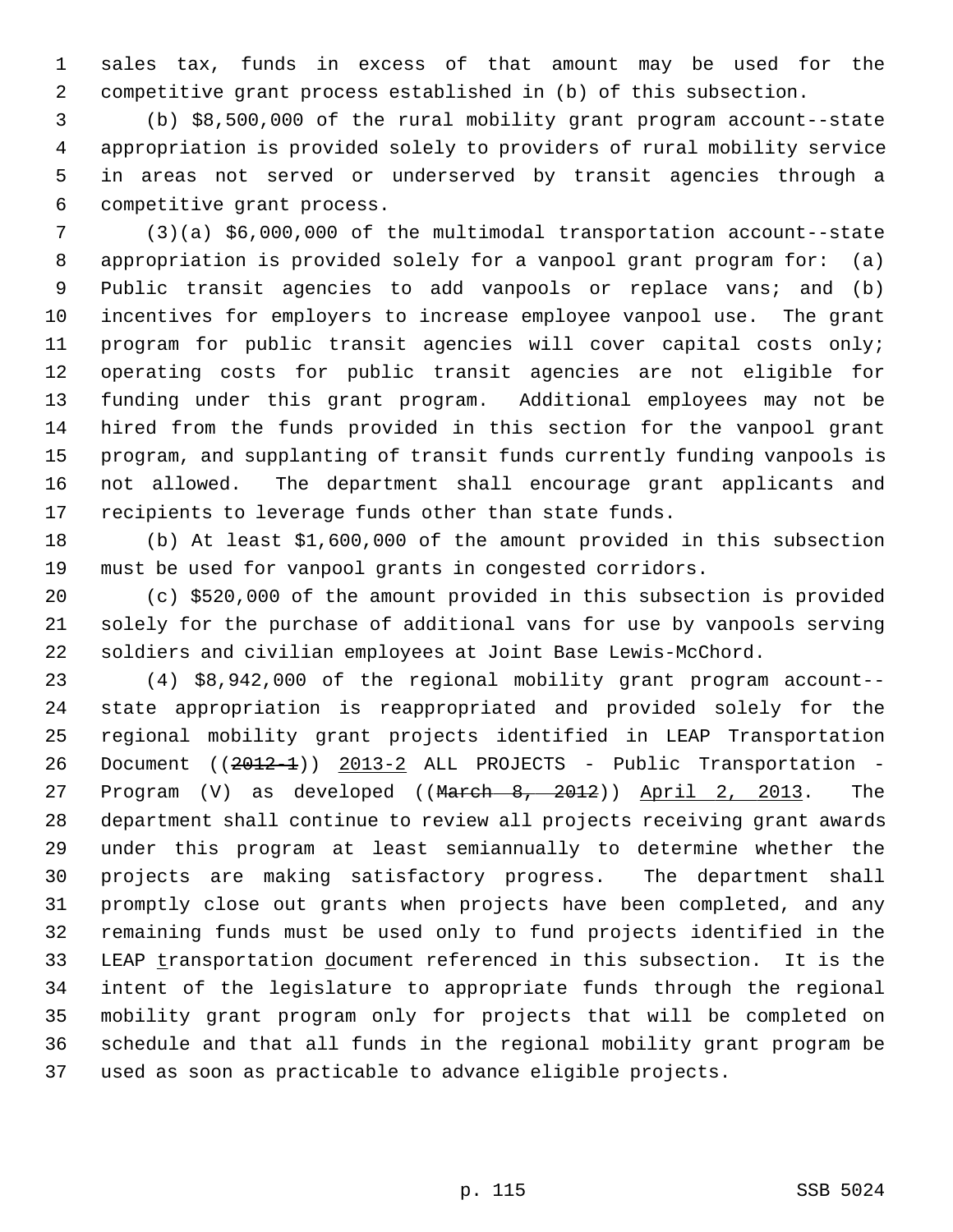sales tax, funds in excess of that amount may be used for the competitive grant process established in (b) of this subsection.

(b) $8,500,000 of the rural mobility grant program account--state appropriation is provided solely to providers of rural mobility service in areas not served or underserved by transit agencies through a competitive grant process.

(3)(a) $6,000,000 of the multimodal transportation account--state appropriation is provided solely for a vanpool grant program for: (a) Public transit agencies to add vanpools or replace vans; and (b) incentives for employers to increase employee vanpool use. The grant program for public transit agencies will cover capital costs only; operating costs for public transit agencies are not eligible for funding under this grant program. Additional employees may not be hired from the funds provided in this section for the vanpool grant program, and supplanting of transit funds currently funding vanpools is not allowed. The department shall encourage grant applicants and recipients to leverage funds other than state funds.

(b) At least $1,600,000 of the amount provided in this subsection must be used for vanpool grants in congested corridors.

(c) $520,000 of the amount provided in this subsection is provided solely for the purchase of additional vans for use by vanpools serving soldiers and civilian employees at Joint Base Lewis-McChord.

(4) $8,942,000 of the regional mobility grant program account--state appropriation is reappropriated and provided solely for the regional mobility grant projects identified in LEAP Transportation Document ((~~2012-1~~)) 2013-2 ALL PROJECTS - Public Transportation - Program (V) as developed ((~~March 8, 2012~~)) April 2, 2013. The department shall continue to review all projects receiving grant awards under this program at least semiannually to determine whether the projects are making satisfactory progress. The department shall promptly close out grants when projects have been completed, and any remaining funds must be used only to fund projects identified in the LEAP transportation document referenced in this subsection. It is the intent of the legislature to appropriate funds through the regional mobility grant program only for projects that will be completed on schedule and that all funds in the regional mobility grant program be used as soon as practicable to advance eligible projects.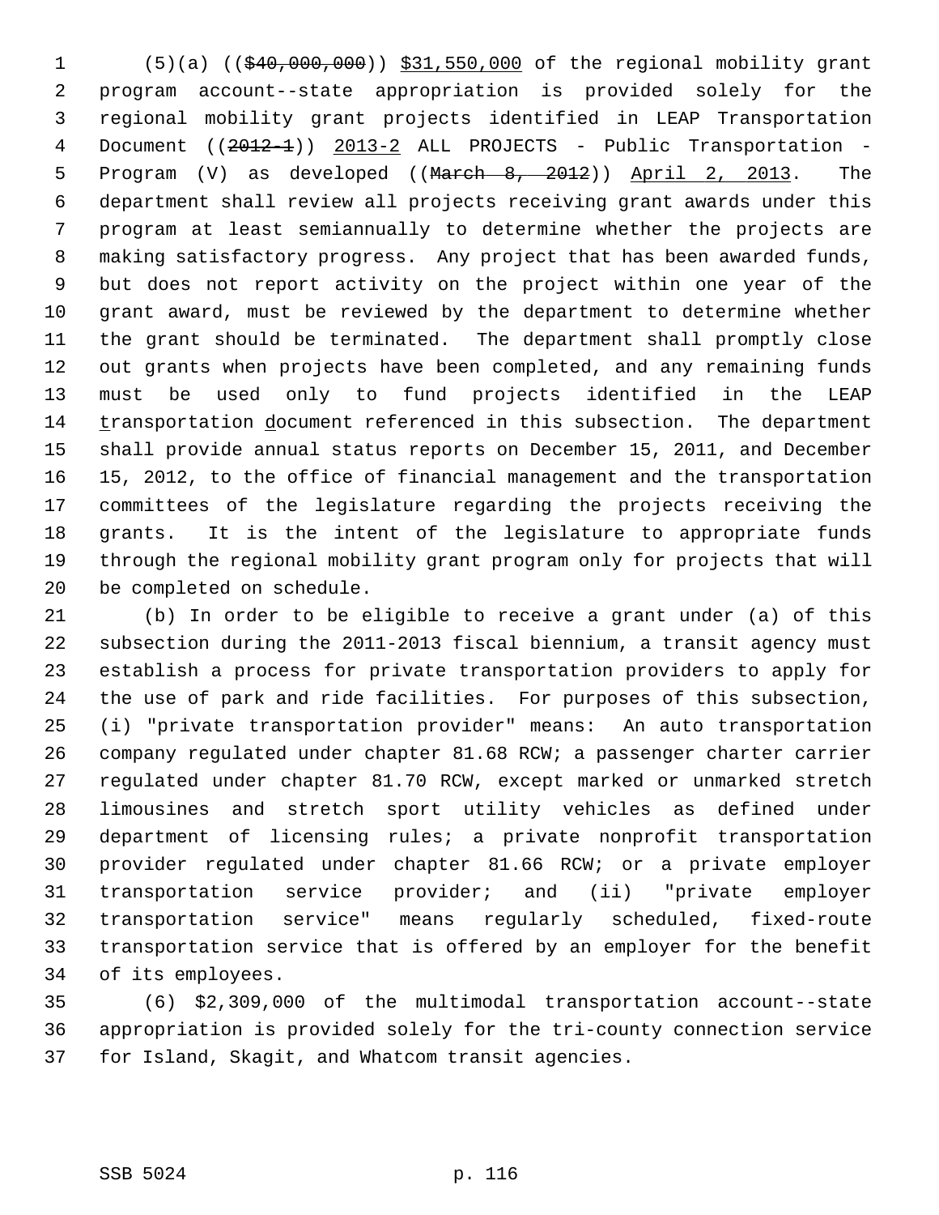(5)(a) ((~~$40,000,000~~)) <u>$31,550,000</u> of the regional mobility grant program account--state appropriation is provided solely for the regional mobility grant projects identified in LEAP Transportation Document ((~~2012-1~~)) <u>2013-2</u> ALL PROJECTS - Public Transportation - Program (V) as developed ((~~March 8, 2012~~)) <u>April 2, 2013</u>. The department shall review all projects receiving grant awards under this program at least semiannually to determine whether the projects are making satisfactory progress. Any project that has been awarded funds, but does not report activity on the project within one year of the grant award, must be reviewed by the department to determine whether the grant should be terminated. The department shall promptly close out grants when projects have been completed, and any remaining funds must be used only to fund projects identified in the LEAP <u>t</u>ransportation <u>d</u>ocument referenced in this subsection. The department shall provide annual status reports on December 15, 2011, and December 15, 2012, to the office of financial management and the transportation committees of the legislature regarding the projects receiving the grants. It is the intent of the legislature to appropriate funds through the regional mobility grant program only for projects that will be completed on schedule.

(b) In order to be eligible to receive a grant under (a) of this subsection during the 2011-2013 fiscal biennium, a transit agency must establish a process for private transportation providers to apply for the use of park and ride facilities. For purposes of this subsection, (i) "private transportation provider" means: An auto transportation company regulated under chapter 81.68 RCW; a passenger charter carrier regulated under chapter 81.70 RCW, except marked or unmarked stretch limousines and stretch sport utility vehicles as defined under department of licensing rules; a private nonprofit transportation provider regulated under chapter 81.66 RCW; or a private employer transportation service provider; and (ii) "private employer transportation service" means regularly scheduled, fixed-route transportation service that is offered by an employer for the benefit of its employees.

(6) $2,309,000 of the multimodal transportation account--state appropriation is provided solely for the tri-county connection service for Island, Skagit, and Whatcom transit agencies.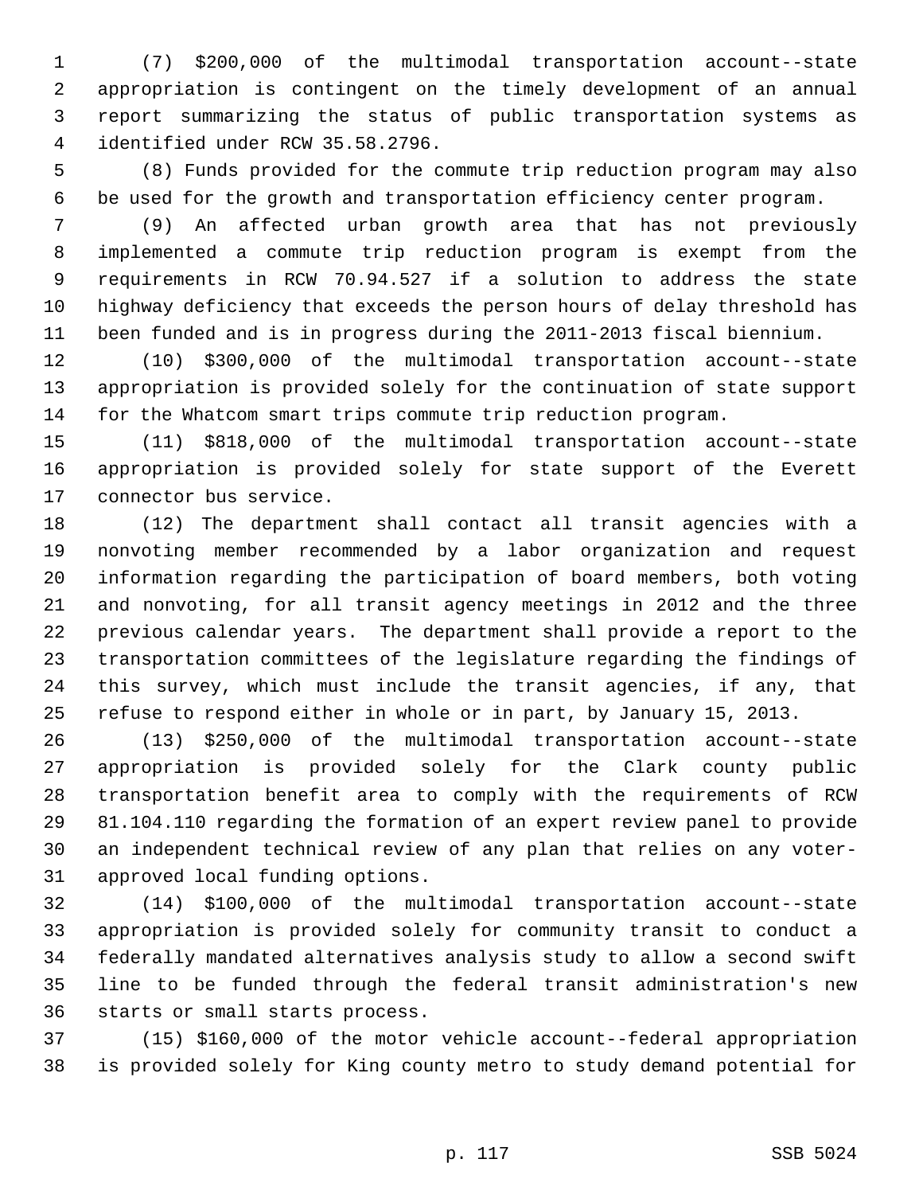(7) $200,000 of the multimodal transportation account--state appropriation is contingent on the timely development of an annual report summarizing the status of public transportation systems as identified under RCW 35.58.2796.

(8) Funds provided for the commute trip reduction program may also be used for the growth and transportation efficiency center program.

(9) An affected urban growth area that has not previously implemented a commute trip reduction program is exempt from the requirements in RCW 70.94.527 if a solution to address the state highway deficiency that exceeds the person hours of delay threshold has been funded and is in progress during the 2011-2013 fiscal biennium.

(10) $300,000 of the multimodal transportation account--state appropriation is provided solely for the continuation of state support for the Whatcom smart trips commute trip reduction program.

(11) $818,000 of the multimodal transportation account--state appropriation is provided solely for state support of the Everett connector bus service.

(12) The department shall contact all transit agencies with a nonvoting member recommended by a labor organization and request information regarding the participation of board members, both voting and nonvoting, for all transit agency meetings in 2012 and the three previous calendar years. The department shall provide a report to the transportation committees of the legislature regarding the findings of this survey, which must include the transit agencies, if any, that refuse to respond either in whole or in part, by January 15, 2013.

(13) $250,000 of the multimodal transportation account--state appropriation is provided solely for the Clark county public transportation benefit area to comply with the requirements of RCW 81.104.110 regarding the formation of an expert review panel to provide an independent technical review of any plan that relies on any voter-approved local funding options.

(14) $100,000 of the multimodal transportation account--state appropriation is provided solely for community transit to conduct a federally mandated alternatives analysis study to allow a second swift line to be funded through the federal transit administration's new starts or small starts process.

(15) $160,000 of the motor vehicle account--federal appropriation is provided solely for King county metro to study demand potential for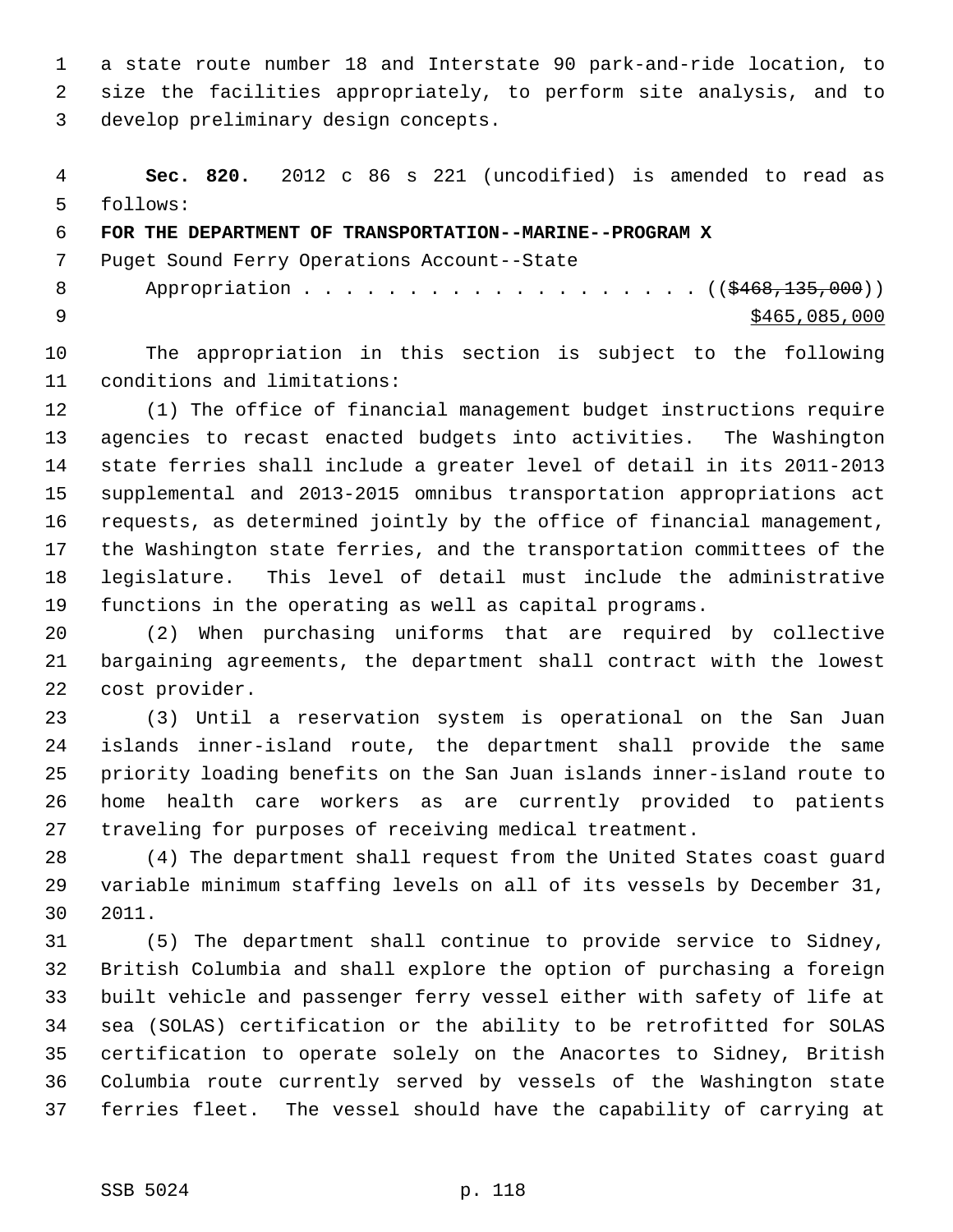a state route number 18 and Interstate 90 park-and-ride location, to size the facilities appropriately, to perform site analysis, and to develop preliminary design concepts.

**Sec. 820.** 2012 c 86 s 221 (uncodified) is amended to read as follows:

**FOR THE DEPARTMENT OF TRANSPORTATION--MARINE--PROGRAM X**

Puget Sound Ferry Operations Account--State

Appropriation . . . . . . . . . . . . . . . . . . . (( ~~$468,135,000~~ ))

<u>$465,085,000</u>

The appropriation in this section is subject to the following conditions and limitations:

(1) The office of financial management budget instructions require agencies to recast enacted budgets into activities. The Washington state ferries shall include a greater level of detail in its 2011-2013 supplemental and 2013-2015 omnibus transportation appropriations act requests, as determined jointly by the office of financial management, the Washington state ferries, and the transportation committees of the legislature. This level of detail must include the administrative functions in the operating as well as capital programs.

(2) When purchasing uniforms that are required by collective bargaining agreements, the department shall contract with the lowest cost provider.

(3) Until a reservation system is operational on the San Juan islands inner-island route, the department shall provide the same priority loading benefits on the San Juan islands inner-island route to home health care workers as are currently provided to patients traveling for purposes of receiving medical treatment.

(4) The department shall request from the United States coast guard variable minimum staffing levels on all of its vessels by December 31, 2011.

(5) The department shall continue to provide service to Sidney, British Columbia and shall explore the option of purchasing a foreign built vehicle and passenger ferry vessel either with safety of life at sea (SOLAS) certification or the ability to be retrofitted for SOLAS certification to operate solely on the Anacortes to Sidney, British Columbia route currently served by vessels of the Washington state ferries fleet. The vessel should have the capability of carrying at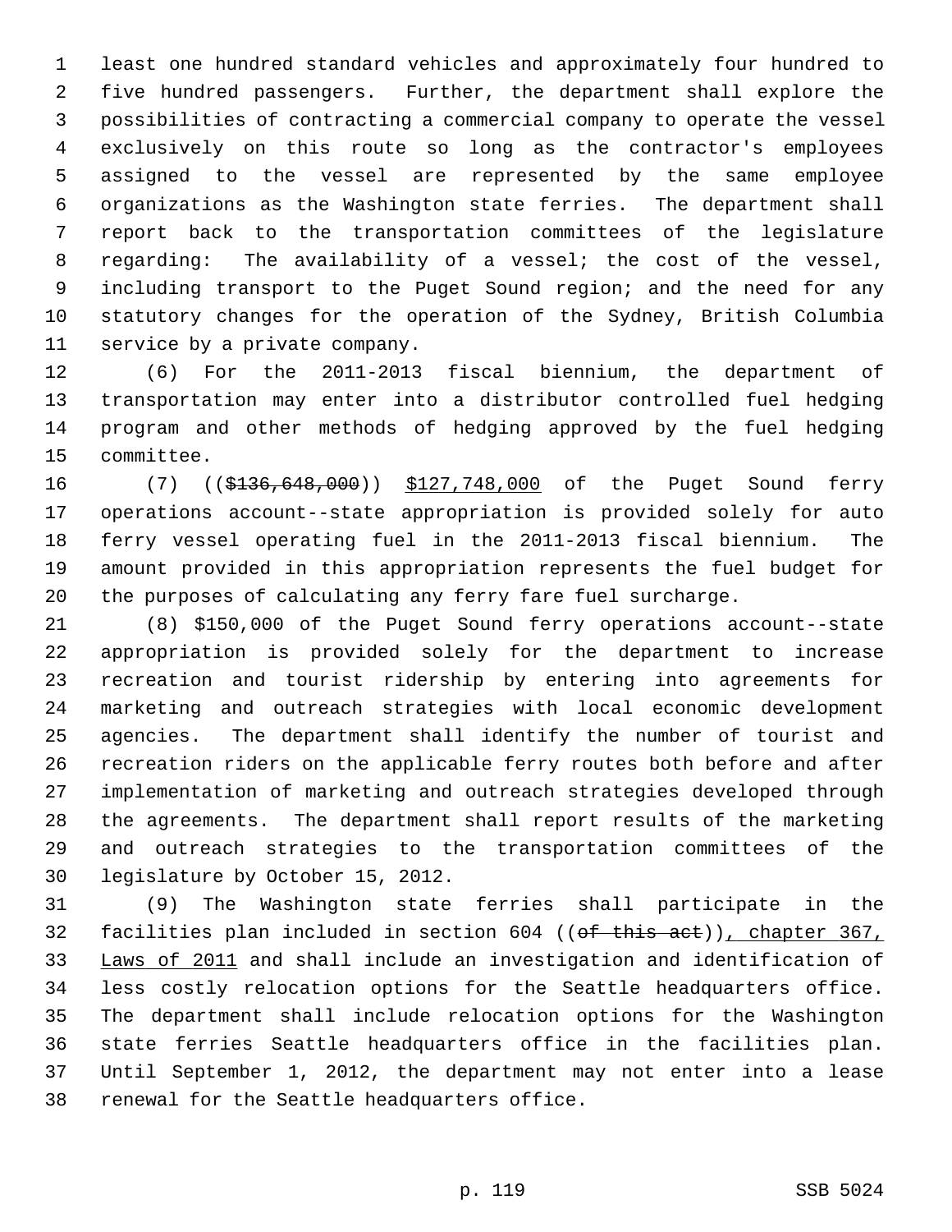least one hundred standard vehicles and approximately four hundred to five hundred passengers. Further, the department shall explore the possibilities of contracting a commercial company to operate the vessel exclusively on this route so long as the contractor's employees assigned to the vessel are represented by the same employee organizations as the Washington state ferries. The department shall report back to the transportation committees of the legislature regarding: The availability of a vessel; the cost of the vessel, including transport to the Puget Sound region; and the need for any statutory changes for the operation of the Sydney, British Columbia service by a private company.

(6) For the 2011-2013 fiscal biennium, the department of transportation may enter into a distributor controlled fuel hedging program and other methods of hedging approved by the fuel hedging committee.

(7) ((~~$136,648,000~~)) $127,748,000 of the Puget Sound ferry operations account--state appropriation is provided solely for auto ferry vessel operating fuel in the 2011-2013 fiscal biennium. The amount provided in this appropriation represents the fuel budget for the purposes of calculating any ferry fare fuel surcharge.

(8) $150,000 of the Puget Sound ferry operations account--state appropriation is provided solely for the department to increase recreation and tourist ridership by entering into agreements for marketing and outreach strategies with local economic development agencies. The department shall identify the number of tourist and recreation riders on the applicable ferry routes both before and after implementation of marketing and outreach strategies developed through the agreements. The department shall report results of the marketing and outreach strategies to the transportation committees of the legislature by October 15, 2012.

(9) The Washington state ferries shall participate in the facilities plan included in section 604 ((~~of this act~~)), chapter 367, Laws of 2011 and shall include an investigation and identification of less costly relocation options for the Seattle headquarters office. The department shall include relocation options for the Washington state ferries Seattle headquarters office in the facilities plan. Until September 1, 2012, the department may not enter into a lease renewal for the Seattle headquarters office.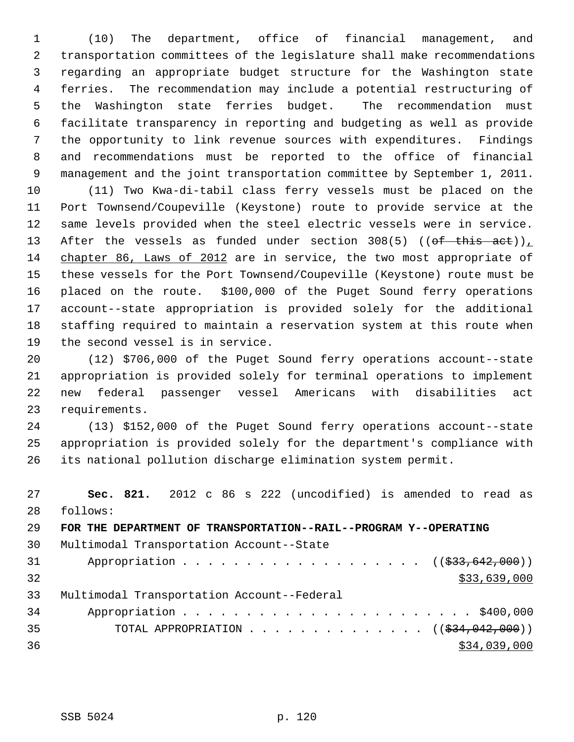(10) The department, office of financial management, and transportation committees of the legislature shall make recommendations regarding an appropriate budget structure for the Washington state ferries. The recommendation may include a potential restructuring of the Washington state ferries budget. The recommendation must facilitate transparency in reporting and budgeting as well as provide the opportunity to link revenue sources with expenditures. Findings and recommendations must be reported to the office of financial management and the joint transportation committee by September 1, 2011.

(11) Two Kwa-di-tabil class ferry vessels must be placed on the Port Townsend/Coupeville (Keystone) route to provide service at the same levels provided when the steel electric vessels were in service. After the vessels as funded under section 308(5) ((~~of this act~~)), chapter 86, Laws of 2012 are in service, the two most appropriate of these vessels for the Port Townsend/Coupeville (Keystone) route must be placed on the route. $100,000 of the Puget Sound ferry operations account--state appropriation is provided solely for the additional staffing required to maintain a reservation system at this route when the second vessel is in service.

(12) $706,000 of the Puget Sound ferry operations account--state appropriation is provided solely for terminal operations to implement new federal passenger vessel Americans with disabilities act requirements.

(13) $152,000 of the Puget Sound ferry operations account--state appropriation is provided solely for the department's compliance with its national pollution discharge elimination system permit.

**Sec. 821.** 2012 c 86 s 222 (uncodified) is amended to read as follows:

**FOR THE DEPARTMENT OF TRANSPORTATION--RAIL--PROGRAM Y--OPERATING**

Multimodal Transportation Account--State Appropriation . . . . . . . . . . . . . . . . . . . ((~~$33,642,000~~)) $33,639,000

Multimodal Transportation Account--Federal Appropriation . . . . . . . . . . . . . . . . . . . . . . . $400,000

TOTAL APPROPRIATION . . . . . . . . . . . . . . ((~~$34,042,000~~)) $34,039,000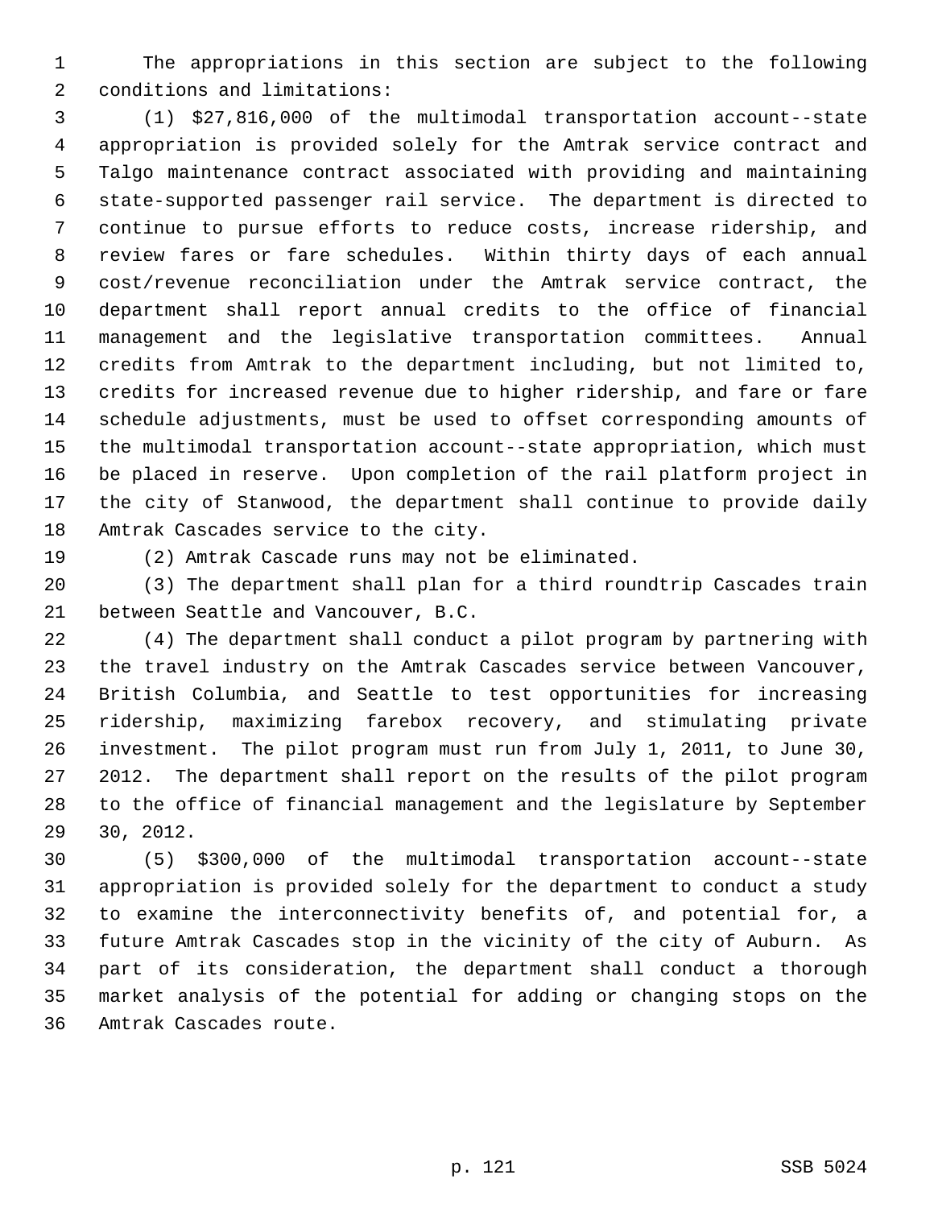The appropriations in this section are subject to the following conditions and limitations:

(1) $27,816,000 of the multimodal transportation account--state appropriation is provided solely for the Amtrak service contract and Talgo maintenance contract associated with providing and maintaining state-supported passenger rail service. The department is directed to continue to pursue efforts to reduce costs, increase ridership, and review fares or fare schedules. Within thirty days of each annual cost/revenue reconciliation under the Amtrak service contract, the department shall report annual credits to the office of financial management and the legislative transportation committees. Annual credits from Amtrak to the department including, but not limited to, credits for increased revenue due to higher ridership, and fare or fare schedule adjustments, must be used to offset corresponding amounts of the multimodal transportation account--state appropriation, which must be placed in reserve. Upon completion of the rail platform project in the city of Stanwood, the department shall continue to provide daily Amtrak Cascades service to the city.

(2) Amtrak Cascade runs may not be eliminated.

(3) The department shall plan for a third roundtrip Cascades train between Seattle and Vancouver, B.C.

(4) The department shall conduct a pilot program by partnering with the travel industry on the Amtrak Cascades service between Vancouver, British Columbia, and Seattle to test opportunities for increasing ridership, maximizing farebox recovery, and stimulating private investment. The pilot program must run from July 1, 2011, to June 30, 2012. The department shall report on the results of the pilot program to the office of financial management and the legislature by September 30, 2012.

(5) $300,000 of the multimodal transportation account--state appropriation is provided solely for the department to conduct a study to examine the interconnectivity benefits of, and potential for, a future Amtrak Cascades stop in the vicinity of the city of Auburn. As part of its consideration, the department shall conduct a thorough market analysis of the potential for adding or changing stops on the Amtrak Cascades route.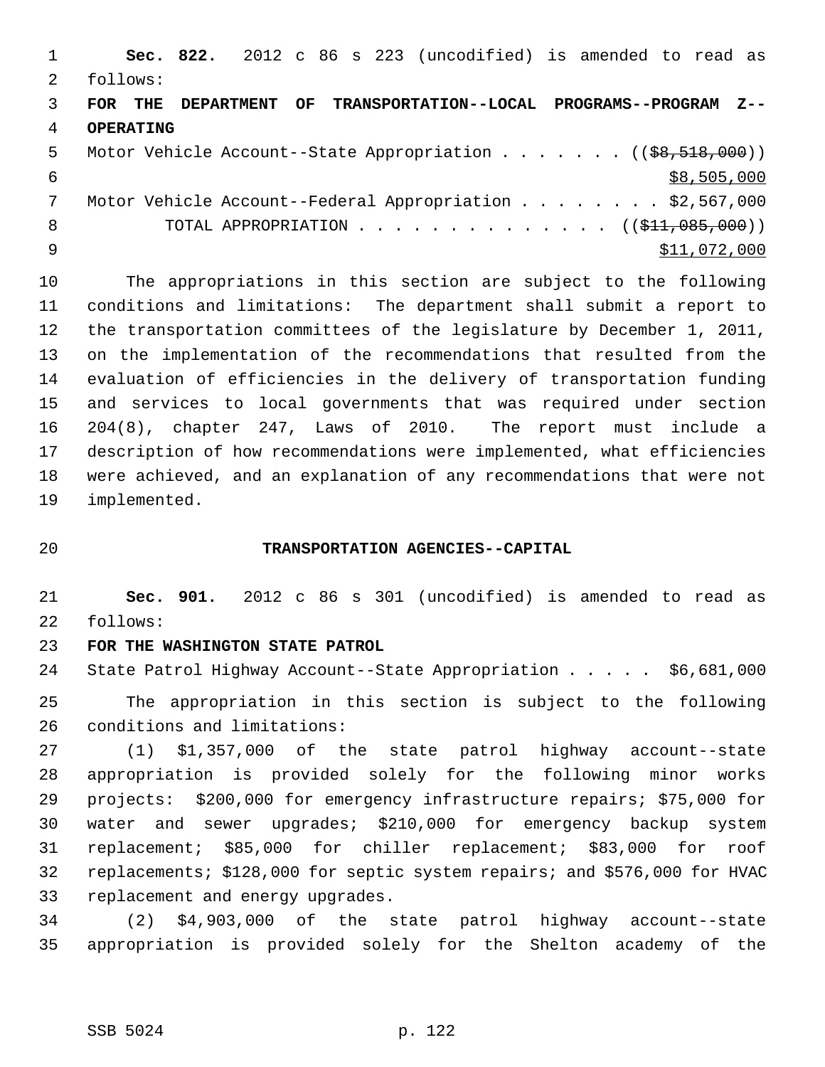**Sec. 822.** 2012 c 86 s 223 (uncodified) is amended to read as follows:

**FOR THE DEPARTMENT OF TRANSPORTATION--LOCAL PROGRAMS--PROGRAM Z--OPERATING**

Motor Vehicle Account--State Appropriation . . . . . . . ((~~$8,518,000~~))
<u>$8,505,000</u>

Motor Vehicle Account--Federal Appropriation . . . . . . . . $2,567,000

TOTAL APPROPRIATION . . . . . . . . . . . . . . ((~~$11,085,000~~))
<u>$11,072,000</u>

The appropriations in this section are subject to the following conditions and limitations: The department shall submit a report to the transportation committees of the legislature by December 1, 2011, on the implementation of the recommendations that resulted from the evaluation of efficiencies in the delivery of transportation funding and services to local governments that was required under section 204(8), chapter 247, Laws of 2010. The report must include a description of how recommendations were implemented, what efficiencies were achieved, and an explanation of any recommendations that were not implemented.

## TRANSPORTATION AGENCIES--CAPITAL

**Sec. 901.** 2012 c 86 s 301 (uncodified) is amended to read as follows:

**FOR THE WASHINGTON STATE PATROL**

State Patrol Highway Account--State Appropriation . . . . . $6,681,000

The appropriation in this section is subject to the following conditions and limitations:

(1) $1,357,000 of the state patrol highway account--state appropriation is provided solely for the following minor works projects: $200,000 for emergency infrastructure repairs; $75,000 for water and sewer upgrades; $210,000 for emergency backup system replacement; $85,000 for chiller replacement; $83,000 for roof replacements; $128,000 for septic system repairs; and $576,000 for HVAC replacement and energy upgrades.

(2) $4,903,000 of the state patrol highway account--state appropriation is provided solely for the Shelton academy of the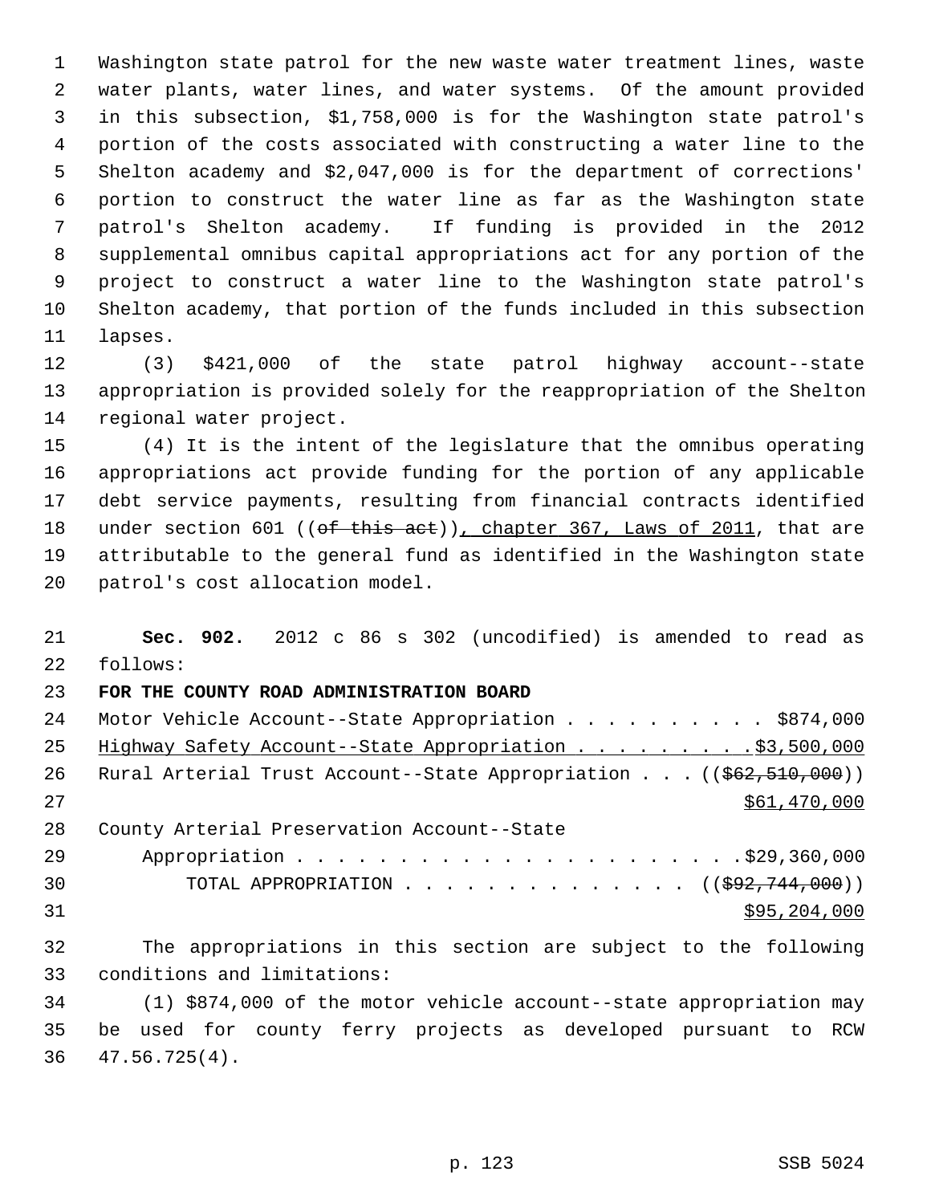Washington state patrol for the new waste water treatment lines, waste water plants, water lines, and water systems. Of the amount provided in this subsection, $1,758,000 is for the Washington state patrol's portion of the costs associated with constructing a water line to the Shelton academy and $2,047,000 is for the department of corrections' portion to construct the water line as far as the Washington state patrol's Shelton academy. If funding is provided in the 2012 supplemental omnibus capital appropriations act for any portion of the project to construct a water line to the Washington state patrol's Shelton academy, that portion of the funds included in this subsection lapses.

(3) $421,000 of the state patrol highway account--state appropriation is provided solely for the reappropriation of the Shelton regional water project.

(4) It is the intent of the legislature that the omnibus operating appropriations act provide funding for the portion of any applicable debt service payments, resulting from financial contracts identified under section 601 ((~~of this act~~)), chapter 367, Laws of 2011, that are attributable to the general fund as identified in the Washington state patrol's cost allocation model.

**Sec. 902.** 2012 c 86 s 302 (uncodified) is amended to read as follows:

**FOR THE COUNTY ROAD ADMINISTRATION BOARD**

Motor Vehicle Account--State Appropriation . . . . . . . . . . $874,000

Highway Safety Account--State Appropriation . . . . . . . . . $3,500,000

Rural Arterial Trust Account--State Appropriation . . . ((~~$62,510,000~~)) $61,470,000

County Arterial Preservation Account--State Appropriation . . . . . . . . . . . . . . . . . . . . . . $29,360,000

TOTAL APPROPRIATION . . . . . . . . . . . . . . ((~~$92,744,000~~)) $95,204,000

The appropriations in this section are subject to the following conditions and limitations:

(1) $874,000 of the motor vehicle account--state appropriation may be used for county ferry projects as developed pursuant to RCW 47.56.725(4).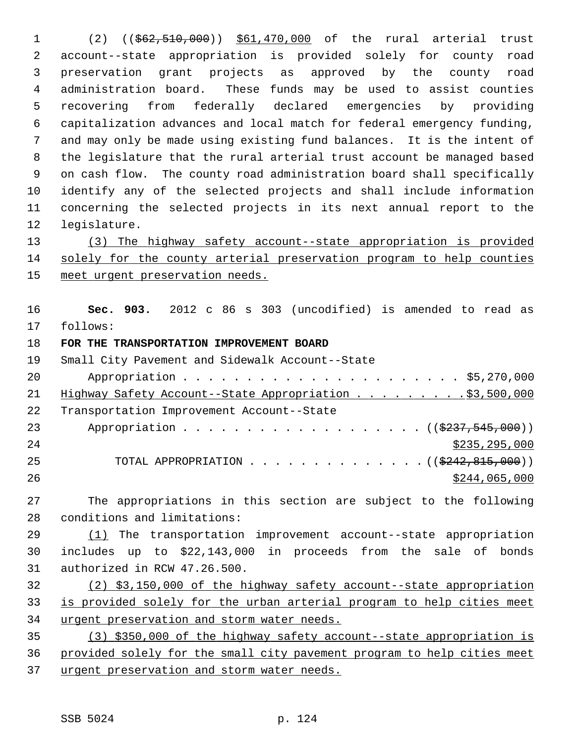(2) ((~~$62,510,000~~)) <u>$61,470,000</u> of the rural arterial trust account--state appropriation is provided solely for county road preservation grant projects as approved by the county road administration board. These funds may be used to assist counties recovering from federally declared emergencies by providing capitalization advances and local match for federal emergency funding, and may only be made using existing fund balances. It is the intent of the legislature that the rural arterial trust account be managed based on cash flow. The county road administration board shall specifically identify any of the selected projects and shall include information concerning the selected projects in its next annual report to the legislature.

<u>(3) The highway safety account--state appropriation is provided solely for the county arterial preservation program to help counties meet urgent preservation needs.</u>

**Sec. 903.** 2012 c 86 s 303 (uncodified) is amended to read as follows:

**FOR THE TRANSPORTATION IMPROVEMENT BOARD**

Small City Pavement and Sidewalk Account--State Appropriation . . . . . . . . . . . . . . . . . . . . . . $5,270,000

<u>Highway Safety Account--State Appropriation . . . . . . . . . $3,500,000</u>

Transportation Improvement Account--State Appropriation . . . . . . . . . . . . . . . . . . . ((~~$237,545,000~~)) <u>$235,295,000</u>

TOTAL APPROPRIATION . . . . . . . . . . . . . . ((~~$242,815,000~~)) <u>$244,065,000</u>

The appropriations in this section are subject to the following conditions and limitations:

<u>(1)</u> The transportation improvement account--state appropriation includes up to $22,143,000 in proceeds from the sale of bonds authorized in RCW 47.26.500.

<u>(2) $3,150,000 of the highway safety account--state appropriation is provided solely for the urban arterial program to help cities meet urgent preservation and storm water needs.</u>

<u>(3) $350,000 of the highway safety account--state appropriation is provided solely for the small city pavement program to help cities meet urgent preservation and storm water needs.</u>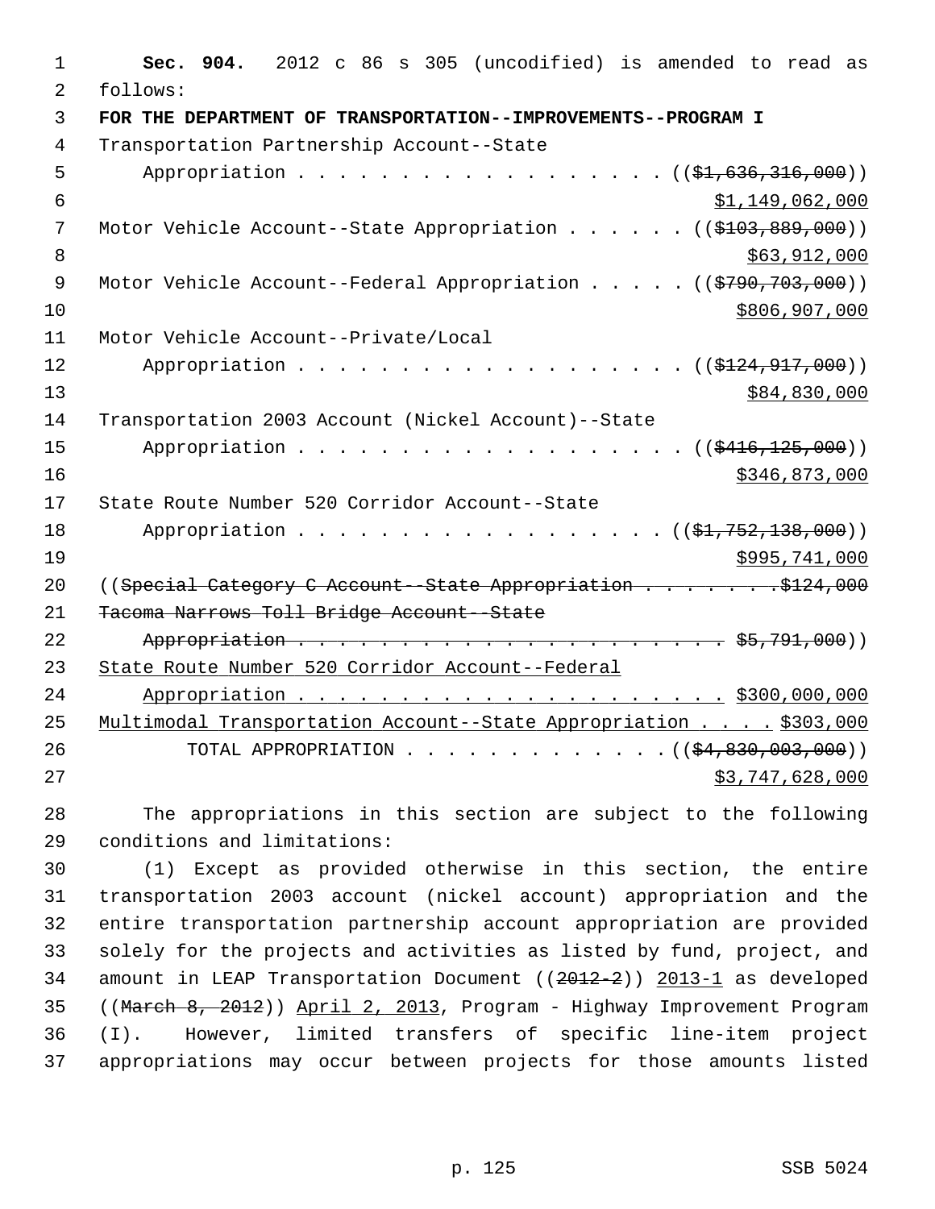**Sec. 904.** 2012 c 86 s 305 (uncodified) is amended to read as follows:

**FOR THE DEPARTMENT OF TRANSPORTATION--IMPROVEMENTS--PROGRAM I**

Transportation Partnership Account--State Appropriation . . . . . . . . . . . . . . . . . . . ((~~$1,636,316,000~~)) <u>$1,149,062,000</u>

Motor Vehicle Account--State Appropriation . . . . . . ((~~$103,889,000~~)) <u>$63,912,000</u>

Motor Vehicle Account--Federal Appropriation . . . . . ((~~$790,703,000~~)) <u>$806,907,000</u>

Motor Vehicle Account--Private/Local Appropriation . . . . . . . . . . . . . . . . . . . ((~~$124,917,000~~)) <u>$84,830,000</u>

Transportation 2003 Account (Nickel Account)--State Appropriation . . . . . . . . . . . . . . . . . . . ((~~$416,125,000~~)) <u>$346,873,000</u>

State Route Number 520 Corridor Account--State Appropriation . . . . . . . . . . . . . . . . . . ((~~$1,752,138,000~~)) <u>$995,741,000</u>

((~~Special Category C Account--State Appropriation . . . . . . . .$124,000~~

~~Tacoma Narrows Toll Bridge Account--State Appropriation . . . . . . . . . . . . . . . . . . . . . . $5,791,000~~))

<u>State Route Number 520 Corridor Account--Federal Appropriation . . . . . . . . . . . . . . . . . . . . . . $300,000,000</u>

<u>Multimodal Transportation Account--State Appropriation . . . . $303,000</u>

TOTAL APPROPRIATION . . . . . . . . . . . . . ((~~$4,830,003,000~~)) <u>$3,747,628,000</u>

The appropriations in this section are subject to the following conditions and limitations:

(1) Except as provided otherwise in this section, the entire transportation 2003 account (nickel account) appropriation and the entire transportation partnership account appropriation are provided solely for the projects and activities as listed by fund, project, and amount in LEAP Transportation Document ((~~2012-2~~)) <u>2013-1</u> as developed ((~~March 8, 2012~~)) <u>April 2, 2013</u>, Program - Highway Improvement Program (I). However, limited transfers of specific line-item project appropriations may occur between projects for those amounts listed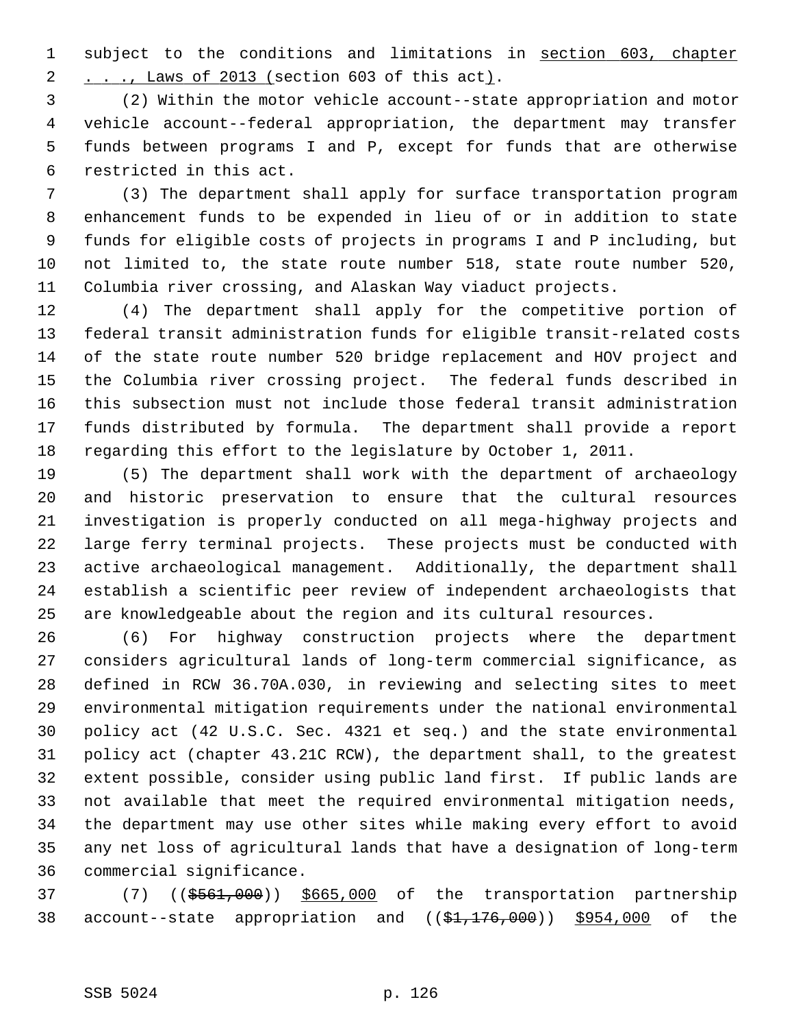subject to the conditions and limitations in section 603, chapter . . ., Laws of 2013 (section 603 of this act).

(2) Within the motor vehicle account--state appropriation and motor vehicle account--federal appropriation, the department may transfer funds between programs I and P, except for funds that are otherwise restricted in this act.

(3) The department shall apply for surface transportation program enhancement funds to be expended in lieu of or in addition to state funds for eligible costs of projects in programs I and P including, but not limited to, the state route number 518, state route number 520, Columbia river crossing, and Alaskan Way viaduct projects.

(4) The department shall apply for the competitive portion of federal transit administration funds for eligible transit-related costs of the state route number 520 bridge replacement and HOV project and the Columbia river crossing project. The federal funds described in this subsection must not include those federal transit administration funds distributed by formula. The department shall provide a report regarding this effort to the legislature by October 1, 2011.

(5) The department shall work with the department of archaeology and historic preservation to ensure that the cultural resources investigation is properly conducted on all mega-highway projects and large ferry terminal projects. These projects must be conducted with active archaeological management. Additionally, the department shall establish a scientific peer review of independent archaeologists that are knowledgeable about the region and its cultural resources.

(6) For highway construction projects where the department considers agricultural lands of long-term commercial significance, as defined in RCW 36.70A.030, in reviewing and selecting sites to meet environmental mitigation requirements under the national environmental policy act (42 U.S.C. Sec. 4321 et seq.) and the state environmental policy act (chapter 43.21C RCW), the department shall, to the greatest extent possible, consider using public land first. If public lands are not available that meet the required environmental mitigation needs, the department may use other sites while making every effort to avoid any net loss of agricultural lands that have a designation of long-term commercial significance.

(7) ((~~$561,000~~)) $665,000 of the transportation partnership account--state appropriation and ((~~$1,176,000~~)) $954,000 of the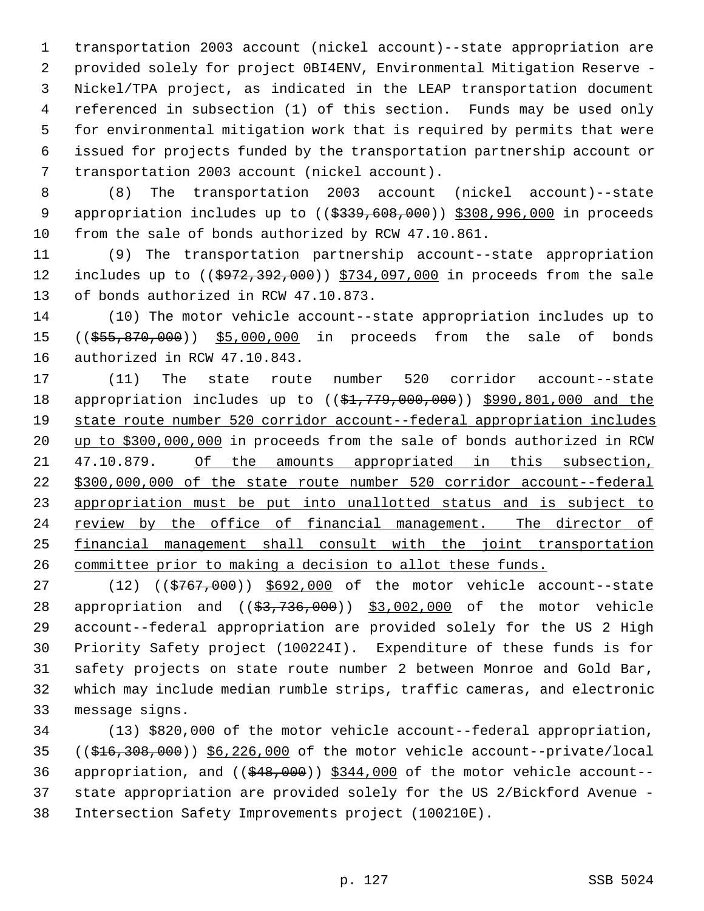transportation 2003 account (nickel account)--state appropriation are provided solely for project 0BI4ENV, Environmental Mitigation Reserve - Nickel/TPA project, as indicated in the LEAP transportation document referenced in subsection (1) of this section. Funds may be used only for environmental mitigation work that is required by permits that were issued for projects funded by the transportation partnership account or transportation 2003 account (nickel account).

(8) The transportation 2003 account (nickel account)--state appropriation includes up to (($339,608,000)) $308,996,000 in proceeds from the sale of bonds authorized by RCW 47.10.861.

(9) The transportation partnership account--state appropriation includes up to (($972,392,000)) $734,097,000 in proceeds from the sale of bonds authorized in RCW 47.10.873.

(10) The motor vehicle account--state appropriation includes up to (($55,870,000)) $5,000,000 in proceeds from the sale of bonds authorized in RCW 47.10.843.

(11) The state route number 520 corridor account--state appropriation includes up to (($1,779,000,000)) $990,801,000 and the state route number 520 corridor account--federal appropriation includes up to $300,000,000 in proceeds from the sale of bonds authorized in RCW 47.10.879. Of the amounts appropriated in this subsection, $300,000,000 of the state route number 520 corridor account--federal appropriation must be put into unallotted status and is subject to review by the office of financial management. The director of financial management shall consult with the joint transportation committee prior to making a decision to allot these funds.

(12) (($767,000)) $692,000 of the motor vehicle account--state appropriation and (($3,736,000)) $3,002,000 of the motor vehicle account--federal appropriation are provided solely for the US 2 High Priority Safety project (100224I). Expenditure of these funds is for safety projects on state route number 2 between Monroe and Gold Bar, which may include median rumble strips, traffic cameras, and electronic message signs.

(13) $820,000 of the motor vehicle account--federal appropriation, (($16,308,000)) $6,226,000 of the motor vehicle account--private/local appropriation, and (($48,000)) $344,000 of the motor vehicle account--state appropriation are provided solely for the US 2/Bickford Avenue - Intersection Safety Improvements project (100210E).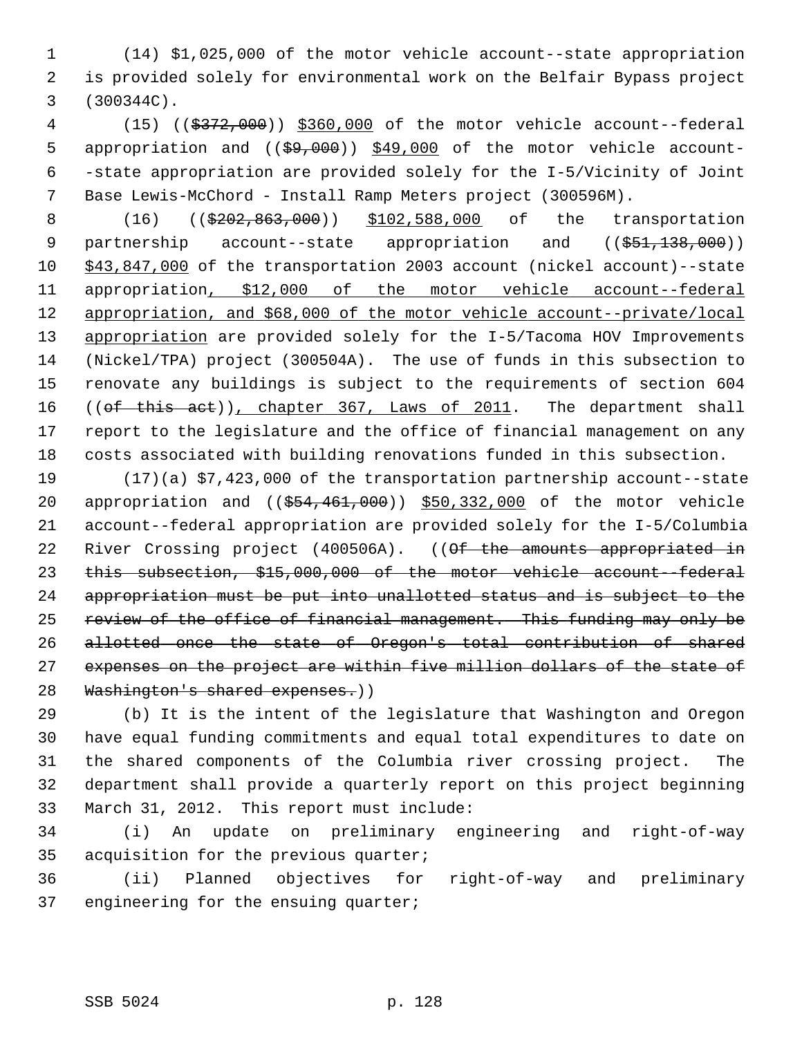(14) $1,025,000 of the motor vehicle account--state appropriation is provided solely for environmental work on the Belfair Bypass project (300344C).

(15) (($372,000)) $360,000 of the motor vehicle account--federal appropriation and (($9,000)) $49,000 of the motor vehicle account--state appropriation are provided solely for the I-5/Vicinity of Joint Base Lewis-McChord - Install Ramp Meters project (300596M).

(16) (($202,863,000)) $102,588,000 of the transportation partnership account--state appropriation and (($51,138,000)) $43,847,000 of the transportation 2003 account (nickel account)--state appropriation, $12,000 of the motor vehicle account--federal appropriation, and $68,000 of the motor vehicle account--private/local appropriation are provided solely for the I-5/Tacoma HOV Improvements (Nickel/TPA) project (300504A). The use of funds in this subsection to renovate any buildings is subject to the requirements of section 604 ((of this act)), chapter 367, Laws of 2011. The department shall report to the legislature and the office of financial management on any costs associated with building renovations funded in this subsection.

(17)(a) $7,423,000 of the transportation partnership account--state appropriation and (($54,461,000)) $50,332,000 of the motor vehicle account--federal appropriation are provided solely for the I-5/Columbia River Crossing project (400506A). ((Of the amounts appropriated in this subsection, $15,000,000 of the motor vehicle account--federal appropriation must be put into unallotted status and is subject to the review of the office of financial management. This funding may only be allotted once the state of Oregon's total contribution of shared expenses on the project are within five million dollars of the state of Washington's shared expenses.))

(b) It is the intent of the legislature that Washington and Oregon have equal funding commitments and equal total expenditures to date on the shared components of the Columbia river crossing project. The department shall provide a quarterly report on this project beginning March 31, 2012. This report must include:

(i) An update on preliminary engineering and right-of-way acquisition for the previous quarter;

(ii) Planned objectives for right-of-way and preliminary engineering for the ensuing quarter;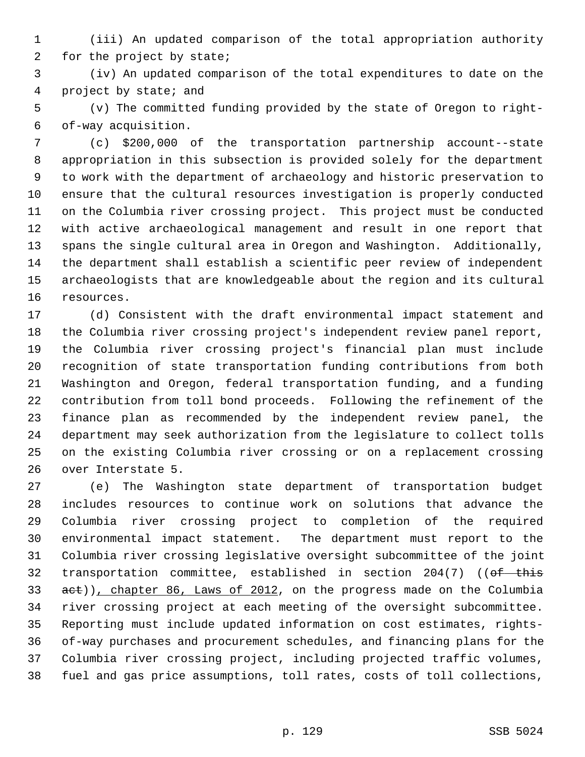(iii) An updated comparison of the total appropriation authority for the project by state;

(iv) An updated comparison of the total expenditures to date on the project by state; and

(v) The committed funding provided by the state of Oregon to right-of-way acquisition.

(c) $200,000 of the transportation partnership account--state appropriation in this subsection is provided solely for the department to work with the department of archaeology and historic preservation to ensure that the cultural resources investigation is properly conducted on the Columbia river crossing project. This project must be conducted with active archaeological management and result in one report that spans the single cultural area in Oregon and Washington. Additionally, the department shall establish a scientific peer review of independent archaeologists that are knowledgeable about the region and its cultural resources.

(d) Consistent with the draft environmental impact statement and the Columbia river crossing project's independent review panel report, the Columbia river crossing project's financial plan must include recognition of state transportation funding contributions from both Washington and Oregon, federal transportation funding, and a funding contribution from toll bond proceeds. Following the refinement of the finance plan as recommended by the independent review panel, the department may seek authorization from the legislature to collect tolls on the existing Columbia river crossing or on a replacement crossing over Interstate 5.

(e) The Washington state department of transportation budget includes resources to continue work on solutions that advance the Columbia river crossing project to completion of the required environmental impact statement. The department must report to the Columbia river crossing legislative oversight subcommittee of the joint transportation committee, established in section 204(7) ((~~of this act~~)), chapter 86, Laws of 2012, on the progress made on the Columbia river crossing project at each meeting of the oversight subcommittee. Reporting must include updated information on cost estimates, rights-of-way purchases and procurement schedules, and financing plans for the Columbia river crossing project, including projected traffic volumes, fuel and gas price assumptions, toll rates, costs of toll collections,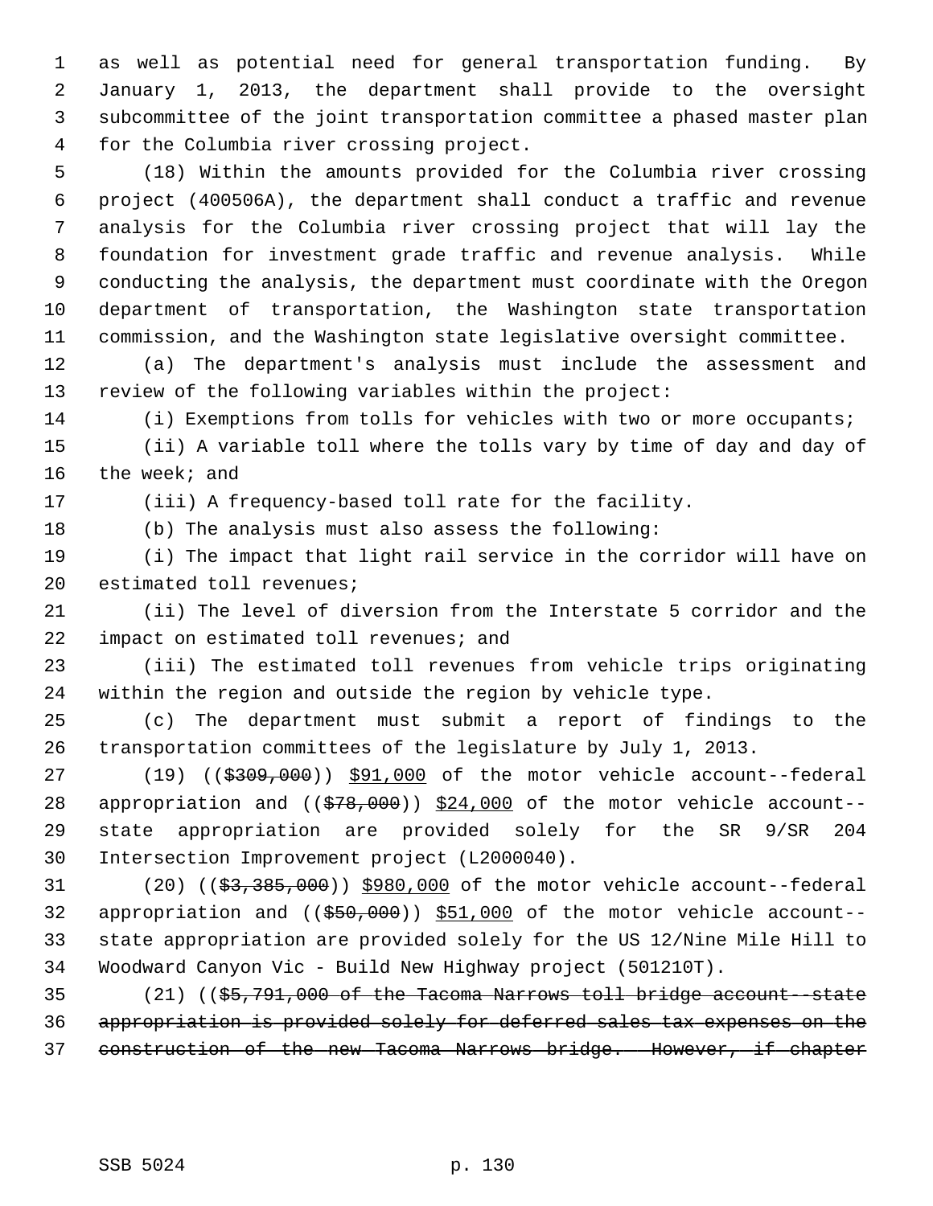as well as potential need for general transportation funding. By January 1, 2013, the department shall provide to the oversight subcommittee of the joint transportation committee a phased master plan for the Columbia river crossing project.

(18) Within the amounts provided for the Columbia river crossing project (400506A), the department shall conduct a traffic and revenue analysis for the Columbia river crossing project that will lay the foundation for investment grade traffic and revenue analysis. While conducting the analysis, the department must coordinate with the Oregon department of transportation, the Washington state transportation commission, and the Washington state legislative oversight committee.

(a) The department's analysis must include the assessment and review of the following variables within the project:

(i) Exemptions from tolls for vehicles with two or more occupants;

(ii) A variable toll where the tolls vary by time of day and day of the week; and

(iii) A frequency-based toll rate for the facility.

(b) The analysis must also assess the following:

(i) The impact that light rail service in the corridor will have on estimated toll revenues;

(ii) The level of diversion from the Interstate 5 corridor and the impact on estimated toll revenues; and

(iii) The estimated toll revenues from vehicle trips originating within the region and outside the region by vehicle type.

(c) The department must submit a report of findings to the transportation committees of the legislature by July 1, 2013.

(19) ((~~$309,000~~)) <u>$91,000</u> of the motor vehicle account--federal appropriation and ((~~$78,000~~)) <u>$24,000</u> of the motor vehicle account--state appropriation are provided solely for the SR 9/SR 204 Intersection Improvement project (L2000040).

(20) ((~~$3,385,000~~)) <u>$980,000</u> of the motor vehicle account--federal appropriation and ((~~$50,000~~)) <u>$51,000</u> of the motor vehicle account--state appropriation are provided solely for the US 12/Nine Mile Hill to Woodward Canyon Vic - Build New Highway project (501210T).

(21) ((~~$5,791,000 of the Tacoma Narrows toll bridge account--state appropriation is provided solely for deferred sales tax expenses on the construction of the new Tacoma Narrows bridge. However, if chapter~~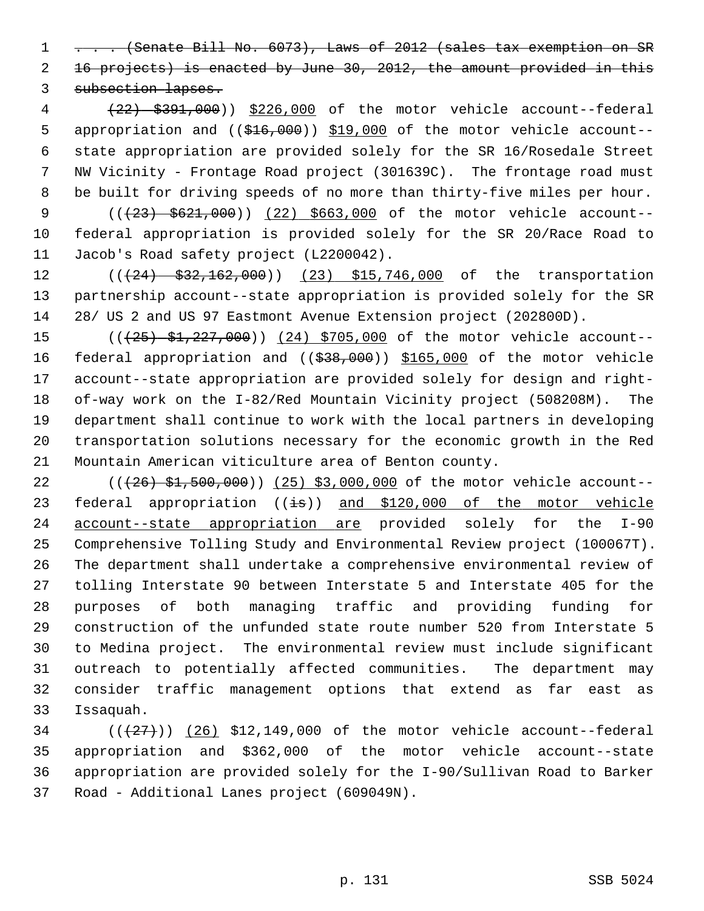. . . (Senate Bill No. 6073), Laws of 2012 (sales tax exemption on SR 16 projects) is enacted by June 30, 2012, the amount provided in this subsection lapses.

(22) $391,000)) $226,000 of the motor vehicle account--federal appropriation and (($16,000)) $19,000 of the motor vehicle account--state appropriation are provided solely for the SR 16/Rosedale Street NW Vicinity - Frontage Road project (301639C). The frontage road must be built for driving speeds of no more than thirty-five miles per hour.

(((23) $621,000)) (22) $663,000 of the motor vehicle account--federal appropriation is provided solely for the SR 20/Race Road to Jacob's Road safety project (L2200042).

(((24) $32,162,000)) (23) $15,746,000 of the transportation partnership account--state appropriation is provided solely for the SR 28/ US 2 and US 97 Eastmont Avenue Extension project (202800D).

(((25) $1,227,000)) (24) $705,000 of the motor vehicle account--federal appropriation and (($38,000)) $165,000 of the motor vehicle account--state appropriation are provided solely for design and right-of-way work on the I-82/Red Mountain Vicinity project (508208M). The department shall continue to work with the local partners in developing transportation solutions necessary for the economic growth in the Red Mountain American viticulture area of Benton county.

(((26) $1,500,000)) (25) $3,000,000 of the motor vehicle account--federal appropriation ((is)) and $120,000 of the motor vehicle account--state appropriation are provided solely for the I-90 Comprehensive Tolling Study and Environmental Review project (100067T). The department shall undertake a comprehensive environmental review of tolling Interstate 90 between Interstate 5 and Interstate 405 for the purposes of both managing traffic and providing funding for construction of the unfunded state route number 520 from Interstate 5 to Medina project. The environmental review must include significant outreach to potentially affected communities. The department may consider traffic management options that extend as far east as Issaquah.

(((27))) (26) $12,149,000 of the motor vehicle account--federal appropriation and $362,000 of the motor vehicle account--state appropriation are provided solely for the I-90/Sullivan Road to Barker Road - Additional Lanes project (609049N).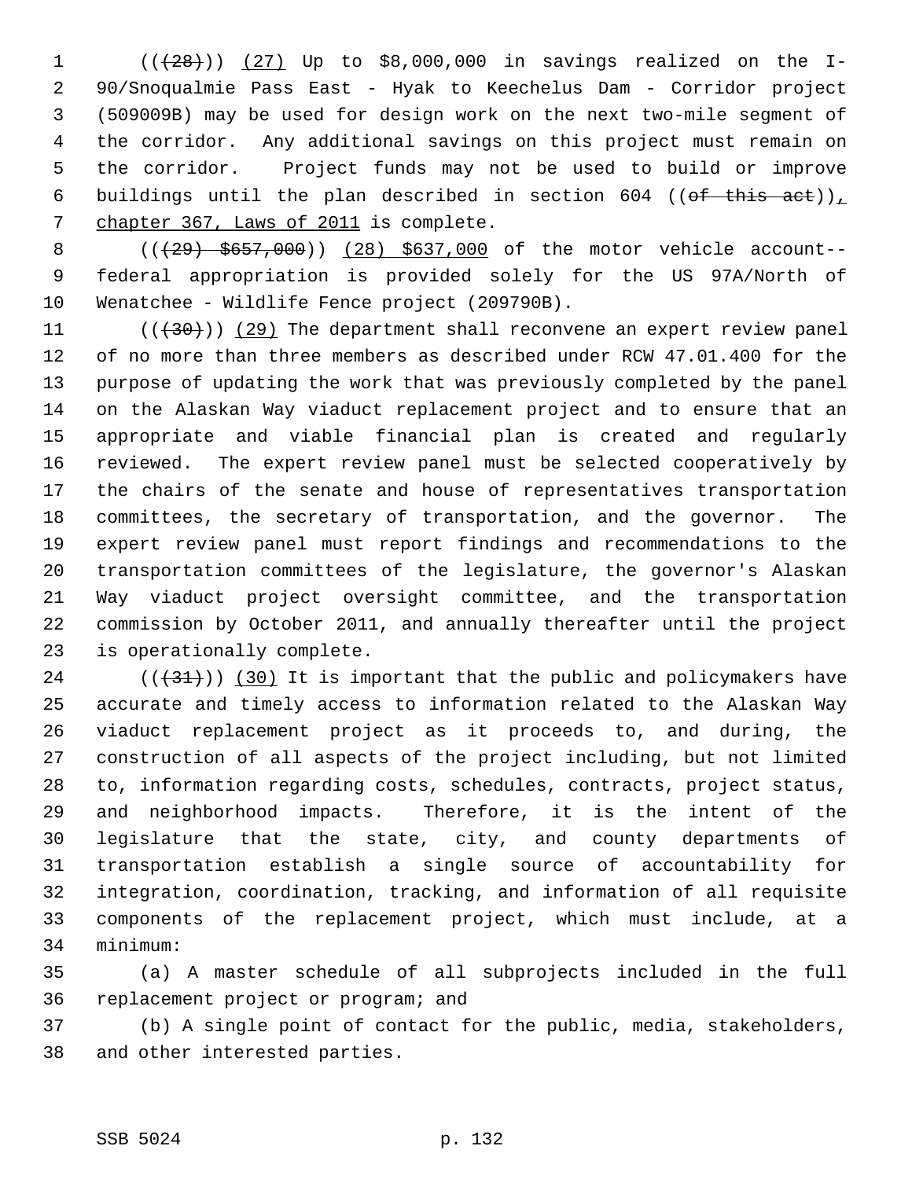((~~(28)~~)) (27) Up to $8,000,000 in savings realized on the I-90/Snoqualmie Pass East - Hyak to Keechelus Dam - Corridor project (509009B) may be used for design work on the next two-mile segment of the corridor. Any additional savings on this project must remain on the corridor. Project funds may not be used to build or improve buildings until the plan described in section 604 ((~~of this act~~)), chapter 367, Laws of 2011 is complete.

((~~(29) $657,000~~)) (28) $637,000 of the motor vehicle account--federal appropriation is provided solely for the US 97A/North of Wenatchee - Wildlife Fence project (209790B).

((~~(30)~~)) (29) The department shall reconvene an expert review panel of no more than three members as described under RCW 47.01.400 for the purpose of updating the work that was previously completed by the panel on the Alaskan Way viaduct replacement project and to ensure that an appropriate and viable financial plan is created and regularly reviewed. The expert review panel must be selected cooperatively by the chairs of the senate and house of representatives transportation committees, the secretary of transportation, and the governor. The expert review panel must report findings and recommendations to the transportation committees of the legislature, the governor's Alaskan Way viaduct project oversight committee, and the transportation commission by October 2011, and annually thereafter until the project is operationally complete.

((~~(31)~~)) (30) It is important that the public and policymakers have accurate and timely access to information related to the Alaskan Way viaduct replacement project as it proceeds to, and during, the construction of all aspects of the project including, but not limited to, information regarding costs, schedules, contracts, project status, and neighborhood impacts. Therefore, it is the intent of the legislature that the state, city, and county departments of transportation establish a single source of accountability for integration, coordination, tracking, and information of all requisite components of the replacement project, which must include, at a minimum:

(a) A master schedule of all subprojects included in the full replacement project or program; and

(b) A single point of contact for the public, media, stakeholders, and other interested parties.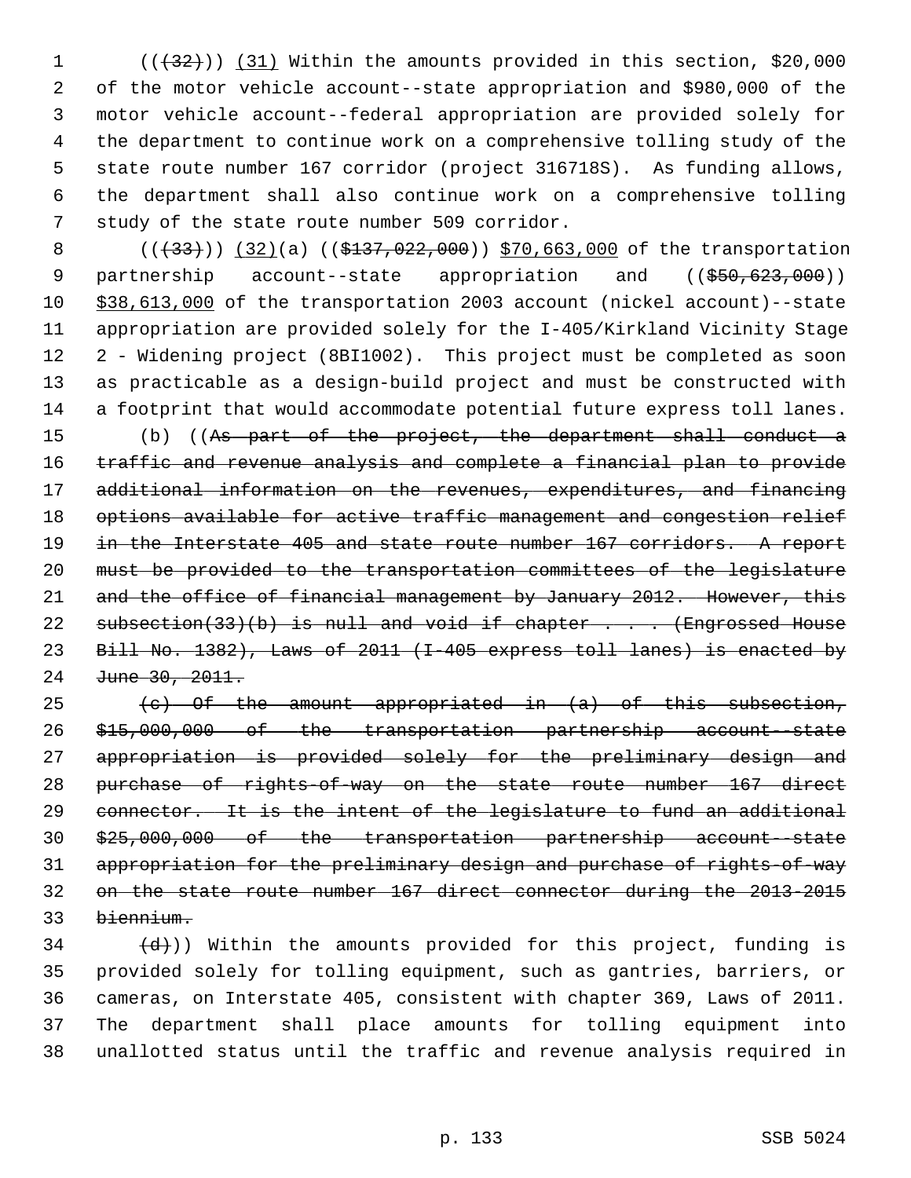(((32))) (31) Within the amounts provided in this section, $20,000 of the motor vehicle account--state appropriation and $980,000 of the motor vehicle account--federal appropriation are provided solely for the department to continue work on a comprehensive tolling study of the state route number 167 corridor (project 316718S). As funding allows, the department shall also continue work on a comprehensive tolling study of the state route number 509 corridor.

(((33))) (32)(a) (($137,022,000)) $70,663,000 of the transportation partnership account--state appropriation and (($50,623,000)) $38,613,000 of the transportation 2003 account (nickel account)--state appropriation are provided solely for the I-405/Kirkland Vicinity Stage 2 - Widening project (8BI1002). This project must be completed as soon as practicable as a design-build project and must be constructed with a footprint that would accommodate potential future express toll lanes.

(b) ((~~As part of the project, the department shall conduct a traffic and revenue analysis and complete a financial plan to provide additional information on the revenues, expenditures, and financing options available for active traffic management and congestion relief in the Interstate 405 and state route number 167 corridors. A report must be provided to the transportation committees of the legislature and the office of financial management by January 2012. However, this subsection(33)(b) is null and void if chapter . . . (Engrossed House Bill No. 1382), Laws of 2011 (I-405 express toll lanes) is enacted by June 30, 2011.~~

~~(c) Of the amount appropriated in (a) of this subsection, $15,000,000 of the transportation partnership account--state appropriation is provided solely for the preliminary design and purchase of rights-of-way on the state route number 167 direct connector. It is the intent of the legislature to fund an additional $25,000,000 of the transportation partnership account--state appropriation for the preliminary design and purchase of rights-of-way on the state route number 167 direct connector during the 2013-2015 biennium.~~

~~(d)~~)) Within the amounts provided for this project, funding is provided solely for tolling equipment, such as gantries, barriers, or cameras, on Interstate 405, consistent with chapter 369, Laws of 2011. The department shall place amounts for tolling equipment into unallotted status until the traffic and revenue analysis required in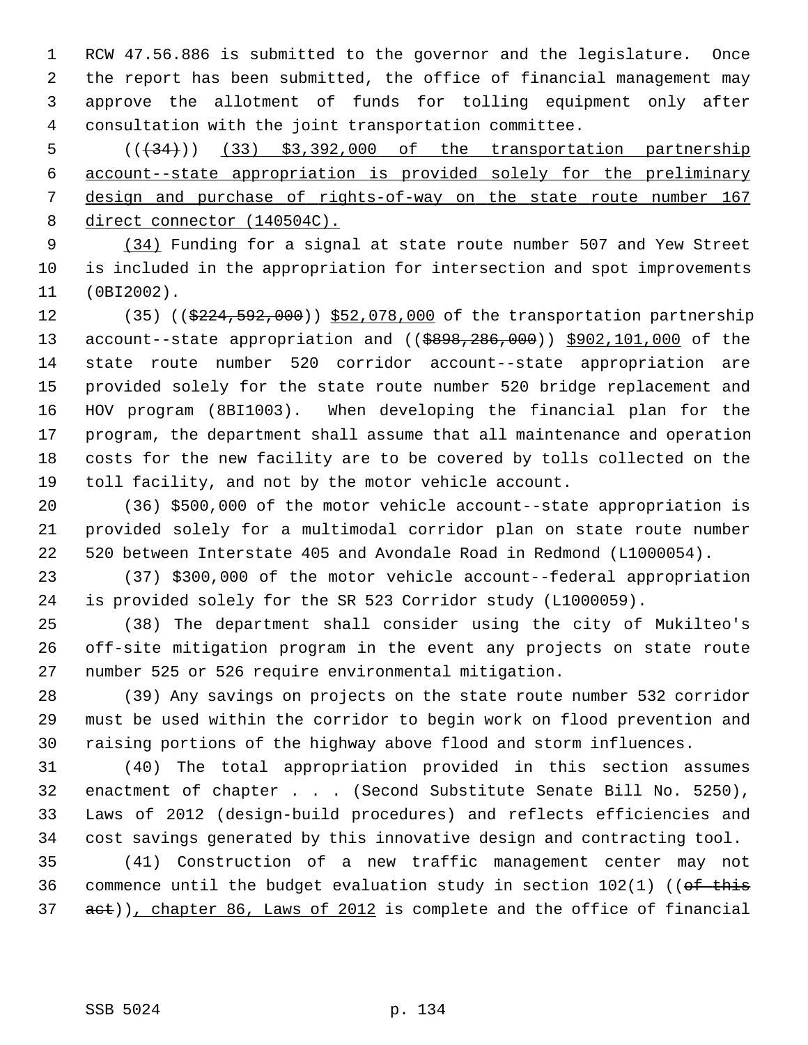RCW 47.56.886 is submitted to the governor and the legislature. Once the report has been submitted, the office of financial management may approve the allotment of funds for tolling equipment only after consultation with the joint transportation committee.

((~~(34)~~)) <u>(33) $3,392,000 of the transportation partnership account--state appropriation is provided solely for the preliminary design and purchase of rights-of-way on the state route number 167 direct connector (140504C).</u>

<u>(34)</u> Funding for a signal at state route number 507 and Yew Street is included in the appropriation for intersection and spot improvements (0BI2002).

(35) ((~~$224,592,000~~)) <u>$52,078,000</u> of the transportation partnership account--state appropriation and ((~~$898,286,000~~)) <u>$902,101,000</u> of the state route number 520 corridor account--state appropriation are provided solely for the state route number 520 bridge replacement and HOV program (8BI1003). When developing the financial plan for the program, the department shall assume that all maintenance and operation costs for the new facility are to be covered by tolls collected on the toll facility, and not by the motor vehicle account.

(36) $500,000 of the motor vehicle account--state appropriation is provided solely for a multimodal corridor plan on state route number 520 between Interstate 405 and Avondale Road in Redmond (L1000054).

(37) $300,000 of the motor vehicle account--federal appropriation is provided solely for the SR 523 Corridor study (L1000059).

(38) The department shall consider using the city of Mukilteo's off-site mitigation program in the event any projects on state route number 525 or 526 require environmental mitigation.

(39) Any savings on projects on the state route number 532 corridor must be used within the corridor to begin work on flood prevention and raising portions of the highway above flood and storm influences.

(40) The total appropriation provided in this section assumes enactment of chapter . . . (Second Substitute Senate Bill No. 5250), Laws of 2012 (design-build procedures) and reflects efficiencies and cost savings generated by this innovative design and contracting tool.

(41) Construction of a new traffic management center may not commence until the budget evaluation study in section 102(1) ((~~of this act~~))<u>, chapter 86, Laws of 2012</u> is complete and the office of financial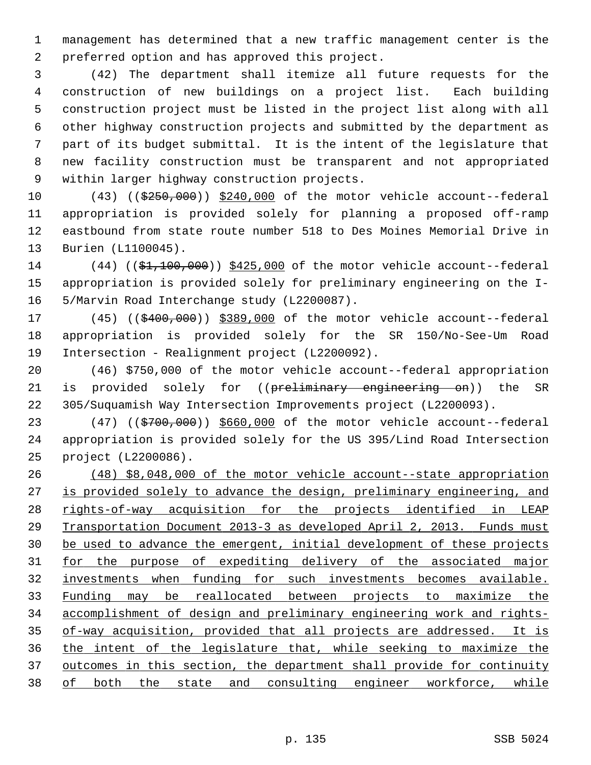management has determined that a new traffic management center is the preferred option and has approved this project.

(42) The department shall itemize all future requests for the construction of new buildings on a project list. Each building construction project must be listed in the project list along with all other highway construction projects and submitted by the department as part of its budget submittal. It is the intent of the legislature that new facility construction must be transparent and not appropriated within larger highway construction projects.

(43) ((~~$250,000~~)) <u>$240,000</u> of the motor vehicle account--federal appropriation is provided solely for planning a proposed off-ramp eastbound from state route number 518 to Des Moines Memorial Drive in Burien (L1100045).

(44) ((~~$1,100,000~~)) <u>$425,000</u> of the motor vehicle account--federal appropriation is provided solely for preliminary engineering on the I-5/Marvin Road Interchange study (L2200087).

(45) ((~~$400,000~~)) <u>$389,000</u> of the motor vehicle account--federal appropriation is provided solely for the SR 150/No-See-Um Road Intersection - Realignment project (L2200092).

(46) $750,000 of the motor vehicle account--federal appropriation is provided solely for ((~~preliminary engineering on~~)) the SR 305/Suquamish Way Intersection Improvements project (L2200093).

(47) ((~~$700,000~~)) <u>$660,000</u> of the motor vehicle account--federal appropriation is provided solely for the US 395/Lind Road Intersection project (L2200086).

<u>(48) $8,048,000 of the motor vehicle account--state appropriation is provided solely to advance the design, preliminary engineering, and rights-of-way acquisition for the projects identified in LEAP Transportation Document 2013-3 as developed April 2, 2013. Funds must be used to advance the emergent, initial development of these projects for the purpose of expediting delivery of the associated major investments when funding for such investments becomes available. Funding may be reallocated between projects to maximize the accomplishment of design and preliminary engineering work and rights-of-way acquisition, provided that all projects are addressed. It is the intent of the legislature that, while seeking to maximize the outcomes in this section, the department shall provide for continuity of both the state and consulting engineer workforce, while</u>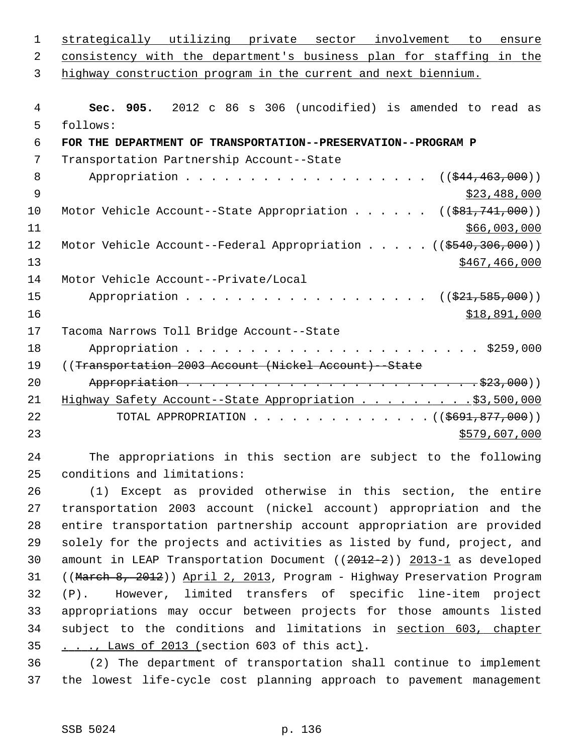strategically utilizing private sector involvement to ensure consistency with the department's business plan for staffing in the highway construction program in the current and next biennium.

**Sec. 905.** 2012 c 86 s 306 (uncodified) is amended to read as follows:

**FOR THE DEPARTMENT OF TRANSPORTATION--PRESERVATION--PROGRAM P**

Transportation Partnership Account--State Appropriation . . . . . . . . . . . . . . . . . . . (($44,463,000)) $23,488,000

Motor Vehicle Account--State Appropriation . . . . . . (($81,741,000)) $66,003,000

Motor Vehicle Account--Federal Appropriation . . . . . (($540,306,000)) $467,466,000

Motor Vehicle Account--Private/Local Appropriation . . . . . . . . . . . . . . . . . . . (($21,585,000)) $18,891,000

Tacoma Narrows Toll Bridge Account--State Appropriation . . . . . . . . . . . . . . . . . . . . . . . . $259,000

((Transportation 2003 Account (Nickel Account)--State Appropriation . . . . . . . . . . . . . . . . . . . . . . . . $23,000))

Highway Safety Account--State Appropriation . . . . . . . . . $3,500,000

TOTAL APPROPRIATION . . . . . . . . . . . . . . (($691,877,000)) $579,607,000

The appropriations in this section are subject to the following conditions and limitations:

(1) Except as provided otherwise in this section, the entire transportation 2003 account (nickel account) appropriation and the entire transportation partnership account appropriation are provided solely for the projects and activities as listed by fund, project, and amount in LEAP Transportation Document ((2012-2)) 2013-1 as developed ((March 8, 2012)) April 2, 2013, Program - Highway Preservation Program (P). However, limited transfers of specific line-item project appropriations may occur between projects for those amounts listed subject to the conditions and limitations in section 603, chapter . . ., Laws of 2013 (section 603 of this act).

(2) The department of transportation shall continue to implement the lowest life-cycle cost planning approach to pavement management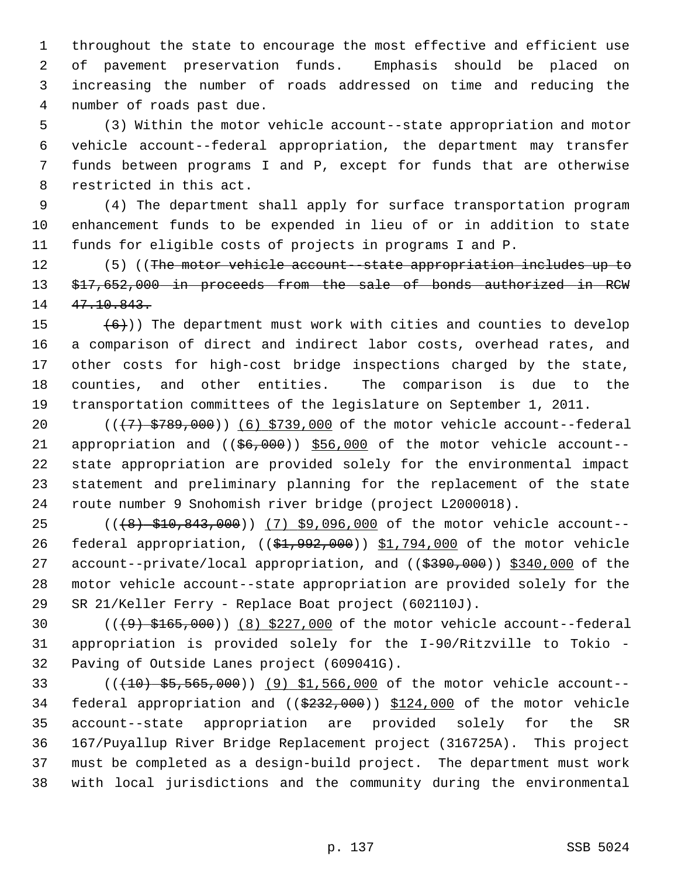throughout the state to encourage the most effective and efficient use of pavement preservation funds. Emphasis should be placed on increasing the number of roads addressed on time and reducing the number of roads past due.

(3) Within the motor vehicle account--state appropriation and motor vehicle account--federal appropriation, the department may transfer funds between programs I and P, except for funds that are otherwise restricted in this act.

(4) The department shall apply for surface transportation program enhancement funds to be expended in lieu of or in addition to state funds for eligible costs of projects in programs I and P.

(5) ((~~The motor vehicle account--state appropriation includes up to $17,652,000 in proceeds from the sale of bonds authorized in RCW 47.10.843.~~

~~(6)~~)) The department must work with cities and counties to develop a comparison of direct and indirect labor costs, overhead rates, and other costs for high-cost bridge inspections charged by the state, counties, and other entities. The comparison is due to the transportation committees of the legislature on September 1, 2011.

((~~(7) $789,000~~)) <u>(6) $739,000</u> of the motor vehicle account--federal appropriation and ((~~$6,000~~)) <u>$56,000</u> of the motor vehicle account--state appropriation are provided solely for the environmental impact statement and preliminary planning for the replacement of the state route number 9 Snohomish river bridge (project L2000018).

((~~(8) $10,843,000~~)) <u>(7) $9,096,000</u> of the motor vehicle account--federal appropriation, ((~~$1,992,000~~)) <u>$1,794,000</u> of the motor vehicle account--private/local appropriation, and ((~~$390,000~~)) <u>$340,000</u> of the motor vehicle account--state appropriation are provided solely for the SR 21/Keller Ferry - Replace Boat project (602110J).

((~~(9) $165,000~~)) <u>(8) $227,000</u> of the motor vehicle account--federal appropriation is provided solely for the I-90/Ritzville to Tokio - Paving of Outside Lanes project (609041G).

((~~(10) $5,565,000~~)) <u>(9) $1,566,000</u> of the motor vehicle account--federal appropriation and ((~~$232,000~~)) <u>$124,000</u> of the motor vehicle account--state appropriation are provided solely for the SR 167/Puyallup River Bridge Replacement project (316725A). This project must be completed as a design-build project. The department must work with local jurisdictions and the community during the environmental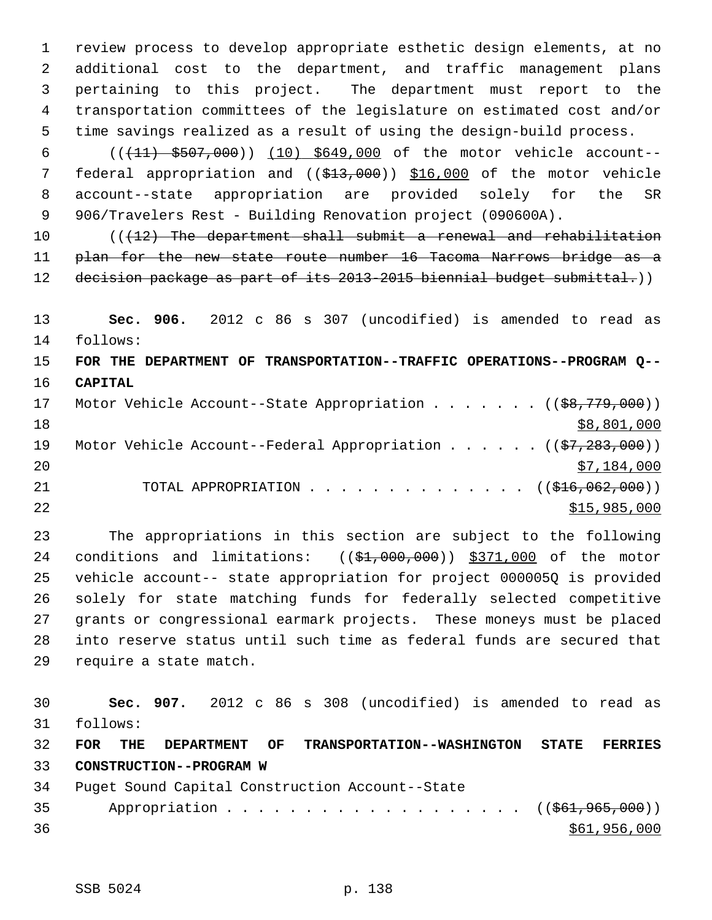review process to develop appropriate esthetic design elements, at no additional cost to the department, and traffic management plans pertaining to this project. The department must report to the transportation committees of the legislature on estimated cost and/or time savings realized as a result of using the design-build process.

((~~(11) $507,000~~)) <u>(10) $649,000</u> of the motor vehicle account--federal appropriation and ((~~$13,000~~)) <u>$16,000</u> of the motor vehicle account--state appropriation are provided solely for the SR 906/Travelers Rest - Building Renovation project (090600A).

((~~(12) The department shall submit a renewal and rehabilitation plan for the new state route number 16 Tacoma Narrows bridge as a decision package as part of its 2013-2015 biennial budget submittal.~~))

**Sec. 906.** 2012 c 86 s 307 (uncodified) is amended to read as follows:

**FOR THE DEPARTMENT OF TRANSPORTATION--TRAFFIC OPERATIONS--PROGRAM Q--CAPITAL**

Motor Vehicle Account--State Appropriation . . . . . . . ((~~$8,779,000~~)) <u>$8,801,000</u>

Motor Vehicle Account--Federal Appropriation . . . . . . ((~~$7,283,000~~)) <u>$7,184,000</u>

TOTAL APPROPRIATION . . . . . . . . . . . . . . ((~~$16,062,000~~)) <u>$15,985,000</u>

The appropriations in this section are subject to the following conditions and limitations: ((~~$1,000,000~~)) <u>$371,000</u> of the motor vehicle account-- state appropriation for project 000005Q is provided solely for state matching funds for federally selected competitive grants or congressional earmark projects. These moneys must be placed into reserve status until such time as federal funds are secured that require a state match.

**Sec. 907.** 2012 c 86 s 308 (uncodified) is amended to read as follows:

**FOR THE DEPARTMENT OF TRANSPORTATION--WASHINGTON STATE FERRIES CONSTRUCTION--PROGRAM W**

Puget Sound Capital Construction Account--State Appropriation . . . . . . . . . . . . . . . . . . . ((~~$61,965,000~~)) <u>$61,956,000</u>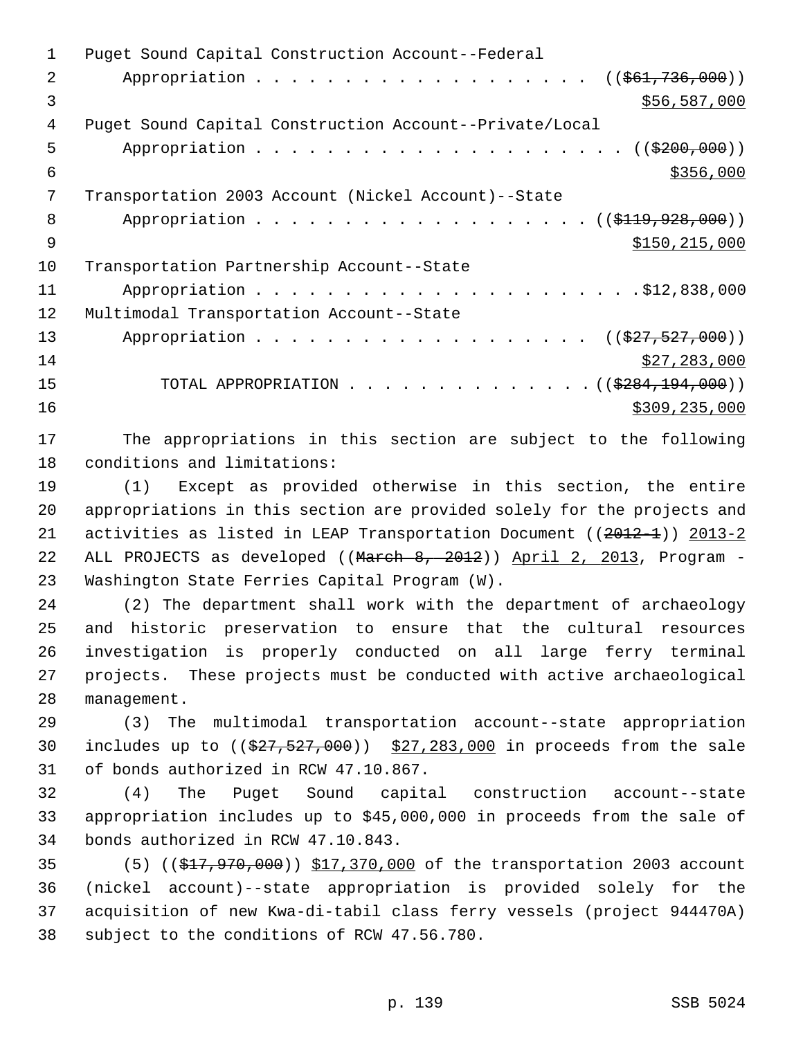Puget Sound Capital Construction Account--Federal
Appropriation . . . . . . . . . . . . . . . . . . . . ((~~$61,736,000~~))
$56,587,000

Puget Sound Capital Construction Account--Private/Local
Appropriation . . . . . . . . . . . . . . . . . . . . . . ((~~$200,000~~))
$356,000

Transportation 2003 Account (Nickel Account)--State
Appropriation . . . . . . . . . . . . . . . . . . . . . ((~~$119,928,000~~))
$150,215,000

Transportation Partnership Account--State
Appropriation . . . . . . . . . . . . . . . . . . . . . . . .$12,838,000

Multimodal Transportation Account--State
Appropriation . . . . . . . . . . . . . . . . . . . . ((~~$27,527,000~~))
$27,283,000

TOTAL APPROPRIATION . . . . . . . . . . . . . . . ((~~$284,194,000~~))
$309,235,000

The appropriations in this section are subject to the following conditions and limitations:

(1) Except as provided otherwise in this section, the entire appropriations in this section are provided solely for the projects and activities as listed in LEAP Transportation Document ((~~2012-1~~)) 2013-2 ALL PROJECTS as developed ((~~March 8, 2012~~)) April 2, 2013, Program - Washington State Ferries Capital Program (W).

(2) The department shall work with the department of archaeology and historic preservation to ensure that the cultural resources investigation is properly conducted on all large ferry terminal projects. These projects must be conducted with active archaeological management.

(3) The multimodal transportation account--state appropriation includes up to ((~~$27,527,000~~)) $27,283,000 in proceeds from the sale of bonds authorized in RCW 47.10.867.

(4) The Puget Sound capital construction account--state appropriation includes up to $45,000,000 in proceeds from the sale of bonds authorized in RCW 47.10.843.

(5) ((~~$17,970,000~~)) $17,370,000 of the transportation 2003 account (nickel account)--state appropriation is provided solely for the acquisition of new Kwa-di-tabil class ferry vessels (project 944470A) subject to the conditions of RCW 47.56.780.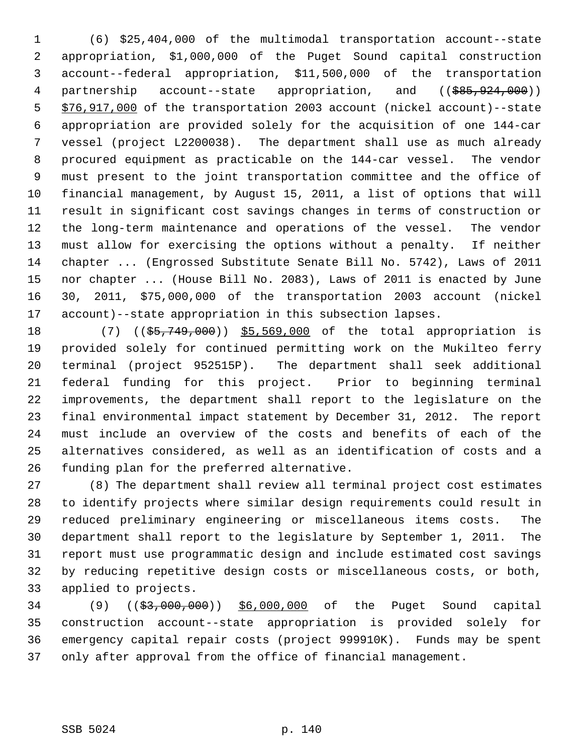(6) $25,404,000 of the multimodal transportation account--state appropriation, $1,000,000 of the Puget Sound capital construction account--federal appropriation, $11,500,000 of the transportation partnership account--state appropriation, and ((~~$85,924,000~~)) $76,917,000 of the transportation 2003 account (nickel account)--state appropriation are provided solely for the acquisition of one 144-car vessel (project L2200038). The department shall use as much already procured equipment as practicable on the 144-car vessel. The vendor must present to the joint transportation committee and the office of financial management, by August 15, 2011, a list of options that will result in significant cost savings changes in terms of construction or the long-term maintenance and operations of the vessel. The vendor must allow for exercising the options without a penalty. If neither chapter ... (Engrossed Substitute Senate Bill No. 5742), Laws of 2011 nor chapter ... (House Bill No. 2083), Laws of 2011 is enacted by June 30, 2011, $75,000,000 of the transportation 2003 account (nickel account)--state appropriation in this subsection lapses.

(7) ((~~$5,749,000~~)) $5,569,000 of the total appropriation is provided solely for continued permitting work on the Mukilteo ferry terminal (project 952515P). The department shall seek additional federal funding for this project. Prior to beginning terminal improvements, the department shall report to the legislature on the final environmental impact statement by December 31, 2012. The report must include an overview of the costs and benefits of each of the alternatives considered, as well as an identification of costs and a funding plan for the preferred alternative.

(8) The department shall review all terminal project cost estimates to identify projects where similar design requirements could result in reduced preliminary engineering or miscellaneous items costs. The department shall report to the legislature by September 1, 2011. The report must use programmatic design and include estimated cost savings by reducing repetitive design costs or miscellaneous costs, or both, applied to projects.

(9) ((~~$3,000,000~~)) $6,000,000 of the Puget Sound capital construction account--state appropriation is provided solely for emergency capital repair costs (project 999910K). Funds may be spent only after approval from the office of financial management.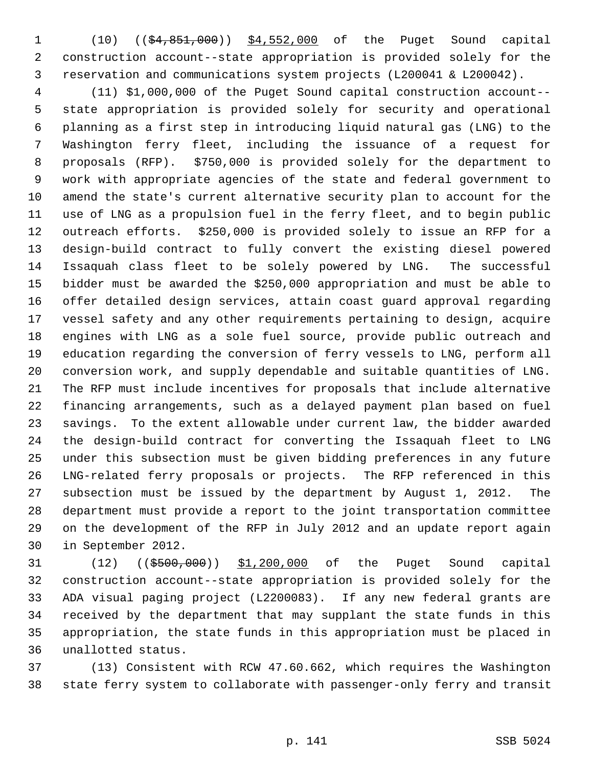(10) ((~~$4,851,000~~)) $4,552,000 of the Puget Sound capital construction account--state appropriation is provided solely for the reservation and communications system projects (L200041 & L200042).

(11) $1,000,000 of the Puget Sound capital construction account--state appropriation is provided solely for security and operational planning as a first step in introducing liquid natural gas (LNG) to the Washington ferry fleet, including the issuance of a request for proposals (RFP). $750,000 is provided solely for the department to work with appropriate agencies of the state and federal government to amend the state's current alternative security plan to account for the use of LNG as a propulsion fuel in the ferry fleet, and to begin public outreach efforts. $250,000 is provided solely to issue an RFP for a design-build contract to fully convert the existing diesel powered Issaquah class fleet to be solely powered by LNG. The successful bidder must be awarded the $250,000 appropriation and must be able to offer detailed design services, attain coast guard approval regarding vessel safety and any other requirements pertaining to design, acquire engines with LNG as a sole fuel source, provide public outreach and education regarding the conversion of ferry vessels to LNG, perform all conversion work, and supply dependable and suitable quantities of LNG. The RFP must include incentives for proposals that include alternative financing arrangements, such as a delayed payment plan based on fuel savings. To the extent allowable under current law, the bidder awarded the design-build contract for converting the Issaquah fleet to LNG under this subsection must be given bidding preferences in any future LNG-related ferry proposals or projects. The RFP referenced in this subsection must be issued by the department by August 1, 2012. The department must provide a report to the joint transportation committee on the development of the RFP in July 2012 and an update report again in September 2012.

(12) ((~~$500,000~~)) $1,200,000 of the Puget Sound capital construction account--state appropriation is provided solely for the ADA visual paging project (L2200083). If any new federal grants are received by the department that may supplant the state funds in this appropriation, the state funds in this appropriation must be placed in unallotted status.

(13) Consistent with RCW 47.60.662, which requires the Washington state ferry system to collaborate with passenger-only ferry and transit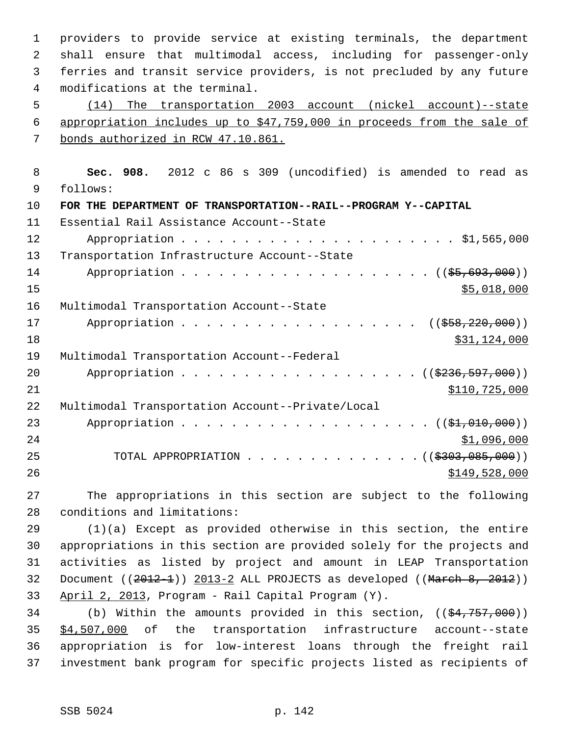providers to provide service at existing terminals, the department shall ensure that multimodal access, including for passenger-only ferries and transit service providers, is not precluded by any future modifications at the terminal.

(14) The transportation 2003 account (nickel account)--state appropriation includes up to $47,759,000 in proceeds from the sale of bonds authorized in RCW 47.10.861.

**Sec. 908.** 2012 c 86 s 309 (uncodified) is amended to read as follows:

**FOR THE DEPARTMENT OF TRANSPORTATION--RAIL--PROGRAM Y--CAPITAL**

Essential Rail Assistance Account--State
Appropriation . . . . . . . . . . . . . . . . . . . . . . $1,565,000

Transportation Infrastructure Account--State
Appropriation . . . . . . . . . . . . . . . . . . . . . ((~~$5,693,000~~))
$5,018,000

Multimodal Transportation Account--State
Appropriation . . . . . . . . . . . . . . . . . . . . ((~~$58,220,000~~))
$31,124,000

Multimodal Transportation Account--Federal
Appropriation . . . . . . . . . . . . . . . . . . . ((~~$236,597,000~~))
$110,725,000

Multimodal Transportation Account--Private/Local
Appropriation . . . . . . . . . . . . . . . . . . . . . ((~~$1,010,000~~))
$1,096,000

TOTAL APPROPRIATION . . . . . . . . . . . . . . ((~~$303,085,000~~))
$149,528,000

The appropriations in this section are subject to the following conditions and limitations:

(1)(a) Except as provided otherwise in this section, the entire appropriations in this section are provided solely for the projects and activities as listed by project and amount in LEAP Transportation Document ((~~2012-1~~)) 2013-2 ALL PROJECTS as developed ((~~March 8, 2012~~)) April 2, 2013, Program - Rail Capital Program (Y).

(b) Within the amounts provided in this section, ((~~$4,757,000~~)) $4,507,000 of the transportation infrastructure account--state appropriation is for low-interest loans through the freight rail investment bank program for specific projects listed as recipients of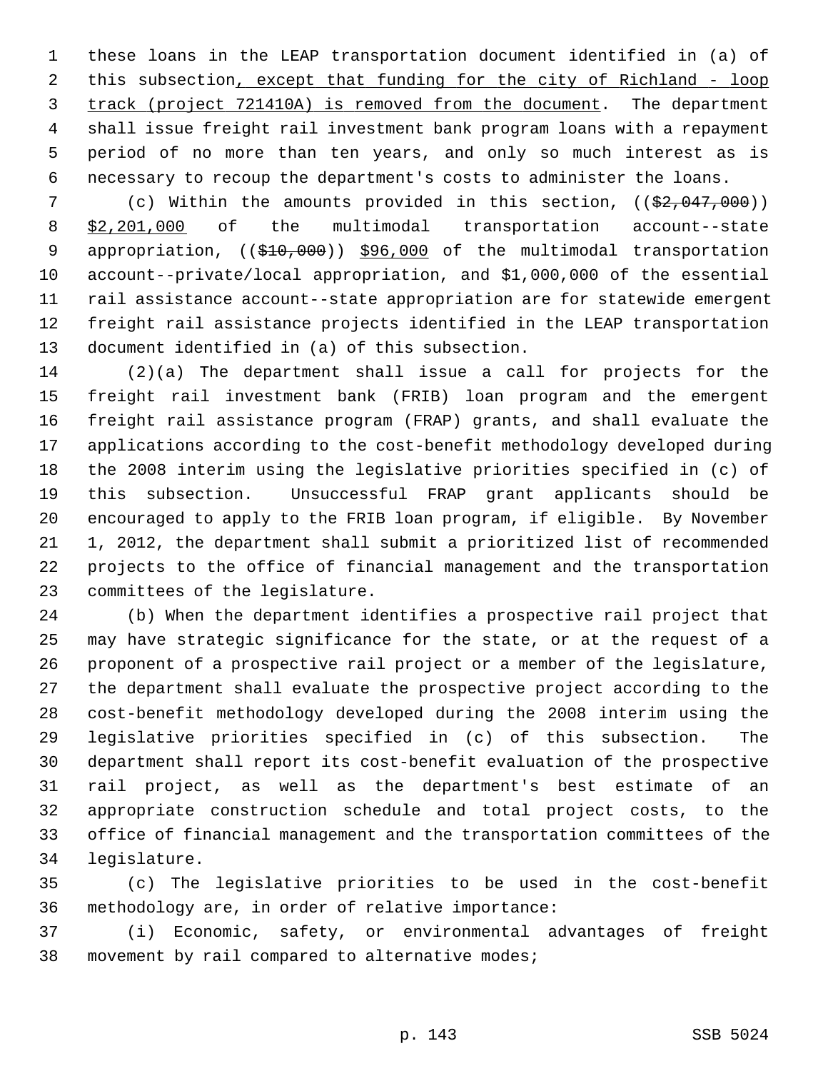these loans in the LEAP transportation document identified in (a) of this subsection, except that funding for the city of Richland - loop track (project 721410A) is removed from the document. The department shall issue freight rail investment bank program loans with a repayment period of no more than ten years, and only so much interest as is necessary to recoup the department's costs to administer the loans.

(c) Within the amounts provided in this section, (($2,047,000)) $2,201,000 of the multimodal transportation account--state appropriation, (($10,000)) $96,000 of the multimodal transportation account--private/local appropriation, and $1,000,000 of the essential rail assistance account--state appropriation are for statewide emergent freight rail assistance projects identified in the LEAP transportation document identified in (a) of this subsection.

(2)(a) The department shall issue a call for projects for the freight rail investment bank (FRIB) loan program and the emergent freight rail assistance program (FRAP) grants, and shall evaluate the applications according to the cost-benefit methodology developed during the 2008 interim using the legislative priorities specified in (c) of this subsection. Unsuccessful FRAP grant applicants should be encouraged to apply to the FRIB loan program, if eligible. By November 1, 2012, the department shall submit a prioritized list of recommended projects to the office of financial management and the transportation committees of the legislature.

(b) When the department identifies a prospective rail project that may have strategic significance for the state, or at the request of a proponent of a prospective rail project or a member of the legislature, the department shall evaluate the prospective project according to the cost-benefit methodology developed during the 2008 interim using the legislative priorities specified in (c) of this subsection. The department shall report its cost-benefit evaluation of the prospective rail project, as well as the department's best estimate of an appropriate construction schedule and total project costs, to the office of financial management and the transportation committees of the legislature.

(c) The legislative priorities to be used in the cost-benefit methodology are, in order of relative importance:

(i) Economic, safety, or environmental advantages of freight movement by rail compared to alternative modes;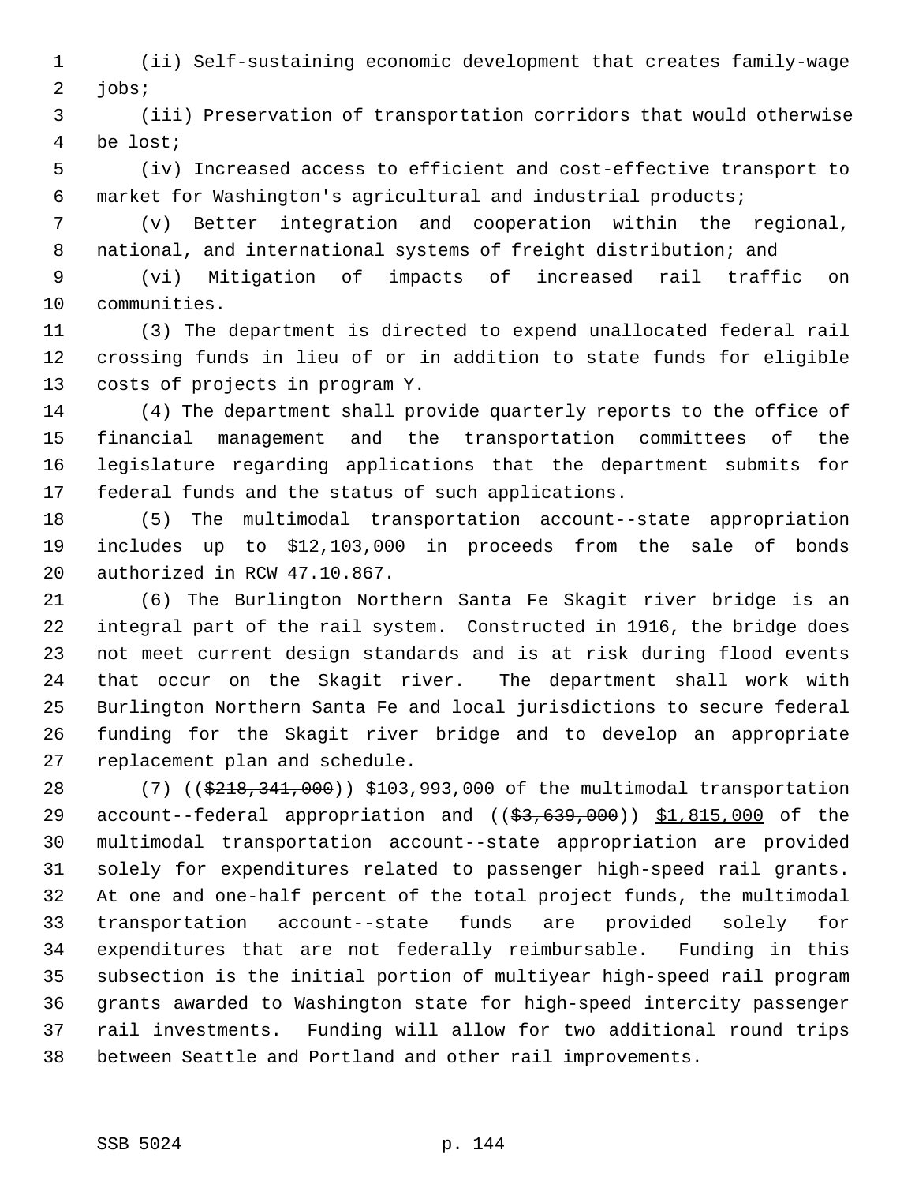(ii) Self-sustaining economic development that creates family-wage jobs;

(iii) Preservation of transportation corridors that would otherwise be lost;

(iv) Increased access to efficient and cost-effective transport to market for Washington's agricultural and industrial products;

(v) Better integration and cooperation within the regional, national, and international systems of freight distribution; and

(vi) Mitigation of impacts of increased rail traffic on communities.

(3) The department is directed to expend unallocated federal rail crossing funds in lieu of or in addition to state funds for eligible costs of projects in program Y.

(4) The department shall provide quarterly reports to the office of financial management and the transportation committees of the legislature regarding applications that the department submits for federal funds and the status of such applications.

(5) The multimodal transportation account--state appropriation includes up to $12,103,000 in proceeds from the sale of bonds authorized in RCW 47.10.867.

(6) The Burlington Northern Santa Fe Skagit river bridge is an integral part of the rail system. Constructed in 1916, the bridge does not meet current design standards and is at risk during flood events that occur on the Skagit river. The department shall work with Burlington Northern Santa Fe and local jurisdictions to secure federal funding for the Skagit river bridge and to develop an appropriate replacement plan and schedule.

(7) ((~~$218,341,000~~)) <u>$103,993,000</u> of the multimodal transportation account--federal appropriation and ((~~$3,639,000~~)) <u>$1,815,000</u> of the multimodal transportation account--state appropriation are provided solely for expenditures related to passenger high-speed rail grants. At one and one-half percent of the total project funds, the multimodal transportation account--state funds are provided solely for expenditures that are not federally reimbursable. Funding in this subsection is the initial portion of multiyear high-speed rail program grants awarded to Washington state for high-speed intercity passenger rail investments. Funding will allow for two additional round trips between Seattle and Portland and other rail improvements.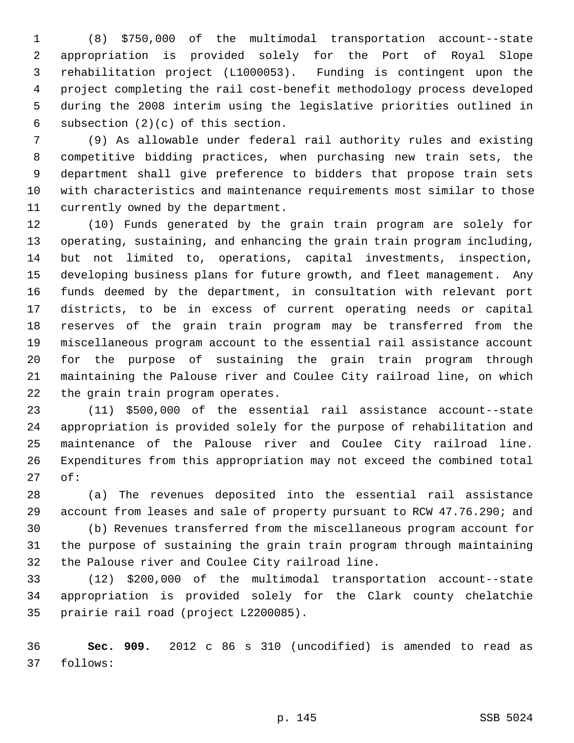(8) $750,000 of the multimodal transportation account--state appropriation is provided solely for the Port of Royal Slope rehabilitation project (L1000053). Funding is contingent upon the project completing the rail cost-benefit methodology process developed during the 2008 interim using the legislative priorities outlined in subsection (2)(c) of this section.

(9) As allowable under federal rail authority rules and existing competitive bidding practices, when purchasing new train sets, the department shall give preference to bidders that propose train sets with characteristics and maintenance requirements most similar to those currently owned by the department.

(10) Funds generated by the grain train program are solely for operating, sustaining, and enhancing the grain train program including, but not limited to, operations, capital investments, inspection, developing business plans for future growth, and fleet management. Any funds deemed by the department, in consultation with relevant port districts, to be in excess of current operating needs or capital reserves of the grain train program may be transferred from the miscellaneous program account to the essential rail assistance account for the purpose of sustaining the grain train program through maintaining the Palouse river and Coulee City railroad line, on which the grain train program operates.

(11) $500,000 of the essential rail assistance account--state appropriation is provided solely for the purpose of rehabilitation and maintenance of the Palouse river and Coulee City railroad line. Expenditures from this appropriation may not exceed the combined total of:

(a) The revenues deposited into the essential rail assistance account from leases and sale of property pursuant to RCW 47.76.290; and

(b) Revenues transferred from the miscellaneous program account for the purpose of sustaining the grain train program through maintaining the Palouse river and Coulee City railroad line.

(12) $200,000 of the multimodal transportation account--state appropriation is provided solely for the Clark county chelatchie prairie rail road (project L2200085).

**Sec. 909.** 2012 c 86 s 310 (uncodified) is amended to read as follows: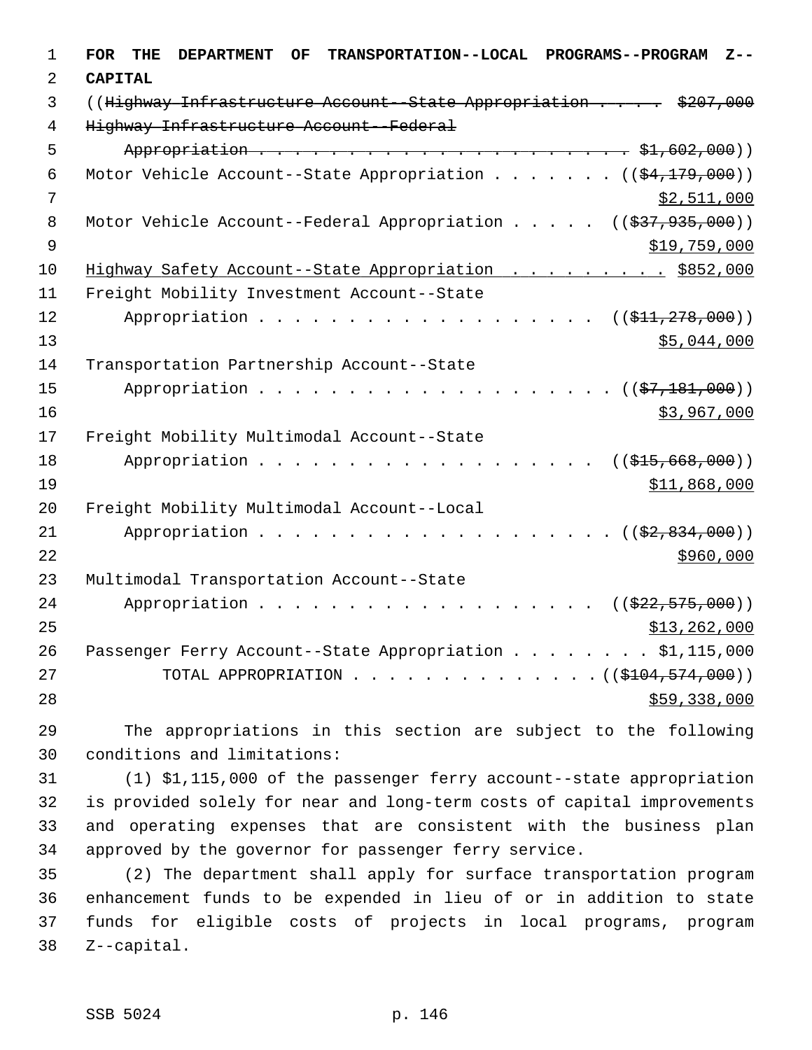**FOR THE DEPARTMENT OF TRANSPORTATION--LOCAL PROGRAMS--PROGRAM Z--CAPITAL**

((~~Highway Infrastructure Account--State Appropriation . . . . . $207,000~~
~~Highway Infrastructure Account--Federal~~
~~Appropriation . . . . . . . . . . . . . . . . . . . . . . . $1,602,000~~))
Motor Vehicle Account--State Appropriation . . . . . . . ((~~$4,179,000~~))
<u>$2,511,000</u>
Motor Vehicle Account--Federal Appropriation . . . . . ((~~$37,935,000~~))
<u>$19,759,000</u>
<u>Highway Safety Account--State Appropriation . . . . . . . . . $852,000</u>
Freight Mobility Investment Account--State
Appropriation . . . . . . . . . . . . . . . . . . . ((~~$11,278,000~~))
<u>$5,044,000</u>
Transportation Partnership Account--State
Appropriation . . . . . . . . . . . . . . . . . . . . ((~~$7,181,000~~))
<u>$3,967,000</u>
Freight Mobility Multimodal Account--State
Appropriation . . . . . . . . . . . . . . . . . . . ((~~$15,668,000~~))
<u>$11,868,000</u>
Freight Mobility Multimodal Account--Local
Appropriation . . . . . . . . . . . . . . . . . . . . ((~~$2,834,000~~))
<u>$960,000</u>
Multimodal Transportation Account--State
Appropriation . . . . . . . . . . . . . . . . . . . ((~~$22,575,000~~))
<u>$13,262,000</u>
Passenger Ferry Account--State Appropriation . . . . . . . . $1,115,000
TOTAL APPROPRIATION . . . . . . . . . . . . . . ((~~$104,574,000~~))
<u>$59,338,000</u>

The appropriations in this section are subject to the following conditions and limitations:

(1) $1,115,000 of the passenger ferry account--state appropriation is provided solely for near and long-term costs of capital improvements and operating expenses that are consistent with the business plan approved by the governor for passenger ferry service.

(2) The department shall apply for surface transportation program enhancement funds to be expended in lieu of or in addition to state funds for eligible costs of projects in local programs, program Z--capital.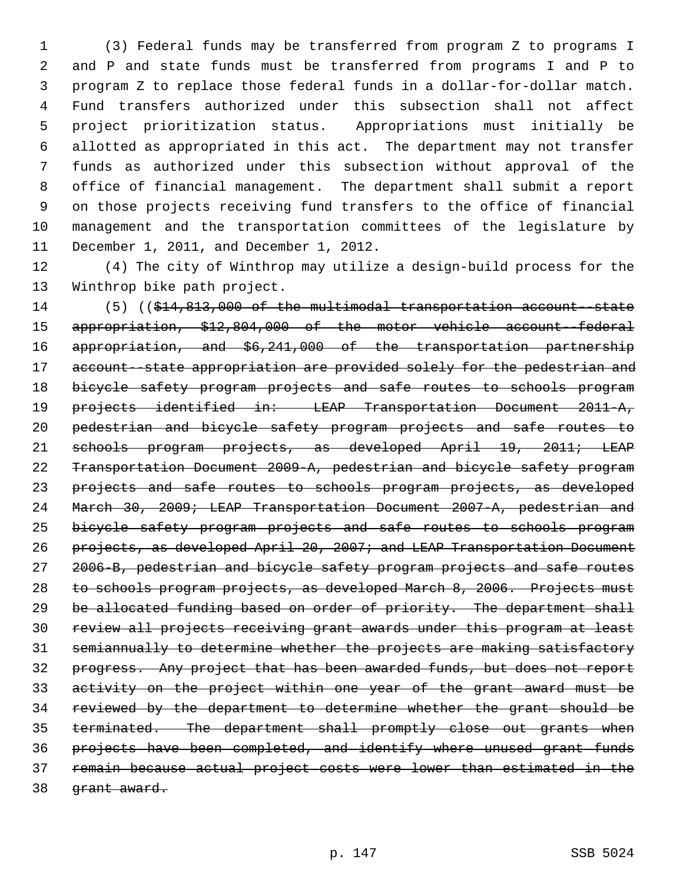(3) Federal funds may be transferred from program Z to programs I and P and state funds must be transferred from programs I and P to program Z to replace those federal funds in a dollar-for-dollar match. Fund transfers authorized under this subsection shall not affect project prioritization status. Appropriations must initially be allotted as appropriated in this act. The department may not transfer funds as authorized under this subsection without approval of the office of financial management. The department shall submit a report on those projects receiving fund transfers to the office of financial management and the transportation committees of the legislature by December 1, 2011, and December 1, 2012.

(4) The city of Winthrop may utilize a design-build process for the Winthrop bike path project.

(5) ((~~$14,813,000 of the multimodal transportation account--state appropriation, $12,804,000 of the motor vehicle account--federal appropriation, and $6,241,000 of the transportation partnership account--state appropriation are provided solely for the pedestrian and bicycle safety program projects and safe routes to schools program projects identified in: LEAP Transportation Document 2011-A, pedestrian and bicycle safety program projects and safe routes to schools program projects, as developed April 19, 2011; LEAP Transportation Document 2009-A, pedestrian and bicycle safety program projects and safe routes to schools program projects, as developed March 30, 2009; LEAP Transportation Document 2007-A, pedestrian and bicycle safety program projects and safe routes to schools program projects, as developed April 20, 2007; and LEAP Transportation Document 2006-B, pedestrian and bicycle safety program projects and safe routes to schools program projects, as developed March 8, 2006. Projects must be allocated funding based on order of priority. The department shall review all projects receiving grant awards under this program at least semiannually to determine whether the projects are making satisfactory progress. Any project that has been awarded funds, but does not report activity on the project within one year of the grant award must be reviewed by the department to determine whether the grant should be terminated. The department shall promptly close out grants when projects have been completed, and identify where unused grant funds remain because actual project costs were lower than estimated in the grant award.~~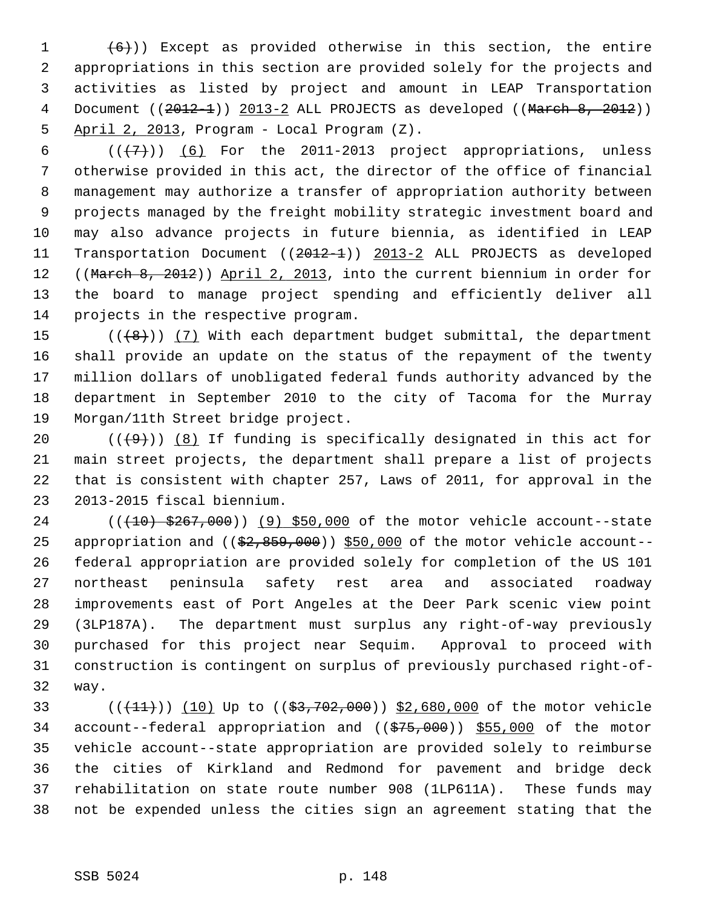((~~(6)~~)) Except as provided otherwise in this section, the entire appropriations in this section are provided solely for the projects and activities as listed by project and amount in LEAP Transportation Document ((~~2012-1~~)) 2013-2 ALL PROJECTS as developed ((~~March 8, 2012~~)) April 2, 2013, Program - Local Program (Z).

((~~(7)~~)) (6) For the 2011-2013 project appropriations, unless otherwise provided in this act, the director of the office of financial management may authorize a transfer of appropriation authority between projects managed by the freight mobility strategic investment board and may also advance projects in future biennia, as identified in LEAP Transportation Document ((~~2012-1~~)) 2013-2 ALL PROJECTS as developed ((~~March 8, 2012~~)) April 2, 2013, into the current biennium in order for the board to manage project spending and efficiently deliver all projects in the respective program.

((~~(8)~~)) (7) With each department budget submittal, the department shall provide an update on the status of the repayment of the twenty million dollars of unobligated federal funds authority advanced by the department in September 2010 to the city of Tacoma for the Murray Morgan/11th Street bridge project.

((~~(9)~~)) (8) If funding is specifically designated in this act for main street projects, the department shall prepare a list of projects that is consistent with chapter 257, Laws of 2011, for approval in the 2013-2015 fiscal biennium.

((~~(10) $267,000~~)) (9) $50,000 of the motor vehicle account--state appropriation and ((~~$2,859,000~~)) $50,000 of the motor vehicle account--federal appropriation are provided solely for completion of the US 101 northeast peninsula safety rest area and associated roadway improvements east of Port Angeles at the Deer Park scenic view point (3LP187A). The department must surplus any right-of-way previously purchased for this project near Sequim. Approval to proceed with construction is contingent on surplus of previously purchased right-of-way.

((~~(11)~~)) (10) Up to ((~~$3,702,000~~)) $2,680,000 of the motor vehicle account--federal appropriation and ((~~$75,000~~)) $55,000 of the motor vehicle account--state appropriation are provided solely to reimburse the cities of Kirkland and Redmond for pavement and bridge deck rehabilitation on state route number 908 (1LP611A). These funds may not be expended unless the cities sign an agreement stating that the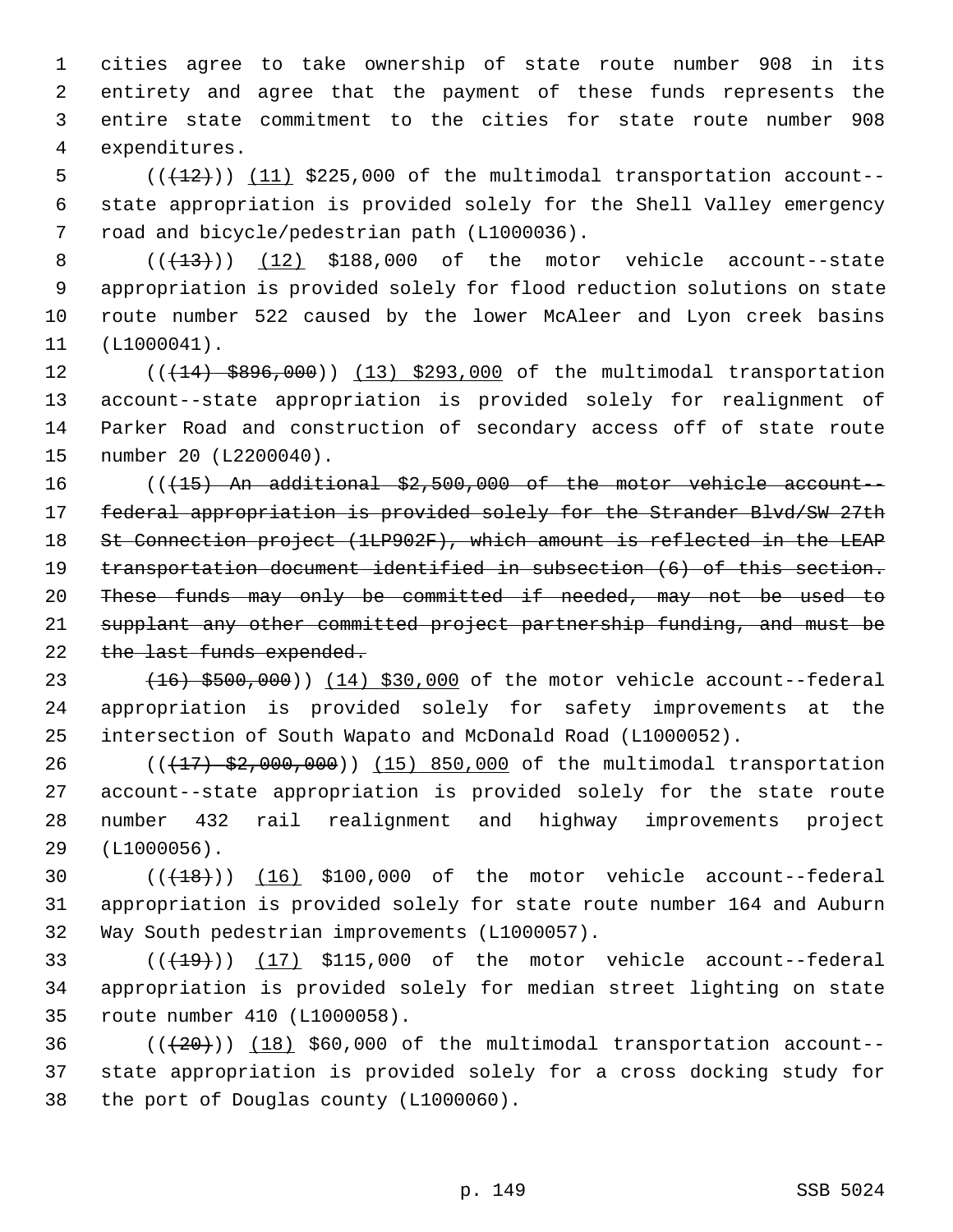cities agree to take ownership of state route number 908 in its entirety and agree that the payment of these funds represents the entire state commitment to the cities for state route number 908 expenditures.

((~~(12)~~)) (11) $225,000 of the multimodal transportation account--state appropriation is provided solely for the Shell Valley emergency road and bicycle/pedestrian path (L1000036).

((~~(13)~~)) (12) $188,000 of the motor vehicle account--state appropriation is provided solely for flood reduction solutions on state route number 522 caused by the lower McAleer and Lyon creek basins (L1000041).

((~~(14) $896,000~~)) (13) $293,000 of the multimodal transportation account--state appropriation is provided solely for realignment of Parker Road and construction of secondary access off of state route number 20 (L2200040).

((~~(15) An additional $2,500,000 of the motor vehicle account--federal appropriation is provided solely for the Strander Blvd/SW 27th St Connection project (1LP902F), which amount is reflected in the LEAP transportation document identified in subsection (6) of this section. These funds may only be committed if needed, may not be used to supplant any other committed project partnership funding, and must be the last funds expended.~~

~~(16) $500,000~~)) (14) $30,000 of the motor vehicle account--federal appropriation is provided solely for safety improvements at the intersection of South Wapato and McDonald Road (L1000052).

((~~(17) $2,000,000~~)) (15) 850,000 of the multimodal transportation account--state appropriation is provided solely for the state route number 432 rail realignment and highway improvements project (L1000056).

((~~(18)~~)) (16) $100,000 of the motor vehicle account--federal appropriation is provided solely for state route number 164 and Auburn Way South pedestrian improvements (L1000057).

((~~(19)~~)) (17) $115,000 of the motor vehicle account--federal appropriation is provided solely for median street lighting on state route number 410 (L1000058).

((~~(20)~~)) (18) $60,000 of the multimodal transportation account--state appropriation is provided solely for a cross docking study for the port of Douglas county (L1000060).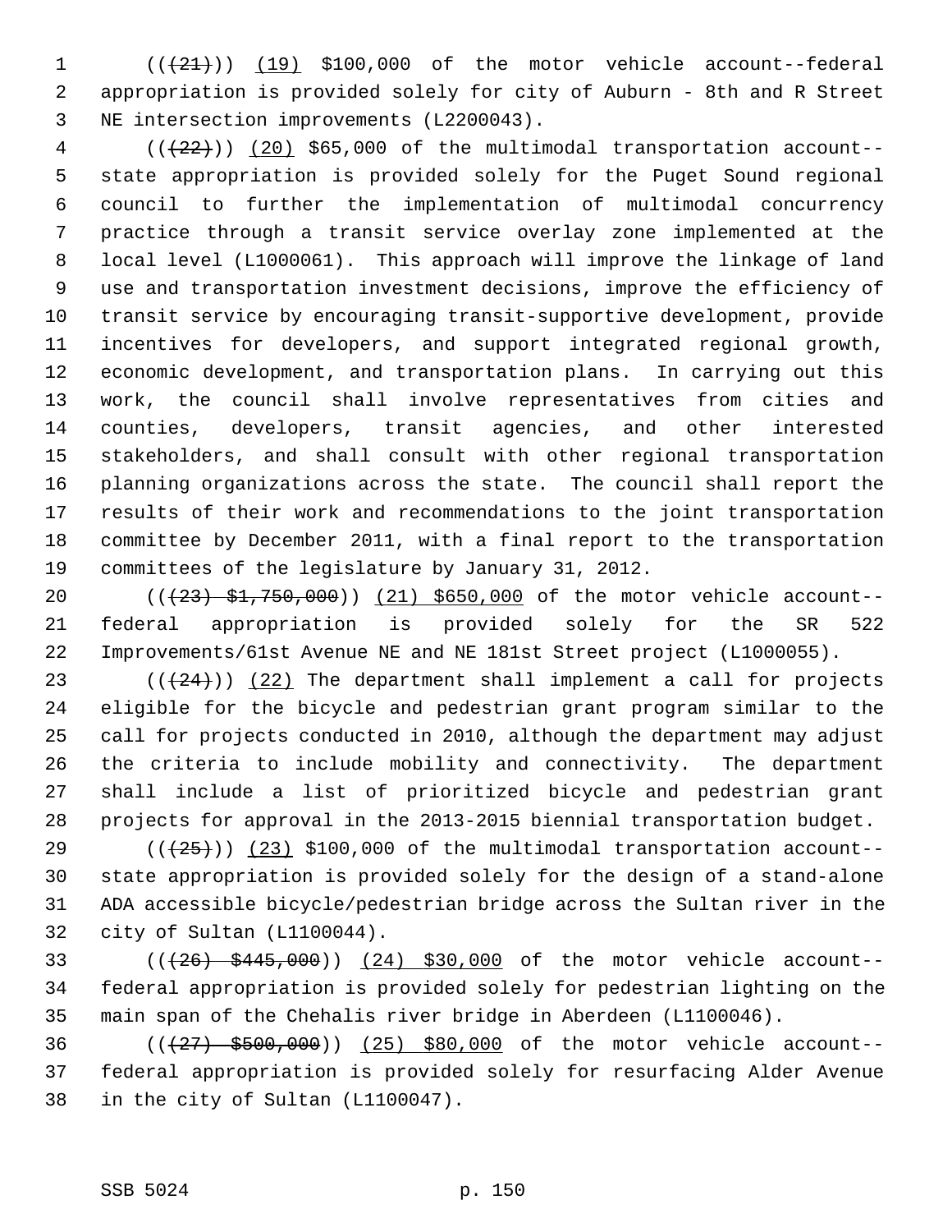(((21))) (19) $100,000 of the motor vehicle account--federal appropriation is provided solely for city of Auburn - 8th and R Street NE intersection improvements (L2200043).

(((22))) (20) $65,000 of the multimodal transportation account--state appropriation is provided solely for the Puget Sound regional council to further the implementation of multimodal concurrency practice through a transit service overlay zone implemented at the local level (L1000061). This approach will improve the linkage of land use and transportation investment decisions, improve the efficiency of transit service by encouraging transit-supportive development, provide incentives for developers, and support integrated regional growth, economic development, and transportation plans. In carrying out this work, the council shall involve representatives from cities and counties, developers, transit agencies, and other interested stakeholders, and shall consult with other regional transportation planning organizations across the state. The council shall report the results of their work and recommendations to the joint transportation committee by December 2011, with a final report to the transportation committees of the legislature by January 31, 2012.

(((23) $1,750,000)) (21) $650,000 of the motor vehicle account--federal appropriation is provided solely for the SR 522 Improvements/61st Avenue NE and NE 181st Street project (L1000055).

(((24))) (22) The department shall implement a call for projects eligible for the bicycle and pedestrian grant program similar to the call for projects conducted in 2010, although the department may adjust the criteria to include mobility and connectivity. The department shall include a list of prioritized bicycle and pedestrian grant projects for approval in the 2013-2015 biennial transportation budget.

(((25))) (23) $100,000 of the multimodal transportation account--state appropriation is provided solely for the design of a stand-alone ADA accessible bicycle/pedestrian bridge across the Sultan river in the city of Sultan (L1100044).

(((26) $445,000)) (24) $30,000 of the motor vehicle account--federal appropriation is provided solely for pedestrian lighting on the main span of the Chehalis river bridge in Aberdeen (L1100046).

(((27) $500,000)) (25) $80,000 of the motor vehicle account--federal appropriation is provided solely for resurfacing Alder Avenue in the city of Sultan (L1100047).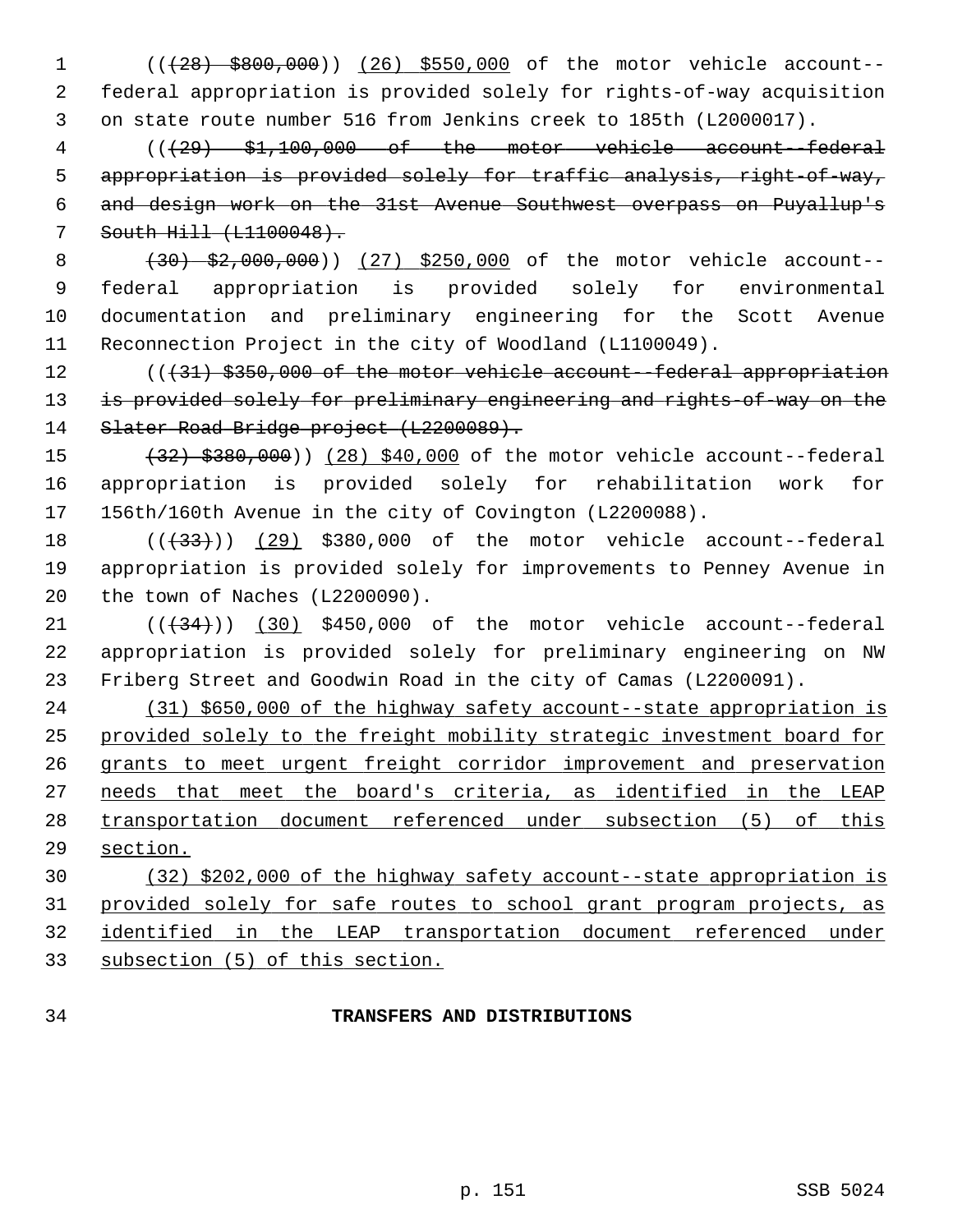((~~(28) $800,000~~)) <u>(26) $550,000</u> of the motor vehicle account--federal appropriation is provided solely for rights-of-way acquisition on state route number 516 from Jenkins creek to 185th (L2000017).

((~~(29) $1,100,000 of the motor vehicle account--federal appropriation is provided solely for traffic analysis, right-of-way, and design work on the 31st Avenue Southwest overpass on Puyallup's South Hill (L1100048).~~

~~(30) $2,000,000~~)) <u>(27) $250,000</u> of the motor vehicle account--federal appropriation is provided solely for environmental documentation and preliminary engineering for the Scott Avenue Reconnection Project in the city of Woodland (L1100049).

((~~(31) $350,000 of the motor vehicle account--federal appropriation is provided solely for preliminary engineering and rights-of-way on the Slater Road Bridge project (L2200089).~~

~~(32) $380,000~~)) <u>(28) $40,000</u> of the motor vehicle account--federal appropriation is provided solely for rehabilitation work for 156th/160th Avenue in the city of Covington (L2200088).

((~~(33)~~)) <u>(29)</u> $380,000 of the motor vehicle account--federal appropriation is provided solely for improvements to Penney Avenue in the town of Naches (L2200090).

((~~(34)~~)) <u>(30)</u> $450,000 of the motor vehicle account--federal appropriation is provided solely for preliminary engineering on NW Friberg Street and Goodwin Road in the city of Camas (L2200091).

<u>(31) $650,000 of the highway safety account--state appropriation is provided solely to the freight mobility strategic investment board for grants to meet urgent freight corridor improvement and preservation needs that meet the board's criteria, as identified in the LEAP transportation document referenced under subsection (5) of this section.</u>

<u>(32) $202,000 of the highway safety account--state appropriation is provided solely for safe routes to school grant program projects, as identified in the LEAP transportation document referenced under subsection (5) of this section.</u>

**TRANSFERS AND DISTRIBUTIONS**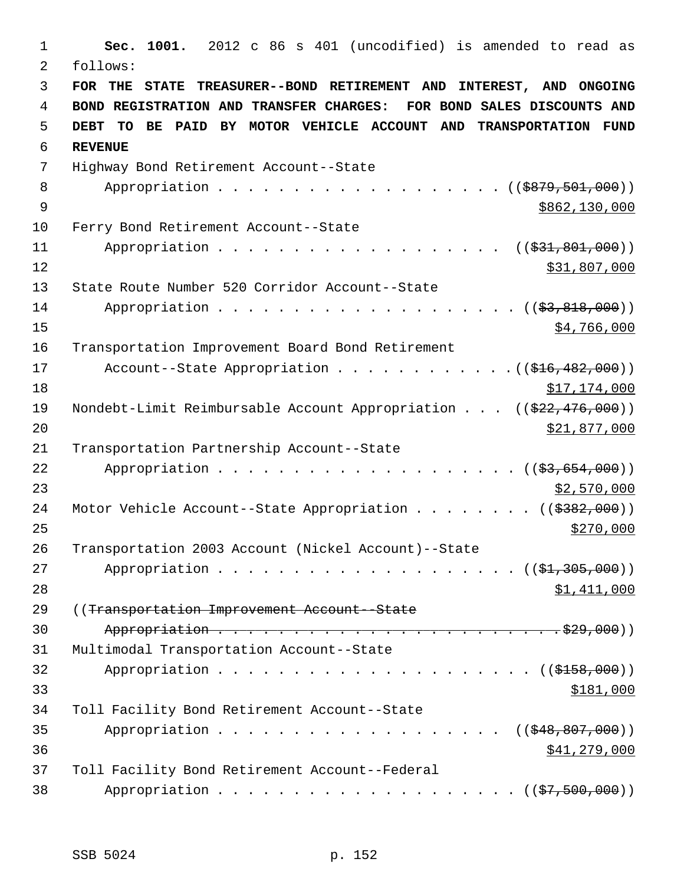**Sec. 1001.** 2012 c 86 s 401 (uncodified) is amended to read as follows:

**FOR THE STATE TREASURER--BOND RETIREMENT AND INTEREST, AND ONGOING BOND REGISTRATION AND TRANSFER CHARGES: FOR BOND SALES DISCOUNTS AND DEBT TO BE PAID BY MOTOR VEHICLE ACCOUNT AND TRANSPORTATION FUND REVENUE**

Highway Bond Retirement Account--State Appropriation . . . . . . . . . . . . . . . . . . . . ((~~$879,501,000~~)) <u>$862,130,000</u>

Ferry Bond Retirement Account--State Appropriation . . . . . . . . . . . . . . . . . . . . ((~~$31,801,000~~)) <u>$31,807,000</u>

State Route Number 520 Corridor Account--State Appropriation . . . . . . . . . . . . . . . . . . . . ((~~$3,818,000~~)) <u>$4,766,000</u>

Transportation Improvement Board Bond Retirement Account--State Appropriation . . . . . . . . . . . ((~~$16,482,000~~)) <u>$17,174,000</u>

Nondebt-Limit Reimbursable Account Appropriation . . . ((~~$22,476,000~~)) <u>$21,877,000</u>

Transportation Partnership Account--State Appropriation . . . . . . . . . . . . . . . . . . . . ((~~$3,654,000~~)) <u>$2,570,000</u>

Motor Vehicle Account--State Appropriation . . . . . . . . ((~~$382,000~~)) <u>$270,000</u>

Transportation 2003 Account (Nickel Account)--State Appropriation . . . . . . . . . . . . . . . . . . . . ((~~$1,305,000~~)) <u>$1,411,000</u>

((~~Transportation Improvement Account--State Appropriation . . . . . . . . . . . . . . . . . . . . . . . . $29,000~~))

Multimodal Transportation Account--State Appropriation . . . . . . . . . . . . . . . . . . . . ((~~$158,000~~)) <u>$181,000</u>

Toll Facility Bond Retirement Account--State Appropriation . . . . . . . . . . . . . . . . . . . . ((~~$48,807,000~~)) <u>$41,279,000</u>

Toll Facility Bond Retirement Account--Federal Appropriation . . . . . . . . . . . . . . . . . . . . ((~~$7,500,000~~))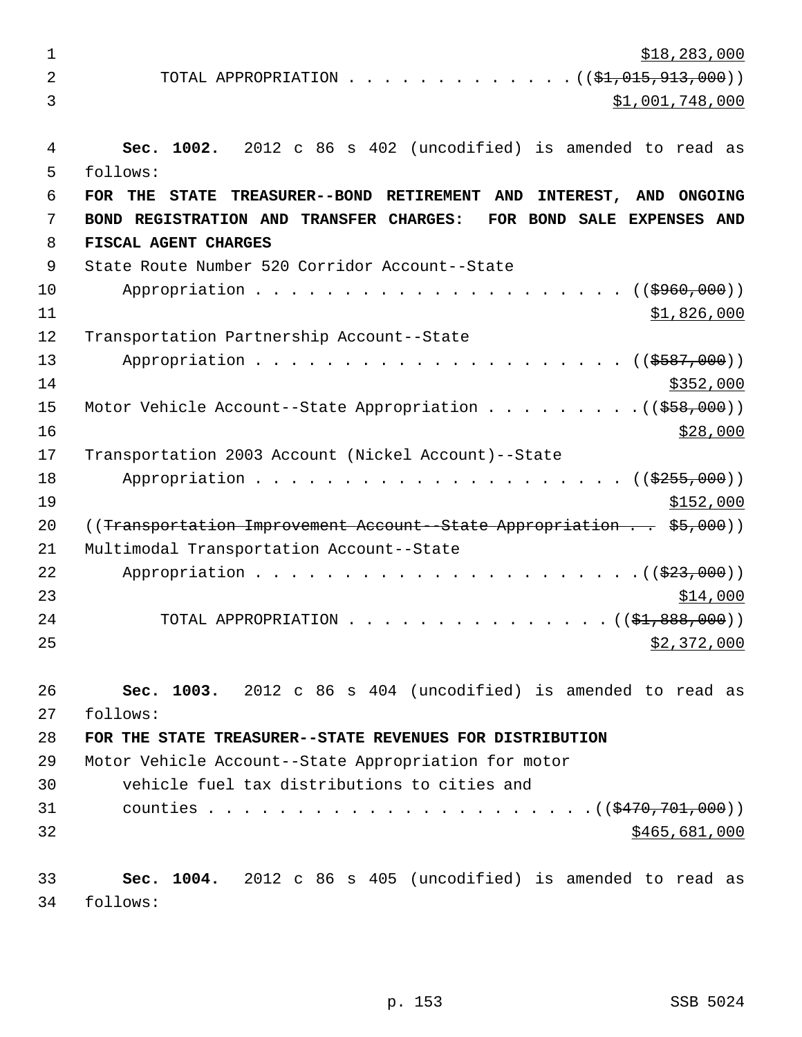$18,283,000

TOTAL APPROPRIATION . . . . . . . . . . . . . . (($1,015,913,000))
$1,001,748,000

**Sec. 1002.** 2012 c 86 s 402 (uncodified) is amended to read as follows:

**FOR THE STATE TREASURER--BOND RETIREMENT AND INTEREST, AND ONGOING BOND REGISTRATION AND TRANSFER CHARGES: FOR BOND SALE EXPENSES AND FISCAL AGENT CHARGES**

State Route Number 520 Corridor Account--State Appropriation . . . . . . . . . . . . . . . . . . . . . . (($960,000))
$1,826,000

Transportation Partnership Account--State Appropriation . . . . . . . . . . . . . . . . . . . . . . (($587,000))
$352,000

Motor Vehicle Account--State Appropriation . . . . . . . . . (($58,000))
$28,000

Transportation 2003 Account (Nickel Account)--State Appropriation . . . . . . . . . . . . . . . . . . . . . . (($255,000))
$152,000

((~~Transportation Improvement Account--State Appropriation . . $5,000~~))

Multimodal Transportation Account--State Appropriation . . . . . . . . . . . . . . . . . . . . . . (($23,000))
$14,000

TOTAL APPROPRIATION . . . . . . . . . . . . . . . (($1,888,000))
$2,372,000

**Sec. 1003.** 2012 c 86 s 404 (uncodified) is amended to read as follows:

**FOR THE STATE TREASURER--STATE REVENUES FOR DISTRIBUTION**

Motor Vehicle Account--State Appropriation for motor vehicle fuel tax distributions to cities and counties . . . . . . . . . . . . . . . . . . . . . . . (($470,701,000))
$465,681,000

**Sec. 1004.** 2012 c 86 s 405 (uncodified) is amended to read as follows: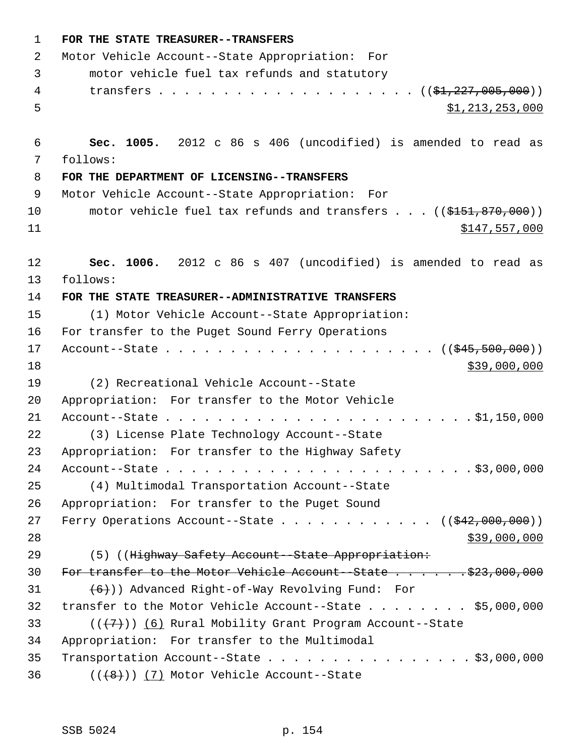**FOR THE STATE TREASURER--TRANSFERS**

Motor Vehicle Account--State Appropriation: For motor vehicle fuel tax refunds and statutory transfers . . . . . . . . . . . . . . . . . . . ((~~$1,227,005,000~~)) $1,213,253,000

**Sec. 1005.** 2012 c 86 s 406 (uncodified) is amended to read as follows:

**FOR THE DEPARTMENT OF LICENSING--TRANSFERS**

Motor Vehicle Account--State Appropriation: For motor vehicle fuel tax refunds and transfers . . . ((~~$151,870,000~~)) $147,557,000

**Sec. 1006.** 2012 c 86 s 407 (uncodified) is amended to read as follows:

**FOR THE STATE TREASURER--ADMINISTRATIVE TRANSFERS**

(1) Motor Vehicle Account--State Appropriation: For transfer to the Puget Sound Ferry Operations Account--State . . . . . . . . . . . . . . . . . . . . . ((~~$45,500,000~~)) $39,000,000

(2) Recreational Vehicle Account--State Appropriation: For transfer to the Motor Vehicle Account--State . . . . . . . . . . . . . . . . . . . . . . . . $1,150,000

(3) License Plate Technology Account--State Appropriation: For transfer to the Highway Safety Account--State . . . . . . . . . . . . . . . . . . . . . . . . $3,000,000

(4) Multimodal Transportation Account--State Appropriation: For transfer to the Puget Sound Ferry Operations Account--State . . . . . . . . . . . . (( ~~$42,000,000~~)) $39,000,000

(5) ((~~Highway Safety Account--State Appropriation: For transfer to the Motor Vehicle Account--State . . . . . . .$23,000,000~~

~~(6)~~)) Advanced Right-of-Way Revolving Fund: For transfer to the Motor Vehicle Account--State . . . . . . . . $5,000,000

((~~(7)~~)) (6) Rural Mobility Grant Program Account--State Appropriation: For transfer to the Multimodal Transportation Account--State . . . . . . . . . . . . . . . . $3,000,000

((~~(8)~~)) (7) Motor Vehicle Account--State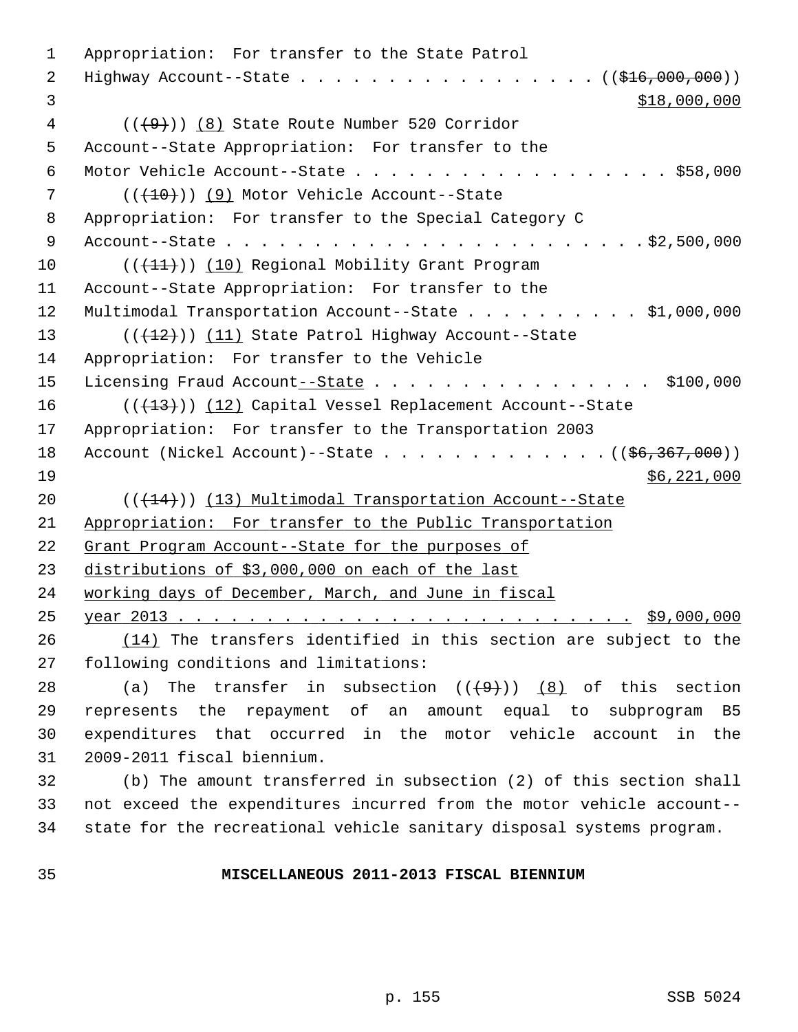Appropriation: For transfer to the State Patrol Highway Account--State . . . . . . . . . . . . . . . . . ((~~$16,000,000~~)) $18,000,000

((~~(9)~~)) (8) State Route Number 520 Corridor Account--State Appropriation: For transfer to the Motor Vehicle Account--State . . . . . . . . . . . . . . . . . . $58,000

((~~(10)~~)) (9) Motor Vehicle Account--State Appropriation: For transfer to the Special Category C Account--State . . . . . . . . . . . . . . . . . . . . . . . . $2,500,000

((~~(11)~~)) (10) Regional Mobility Grant Program Account--State Appropriation: For transfer to the Multimodal Transportation Account--State . . . . . . . . . . $1,000,000

((~~(12)~~)) (11) State Patrol Highway Account--State Appropriation: For transfer to the Vehicle Licensing Fraud Account--State . . . . . . . . . . . . . . . . $100,000

((~~(13)~~)) (12) Capital Vessel Replacement Account--State Appropriation: For transfer to the Transportation 2003 Account (Nickel Account)--State . . . . . . . . . . . . . ((~~$6,367,000~~)) $6,221,000

((~~(14)~~)) (13) Multimodal Transportation Account--State Appropriation: For transfer to the Public Transportation Grant Program Account--State for the purposes of distributions of $3,000,000 on each of the last working days of December, March, and June in fiscal year 2013 . . . . . . . . . . . . . . . . . . . . . . . . . . $9,000,000

(14) The transfers identified in this section are subject to the following conditions and limitations:

(a) The transfer in subsection ((~~(9)~~)) (8) of this section represents the repayment of an amount equal to subprogram B5 expenditures that occurred in the motor vehicle account in the 2009-2011 fiscal biennium.

(b) The amount transferred in subsection (2) of this section shall not exceed the expenditures incurred from the motor vehicle account--state for the recreational vehicle sanitary disposal systems program.

**MISCELLANEOUS 2011-2013 FISCAL BIENNIUM**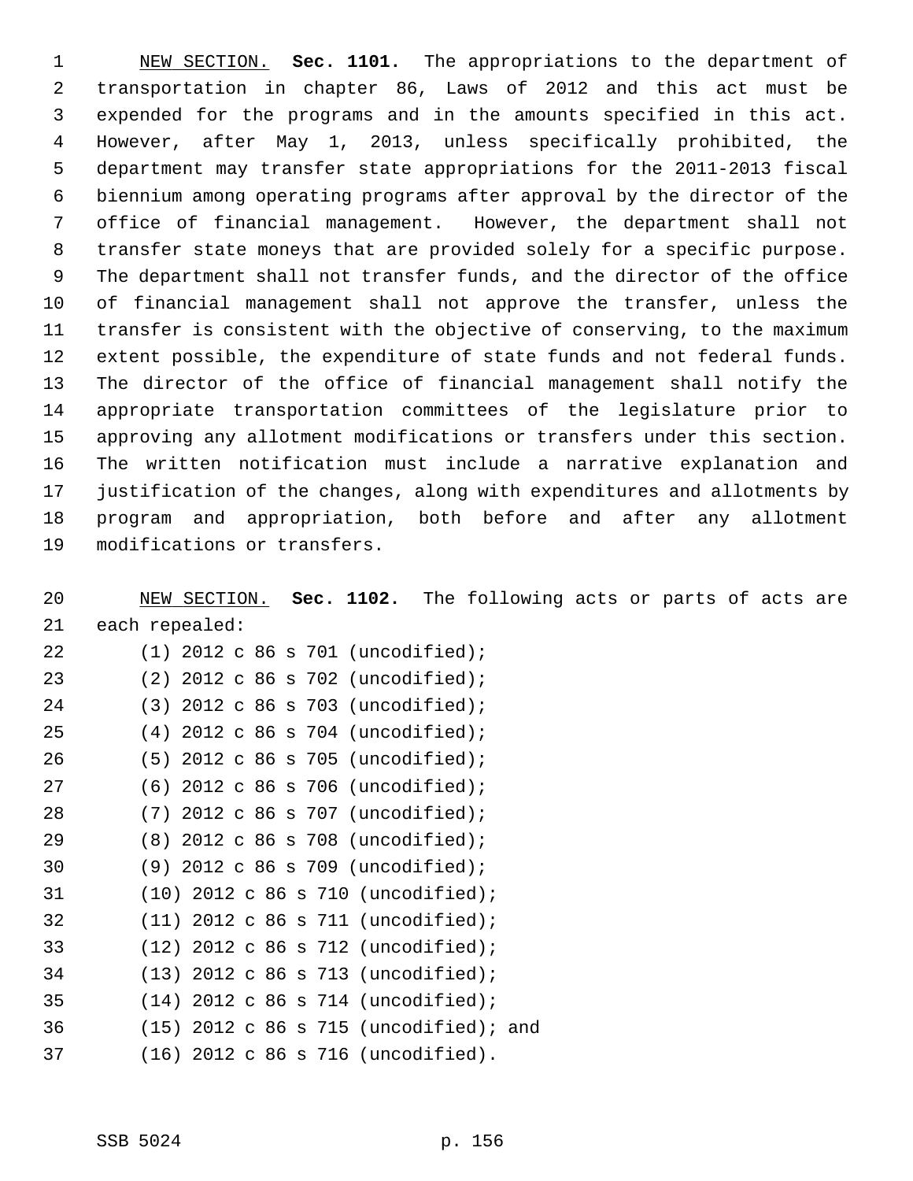NEW SECTION. **Sec. 1101.** The appropriations to the department of transportation in chapter 86, Laws of 2012 and this act must be expended for the programs and in the amounts specified in this act. However, after May 1, 2013, unless specifically prohibited, the department may transfer state appropriations for the 2011-2013 fiscal biennium among operating programs after approval by the director of the office of financial management. However, the department shall not transfer state moneys that are provided solely for a specific purpose. The department shall not transfer funds, and the director of the office of financial management shall not approve the transfer, unless the transfer is consistent with the objective of conserving, to the maximum extent possible, the expenditure of state funds and not federal funds. The director of the office of financial management shall notify the appropriate transportation committees of the legislature prior to approving any allotment modifications or transfers under this section. The written notification must include a narrative explanation and justification of the changes, along with expenditures and allotments by program and appropriation, both before and after any allotment modifications or transfers.

NEW SECTION. **Sec. 1102.** The following acts or parts of acts are each repealed:

(1) 2012 c 86 s 701 (uncodified);
(2) 2012 c 86 s 702 (uncodified);
(3) 2012 c 86 s 703 (uncodified);
(4) 2012 c 86 s 704 (uncodified);
(5) 2012 c 86 s 705 (uncodified);
(6) 2012 c 86 s 706 (uncodified);
(7) 2012 c 86 s 707 (uncodified);
(8) 2012 c 86 s 708 (uncodified);
(9) 2012 c 86 s 709 (uncodified);
(10) 2012 c 86 s 710 (uncodified);
(11) 2012 c 86 s 711 (uncodified);
(12) 2012 c 86 s 712 (uncodified);
(13) 2012 c 86 s 713 (uncodified);
(14) 2012 c 86 s 714 (uncodified);
(15) 2012 c 86 s 715 (uncodified); and
(16) 2012 c 86 s 716 (uncodified).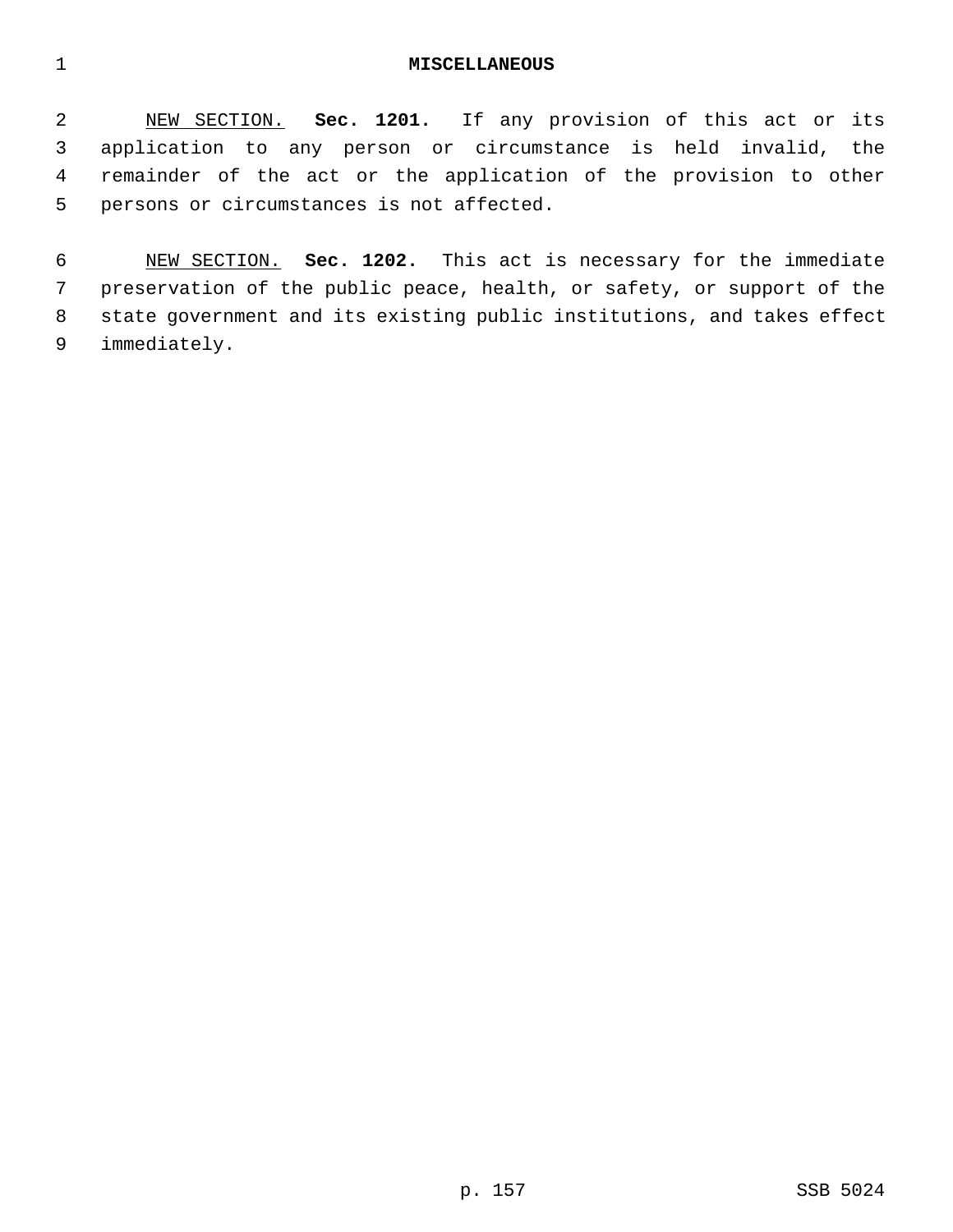# MISCELLANEOUS

NEW SECTION. **Sec. 1201.** If any provision of this act or its application to any person or circumstance is held invalid, the remainder of the act or the application of the provision to other persons or circumstances is not affected.

NEW SECTION. **Sec. 1202.** This act is necessary for the immediate preservation of the public peace, health, or safety, or support of the state government and its existing public institutions, and takes effect immediately.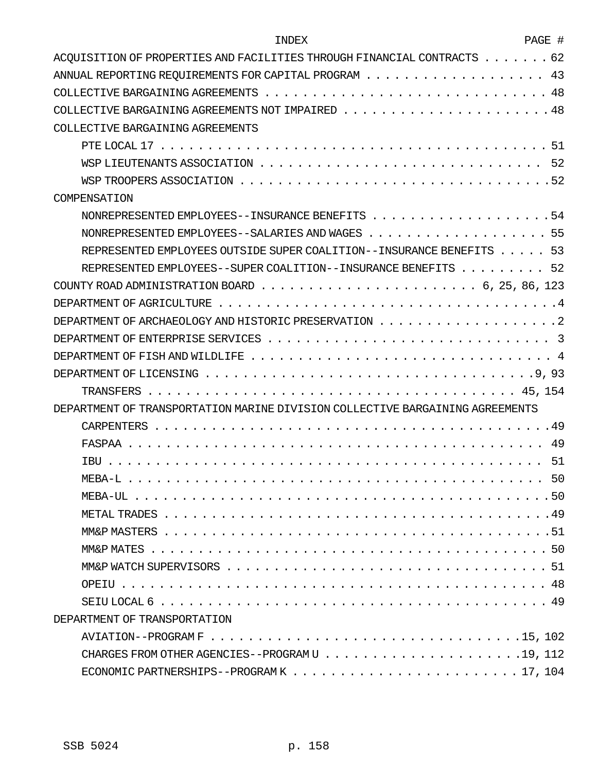# INDEX

PAGE #

ACQUISITION OF PROPERTIES AND FACILITIES THROUGH FINANCIAL CONTRACTS . . . . . . . 62
ANNUAL REPORTING REQUIREMENTS FOR CAPITAL PROGRAM . . . . . . . . . . . . . . . . . . 43
COLLECTIVE BARGAINING AGREEMENTS . . . . . . . . . . . . . . . . . . . . . . . . . . . . . . . . 48
COLLECTIVE BARGAINING AGREEMENTS NOT IMPAIRED . . . . . . . . . . . . . . . . . . . . . 48
COLLECTIVE BARGAINING AGREEMENTS
- PTE LOCAL 17 . . . . . . . . . . . . . . . . . . . . . . . . . . . . . . . . . . . . . . . . 51
- WSP LIEUTENANTS ASSOCIATION . . . . . . . . . . . . . . . . . . . . . . . . . . . . . 52
- WSP TROOPERS ASSOCIATION . . . . . . . . . . . . . . . . . . . . . . . . . . . . . . . .52

COMPENSATION
- NONREPRESENTED EMPLOYEES--INSURANCE BENEFITS . . . . . . . . . . . . . . . . . . .54
- NONREPRESENTED EMPLOYEES--SALARIES AND WAGES . . . . . . . . . . . . . . . . . . 55
- REPRESENTED EMPLOYEES OUTSIDE SUPER COALITION--INSURANCE BENEFITS . . . . . 53
- REPRESENTED EMPLOYEES--SUPER COALITION--INSURANCE BENEFITS . . . . . . . . . 52

COUNTY ROAD ADMINISTRATION BOARD . . . . . . . . . . . . . . . . . . . . . . 6, 25, 86, 123
DEPARTMENT OF AGRICULTURE . . . . . . . . . . . . . . . . . . . . . . . . . . . . . . . . . . . .4
DEPARTMENT OF ARCHAEOLOGY AND HISTORIC PRESERVATION . . . . . . . . . . . . . . . . . . .2
DEPARTMENT OF ENTERPRISE SERVICES . . . . . . . . . . . . . . . . . . . . . . . . . . . . . . 3
DEPARTMENT OF FISH AND WILDLIFE . . . . . . . . . . . . . . . . . . . . . . . . . . . . . . . 4
DEPARTMENT OF LICENSING . . . . . . . . . . . . . . . . . . . . . . . . . . . . . . . . . .9, 93
- TRANSFERS . . . . . . . . . . . . . . . . . . . . . . . . . . . . . . . . . . . . . . . . 45, 154

DEPARTMENT OF TRANSPORTATION MARINE DIVISION COLLECTIVE BARGAINING AGREEMENTS
- CARPENTERS . . . . . . . . . . . . . . . . . . . . . . . . . . . . . . . . . . . . . . . . .49
- FASPAA . . . . . . . . . . . . . . . . . . . . . . . . . . . . . . . . . . . . . . . . . . . 49
- IBU . . . . . . . . . . . . . . . . . . . . . . . . . . . . . . . . . . . . . . . . . . . . . 51
- MEBA-L . . . . . . . . . . . . . . . . . . . . . . . . . . . . . . . . . . . . . . . . . . . 50
- MEBA-UL . . . . . . . . . . . . . . . . . . . . . . . . . . . . . . . . . . . . . . . . . . .50
- METAL TRADES . . . . . . . . . . . . . . . . . . . . . . . . . . . . . . . . . . . . . . . .49
- MM&P MASTERS . . . . . . . . . . . . . . . . . . . . . . . . . . . . . . . . . . . . . . . .51
- MM&P MATES . . . . . . . . . . . . . . . . . . . . . . . . . . . . . . . . . . . . . . . . . 50
- MM&P WATCH SUPERVISORS . . . . . . . . . . . . . . . . . . . . . . . . . . . . . . . . . 51
- OPEIU . . . . . . . . . . . . . . . . . . . . . . . . . . . . . . . . . . . . . . . . . . . . 48
- SEIU LOCAL 6 . . . . . . . . . . . . . . . . . . . . . . . . . . . . . . . . . . . . . . . . 49

DEPARTMENT OF TRANSPORTATION
- AVIATION--PROGRAM F . . . . . . . . . . . . . . . . . . . . . . . . . . . . . . . . .15, 102
- CHARGES FROM OTHER AGENCIES--PROGRAM U . . . . . . . . . . . . . . . . . . . . .19, 112
- ECONOMIC PARTNERSHIPS--PROGRAM K . . . . . . . . . . . . . . . . . . . . . . . . 17, 104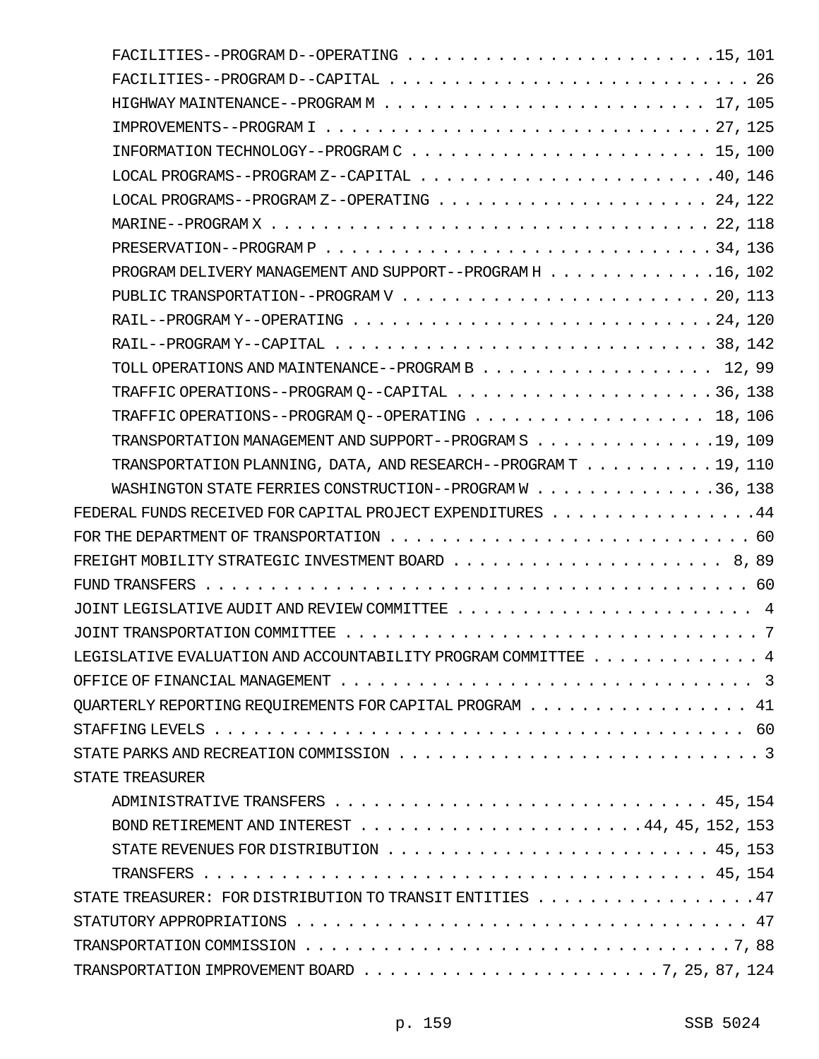FACILITIES--PROGRAM D--OPERATING . . . . . . . . . . . . . . . . . . . . . . .15, 101
FACILITIES--PROGRAM D--CAPITAL . . . . . . . . . . . . . . . . . . . . . . . . . . . 26
HIGHWAY MAINTENANCE--PROGRAM M . . . . . . . . . . . . . . . . . . . . . . . . 17, 105
IMPROVEMENTS--PROGRAM I . . . . . . . . . . . . . . . . . . . . . . . . . . . . . .27, 125
INFORMATION TECHNOLOGY--PROGRAM C . . . . . . . . . . . . . . . . . . . . . . 15, 100
LOCAL PROGRAMS--PROGRAM Z--CAPITAL . . . . . . . . . . . . . . . . . . . . . . .40, 146
LOCAL PROGRAMS--PROGRAM Z--OPERATING . . . . . . . . . . . . . . . . . . . . . 24, 122
MARINE--PROGRAM X . . . . . . . . . . . . . . . . . . . . . . . . . . . . . . . . . 22, 118
PRESERVATION--PROGRAM P . . . . . . . . . . . . . . . . . . . . . . . . . . . . . .34, 136
PROGRAM DELIVERY MANAGEMENT AND SUPPORT--PROGRAM H . . . . . . . . . . . . .16, 102
PUBLIC TRANSPORTATION--PROGRAM V . . . . . . . . . . . . . . . . . . . . . . . .20, 113
RAIL--PROGRAM Y--OPERATING . . . . . . . . . . . . . . . . . . . . . . . . . . . .24, 120
RAIL--PROGRAM Y--CAPITAL . . . . . . . . . . . . . . . . . . . . . . . . . . . . . 38, 142
TOLL OPERATIONS AND MAINTENANCE--PROGRAM B . . . . . . . . . . . . . . . . . 12, 99
TRAFFIC OPERATIONS--PROGRAM Q--CAPITAL . . . . . . . . . . . . . . . . . . . . .36, 138
TRAFFIC OPERATIONS--PROGRAM Q--OPERATING . . . . . . . . . . . . . . . . . . 18, 106
TRANSPORTATION MANAGEMENT AND SUPPORT--PROGRAM S . . . . . . . . . . . . . .19, 109
TRANSPORTATION PLANNING, DATA, AND RESEARCH--PROGRAM T . . . . . . . . . . .19, 110
WASHINGTON STATE FERRIES CONSTRUCTION--PROGRAM W . . . . . . . . . . . . . .36, 138

FEDERAL FUNDS RECEIVED FOR CAPITAL PROJECT EXPENDITURES . . . . . . . . . . . . . . . .44
FOR THE DEPARTMENT OF TRANSPORTATION . . . . . . . . . . . . . . . . . . . . . . . . . . . 60
FREIGHT MOBILITY STRATEGIC INVESTMENT BOARD . . . . . . . . . . . . . . . . . . . . 8, 89
FUND TRANSFERS . . . . . . . . . . . . . . . . . . . . . . . . . . . . . . . . . . . . . . . . . 60
JOINT LEGISLATIVE AUDIT AND REVIEW COMMITTEE . . . . . . . . . . . . . . . . . . . . . . 4
JOINT TRANSPORTATION COMMITTEE . . . . . . . . . . . . . . . . . . . . . . . . . . . . . . . 7
LEGISLATIVE EVALUATION AND ACCOUNTABILITY PROGRAM COMMITTEE . . . . . . . . . . . . 4
OFFICE OF FINANCIAL MANAGEMENT . . . . . . . . . . . . . . . . . . . . . . . . . . . . . . . 3
QUARTERLY REPORTING REQUIREMENTS FOR CAPITAL PROGRAM . . . . . . . . . . . . . . . . 41
STAFFING LEVELS . . . . . . . . . . . . . . . . . . . . . . . . . . . . . . . . . . . . . . . . 60
STATE PARKS AND RECREATION COMMISSION . . . . . . . . . . . . . . . . . . . . . . . . . . . 3
STATE TREASURER

ADMINISTRATIVE TRANSFERS . . . . . . . . . . . . . . . . . . . . . . . . . . . . 45, 154
BOND RETIREMENT AND INTEREST . . . . . . . . . . . . . . . . . . . . . .44, 45, 152, 153
STATE REVENUES FOR DISTRIBUTION . . . . . . . . . . . . . . . . . . . . . . . . 45, 153
TRANSFERS . . . . . . . . . . . . . . . . . . . . . . . . . . . . . . . . . . . . . . 45, 154

STATE TREASURER: FOR DISTRIBUTION TO TRANSIT ENTITIES . . . . . . . . . . . . . . . . .47
STATUTORY APPROPRIATIONS . . . . . . . . . . . . . . . . . . . . . . . . . . . . . . . . . . 47
TRANSPORTATION COMMISSION . . . . . . . . . . . . . . . . . . . . . . . . . . . . . . . . .7, 88
TRANSPORTATION IMPROVEMENT BOARD . . . . . . . . . . . . . . . . . . . . . . .7, 25, 87, 124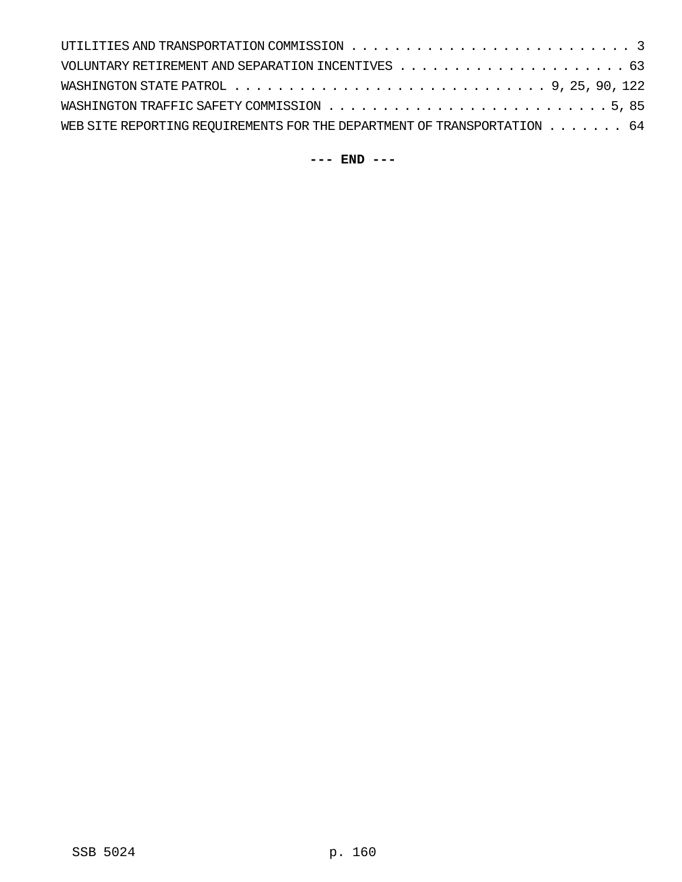UTILITIES AND TRANSPORTATION COMMISSION . . . . . . . . . . . . . . . . . . . . . . . . . . 3
VOLUNTARY RETIREMENT AND SEPARATION INCENTIVES . . . . . . . . . . . . . . . . . . . . . 63
WASHINGTON STATE PATROL . . . . . . . . . . . . . . . . . . . . . . . . . . . 9, 25, 90, 122
WASHINGTON TRAFFIC SAFETY COMMISSION . . . . . . . . . . . . . . . . . . . . . . . . . 5, 85
WEB SITE REPORTING REQUIREMENTS FOR THE DEPARTMENT OF TRANSPORTATION . . . . . . . 64

**--- END ---**